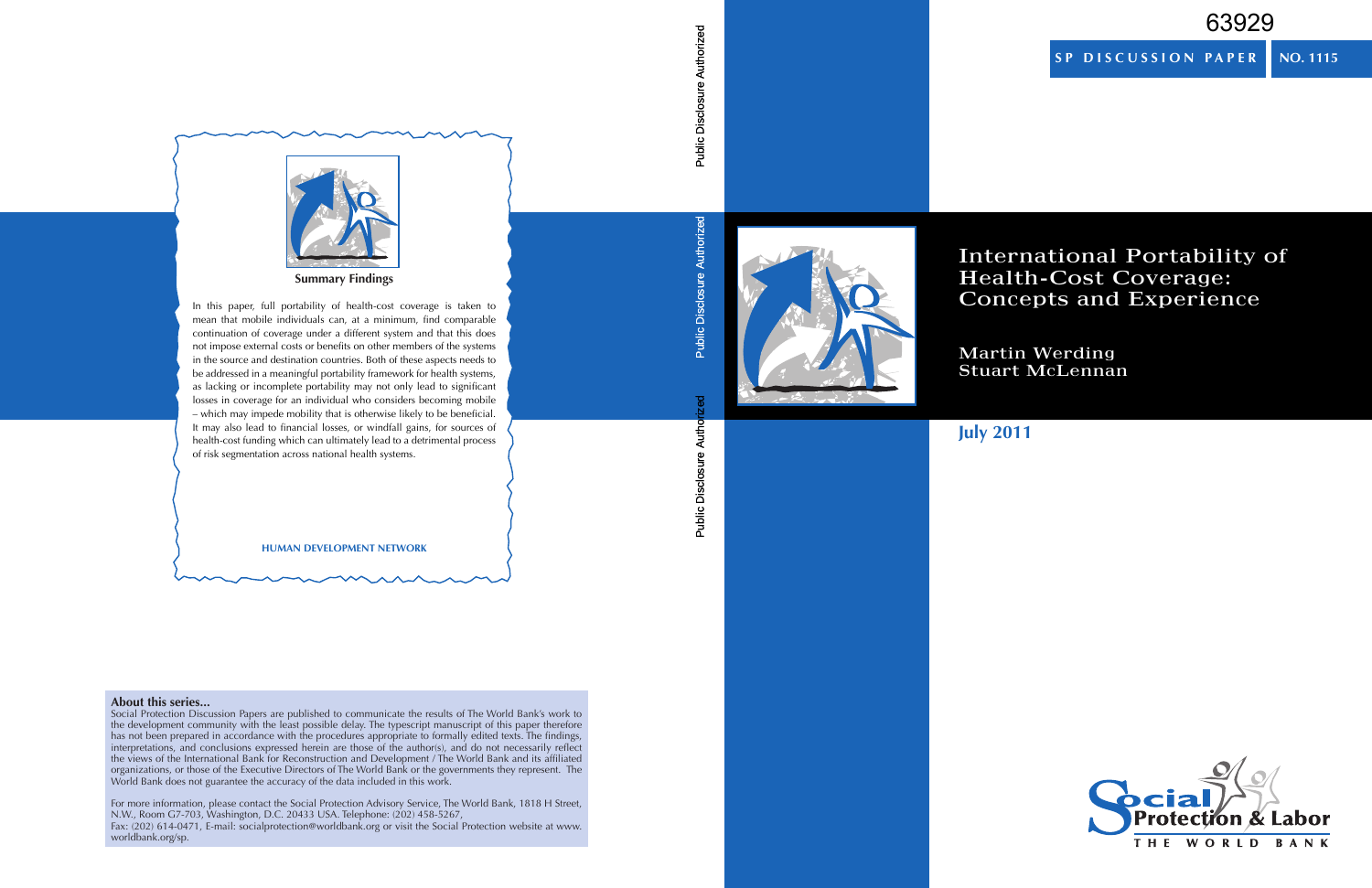63929

**SP DISCUSSION PAPER** **NO. 1115**

# International Portability of Health-Cost Coverage: Concepts and Experience

Martin Werding
Stuart McLennan

**July 2011**

Public Disclosure Authorized

Public Disclosure Authorized

Public Disclosure Authorized

**Summary Findings**

In this paper, full portability of health-cost coverage is taken to mean that mobile individuals can, at a minimum, find comparable continuation of coverage under a different system and that this does not impose external costs or benefits on other members of the systems in the source and destination countries. Both of these aspects needs to be addressed in a meaningful portability framework for health systems, as lacking or incomplete portability may not only lead to significant losses in coverage for an individual who considers becoming mobile – which may impede mobility that is otherwise likely to be beneficial. It may also lead to financial losses, or windfall gains, for sources of health-cost funding which can ultimately lead to a detrimental process of risk segmentation across national health systems.

**HUMAN DEVELOPMENT NETWORK**

**About this series...**

Social Protection Discussion Papers are published to communicate the results of The World Bank's work to the development community with the least possible delay. The typescript manuscript of this paper therefore has not been prepared in accordance with the procedures appropriate to formally edited texts. The findings, interpretations, and conclusions expressed herein are those of the author(s), and do not necessarily reflect the views of the International Bank for Reconstruction and Development / The World Bank and its affiliated organizations, or those of the Executive Directors of The World Bank or the governments they represent. The World Bank does not guarantee the accuracy of the data included in this work.

For more information, please contact the Social Protection Advisory Service, The World Bank, 1818 H Street, N.W., Room G7-703, Washington, D.C. 20433 USA. Telephone: (202) 458-5267, Fax: (202) 614-0471, E-mail: socialprotection@worldbank.org or visit the Social Protection website at www.worldbank.org/sp.

Social Protection & Labor
THE WORLD BANK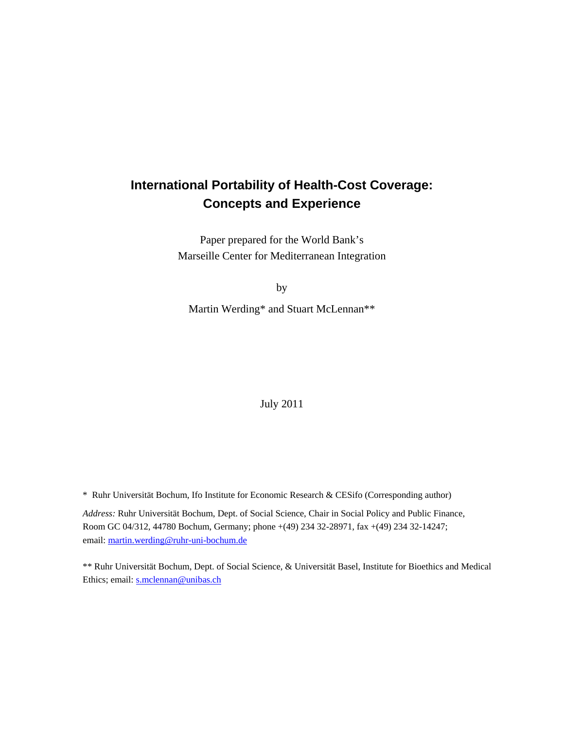# International Portability of Health-Cost Coverage: Concepts and Experience

Paper prepared for the World Bank's
Marseille Center for Mediterranean Integration

by

Martin Werding* and Stuart McLennan**

July 2011

\* Ruhr Universität Bochum, Ifo Institute for Economic Research & CESifo (Corresponding author)

*Address:* Ruhr Universität Bochum, Dept. of Social Science, Chair in Social Policy and Public Finance, Room GC 04/312, 44780 Bochum, Germany; phone +(49) 234 32-28971, fax +(49) 234 32-14247; email: martin.werding@ruhr-uni-bochum.de

\*\* Ruhr Universität Bochum, Dept. of Social Science, & Universität Basel, Institute for Bioethics and Medical Ethics; email: s.mclennan@unibas.ch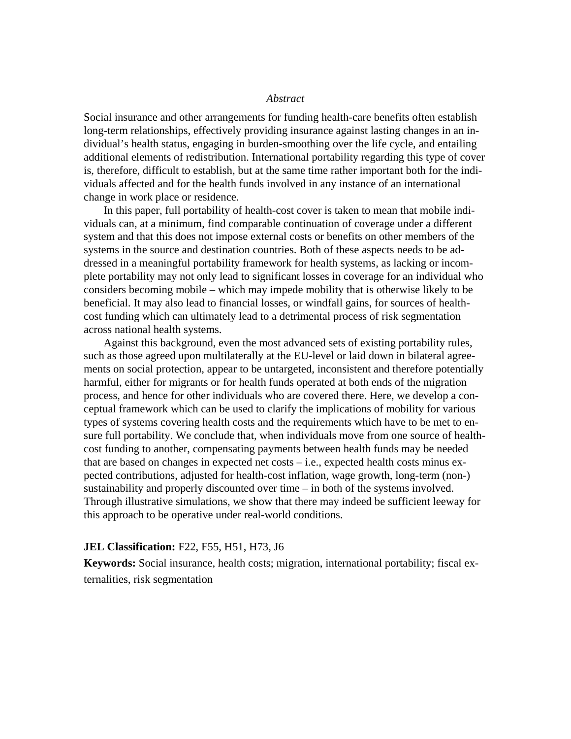*Abstract*

Social insurance and other arrangements for funding health-care benefits often establish long-term relationships, effectively providing insurance against lasting changes in an individual's health status, engaging in burden-smoothing over the life cycle, and entailing additional elements of redistribution. International portability regarding this type of cover is, therefore, difficult to establish, but at the same time rather important both for the individuals affected and for the health funds involved in any instance of an international change in work place or residence.

In this paper, full portability of health-cost cover is taken to mean that mobile individuals can, at a minimum, find comparable continuation of coverage under a different system and that this does not impose external costs or benefits on other members of the systems in the source and destination countries. Both of these aspects needs to be addressed in a meaningful portability framework for health systems, as lacking or incomplete portability may not only lead to significant losses in coverage for an individual who considers becoming mobile – which may impede mobility that is otherwise likely to be beneficial. It may also lead to financial losses, or windfall gains, for sources of health-cost funding which can ultimately lead to a detrimental process of risk segmentation across national health systems.

Against this background, even the most advanced sets of existing portability rules, such as those agreed upon multilaterally at the EU-level or laid down in bilateral agreements on social protection, appear to be untargeted, inconsistent and therefore potentially harmful, either for migrants or for health funds operated at both ends of the migration process, and hence for other individuals who are covered there. Here, we develop a conceptual framework which can be used to clarify the implications of mobility for various types of systems covering health costs and the requirements which have to be met to ensure full portability. We conclude that, when individuals move from one source of health-cost funding to another, compensating payments between health funds may be needed that are based on changes in expected net costs – i.e., expected health costs minus expected contributions, adjusted for health-cost inflation, wage growth, long-term (non-) sustainability and properly discounted over time – in both of the systems involved. Through illustrative simulations, we show that there may indeed be sufficient leeway for this approach to be operative under real-world conditions.

**JEL Classification:** F22, F55, H51, H73, J6

**Keywords:** Social insurance, health costs; migration, international portability; fiscal externalities, risk segmentation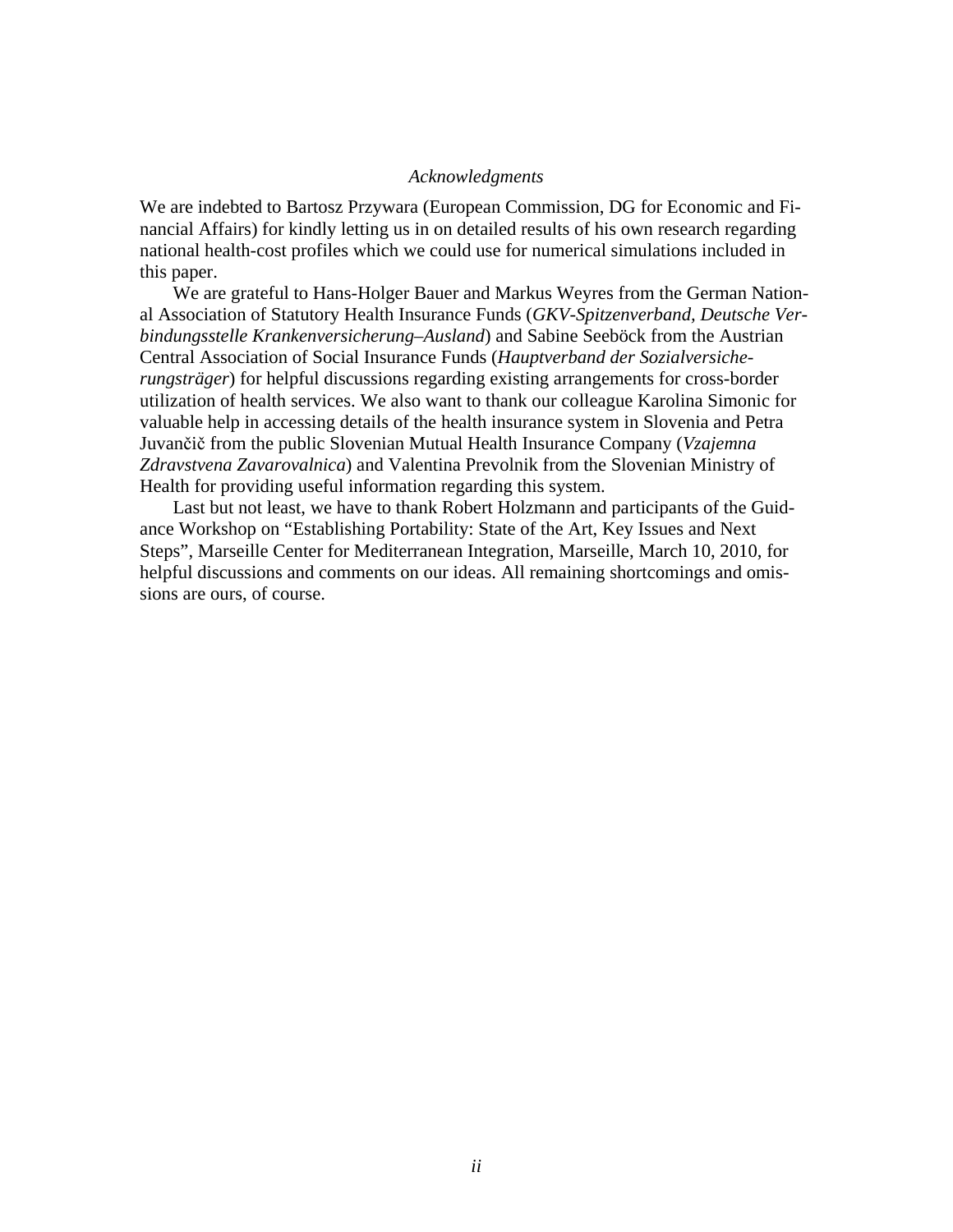*Acknowledgments*

We are indebted to Bartosz Przywara (European Commission, DG for Economic and Financial Affairs) for kindly letting us in on detailed results of his own research regarding national health-cost profiles which we could use for numerical simulations included in this paper.

We are grateful to Hans-Holger Bauer and Markus Weyres from the German National Association of Statutory Health Insurance Funds (*GKV-Spitzenverband, Deutsche Verbindungsstelle Krankenversicherung–Ausland*) and Sabine Seeböck from the Austrian Central Association of Social Insurance Funds (*Hauptverband der Sozialversicherungsträger*) for helpful discussions regarding existing arrangements for cross-border utilization of health services. We also want to thank our colleague Karolina Simonic for valuable help in accessing details of the health insurance system in Slovenia and Petra Juvančič from the public Slovenian Mutual Health Insurance Company (*Vzajemna Zdravstvena Zavarovalnica*) and Valentina Prevolnik from the Slovenian Ministry of Health for providing useful information regarding this system.

Last but not least, we have to thank Robert Holzmann and participants of the Guidance Workshop on "Establishing Portability: State of the Art, Key Issues and Next Steps", Marseille Center for Mediterranean Integration, Marseille, March 10, 2010, for helpful discussions and comments on our ideas. All remaining shortcomings and omissions are ours, of course.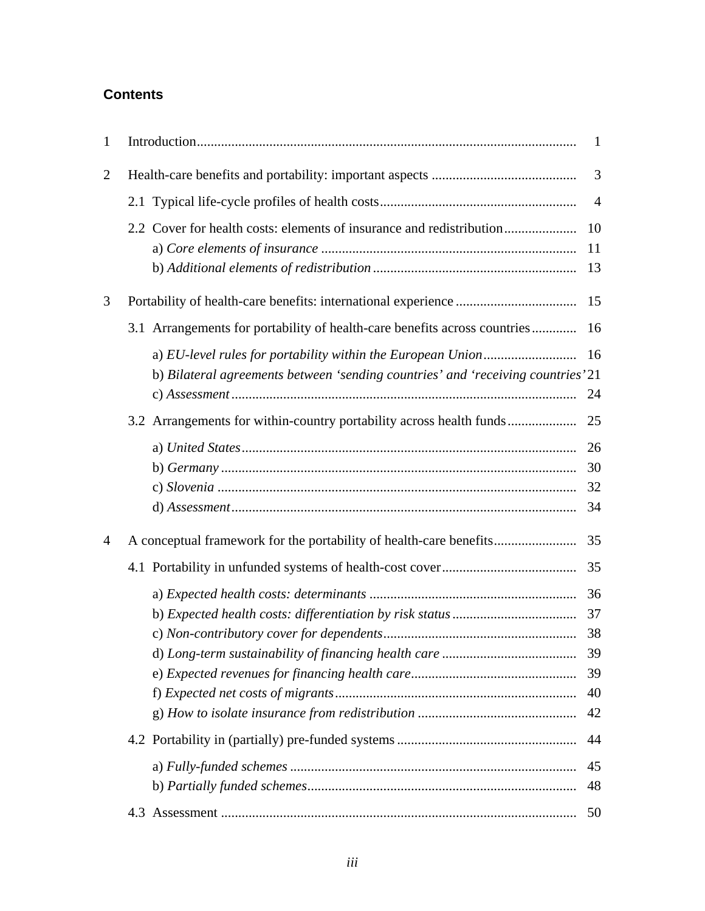## Contents

| | | |
|---|---|---|
| 1 | Introduction | 1 |
| 2 | Health-care benefits and portability: important aspects | 3 |
| | 2.1 Typical life-cycle profiles of health costs | 4 |
| | 2.2 Cover for health costs: elements of insurance and redistribution | 10 |
| | a) *Core elements of insurance* | 11 |
| | b) *Additional elements of redistribution* | 13 |
| 3 | Portability of health-care benefits: international experience | 15 |
| | 3.1 Arrangements for portability of health-care benefits across countries | 16 |
| | a) *EU-level rules for portability within the European Union* | 16 |
| | b) *Bilateral agreements between 'sending countries' and 'receiving countries'* | 21 |
| | c) *Assessment* | 24 |
| | 3.2 Arrangements for within-country portability across health funds | 25 |
| | a) *United States* | 26 |
| | b) *Germany* | 30 |
| | c) *Slovenia* | 32 |
| | d) *Assessment* | 34 |
| 4 | A conceptual framework for the portability of health-care benefits | 35 |
| | 4.1 Portability in unfunded systems of health-cost cover | 35 |
| | a) *Expected health costs: determinants* | 36 |
| | b) *Expected health costs: differentiation by risk status* | 37 |
| | c) *Non-contributory cover for dependents* | 38 |
| | d) *Long-term sustainability of financing health care* | 39 |
| | e) *Expected revenues for financing health care* | 39 |
| | f) *Expected net costs of migrants* | 40 |
| | g) *How to isolate insurance from redistribution* | 42 |
| | 4.2 Portability in (partially) pre-funded systems | 44 |
| | a) *Fully-funded schemes* | 45 |
| | b) *Partially funded schemes* | 48 |
| | 4.3 Assessment | 50 |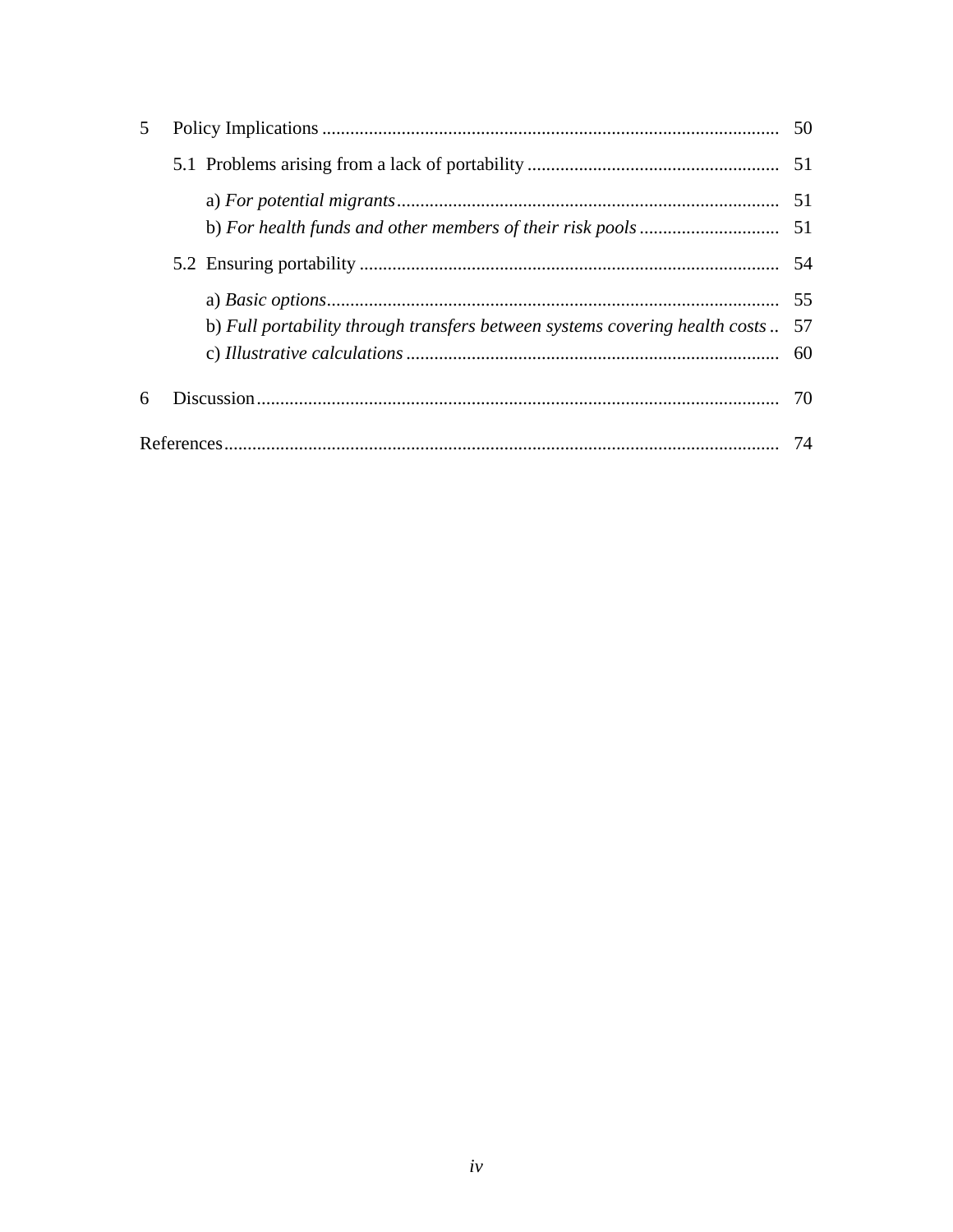5 Policy Implications ........ 50

5.1 Problems arising from a lack of portability ........ 51

a) *For potential migrants* ........ 51

b) *For health funds and other members of their risk pools* ........ 51

5.2 Ensuring portability ........ 54

a) *Basic options* ........ 55

b) *Full portability through transfers between systems covering health costs* ........ 57

c) *Illustrative calculations* ........ 60

6 Discussion ........ 70

References ........ 74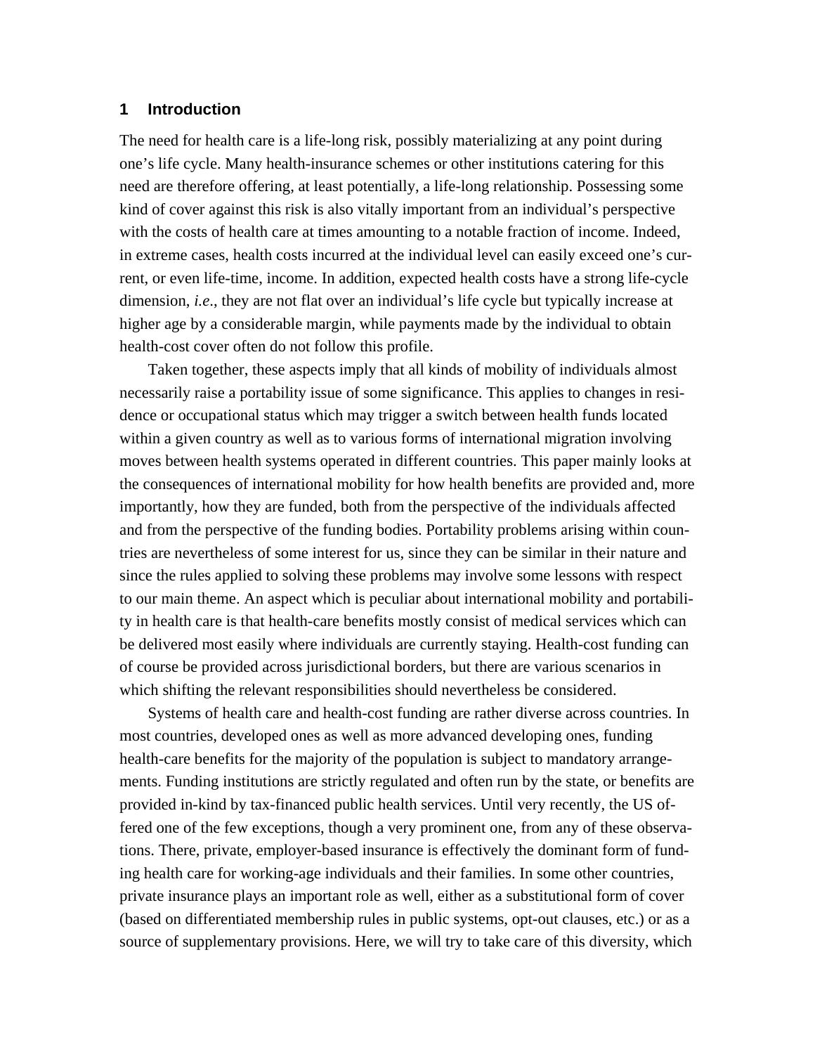## 1 Introduction

The need for health care is a life-long risk, possibly materializing at any point during one's life cycle. Many health-insurance schemes or other institutions catering for this need are therefore offering, at least potentially, a life-long relationship. Possessing some kind of cover against this risk is also vitally important from an individual's perspective with the costs of health care at times amounting to a notable fraction of income. Indeed, in extreme cases, health costs incurred at the individual level can easily exceed one's current, or even life-time, income. In addition, expected health costs have a strong life-cycle dimension, *i.e*., they are not flat over an individual's life cycle but typically increase at higher age by a considerable margin, while payments made by the individual to obtain health-cost cover often do not follow this profile.

Taken together, these aspects imply that all kinds of mobility of individuals almost necessarily raise a portability issue of some significance. This applies to changes in residence or occupational status which may trigger a switch between health funds located within a given country as well as to various forms of international migration involving moves between health systems operated in different countries. This paper mainly looks at the consequences of international mobility for how health benefits are provided and, more importantly, how they are funded, both from the perspective of the individuals affected and from the perspective of the funding bodies. Portability problems arising within countries are nevertheless of some interest for us, since they can be similar in their nature and since the rules applied to solving these problems may involve some lessons with respect to our main theme. An aspect which is peculiar about international mobility and portability in health care is that health-care benefits mostly consist of medical services which can be delivered most easily where individuals are currently staying. Health-cost funding can of course be provided across jurisdictional borders, but there are various scenarios in which shifting the relevant responsibilities should nevertheless be considered.

Systems of health care and health-cost funding are rather diverse across countries. In most countries, developed ones as well as more advanced developing ones, funding health-care benefits for the majority of the population is subject to mandatory arrangements. Funding institutions are strictly regulated and often run by the state, or benefits are provided in-kind by tax-financed public health services. Until very recently, the US offered one of the few exceptions, though a very prominent one, from any of these observations. There, private, employer-based insurance is effectively the dominant form of funding health care for working-age individuals and their families. In some other countries, private insurance plays an important role as well, either as a substitutional form of cover (based on differentiated membership rules in public systems, opt-out clauses, etc.) or as a source of supplementary provisions. Here, we will try to take care of this diversity, which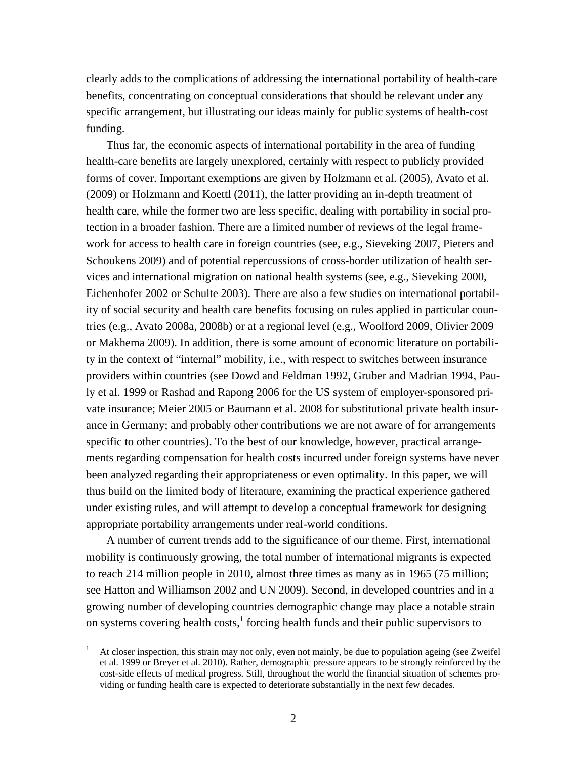clearly adds to the complications of addressing the international portability of health-care benefits, concentrating on conceptual considerations that should be relevant under any specific arrangement, but illustrating our ideas mainly for public systems of health-cost funding.

Thus far, the economic aspects of international portability in the area of funding health-care benefits are largely unexplored, certainly with respect to publicly provided forms of cover. Important exemptions are given by Holzmann et al. (2005), Avato et al. (2009) or Holzmann and Koettl (2011), the latter providing an in-depth treatment of health care, while the former two are less specific, dealing with portability in social protection in a broader fashion. There are a limited number of reviews of the legal framework for access to health care in foreign countries (see, e.g., Sieveking 2007, Pieters and Schoukens 2009) and of potential repercussions of cross-border utilization of health services and international migration on national health systems (see, e.g., Sieveking 2000, Eichenhofer 2002 or Schulte 2003). There are also a few studies on international portability of social security and health care benefits focusing on rules applied in particular countries (e.g., Avato 2008a, 2008b) or at a regional level (e.g., Woolford 2009, Olivier 2009 or Makhema 2009). In addition, there is some amount of economic literature on portability in the context of "internal" mobility, i.e., with respect to switches between insurance providers within countries (see Dowd and Feldman 1992, Gruber and Madrian 1994, Pauly et al. 1999 or Rashad and Rapong 2006 for the US system of employer-sponsored private insurance; Meier 2005 or Baumann et al. 2008 for substitutional private health insurance in Germany; and probably other contributions we are not aware of for arrangements specific to other countries). To the best of our knowledge, however, practical arrangements regarding compensation for health costs incurred under foreign systems have never been analyzed regarding their appropriateness or even optimality. In this paper, we will thus build on the limited body of literature, examining the practical experience gathered under existing rules, and will attempt to develop a conceptual framework for designing appropriate portability arrangements under real-world conditions.

A number of current trends add to the significance of our theme. First, international mobility is continuously growing, the total number of international migrants is expected to reach 214 million people in 2010, almost three times as many as in 1965 (75 million; see Hatton and Williamson 2002 and UN 2009). Second, in developed countries and in a growing number of developing countries demographic change may place a notable strain on systems covering health costs,[1] forcing health funds and their public supervisors to

[1] At closer inspection, this strain may not only, even not mainly, be due to population ageing (see Zweifel et al. 1999 or Breyer et al. 2010). Rather, demographic pressure appears to be strongly reinforced by the cost-side effects of medical progress. Still, throughout the world the financial situation of schemes providing or funding health care is expected to deteriorate substantially in the next few decades.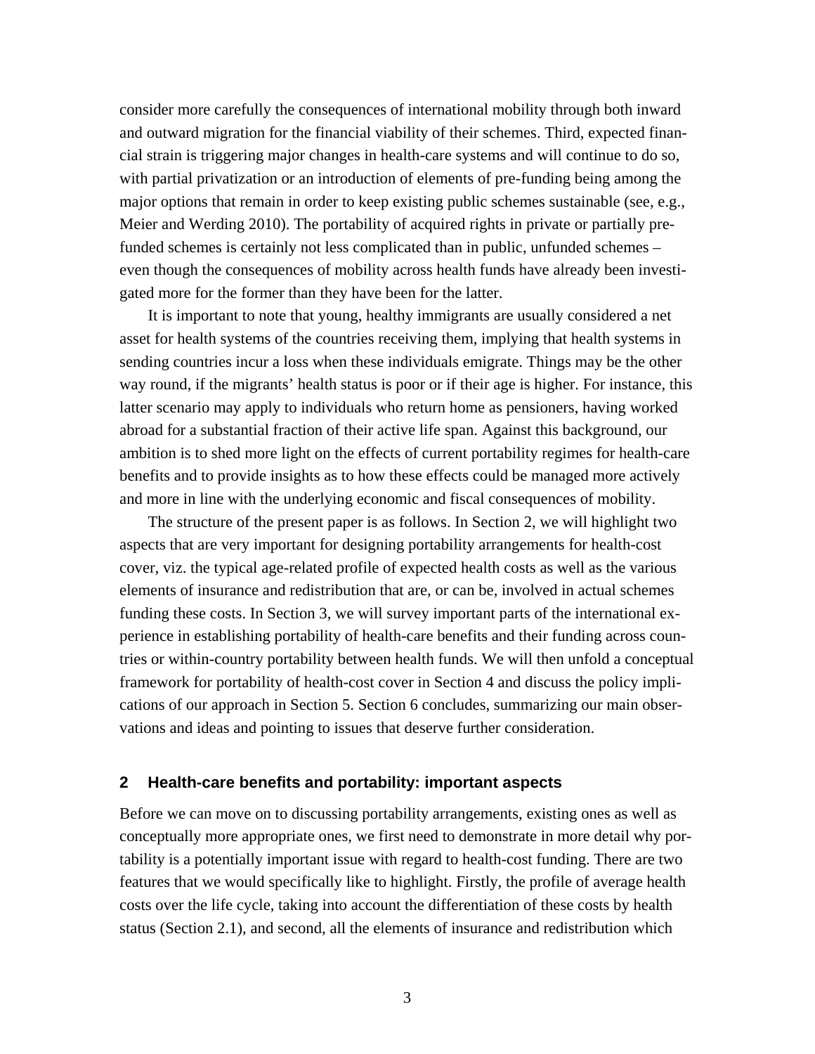consider more carefully the consequences of international mobility through both inward and outward migration for the financial viability of their schemes. Third, expected financial strain is triggering major changes in health-care systems and will continue to do so, with partial privatization or an introduction of elements of pre-funding being among the major options that remain in order to keep existing public schemes sustainable (see, e.g., Meier and Werding 2010). The portability of acquired rights in private or partially pre-funded schemes is certainly not less complicated than in public, unfunded schemes – even though the consequences of mobility across health funds have already been investigated more for the former than they have been for the latter.

It is important to note that young, healthy immigrants are usually considered a net asset for health systems of the countries receiving them, implying that health systems in sending countries incur a loss when these individuals emigrate. Things may be the other way round, if the migrants' health status is poor or if their age is higher. For instance, this latter scenario may apply to individuals who return home as pensioners, having worked abroad for a substantial fraction of their active life span. Against this background, our ambition is to shed more light on the effects of current portability regimes for health-care benefits and to provide insights as to how these effects could be managed more actively and more in line with the underlying economic and fiscal consequences of mobility.

The structure of the present paper is as follows. In Section 2, we will highlight two aspects that are very important for designing portability arrangements for health-cost cover, viz. the typical age-related profile of expected health costs as well as the various elements of insurance and redistribution that are, or can be, involved in actual schemes funding these costs. In Section 3, we will survey important parts of the international experience in establishing portability of health-care benefits and their funding across countries or within-country portability between health funds. We will then unfold a conceptual framework for portability of health-cost cover in Section 4 and discuss the policy implications of our approach in Section 5. Section 6 concludes, summarizing our main observations and ideas and pointing to issues that deserve further consideration.

## 2 Health-care benefits and portability: important aspects

Before we can move on to discussing portability arrangements, existing ones as well as conceptually more appropriate ones, we first need to demonstrate in more detail why portability is a potentially important issue with regard to health-cost funding. There are two features that we would specifically like to highlight. Firstly, the profile of average health costs over the life cycle, taking into account the differentiation of these costs by health status (Section 2.1), and second, all the elements of insurance and redistribution which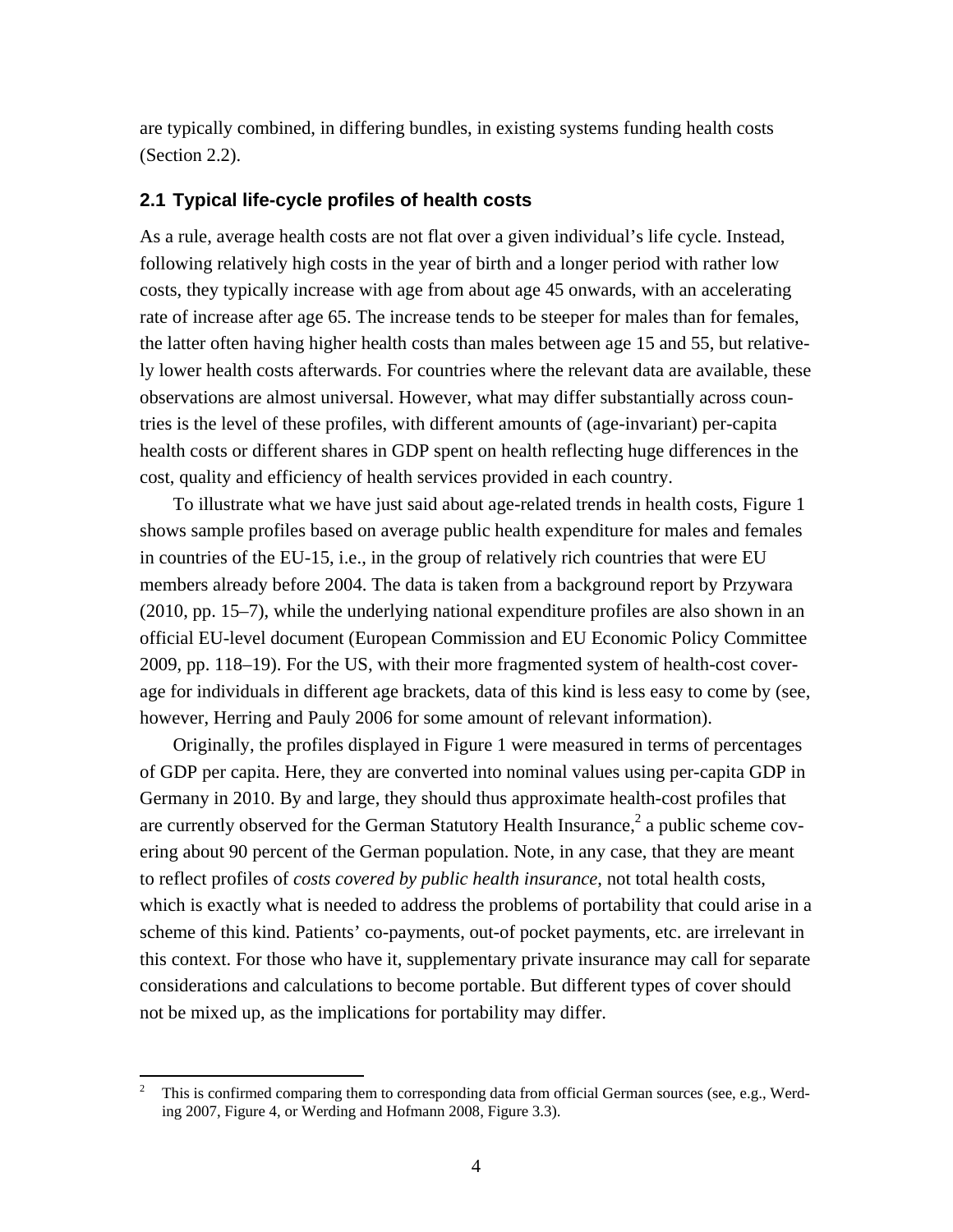are typically combined, in differing bundles, in existing systems funding health costs (Section 2.2).

## 2.1 Typical life-cycle profiles of health costs

As a rule, average health costs are not flat over a given individual's life cycle. Instead, following relatively high costs in the year of birth and a longer period with rather low costs, they typically increase with age from about age 45 onwards, with an accelerating rate of increase after age 65. The increase tends to be steeper for males than for females, the latter often having higher health costs than males between age 15 and 55, but relatively lower health costs afterwards. For countries where the relevant data are available, these observations are almost universal. However, what may differ substantially across countries is the level of these profiles, with different amounts of (age-invariant) per-capita health costs or different shares in GDP spent on health reflecting huge differences in the cost, quality and efficiency of health services provided in each country.

To illustrate what we have just said about age-related trends in health costs, Figure 1 shows sample profiles based on average public health expenditure for males and females in countries of the EU-15, i.e., in the group of relatively rich countries that were EU members already before 2004. The data is taken from a background report by Przywara (2010, pp. 15–7), while the underlying national expenditure profiles are also shown in an official EU-level document (European Commission and EU Economic Policy Committee 2009, pp. 118–19). For the US, with their more fragmented system of health-cost coverage for individuals in different age brackets, data of this kind is less easy to come by (see, however, Herring and Pauly 2006 for some amount of relevant information).

Originally, the profiles displayed in Figure 1 were measured in terms of percentages of GDP per capita. Here, they are converted into nominal values using per-capita GDP in Germany in 2010. By and large, they should thus approximate health-cost profiles that are currently observed for the German Statutory Health Insurance,[2] a public scheme covering about 90 percent of the German population. Note, in any case, that they are meant to reflect profiles of *costs covered by public health insurance*, not total health costs, which is exactly what is needed to address the problems of portability that could arise in a scheme of this kind. Patients' co-payments, out-of pocket payments, etc. are irrelevant in this context. For those who have it, supplementary private insurance may call for separate considerations and calculations to become portable. But different types of cover should not be mixed up, as the implications for portability may differ.

[2] This is confirmed comparing them to corresponding data from official German sources (see, e.g., Werding 2007, Figure 4, or Werding and Hofmann 2008, Figure 3.3).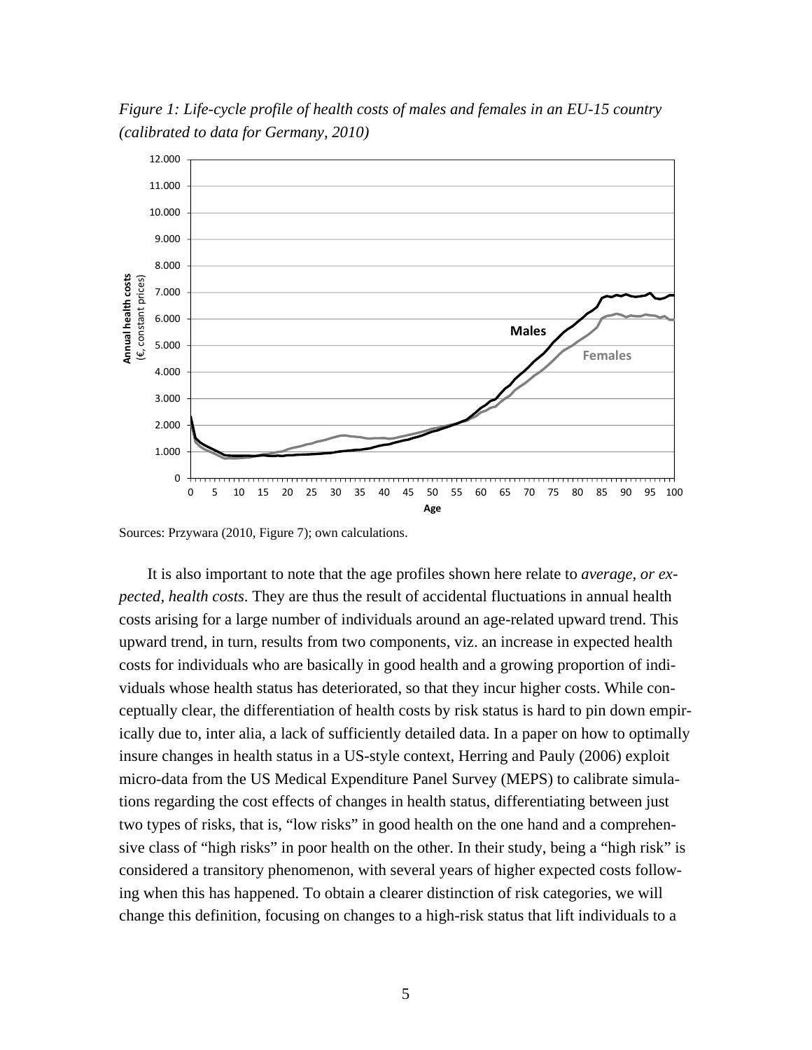*Figure 1: Life-cycle profile of health costs of males and females in an EU-15 country (calibrated to data for Germany, 2010)*

Sources: Przywara (2010, Figure 7); own calculations.

It is also important to note that the age profiles shown here relate to *average, or expected, health costs*. They are thus the result of accidental fluctuations in annual health costs arising for a large number of individuals around an age-related upward trend. This upward trend, in turn, results from two components, viz. an increase in expected health costs for individuals who are basically in good health and a growing proportion of individuals whose health status has deteriorated, so that they incur higher costs. While conceptually clear, the differentiation of health costs by risk status is hard to pin down empirically due to, inter alia, a lack of sufficiently detailed data. In a paper on how to optimally insure changes in health status in a US-style context, Herring and Pauly (2006) exploit micro-data from the US Medical Expenditure Panel Survey (MEPS) to calibrate simulations regarding the cost effects of changes in health status, differentiating between just two types of risks, that is, "low risks" in good health on the one hand and a comprehensive class of "high risks" in poor health on the other. In their study, being a "high risk" is considered a transitory phenomenon, with several years of higher expected costs following when this has happened. To obtain a clearer distinction of risk categories, we will change this definition, focusing on changes to a high-risk status that lift individuals to a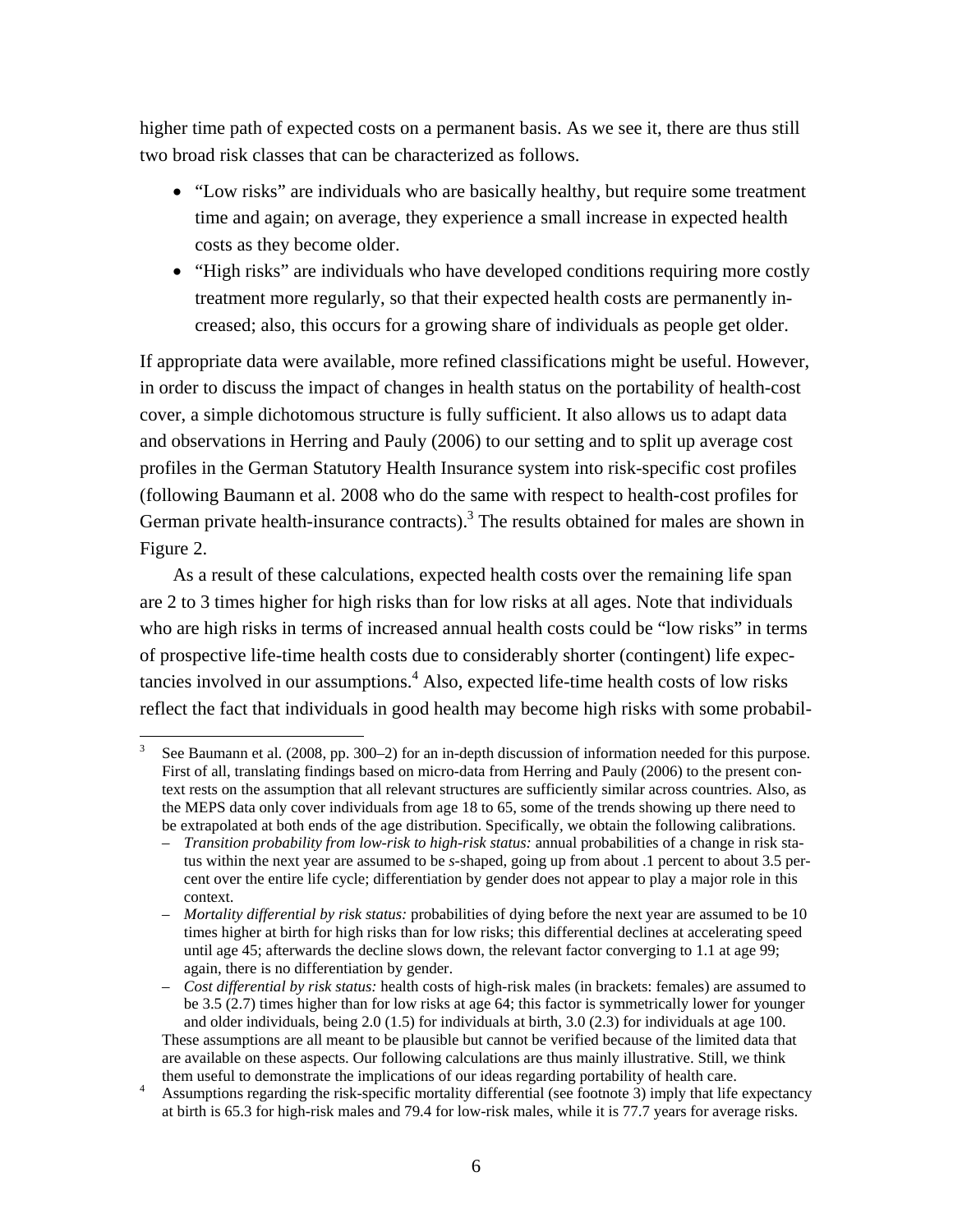higher time path of expected costs on a permanent basis. As we see it, there are thus still two broad risk classes that can be characterized as follows.

- "Low risks" are individuals who are basically healthy, but require some treatment time and again; on average, they experience a small increase in expected health costs as they become older.
- "High risks" are individuals who have developed conditions requiring more costly treatment more regularly, so that their expected health costs are permanently increased; also, this occurs for a growing share of individuals as people get older.

If appropriate data were available, more refined classifications might be useful. However, in order to discuss the impact of changes in health status on the portability of health-cost cover, a simple dichotomous structure is fully sufficient. It also allows us to adapt data and observations in Herring and Pauly (2006) to our setting and to split up average cost profiles in the German Statutory Health Insurance system into risk-specific cost profiles (following Baumann et al. 2008 who do the same with respect to health-cost profiles for German private health-insurance contracts).[3] The results obtained for males are shown in Figure 2.

As a result of these calculations, expected health costs over the remaining life span are 2 to 3 times higher for high risks than for low risks at all ages. Note that individuals who are high risks in terms of increased annual health costs could be "low risks" in terms of prospective life-time health costs due to considerably shorter (contingent) life expectancies involved in our assumptions.[4] Also, expected life-time health costs of low risks reflect the fact that individuals in good health may become high risks with some probabil-

[3] See Baumann et al. (2008, pp. 300–2) for an in-depth discussion of information needed for this purpose. First of all, translating findings based on micro-data from Herring and Pauly (2006) to the present context rests on the assumption that all relevant structures are sufficiently similar across countries. Also, as the MEPS data only cover individuals from age 18 to 65, some of the trends showing up there need to be extrapolated at both ends of the age distribution. Specifically, we obtain the following calibrations.

– *Transition probability from low-risk to high-risk status:* annual probabilities of a change in risk status within the next year are assumed to be *s*-shaped, going up from about .1 percent to about 3.5 percent over the entire life cycle; differentiation by gender does not appear to play a major role in this context.

– *Mortality differential by risk status:* probabilities of dying before the next year are assumed to be 10 times higher at birth for high risks than for low risks; this differential declines at accelerating speed until age 45; afterwards the decline slows down, the relevant factor converging to 1.1 at age 99; again, there is no differentiation by gender.

– *Cost differential by risk status:* health costs of high-risk males (in brackets: females) are assumed to be 3.5 (2.7) times higher than for low risks at age 64; this factor is symmetrically lower for younger and older individuals, being 2.0 (1.5) for individuals at birth, 3.0 (2.3) for individuals at age 100.

These assumptions are all meant to be plausible but cannot be verified because of the limited data that are available on these aspects. Our following calculations are thus mainly illustrative. Still, we think them useful to demonstrate the implications of our ideas regarding portability of health care.

[4] Assumptions regarding the risk-specific mortality differential (see footnote 3) imply that life expectancy at birth is 65.3 for high-risk males and 79.4 for low-risk males, while it is 77.7 years for average risks.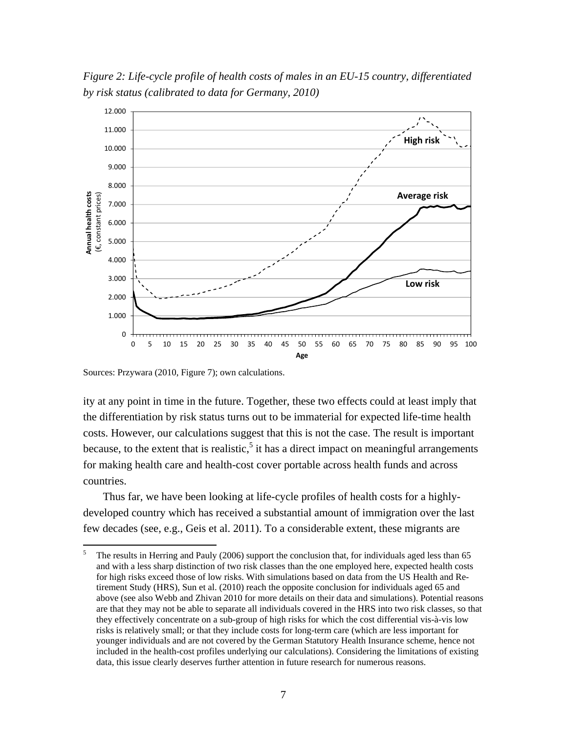*Figure 2: Life-cycle profile of health costs of males in an EU-15 country, differentiated by risk status (calibrated to data for Germany, 2010)*

Sources: Przywara (2010, Figure 7); own calculations.

ity at any point in time in the future. Together, these two effects could at least imply that the differentiation by risk status turns out to be immaterial for expected life-time health costs. However, our calculations suggest that this is not the case. The result is important because, to the extent that is realistic,[5] it has a direct impact on meaningful arrangements for making health care and health-cost cover portable across health funds and across countries.

Thus far, we have been looking at life-cycle profiles of health costs for a highly-developed country which has received a substantial amount of immigration over the last few decades (see, e.g., Geis et al. 2011). To a considerable extent, these migrants are

---

[5] The results in Herring and Pauly (2006) support the conclusion that, for individuals aged less than 65 and with a less sharp distinction of two risk classes than the one employed here, expected health costs for high risks exceed those of low risks. With simulations based on data from the US Health and Retirement Study (HRS), Sun et al. (2010) reach the opposite conclusion for individuals aged 65 and above (see also Webb and Zhivan 2010 for more details on their data and simulations). Potential reasons are that they may not be able to separate all individuals covered in the HRS into two risk classes, so that they effectively concentrate on a sub-group of high risks for which the cost differential vis-à-vis low risks is relatively small; or that they include costs for long-term care (which are less important for younger individuals and are not covered by the German Statutory Health Insurance scheme, hence not included in the health-cost profiles underlying our calculations). Considering the limitations of existing data, this issue clearly deserves further attention in future research for numerous reasons.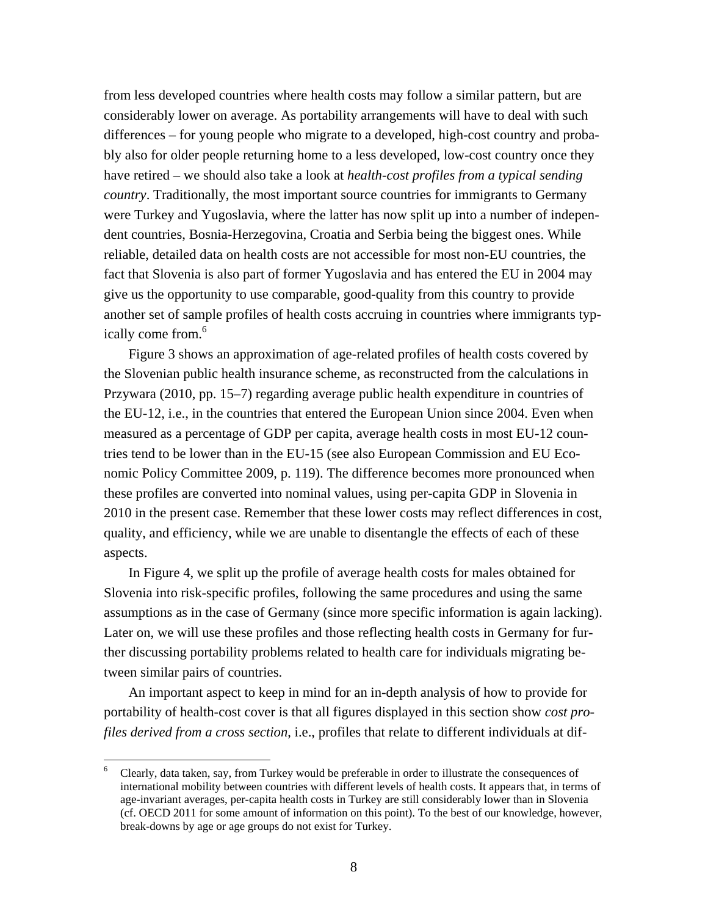from less developed countries where health costs may follow a similar pattern, but are considerably lower on average. As portability arrangements will have to deal with such differences – for young people who migrate to a developed, high-cost country and probably also for older people returning home to a less developed, low-cost country once they have retired – we should also take a look at *health-cost profiles from a typical sending country*. Traditionally, the most important source countries for immigrants to Germany were Turkey and Yugoslavia, where the latter has now split up into a number of independent countries, Bosnia-Herzegovina, Croatia and Serbia being the biggest ones. While reliable, detailed data on health costs are not accessible for most non-EU countries, the fact that Slovenia is also part of former Yugoslavia and has entered the EU in 2004 may give us the opportunity to use comparable, good-quality from this country to provide another set of sample profiles of health costs accruing in countries where immigrants typically come from.[6]

Figure 3 shows an approximation of age-related profiles of health costs covered by the Slovenian public health insurance scheme, as reconstructed from the calculations in Przywara (2010, pp. 15–7) regarding average public health expenditure in countries of the EU-12, i.e., in the countries that entered the European Union since 2004. Even when measured as a percentage of GDP per capita, average health costs in most EU-12 countries tend to be lower than in the EU-15 (see also European Commission and EU Economic Policy Committee 2009, p. 119). The difference becomes more pronounced when these profiles are converted into nominal values, using per-capita GDP in Slovenia in 2010 in the present case. Remember that these lower costs may reflect differences in cost, quality, and efficiency, while we are unable to disentangle the effects of each of these aspects.

In Figure 4, we split up the profile of average health costs for males obtained for Slovenia into risk-specific profiles, following the same procedures and using the same assumptions as in the case of Germany (since more specific information is again lacking). Later on, we will use these profiles and those reflecting health costs in Germany for further discussing portability problems related to health care for individuals migrating between similar pairs of countries.

An important aspect to keep in mind for an in-depth analysis of how to provide for portability of health-cost cover is that all figures displayed in this section show *cost profiles derived from a cross section*, i.e., profiles that relate to different individuals at dif-

[6] Clearly, data taken, say, from Turkey would be preferable in order to illustrate the consequences of international mobility between countries with different levels of health costs. It appears that, in terms of age-invariant averages, per-capita health costs in Turkey are still considerably lower than in Slovenia (cf. OECD 2011 for some amount of information on this point). To the best of our knowledge, however, break-downs by age or age groups do not exist for Turkey.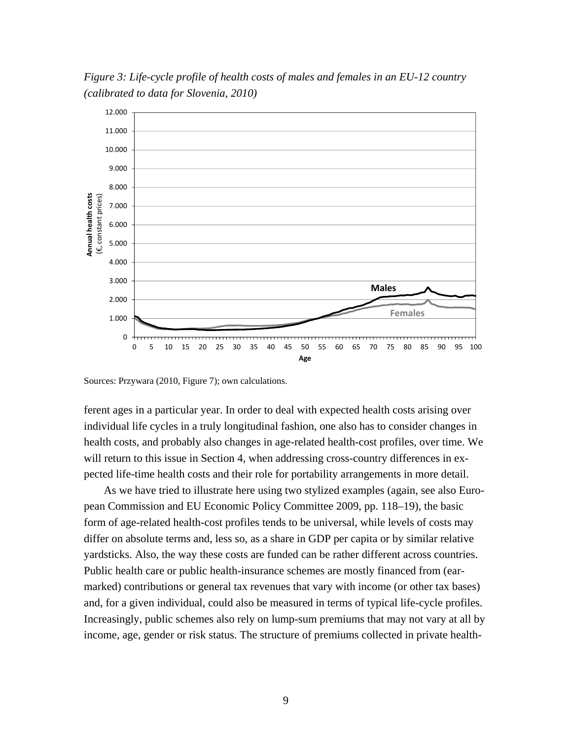*Figure 3: Life-cycle profile of health costs of males and females in an EU-12 country (calibrated to data for Slovenia, 2010)*

Sources: Przywara (2010, Figure 7); own calculations.

ferent ages in a particular year. In order to deal with expected health costs arising over individual life cycles in a truly longitudinal fashion, one also has to consider changes in health costs, and probably also changes in age-related health-cost profiles, over time. We will return to this issue in Section 4, when addressing cross-country differences in expected life-time health costs and their role for portability arrangements in more detail.

As we have tried to illustrate here using two stylized examples (again, see also European Commission and EU Economic Policy Committee 2009, pp. 118–19), the basic form of age-related health-cost profiles tends to be universal, while levels of costs may differ on absolute terms and, less so, as a share in GDP per capita or by similar relative yardsticks. Also, the way these costs are funded can be rather different across countries. Public health care or public health-insurance schemes are mostly financed from (earmarked) contributions or general tax revenues that vary with income (or other tax bases) and, for a given individual, could also be measured in terms of typical life-cycle profiles. Increasingly, public schemes also rely on lump-sum premiums that may not vary at all by income, age, gender or risk status. The structure of premiums collected in private health-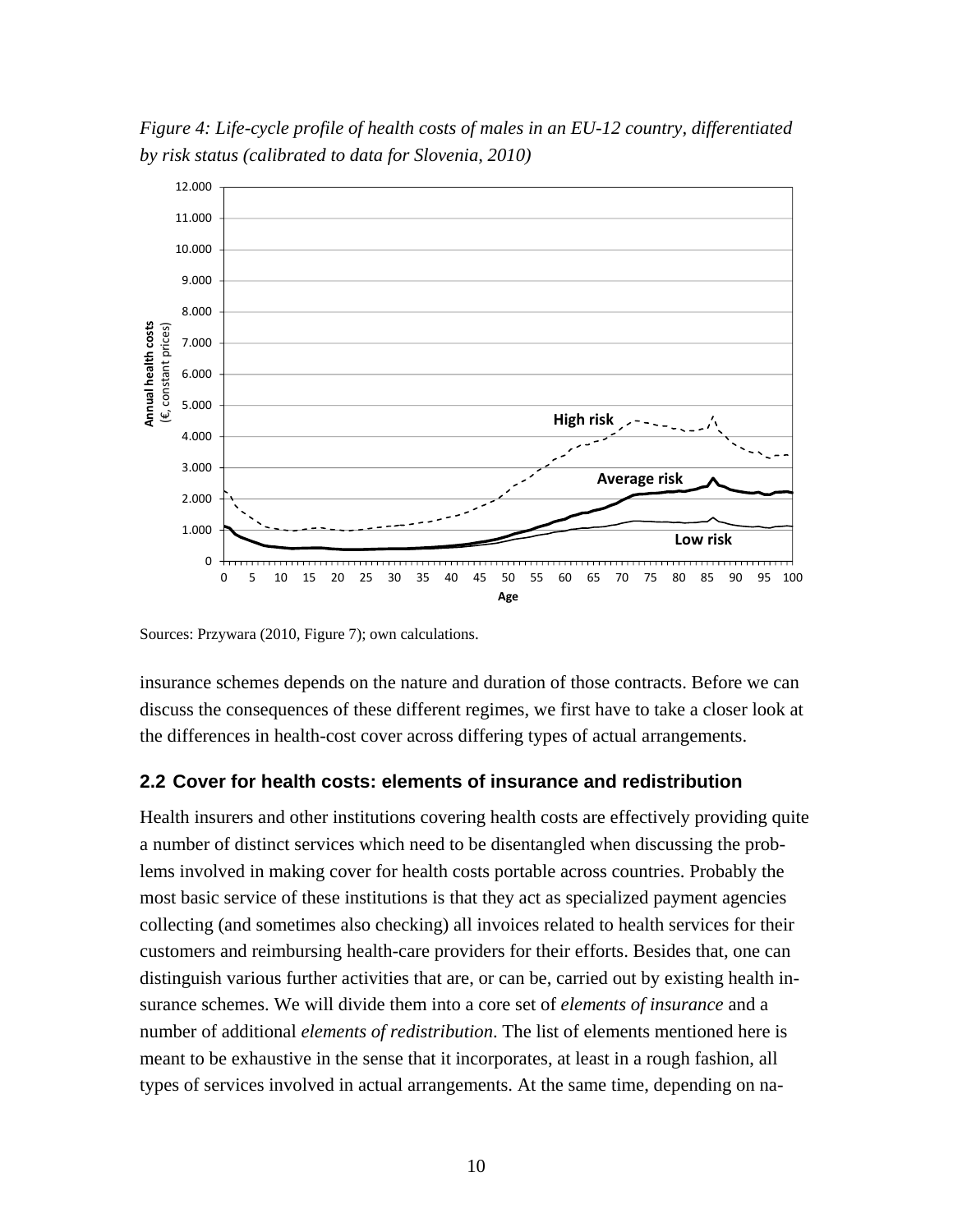*Figure 4: Life-cycle profile of health costs of males in an EU-12 country, differentiated by risk status (calibrated to data for Slovenia, 2010)*

Sources: Przywara (2010, Figure 7); own calculations.

insurance schemes depends on the nature and duration of those contracts. Before we can discuss the consequences of these different regimes, we first have to take a closer look at the differences in health-cost cover across differing types of actual arrangements.

## 2.2 Cover for health costs: elements of insurance and redistribution

Health insurers and other institutions covering health costs are effectively providing quite a number of distinct services which need to be disentangled when discussing the problems involved in making cover for health costs portable across countries. Probably the most basic service of these institutions is that they act as specialized payment agencies collecting (and sometimes also checking) all invoices related to health services for their customers and reimbursing health-care providers for their efforts. Besides that, one can distinguish various further activities that are, or can be, carried out by existing health insurance schemes. We will divide them into a core set of *elements of insurance* and a number of additional *elements of redistribution*. The list of elements mentioned here is meant to be exhaustive in the sense that it incorporates, at least in a rough fashion, all types of services involved in actual arrangements. At the same time, depending on na-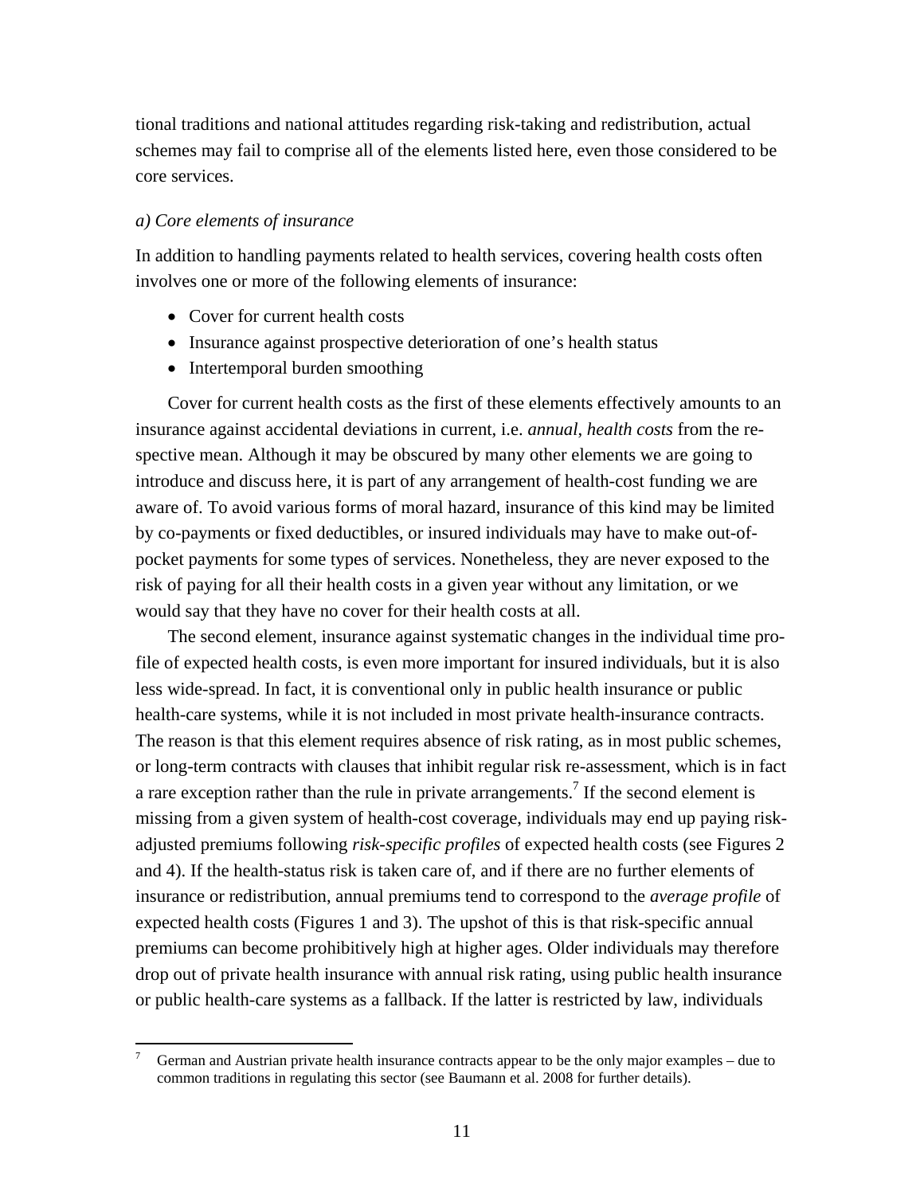tional traditions and national attitudes regarding risk-taking and redistribution, actual schemes may fail to comprise all of the elements listed here, even those considered to be core services.

*a) Core elements of insurance*

In addition to handling payments related to health services, covering health costs often involves one or more of the following elements of insurance:

- Cover for current health costs
- Insurance against prospective deterioration of one's health status
- Intertemporal burden smoothing

Cover for current health costs as the first of these elements effectively amounts to an insurance against accidental deviations in current, i.e. *annual, health costs* from the respective mean. Although it may be obscured by many other elements we are going to introduce and discuss here, it is part of any arrangement of health-cost funding we are aware of. To avoid various forms of moral hazard, insurance of this kind may be limited by co-payments or fixed deductibles, or insured individuals may have to make out-of-pocket payments for some types of services. Nonetheless, they are never exposed to the risk of paying for all their health costs in a given year without any limitation, or we would say that they have no cover for their health costs at all.

The second element, insurance against systematic changes in the individual time profile of expected health costs, is even more important for insured individuals, but it is also less wide-spread. In fact, it is conventional only in public health insurance or public health-care systems, while it is not included in most private health-insurance contracts. The reason is that this element requires absence of risk rating, as in most public schemes, or long-term contracts with clauses that inhibit regular risk re-assessment, which is in fact a rare exception rather than the rule in private arrangements.[7] If the second element is missing from a given system of health-cost coverage, individuals may end up paying risk-adjusted premiums following *risk-specific profiles* of expected health costs (see Figures 2 and 4). If the health-status risk is taken care of, and if there are no further elements of insurance or redistribution, annual premiums tend to correspond to the *average profile* of expected health costs (Figures 1 and 3). The upshot of this is that risk-specific annual premiums can become prohibitively high at higher ages. Older individuals may therefore drop out of private health insurance with annual risk rating, using public health insurance or public health-care systems as a fallback. If the latter is restricted by law, individuals

[7] German and Austrian private health insurance contracts appear to be the only major examples – due to common traditions in regulating this sector (see Baumann et al. 2008 for further details).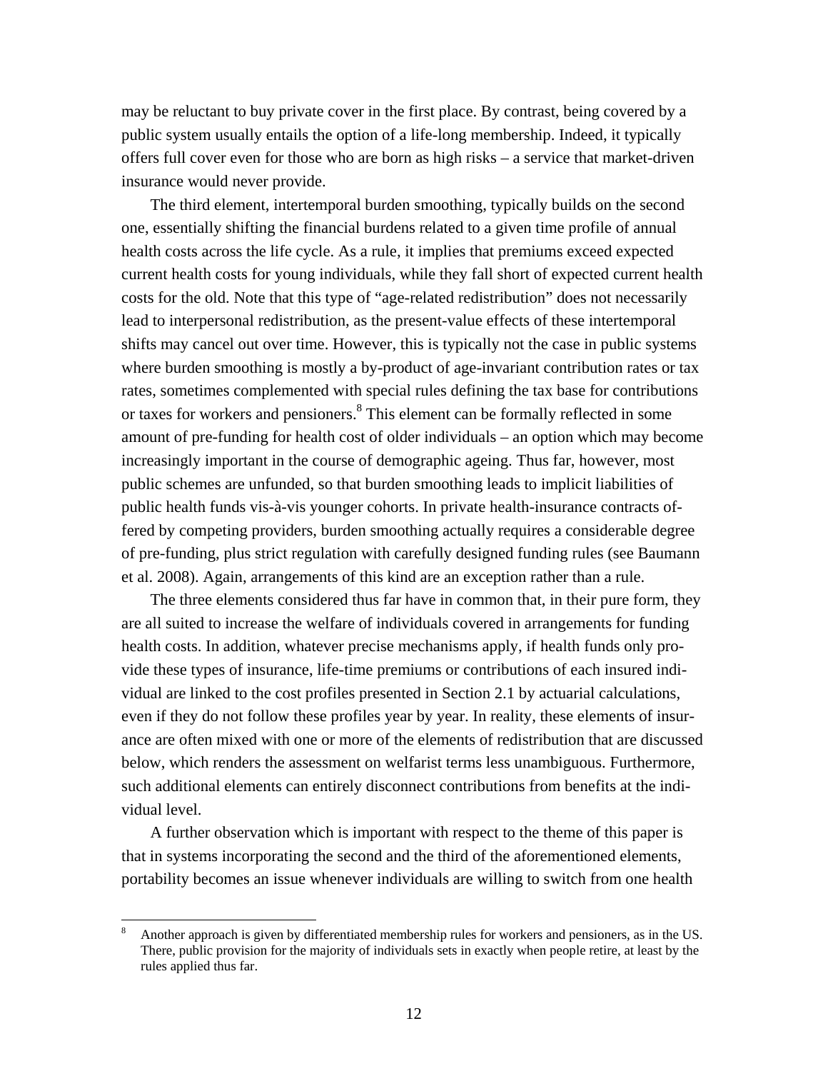may be reluctant to buy private cover in the first place. By contrast, being covered by a public system usually entails the option of a life-long membership. Indeed, it typically offers full cover even for those who are born as high risks – a service that market-driven insurance would never provide.

The third element, intertemporal burden smoothing, typically builds on the second one, essentially shifting the financial burdens related to a given time profile of annual health costs across the life cycle. As a rule, it implies that premiums exceed expected current health costs for young individuals, while they fall short of expected current health costs for the old. Note that this type of "age-related redistribution" does not necessarily lead to interpersonal redistribution, as the present-value effects of these intertemporal shifts may cancel out over time. However, this is typically not the case in public systems where burden smoothing is mostly a by-product of age-invariant contribution rates or tax rates, sometimes complemented with special rules defining the tax base for contributions or taxes for workers and pensioners.[8] This element can be formally reflected in some amount of pre-funding for health cost of older individuals – an option which may become increasingly important in the course of demographic ageing. Thus far, however, most public schemes are unfunded, so that burden smoothing leads to implicit liabilities of public health funds vis-à-vis younger cohorts. In private health-insurance contracts offered by competing providers, burden smoothing actually requires a considerable degree of pre-funding, plus strict regulation with carefully designed funding rules (see Baumann et al. 2008). Again, arrangements of this kind are an exception rather than a rule.

The three elements considered thus far have in common that, in their pure form, they are all suited to increase the welfare of individuals covered in arrangements for funding health costs. In addition, whatever precise mechanisms apply, if health funds only provide these types of insurance, life-time premiums or contributions of each insured individual are linked to the cost profiles presented in Section 2.1 by actuarial calculations, even if they do not follow these profiles year by year. In reality, these elements of insurance are often mixed with one or more of the elements of redistribution that are discussed below, which renders the assessment on welfarist terms less unambiguous. Furthermore, such additional elements can entirely disconnect contributions from benefits at the individual level.

A further observation which is important with respect to the theme of this paper is that in systems incorporating the second and the third of the aforementioned elements, portability becomes an issue whenever individuals are willing to switch from one health

---

[8] Another approach is given by differentiated membership rules for workers and pensioners, as in the US. There, public provision for the majority of individuals sets in exactly when people retire, at least by the rules applied thus far.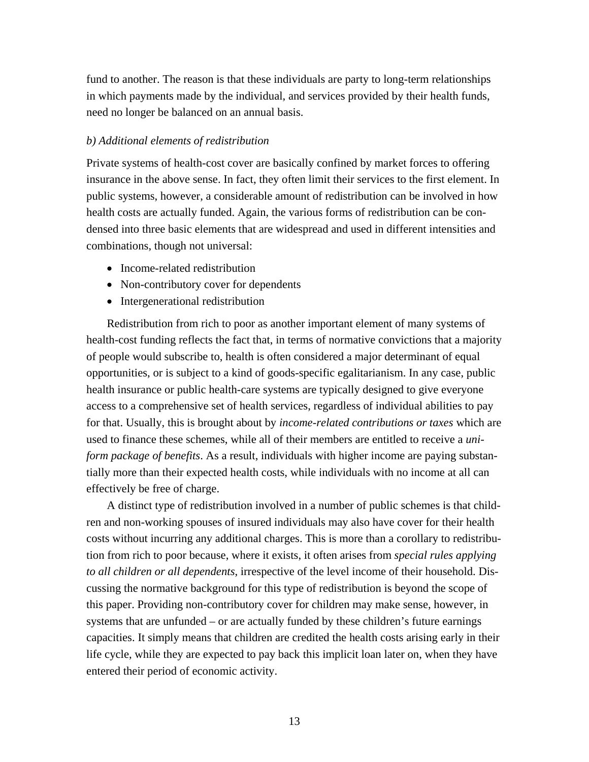fund to another. The reason is that these individuals are party to long-term relationships in which payments made by the individual, and services provided by their health funds, need no longer be balanced on an annual basis.

*b) Additional elements of redistribution*

Private systems of health-cost cover are basically confined by market forces to offering insurance in the above sense. In fact, they often limit their services to the first element. In public systems, however, a considerable amount of redistribution can be involved in how health costs are actually funded. Again, the various forms of redistribution can be condensed into three basic elements that are widespread and used in different intensities and combinations, though not universal:

- Income-related redistribution
- Non-contributory cover for dependents
- Intergenerational redistribution

Redistribution from rich to poor as another important element of many systems of health-cost funding reflects the fact that, in terms of normative convictions that a majority of people would subscribe to, health is often considered a major determinant of equal opportunities, or is subject to a kind of goods-specific egalitarianism. In any case, public health insurance or public health-care systems are typically designed to give everyone access to a comprehensive set of health services, regardless of individual abilities to pay for that. Usually, this is brought about by *income-related contributions or taxes* which are used to finance these schemes, while all of their members are entitled to receive a *uniform package of benefits*. As a result, individuals with higher income are paying substantially more than their expected health costs, while individuals with no income at all can effectively be free of charge.

A distinct type of redistribution involved in a number of public schemes is that children and non-working spouses of insured individuals may also have cover for their health costs without incurring any additional charges. This is more than a corollary to redistribution from rich to poor because, where it exists, it often arises from *special rules applying to all children or all dependents*, irrespective of the level income of their household. Discussing the normative background for this type of redistribution is beyond the scope of this paper. Providing non-contributory cover for children may make sense, however, in systems that are unfunded – or are actually funded by these children's future earnings capacities. It simply means that children are credited the health costs arising early in their life cycle, while they are expected to pay back this implicit loan later on, when they have entered their period of economic activity.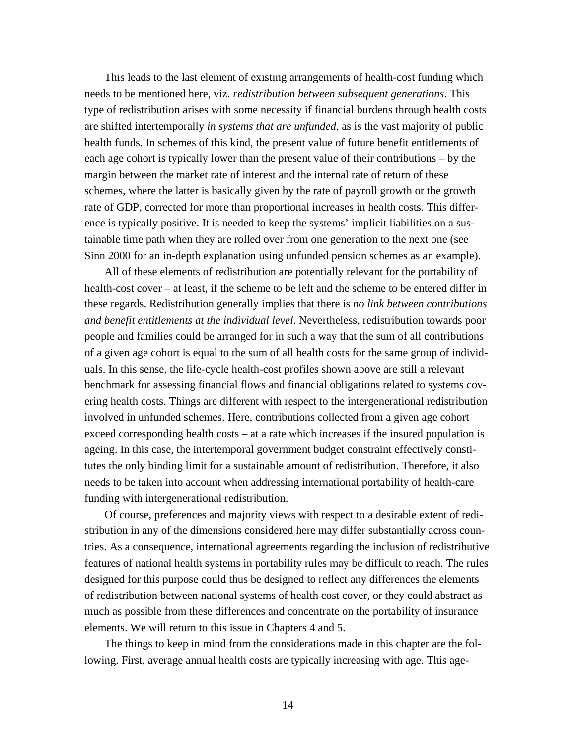This leads to the last element of existing arrangements of health-cost funding which needs to be mentioned here, viz. *redistribution between subsequent generations*. This type of redistribution arises with some necessity if financial burdens through health costs are shifted intertemporally *in systems that are unfunded*, as is the vast majority of public health funds. In schemes of this kind, the present value of future benefit entitlements of each age cohort is typically lower than the present value of their contributions – by the margin between the market rate of interest and the internal rate of return of these schemes, where the latter is basically given by the rate of payroll growth or the growth rate of GDP, corrected for more than proportional increases in health costs. This difference is typically positive. It is needed to keep the systems' implicit liabilities on a sustainable time path when they are rolled over from one generation to the next one (see Sinn 2000 for an in-depth explanation using unfunded pension schemes as an example).

All of these elements of redistribution are potentially relevant for the portability of health-cost cover – at least, if the scheme to be left and the scheme to be entered differ in these regards. Redistribution generally implies that there is *no link between contributions and benefit entitlements at the individual level*. Nevertheless, redistribution towards poor people and families could be arranged for in such a way that the sum of all contributions of a given age cohort is equal to the sum of all health costs for the same group of individuals. In this sense, the life-cycle health-cost profiles shown above are still a relevant benchmark for assessing financial flows and financial obligations related to systems covering health costs. Things are different with respect to the intergenerational redistribution involved in unfunded schemes. Here, contributions collected from a given age cohort exceed corresponding health costs – at a rate which increases if the insured population is ageing. In this case, the intertemporal government budget constraint effectively constitutes the only binding limit for a sustainable amount of redistribution. Therefore, it also needs to be taken into account when addressing international portability of health-care funding with intergenerational redistribution.

Of course, preferences and majority views with respect to a desirable extent of redistribution in any of the dimensions considered here may differ substantially across countries. As a consequence, international agreements regarding the inclusion of redistributive features of national health systems in portability rules may be difficult to reach. The rules designed for this purpose could thus be designed to reflect any differences the elements of redistribution between national systems of health cost cover, or they could abstract as much as possible from these differences and concentrate on the portability of insurance elements. We will return to this issue in Chapters 4 and 5.

The things to keep in mind from the considerations made in this chapter are the following. First, average annual health costs are typically increasing with age. This age-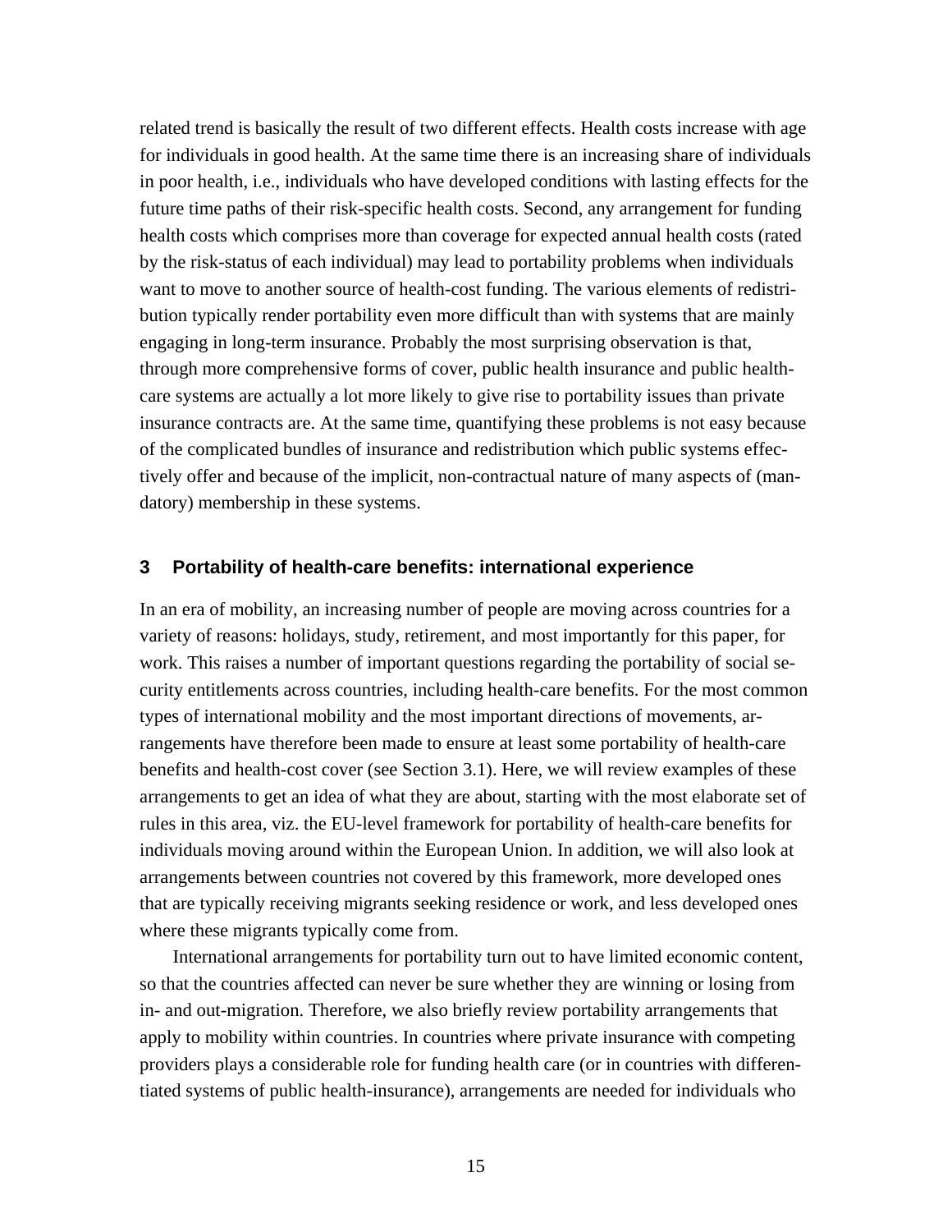related trend is basically the result of two different effects. Health costs increase with age for individuals in good health. At the same time there is an increasing share of individuals in poor health, i.e., individuals who have developed conditions with lasting effects for the future time paths of their risk-specific health costs. Second, any arrangement for funding health costs which comprises more than coverage for expected annual health costs (rated by the risk-status of each individual) may lead to portability problems when individuals want to move to another source of health-cost funding. The various elements of redistribution typically render portability even more difficult than with systems that are mainly engaging in long-term insurance. Probably the most surprising observation is that, through more comprehensive forms of cover, public health insurance and public health-care systems are actually a lot more likely to give rise to portability issues than private insurance contracts are. At the same time, quantifying these problems is not easy because of the complicated bundles of insurance and redistribution which public systems effectively offer and because of the implicit, non-contractual nature of many aspects of (mandatory) membership in these systems.

## 3 Portability of health-care benefits: international experience

In an era of mobility, an increasing number of people are moving across countries for a variety of reasons: holidays, study, retirement, and most importantly for this paper, for work. This raises a number of important questions regarding the portability of social security entitlements across countries, including health-care benefits. For the most common types of international mobility and the most important directions of movements, arrangements have therefore been made to ensure at least some portability of health-care benefits and health-cost cover (see Section 3.1). Here, we will review examples of these arrangements to get an idea of what they are about, starting with the most elaborate set of rules in this area, viz. the EU-level framework for portability of health-care benefits for individuals moving around within the European Union. In addition, we will also look at arrangements between countries not covered by this framework, more developed ones that are typically receiving migrants seeking residence or work, and less developed ones where these migrants typically come from.

International arrangements for portability turn out to have limited economic content, so that the countries affected can never be sure whether they are winning or losing from in- and out-migration. Therefore, we also briefly review portability arrangements that apply to mobility within countries. In countries where private insurance with competing providers plays a considerable role for funding health care (or in countries with differentiated systems of public health-insurance), arrangements are needed for individuals who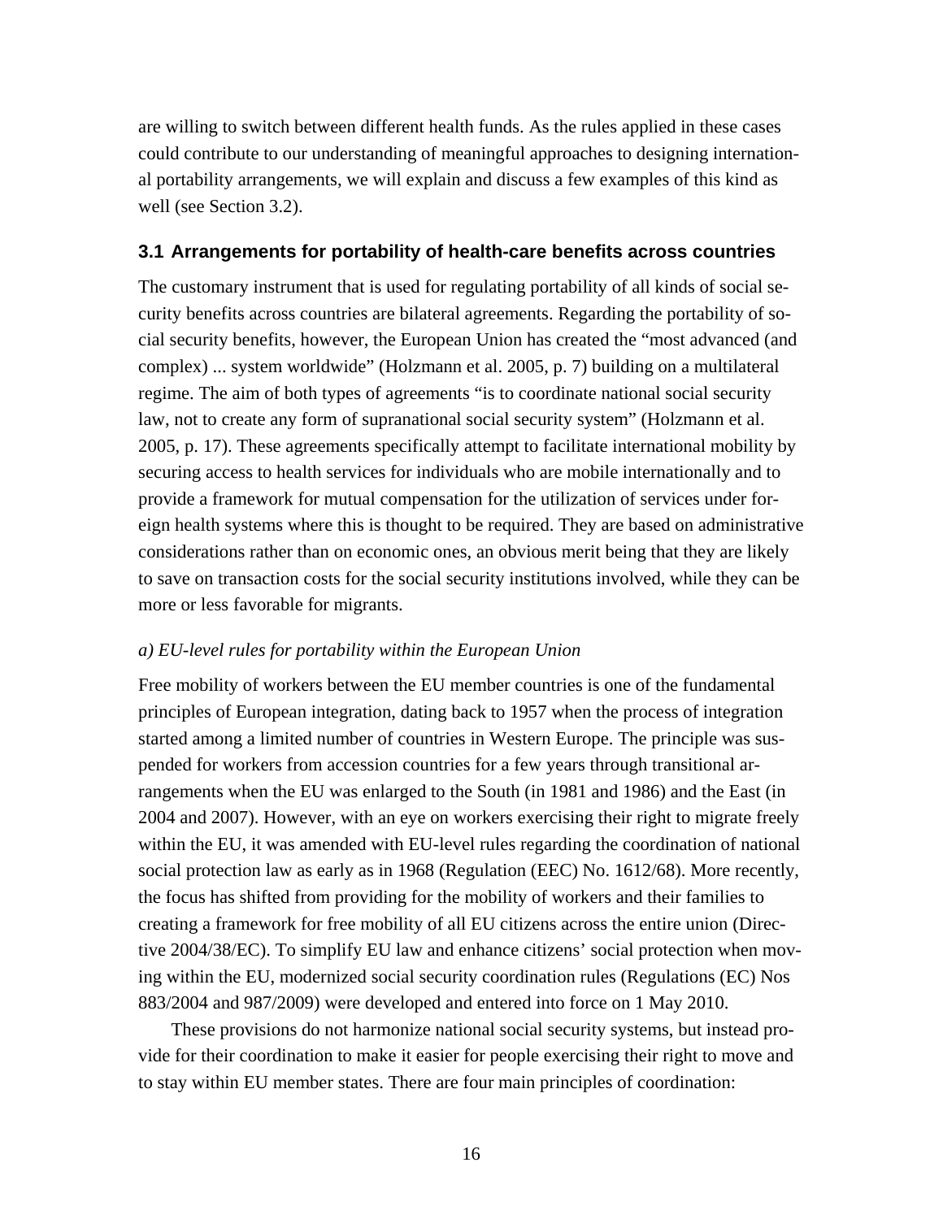are willing to switch between different health funds. As the rules applied in these cases could contribute to our understanding of meaningful approaches to designing international portability arrangements, we will explain and discuss a few examples of this kind as well (see Section 3.2).

## 3.1 Arrangements for portability of health-care benefits across countries

The customary instrument that is used for regulating portability of all kinds of social security benefits across countries are bilateral agreements. Regarding the portability of social security benefits, however, the European Union has created the "most advanced (and complex) ... system worldwide" (Holzmann et al. 2005, p. 7) building on a multilateral regime. The aim of both types of agreements "is to coordinate national social security law, not to create any form of supranational social security system" (Holzmann et al. 2005, p. 17). These agreements specifically attempt to facilitate international mobility by securing access to health services for individuals who are mobile internationally and to provide a framework for mutual compensation for the utilization of services under foreign health systems where this is thought to be required. They are based on administrative considerations rather than on economic ones, an obvious merit being that they are likely to save on transaction costs for the social security institutions involved, while they can be more or less favorable for migrants.

### *a) EU-level rules for portability within the European Union*

Free mobility of workers between the EU member countries is one of the fundamental principles of European integration, dating back to 1957 when the process of integration started among a limited number of countries in Western Europe. The principle was suspended for workers from accession countries for a few years through transitional arrangements when the EU was enlarged to the South (in 1981 and 1986) and the East (in 2004 and 2007). However, with an eye on workers exercising their right to migrate freely within the EU, it was amended with EU-level rules regarding the coordination of national social protection law as early as in 1968 (Regulation (EEC) No. 1612/68). More recently, the focus has shifted from providing for the mobility of workers and their families to creating a framework for free mobility of all EU citizens across the entire union (Directive 2004/38/EC). To simplify EU law and enhance citizens' social protection when moving within the EU, modernized social security coordination rules (Regulations (EC) Nos 883/2004 and 987/2009) were developed and entered into force on 1 May 2010.

These provisions do not harmonize national social security systems, but instead provide for their coordination to make it easier for people exercising their right to move and to stay within EU member states. There are four main principles of coordination: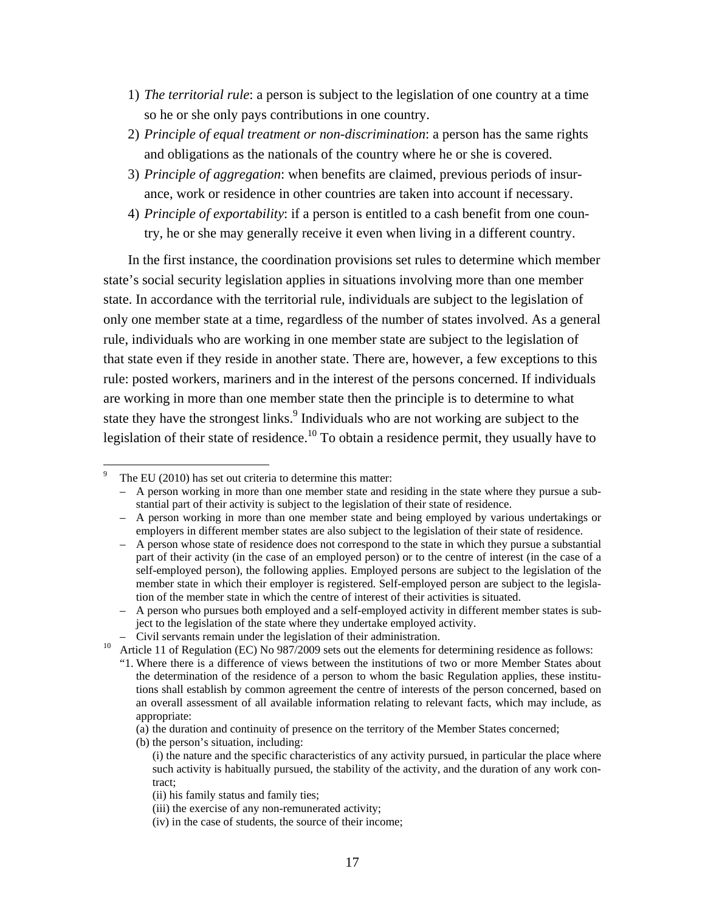1) *The territorial rule*: a person is subject to the legislation of one country at a time so he or she only pays contributions in one country.
2) *Principle of equal treatment or non-discrimination*: a person has the same rights and obligations as the nationals of the country where he or she is covered.
3) *Principle of aggregation*: when benefits are claimed, previous periods of insurance, work or residence in other countries are taken into account if necessary.
4) *Principle of exportability*: if a person is entitled to a cash benefit from one country, he or she may generally receive it even when living in a different country.

In the first instance, the coordination provisions set rules to determine which member state's social security legislation applies in situations involving more than one member state. In accordance with the territorial rule, individuals are subject to the legislation of only one member state at a time, regardless of the number of states involved. As a general rule, individuals who are working in one member state are subject to the legislation of that state even if they reside in another state. There are, however, a few exceptions to this rule: posted workers, mariners and in the interest of the persons concerned. If individuals are working in more than one member state then the principle is to determine to what state they have the strongest links.[9] Individuals who are not working are subject to the legislation of their state of residence.[10] To obtain a residence permit, they usually have to

---

[9] The EU (2010) has set out criteria to determine this matter:

- A person working in more than one member state and residing in the state where they pursue a substantial part of their activity is subject to the legislation of their state of residence.
- A person working in more than one member state and being employed by various undertakings or employers in different member states are also subject to the legislation of their state of residence.
- A person whose state of residence does not correspond to the state in which they pursue a substantial part of their activity (in the case of an employed person) or to the centre of interest (in the case of a self-employed person), the following applies. Employed persons are subject to the legislation of the member state in which their employer is registered. Self-employed person are subject to the legislation of the member state in which the centre of interest of their activities is situated.
- A person who pursues both employed and a self-employed activity in different member states is subject to the legislation of the state where they undertake employed activity.
- Civil servants remain under the legislation of their administration.

[10] Article 11 of Regulation (EC) No 987/2009 sets out the elements for determining residence as follows:

"1. Where there is a difference of views between the institutions of two or more Member States about the determination of the residence of a person to whom the basic Regulation applies, these institutions shall establish by common agreement the centre of interests of the person concerned, based on an overall assessment of all available information relating to relevant facts, which may include, as appropriate:

(a) the duration and continuity of presence on the territory of the Member States concerned;

(b) the person's situation, including:

(i) the nature and the specific characteristics of any activity pursued, in particular the place where such activity is habitually pursued, the stability of the activity, and the duration of any work contract;

(ii) his family status and family ties;

(iii) the exercise of any non-remunerated activity;

(iv) in the case of students, the source of their income;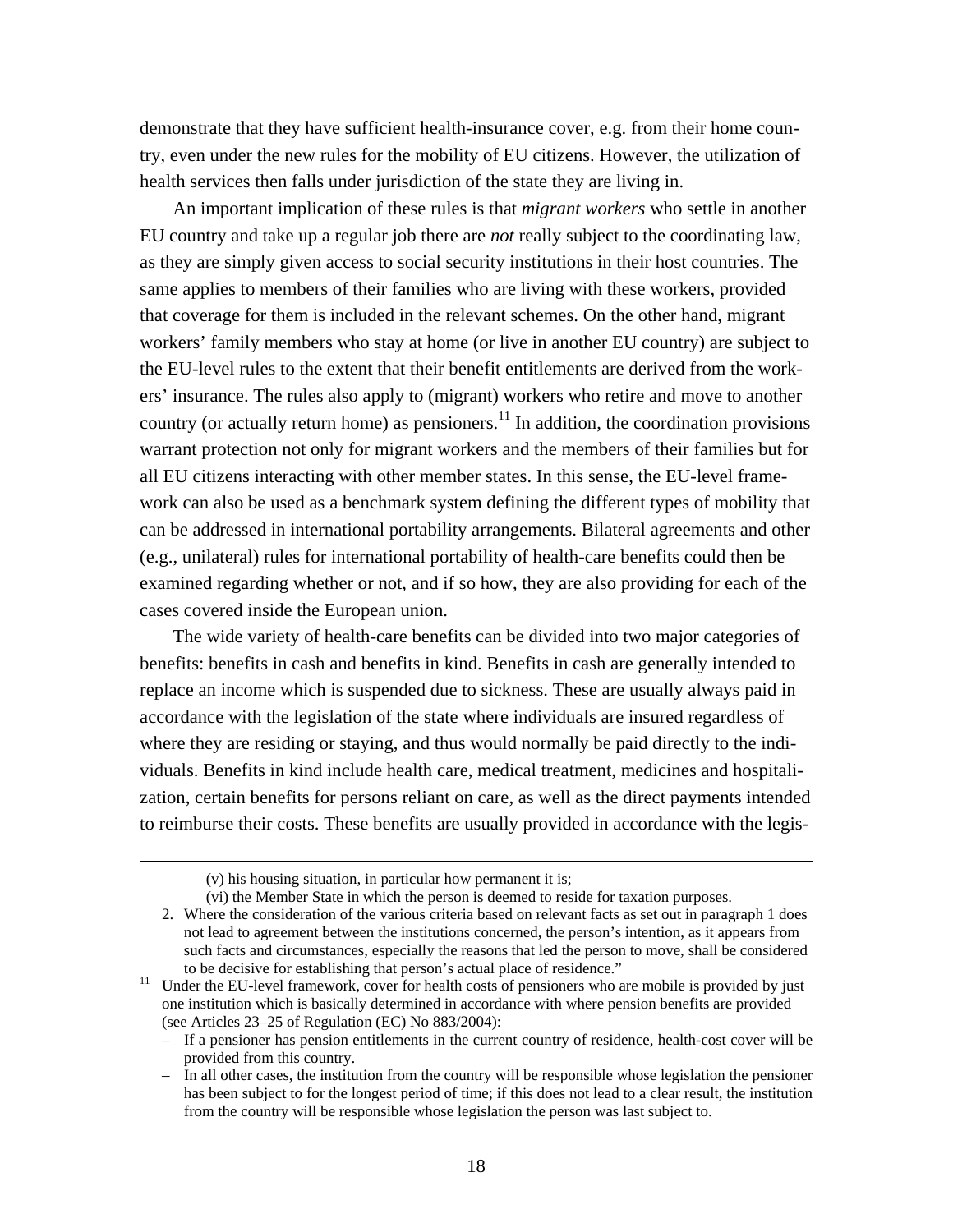demonstrate that they have sufficient health-insurance cover, e.g. from their home country, even under the new rules for the mobility of EU citizens. However, the utilization of health services then falls under jurisdiction of the state they are living in.

An important implication of these rules is that *migrant workers* who settle in another EU country and take up a regular job there are *not* really subject to the coordinating law, as they are simply given access to social security institutions in their host countries. The same applies to members of their families who are living with these workers, provided that coverage for them is included in the relevant schemes. On the other hand, migrant workers' family members who stay at home (or live in another EU country) are subject to the EU-level rules to the extent that their benefit entitlements are derived from the workers' insurance. The rules also apply to (migrant) workers who retire and move to another country (or actually return home) as pensioners.[11] In addition, the coordination provisions warrant protection not only for migrant workers and the members of their families but for all EU citizens interacting with other member states. In this sense, the EU-level framework can also be used as a benchmark system defining the different types of mobility that can be addressed in international portability arrangements. Bilateral agreements and other (e.g., unilateral) rules for international portability of health-care benefits could then be examined regarding whether or not, and if so how, they are also providing for each of the cases covered inside the European union.

The wide variety of health-care benefits can be divided into two major categories of benefits: benefits in cash and benefits in kind. Benefits in cash are generally intended to replace an income which is suspended due to sickness. These are usually always paid in accordance with the legislation of the state where individuals are insured regardless of where they are residing or staying, and thus would normally be paid directly to the individuals. Benefits in kind include health care, medical treatment, medicines and hospitalization, certain benefits for persons reliant on care, as well as the direct payments intended to reimburse their costs. These benefits are usually provided in accordance with the legis-

---

(v) his housing situation, in particular how permanent it is;

(vi) the Member State in which the person is deemed to reside for taxation purposes.

2. Where the consideration of the various criteria based on relevant facts as set out in paragraph 1 does not lead to agreement between the institutions concerned, the person's intention, as it appears from such facts and circumstances, especially the reasons that led the person to move, shall be considered to be decisive for establishing that person's actual place of residence."

[11] Under the EU-level framework, cover for health costs of pensioners who are mobile is provided by just one institution which is basically determined in accordance with where pension benefits are provided (see Articles 23–25 of Regulation (EC) No 883/2004):

– If a pensioner has pension entitlements in the current country of residence, health-cost cover will be provided from this country.

– In all other cases, the institution from the country will be responsible whose legislation the pensioner has been subject to for the longest period of time; if this does not lead to a clear result, the institution from the country will be responsible whose legislation the person was last subject to.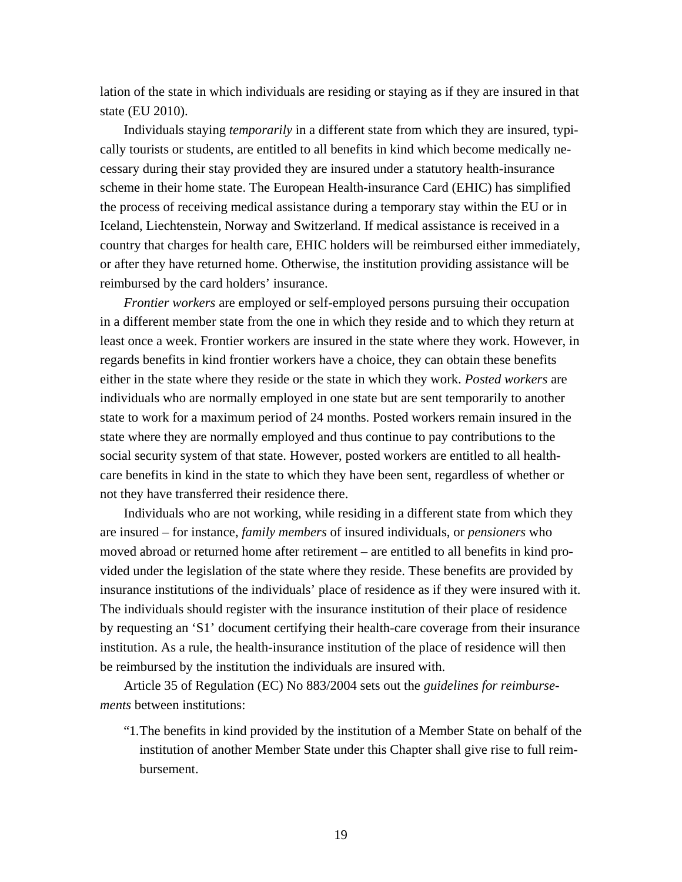lation of the state in which individuals are residing or staying as if they are insured in that state (EU 2010).

Individuals staying *temporarily* in a different state from which they are insured, typically tourists or students, are entitled to all benefits in kind which become medically necessary during their stay provided they are insured under a statutory health-insurance scheme in their home state. The European Health-insurance Card (EHIC) has simplified the process of receiving medical assistance during a temporary stay within the EU or in Iceland, Liechtenstein, Norway and Switzerland. If medical assistance is received in a country that charges for health care, EHIC holders will be reimbursed either immediately, or after they have returned home. Otherwise, the institution providing assistance will be reimbursed by the card holders' insurance.

*Frontier workers* are employed or self-employed persons pursuing their occupation in a different member state from the one in which they reside and to which they return at least once a week. Frontier workers are insured in the state where they work. However, in regards benefits in kind frontier workers have a choice, they can obtain these benefits either in the state where they reside or the state in which they work. *Posted workers* are individuals who are normally employed in one state but are sent temporarily to another state to work for a maximum period of 24 months. Posted workers remain insured in the state where they are normally employed and thus continue to pay contributions to the social security system of that state. However, posted workers are entitled to all health-care benefits in kind in the state to which they have been sent, regardless of whether or not they have transferred their residence there.

Individuals who are not working, while residing in a different state from which they are insured – for instance, *family members* of insured individuals, or *pensioners* who moved abroad or returned home after retirement – are entitled to all benefits in kind provided under the legislation of the state where they reside. These benefits are provided by insurance institutions of the individuals' place of residence as if they were insured with it. The individuals should register with the insurance institution of their place of residence by requesting an 'S1' document certifying their health-care coverage from their insurance institution. As a rule, the health-insurance institution of the place of residence will then be reimbursed by the institution the individuals are insured with.

Article 35 of Regulation (EC) No 883/2004 sets out the *guidelines for reimbursements* between institutions:

"1. The benefits in kind provided by the institution of a Member State on behalf of the institution of another Member State under this Chapter shall give rise to full reimbursement.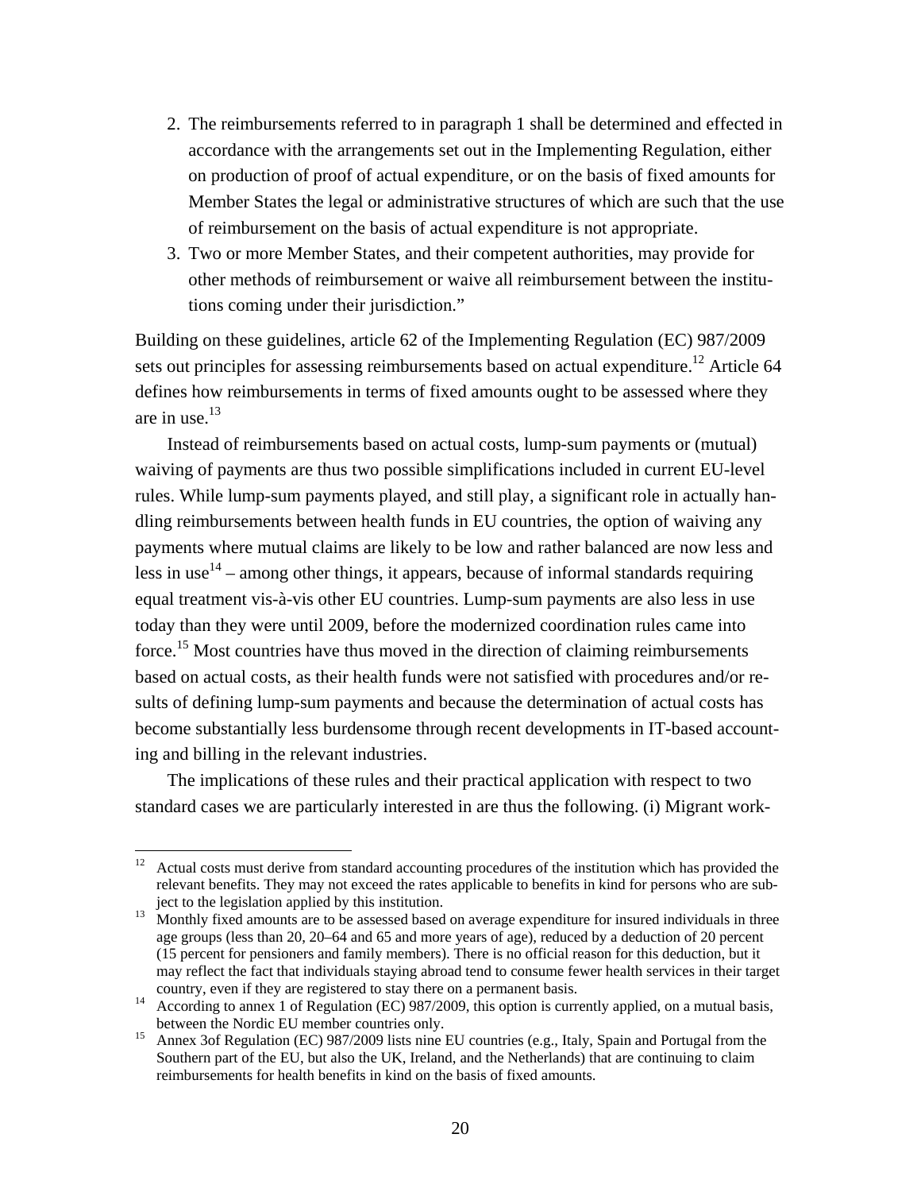2. The reimbursements referred to in paragraph 1 shall be determined and effected in accordance with the arrangements set out in the Implementing Regulation, either on production of proof of actual expenditure, or on the basis of fixed amounts for Member States the legal or administrative structures of which are such that the use of reimbursement on the basis of actual expenditure is not appropriate.
3. Two or more Member States, and their competent authorities, may provide for other methods of reimbursement or waive all reimbursement between the institutions coming under their jurisdiction."

Building on these guidelines, article 62 of the Implementing Regulation (EC) 987/2009 sets out principles for assessing reimbursements based on actual expenditure.[12] Article 64 defines how reimbursements in terms of fixed amounts ought to be assessed where they are in use.[13]

Instead of reimbursements based on actual costs, lump-sum payments or (mutual) waiving of payments are thus two possible simplifications included in current EU-level rules. While lump-sum payments played, and still play, a significant role in actually handling reimbursements between health funds in EU countries, the option of waiving any payments where mutual claims are likely to be low and rather balanced are now less and less in use[14] – among other things, it appears, because of informal standards requiring equal treatment vis-à-vis other EU countries. Lump-sum payments are also less in use today than they were until 2009, before the modernized coordination rules came into force.[15] Most countries have thus moved in the direction of claiming reimbursements based on actual costs, as their health funds were not satisfied with procedures and/or results of defining lump-sum payments and because the determination of actual costs has become substantially less burdensome through recent developments in IT-based accounting and billing in the relevant industries.

The implications of these rules and their practical application with respect to two standard cases we are particularly interested in are thus the following. (i) Migrant work-

---

[12] Actual costs must derive from standard accounting procedures of the institution which has provided the relevant benefits. They may not exceed the rates applicable to benefits in kind for persons who are subject to the legislation applied by this institution.

[13] Monthly fixed amounts are to be assessed based on average expenditure for insured individuals in three age groups (less than 20, 20–64 and 65 and more years of age), reduced by a deduction of 20 percent (15 percent for pensioners and family members). There is no official reason for this deduction, but it may reflect the fact that individuals staying abroad tend to consume fewer health services in their target country, even if they are registered to stay there on a permanent basis.

[14] According to annex 1 of Regulation (EC) 987/2009, this option is currently applied, on a mutual basis, between the Nordic EU member countries only.

[15] Annex 3of Regulation (EC) 987/2009 lists nine EU countries (e.g., Italy, Spain and Portugal from the Southern part of the EU, but also the UK, Ireland, and the Netherlands) that are continuing to claim reimbursements for health benefits in kind on the basis of fixed amounts.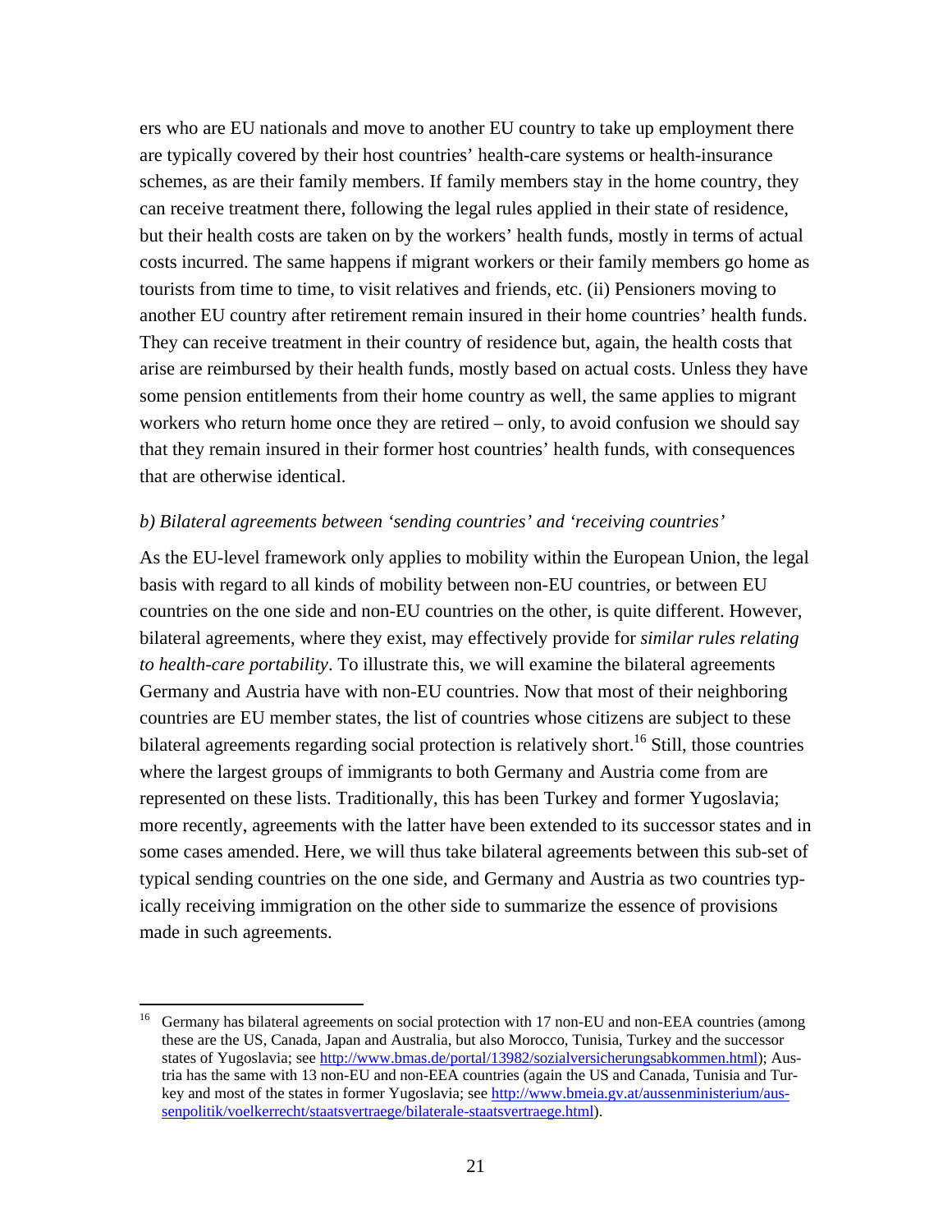ers who are EU nationals and move to another EU country to take up employment there are typically covered by their host countries' health-care systems or health-insurance schemes, as are their family members. If family members stay in the home country, they can receive treatment there, following the legal rules applied in their state of residence, but their health costs are taken on by the workers' health funds, mostly in terms of actual costs incurred. The same happens if migrant workers or their family members go home as tourists from time to time, to visit relatives and friends, etc. (ii) Pensioners moving to another EU country after retirement remain insured in their home countries' health funds. They can receive treatment in their country of residence but, again, the health costs that arise are reimbursed by their health funds, mostly based on actual costs. Unless they have some pension entitlements from their home country as well, the same applies to migrant workers who return home once they are retired – only, to avoid confusion we should say that they remain insured in their former host countries' health funds, with consequences that are otherwise identical.

*b) Bilateral agreements between 'sending countries' and 'receiving countries'*

As the EU-level framework only applies to mobility within the European Union, the legal basis with regard to all kinds of mobility between non-EU countries, or between EU countries on the one side and non-EU countries on the other, is quite different. However, bilateral agreements, where they exist, may effectively provide for *similar rules relating to health-care portability*. To illustrate this, we will examine the bilateral agreements Germany and Austria have with non-EU countries. Now that most of their neighboring countries are EU member states, the list of countries whose citizens are subject to these bilateral agreements regarding social protection is relatively short.[16] Still, those countries where the largest groups of immigrants to both Germany and Austria come from are represented on these lists. Traditionally, this has been Turkey and former Yugoslavia; more recently, agreements with the latter have been extended to its successor states and in some cases amended. Here, we will thus take bilateral agreements between this sub-set of typical sending countries on the one side, and Germany and Austria as two countries typically receiving immigration on the other side to summarize the essence of provisions made in such agreements.

---

[16] Germany has bilateral agreements on social protection with 17 non-EU and non-EEA countries (among these are the US, Canada, Japan and Australia, but also Morocco, Tunisia, Turkey and the successor states of Yugoslavia; see http://www.bmas.de/portal/13982/sozialversicherungsabkommen.html); Austria has the same with 13 non-EU and non-EEA countries (again the US and Canada, Tunisia and Turkey and most of the states in former Yugoslavia; see http://www.bmeia.gv.at/aussenministerium/aussenpolitik/voelkerrecht/staatsvertraege/bilaterale-staatsvertraege.html).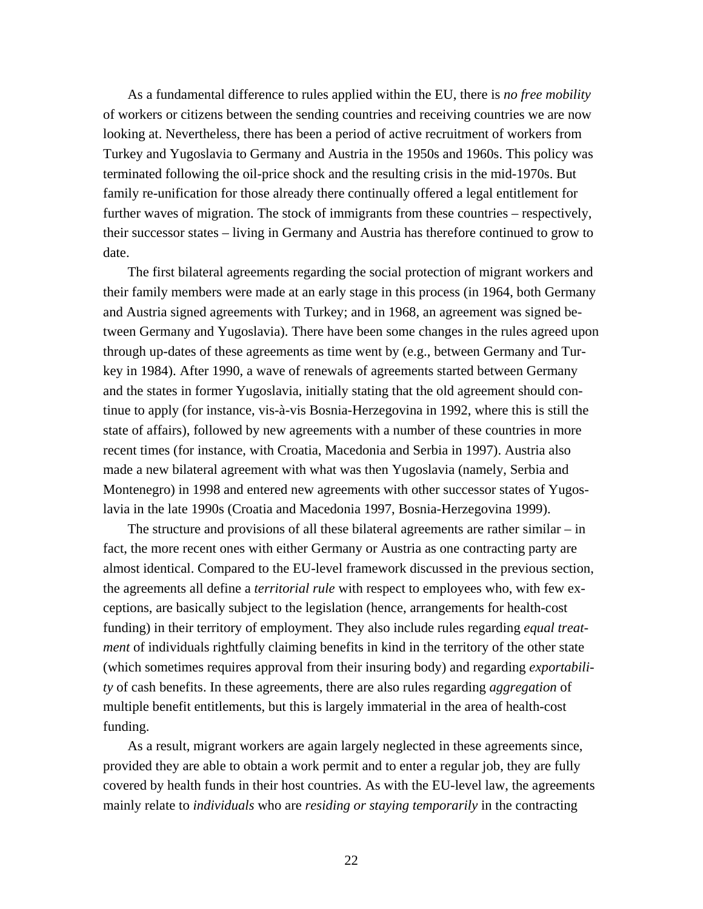As a fundamental difference to rules applied within the EU, there is *no free mobility* of workers or citizens between the sending countries and receiving countries we are now looking at. Nevertheless, there has been a period of active recruitment of workers from Turkey and Yugoslavia to Germany and Austria in the 1950s and 1960s. This policy was terminated following the oil-price shock and the resulting crisis in the mid-1970s. But family re-unification for those already there continually offered a legal entitlement for further waves of migration. The stock of immigrants from these countries – respectively, their successor states – living in Germany and Austria has therefore continued to grow to date.

The first bilateral agreements regarding the social protection of migrant workers and their family members were made at an early stage in this process (in 1964, both Germany and Austria signed agreements with Turkey; and in 1968, an agreement was signed between Germany and Yugoslavia). There have been some changes in the rules agreed upon through up-dates of these agreements as time went by (e.g., between Germany and Turkey in 1984). After 1990, a wave of renewals of agreements started between Germany and the states in former Yugoslavia, initially stating that the old agreement should continue to apply (for instance, vis-à-vis Bosnia-Herzegovina in 1992, where this is still the state of affairs), followed by new agreements with a number of these countries in more recent times (for instance, with Croatia, Macedonia and Serbia in 1997). Austria also made a new bilateral agreement with what was then Yugoslavia (namely, Serbia and Montenegro) in 1998 and entered new agreements with other successor states of Yugoslavia in the late 1990s (Croatia and Macedonia 1997, Bosnia-Herzegovina 1999).

The structure and provisions of all these bilateral agreements are rather similar – in fact, the more recent ones with either Germany or Austria as one contracting party are almost identical. Compared to the EU-level framework discussed in the previous section, the agreements all define a *territorial rule* with respect to employees who, with few exceptions, are basically subject to the legislation (hence, arrangements for health-cost funding) in their territory of employment. They also include rules regarding *equal treatment* of individuals rightfully claiming benefits in kind in the territory of the other state (which sometimes requires approval from their insuring body) and regarding *exportability* of cash benefits. In these agreements, there are also rules regarding *aggregation* of multiple benefit entitlements, but this is largely immaterial in the area of health-cost funding.

As a result, migrant workers are again largely neglected in these agreements since, provided they are able to obtain a work permit and to enter a regular job, they are fully covered by health funds in their host countries. As with the EU-level law, the agreements mainly relate to *individuals* who are *residing or staying temporarily* in the contracting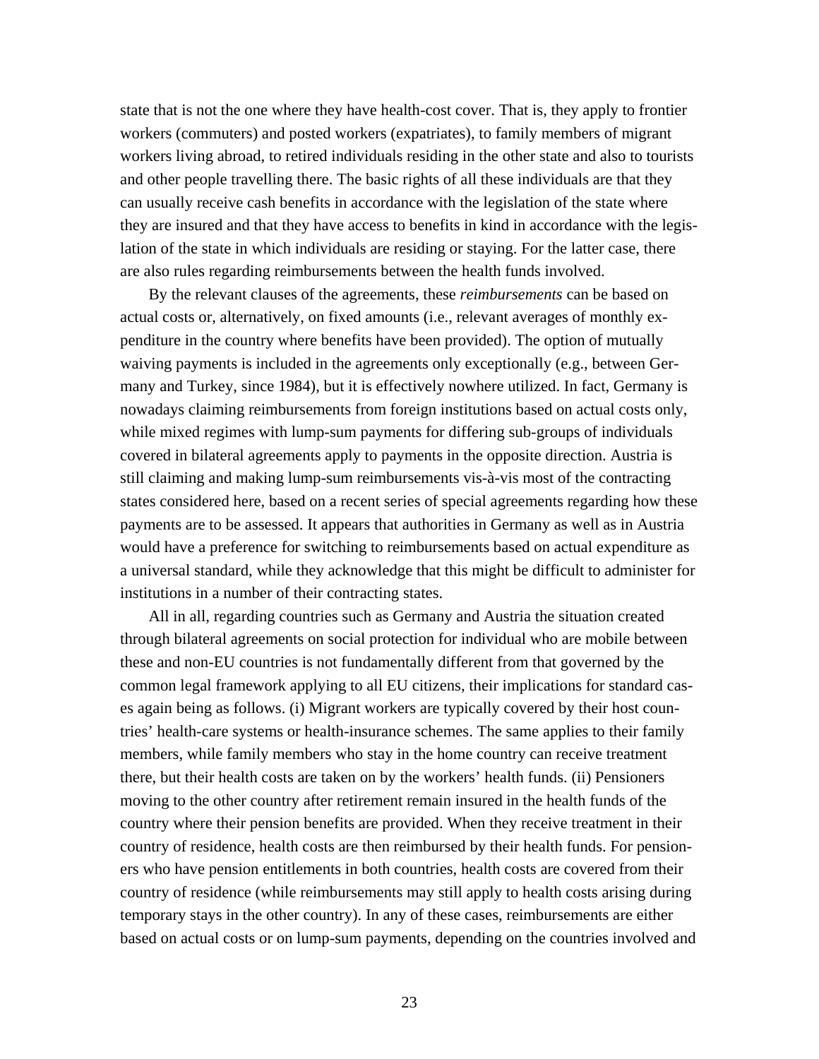state that is not the one where they have health-cost cover. That is, they apply to frontier workers (commuters) and posted workers (expatriates), to family members of migrant workers living abroad, to retired individuals residing in the other state and also to tourists and other people travelling there. The basic rights of all these individuals are that they can usually receive cash benefits in accordance with the legislation of the state where they are insured and that they have access to benefits in kind in accordance with the legislation of the state in which individuals are residing or staying. For the latter case, there are also rules regarding reimbursements between the health funds involved.

By the relevant clauses of the agreements, these *reimbursements* can be based on actual costs or, alternatively, on fixed amounts (i.e., relevant averages of monthly expenditure in the country where benefits have been provided). The option of mutually waiving payments is included in the agreements only exceptionally (e.g., between Germany and Turkey, since 1984), but it is effectively nowhere utilized. In fact, Germany is nowadays claiming reimbursements from foreign institutions based on actual costs only, while mixed regimes with lump-sum payments for differing sub-groups of individuals covered in bilateral agreements apply to payments in the opposite direction. Austria is still claiming and making lump-sum reimbursements vis-à-vis most of the contracting states considered here, based on a recent series of special agreements regarding how these payments are to be assessed. It appears that authorities in Germany as well as in Austria would have a preference for switching to reimbursements based on actual expenditure as a universal standard, while they acknowledge that this might be difficult to administer for institutions in a number of their contracting states.

All in all, regarding countries such as Germany and Austria the situation created through bilateral agreements on social protection for individual who are mobile between these and non-EU countries is not fundamentally different from that governed by the common legal framework applying to all EU citizens, their implications for standard cases again being as follows. (i) Migrant workers are typically covered by their host countries' health-care systems or health-insurance schemes. The same applies to their family members, while family members who stay in the home country can receive treatment there, but their health costs are taken on by the workers' health funds. (ii) Pensioners moving to the other country after retirement remain insured in the health funds of the country where their pension benefits are provided. When they receive treatment in their country of residence, health costs are then reimbursed by their health funds. For pensioners who have pension entitlements in both countries, health costs are covered from their country of residence (while reimbursements may still apply to health costs arising during temporary stays in the other country). In any of these cases, reimbursements are either based on actual costs or on lump-sum payments, depending on the countries involved and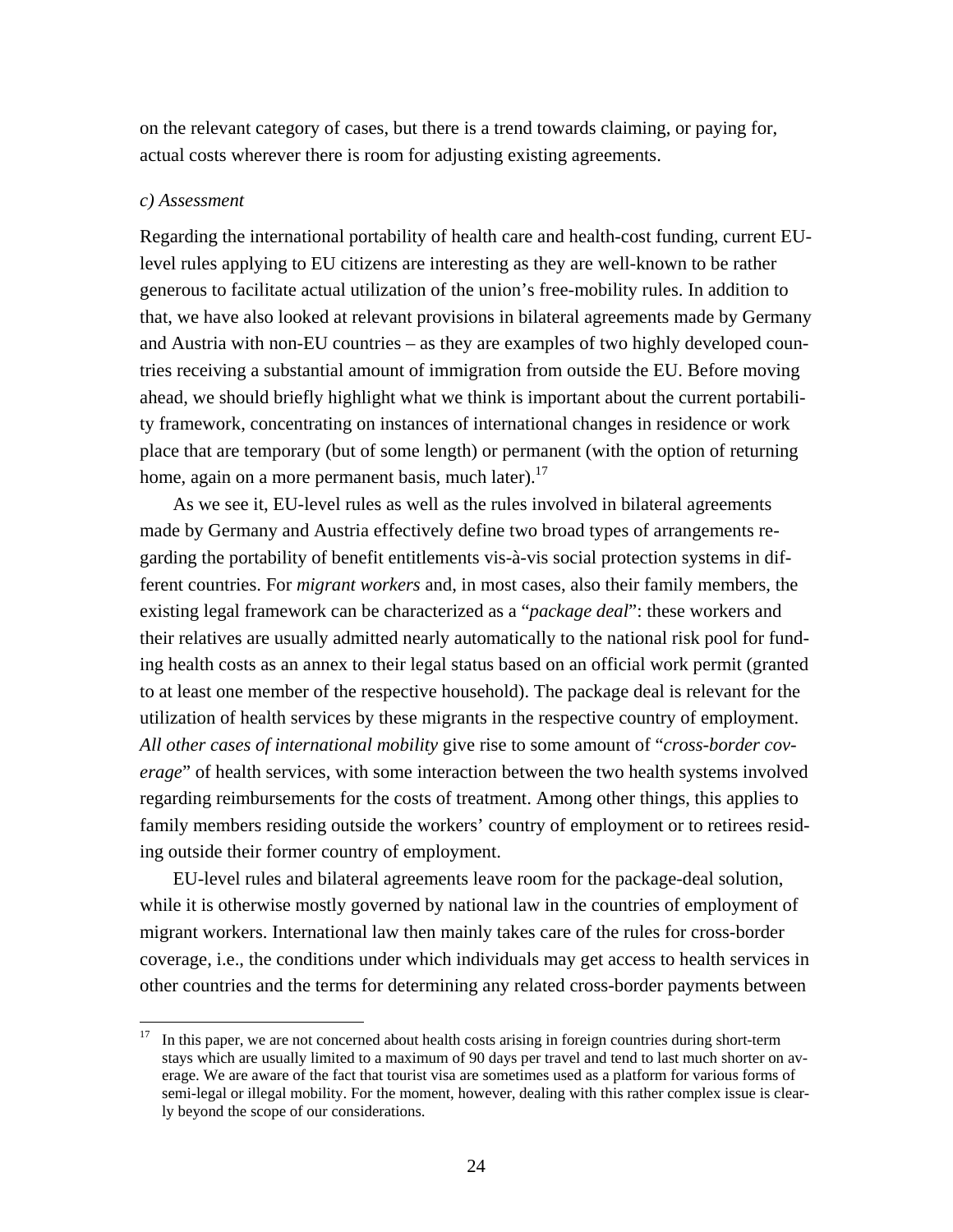on the relevant category of cases, but there is a trend towards claiming, or paying for, actual costs wherever there is room for adjusting existing agreements.

### *c) Assessment*

Regarding the international portability of health care and health-cost funding, current EU-level rules applying to EU citizens are interesting as they are well-known to be rather generous to facilitate actual utilization of the union's free-mobility rules. In addition to that, we have also looked at relevant provisions in bilateral agreements made by Germany and Austria with non-EU countries – as they are examples of two highly developed countries receiving a substantial amount of immigration from outside the EU. Before moving ahead, we should briefly highlight what we think is important about the current portability framework, concentrating on instances of international changes in residence or work place that are temporary (but of some length) or permanent (with the option of returning home, again on a more permanent basis, much later).[17]

As we see it, EU-level rules as well as the rules involved in bilateral agreements made by Germany and Austria effectively define two broad types of arrangements regarding the portability of benefit entitlements vis-à-vis social protection systems in different countries. For *migrant workers* and, in most cases, also their family members, the existing legal framework can be characterized as a "*package deal*": these workers and their relatives are usually admitted nearly automatically to the national risk pool for funding health costs as an annex to their legal status based on an official work permit (granted to at least one member of the respective household). The package deal is relevant for the utilization of health services by these migrants in the respective country of employment. *All other cases of international mobility* give rise to some amount of "*cross-border coverage*" of health services, with some interaction between the two health systems involved regarding reimbursements for the costs of treatment. Among other things, this applies to family members residing outside the workers' country of employment or to retirees residing outside their former country of employment.

EU-level rules and bilateral agreements leave room for the package-deal solution, while it is otherwise mostly governed by national law in the countries of employment of migrant workers. International law then mainly takes care of the rules for cross-border coverage, i.e., the conditions under which individuals may get access to health services in other countries and the terms for determining any related cross-border payments between

[17] In this paper, we are not concerned about health costs arising in foreign countries during short-term stays which are usually limited to a maximum of 90 days per travel and tend to last much shorter on average. We are aware of the fact that tourist visa are sometimes used as a platform for various forms of semi-legal or illegal mobility. For the moment, however, dealing with this rather complex issue is clearly beyond the scope of our considerations.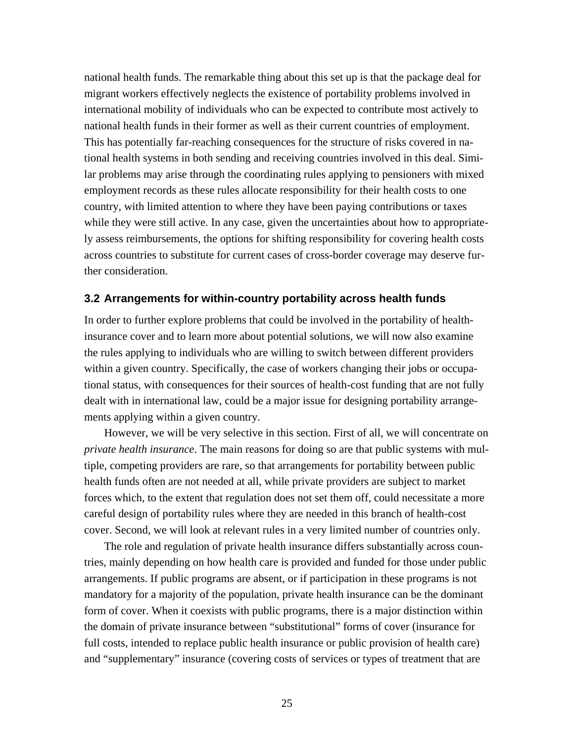national health funds. The remarkable thing about this set up is that the package deal for migrant workers effectively neglects the existence of portability problems involved in international mobility of individuals who can be expected to contribute most actively to national health funds in their former as well as their current countries of employment. This has potentially far-reaching consequences for the structure of risks covered in national health systems in both sending and receiving countries involved in this deal. Similar problems may arise through the coordinating rules applying to pensioners with mixed employment records as these rules allocate responsibility for their health costs to one country, with limited attention to where they have been paying contributions or taxes while they were still active. In any case, given the uncertainties about how to appropriately assess reimbursements, the options for shifting responsibility for covering health costs across countries to substitute for current cases of cross-border coverage may deserve further consideration.

### 3.2 Arrangements for within-country portability across health funds

In order to further explore problems that could be involved in the portability of health-insurance cover and to learn more about potential solutions, we will now also examine the rules applying to individuals who are willing to switch between different providers within a given country. Specifically, the case of workers changing their jobs or occupational status, with consequences for their sources of health-cost funding that are not fully dealt with in international law, could be a major issue for designing portability arrangements applying within a given country.

However, we will be very selective in this section. First of all, we will concentrate on *private health insurance*. The main reasons for doing so are that public systems with multiple, competing providers are rare, so that arrangements for portability between public health funds often are not needed at all, while private providers are subject to market forces which, to the extent that regulation does not set them off, could necessitate a more careful design of portability rules where they are needed in this branch of health-cost cover. Second, we will look at relevant rules in a very limited number of countries only.

The role and regulation of private health insurance differs substantially across countries, mainly depending on how health care is provided and funded for those under public arrangements. If public programs are absent, or if participation in these programs is not mandatory for a majority of the population, private health insurance can be the dominant form of cover. When it coexists with public programs, there is a major distinction within the domain of private insurance between "substitutional" forms of cover (insurance for full costs, intended to replace public health insurance or public provision of health care) and "supplementary" insurance (covering costs of services or types of treatment that are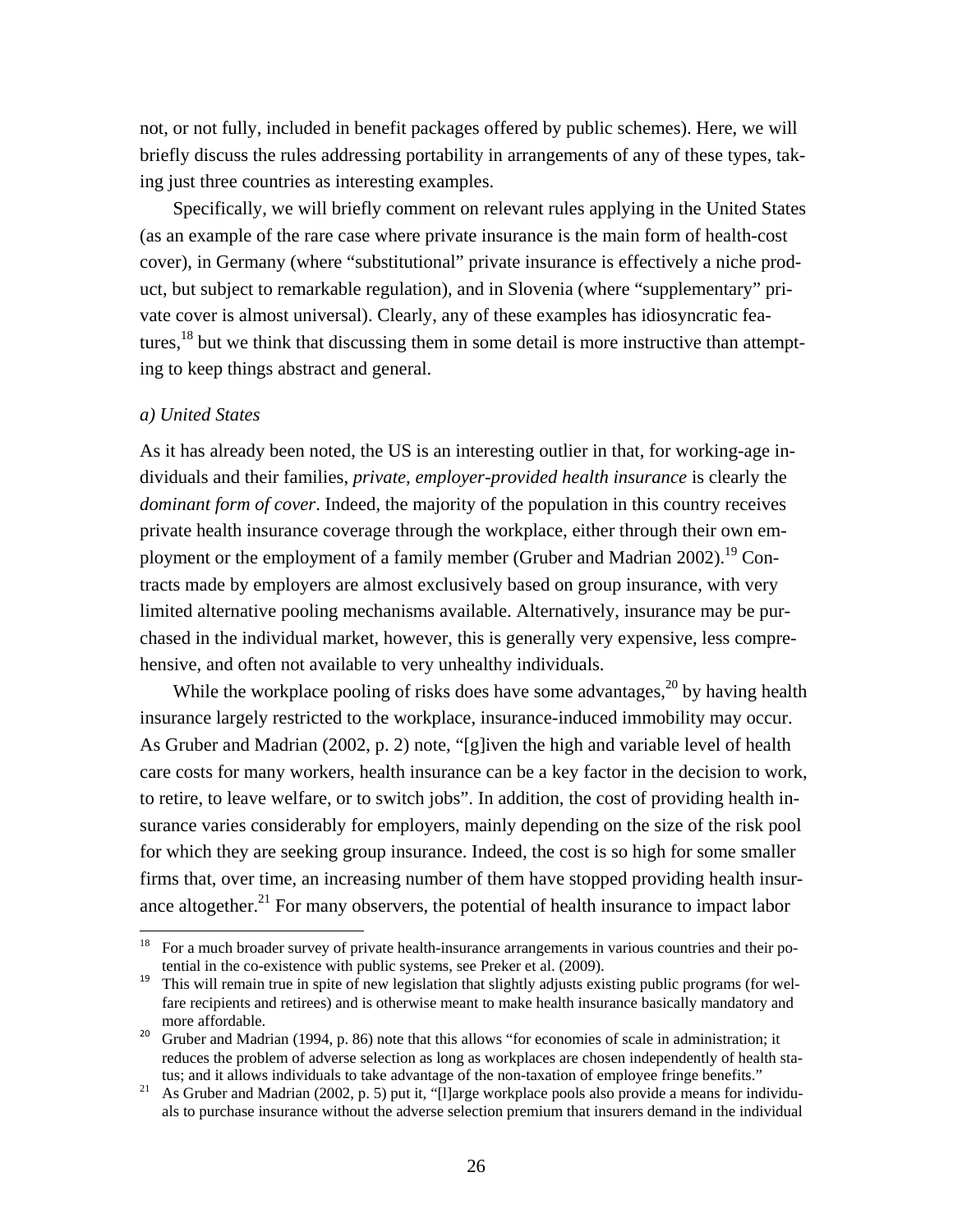not, or not fully, included in benefit packages offered by public schemes). Here, we will briefly discuss the rules addressing portability in arrangements of any of these types, taking just three countries as interesting examples.

Specifically, we will briefly comment on relevant rules applying in the United States (as an example of the rare case where private insurance is the main form of health-cost cover), in Germany (where "substitutional" private insurance is effectively a niche product, but subject to remarkable regulation), and in Slovenia (where "supplementary" private cover is almost universal). Clearly, any of these examples has idiosyncratic features,[18] but we think that discussing them in some detail is more instructive than attempting to keep things abstract and general.

*a) United States*

As it has already been noted, the US is an interesting outlier in that, for working-age individuals and their families, *private, employer-provided health insurance* is clearly the *dominant form of cover*. Indeed, the majority of the population in this country receives private health insurance coverage through the workplace, either through their own employment or the employment of a family member (Gruber and Madrian 2002).[19] Contracts made by employers are almost exclusively based on group insurance, with very limited alternative pooling mechanisms available. Alternatively, insurance may be purchased in the individual market, however, this is generally very expensive, less comprehensive, and often not available to very unhealthy individuals.

While the workplace pooling of risks does have some advantages,[20] by having health insurance largely restricted to the workplace, insurance-induced immobility may occur. As Gruber and Madrian (2002, p. 2) note, "[g]iven the high and variable level of health care costs for many workers, health insurance can be a key factor in the decision to work, to retire, to leave welfare, or to switch jobs". In addition, the cost of providing health insurance varies considerably for employers, mainly depending on the size of the risk pool for which they are seeking group insurance. Indeed, the cost is so high for some smaller firms that, over time, an increasing number of them have stopped providing health insurance altogether.[21] For many observers, the potential of health insurance to impact labor

---

[18] For a much broader survey of private health-insurance arrangements in various countries and their potential in the co-existence with public systems, see Preker et al. (2009).

[19] This will remain true in spite of new legislation that slightly adjusts existing public programs (for welfare recipients and retirees) and is otherwise meant to make health insurance basically mandatory and more affordable.

[20] Gruber and Madrian (1994, p. 86) note that this allows "for economies of scale in administration; it reduces the problem of adverse selection as long as workplaces are chosen independently of health status; and it allows individuals to take advantage of the non-taxation of employee fringe benefits."

[21] As Gruber and Madrian (2002, p. 5) put it, "[l]arge workplace pools also provide a means for individuals to purchase insurance without the adverse selection premium that insurers demand in the individual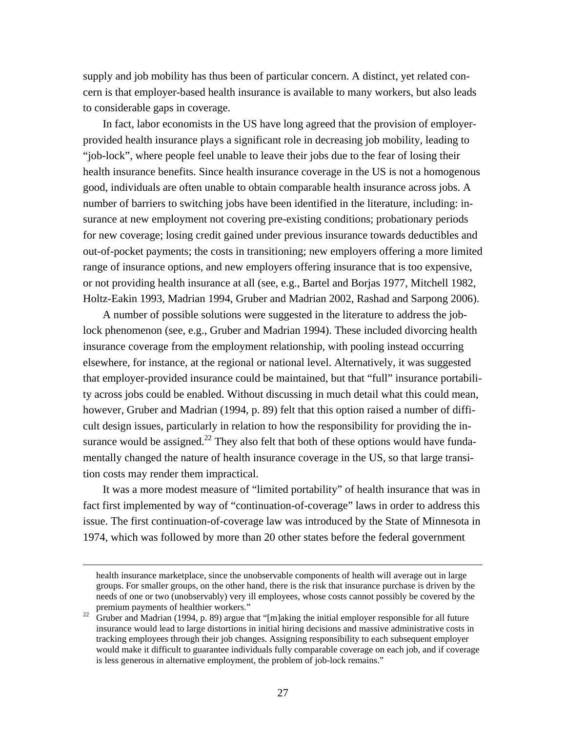supply and job mobility has thus been of particular concern. A distinct, yet related concern is that employer-based health insurance is available to many workers, but also leads to considerable gaps in coverage.

In fact, labor economists in the US have long agreed that the provision of employer-provided health insurance plays a significant role in decreasing job mobility, leading to "job-lock", where people feel unable to leave their jobs due to the fear of losing their health insurance benefits. Since health insurance coverage in the US is not a homogenous good, individuals are often unable to obtain comparable health insurance across jobs. A number of barriers to switching jobs have been identified in the literature, including: insurance at new employment not covering pre-existing conditions; probationary periods for new coverage; losing credit gained under previous insurance towards deductibles and out-of-pocket payments; the costs in transitioning; new employers offering a more limited range of insurance options, and new employers offering insurance that is too expensive, or not providing health insurance at all (see, e.g., Bartel and Borjas 1977, Mitchell 1982, Holtz-Eakin 1993, Madrian 1994, Gruber and Madrian 2002, Rashad and Sarpong 2006).

A number of possible solutions were suggested in the literature to address the job-lock phenomenon (see, e.g., Gruber and Madrian 1994). These included divorcing health insurance coverage from the employment relationship, with pooling instead occurring elsewhere, for instance, at the regional or national level. Alternatively, it was suggested that employer-provided insurance could be maintained, but that "full" insurance portability across jobs could be enabled. Without discussing in much detail what this could mean, however, Gruber and Madrian (1994, p. 89) felt that this option raised a number of difficult design issues, particularly in relation to how the responsibility for providing the insurance would be assigned.[22] They also felt that both of these options would have fundamentally changed the nature of health insurance coverage in the US, so that large transition costs may render them impractical.

It was a more modest measure of "limited portability" of health insurance that was in fact first implemented by way of "continuation-of-coverage" laws in order to address this issue. The first continuation-of-coverage law was introduced by the State of Minnesota in 1974, which was followed by more than 20 other states before the federal government

health insurance marketplace, since the unobservable components of health will average out in large groups. For smaller groups, on the other hand, there is the risk that insurance purchase is driven by the needs of one or two (unobservably) very ill employees, whose costs cannot possibly be covered by the premium payments of healthier workers."

[22] Gruber and Madrian (1994, p. 89) argue that "[m]aking the initial employer responsible for all future insurance would lead to large distortions in initial hiring decisions and massive administrative costs in tracking employees through their job changes. Assigning responsibility to each subsequent employer would make it difficult to guarantee individuals fully comparable coverage on each job, and if coverage is less generous in alternative employment, the problem of job-lock remains."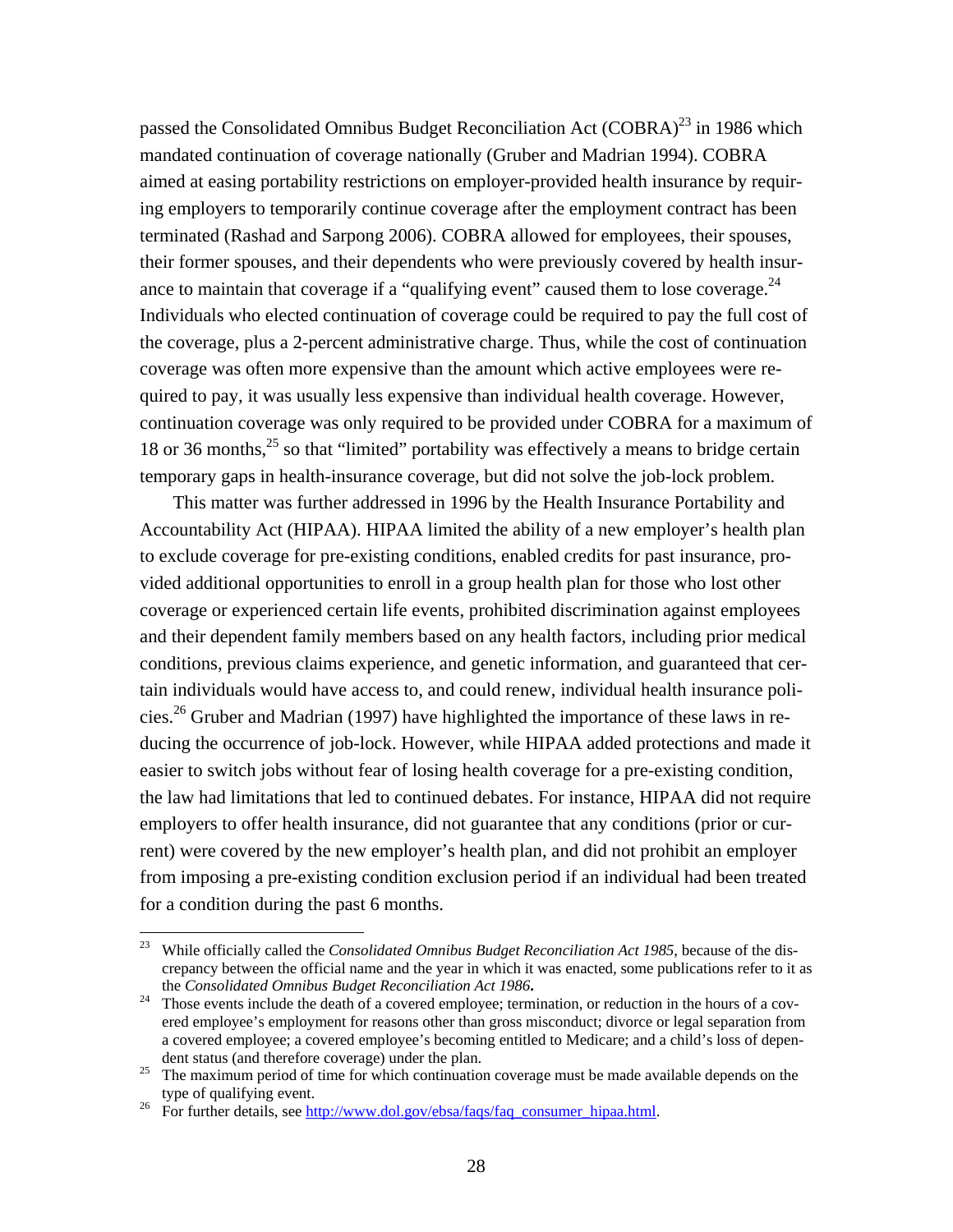passed the Consolidated Omnibus Budget Reconciliation Act (COBRA)[23] in 1986 which mandated continuation of coverage nationally (Gruber and Madrian 1994). COBRA aimed at easing portability restrictions on employer-provided health insurance by requiring employers to temporarily continue coverage after the employment contract has been terminated (Rashad and Sarpong 2006). COBRA allowed for employees, their spouses, their former spouses, and their dependents who were previously covered by health insurance to maintain that coverage if a "qualifying event" caused them to lose coverage.[24] Individuals who elected continuation of coverage could be required to pay the full cost of the coverage, plus a 2-percent administrative charge. Thus, while the cost of continuation coverage was often more expensive than the amount which active employees were required to pay, it was usually less expensive than individual health coverage. However, continuation coverage was only required to be provided under COBRA for a maximum of 18 or 36 months,[25] so that "limited" portability was effectively a means to bridge certain temporary gaps in health-insurance coverage, but did not solve the job-lock problem.

This matter was further addressed in 1996 by the Health Insurance Portability and Accountability Act (HIPAA). HIPAA limited the ability of a new employer's health plan to exclude coverage for pre-existing conditions, enabled credits for past insurance, provided additional opportunities to enroll in a group health plan for those who lost other coverage or experienced certain life events, prohibited discrimination against employees and their dependent family members based on any health factors, including prior medical conditions, previous claims experience, and genetic information, and guaranteed that certain individuals would have access to, and could renew, individual health insurance policies.[26] Gruber and Madrian (1997) have highlighted the importance of these laws in reducing the occurrence of job-lock. However, while HIPAA added protections and made it easier to switch jobs without fear of losing health coverage for a pre-existing condition, the law had limitations that led to continued debates. For instance, HIPAA did not require employers to offer health insurance, did not guarantee that any conditions (prior or current) were covered by the new employer's health plan, and did not prohibit an employer from imposing a pre-existing condition exclusion period if an individual had been treated for a condition during the past 6 months.

---

[23] While officially called the *Consolidated Omnibus Budget Reconciliation Act 1985*, because of the discrepancy between the official name and the year in which it was enacted, some publications refer to it as the *Consolidated Omnibus Budget Reconciliation Act 1986*.

[24] Those events include the death of a covered employee; termination, or reduction in the hours of a covered employee's employment for reasons other than gross misconduct; divorce or legal separation from a covered employee; a covered employee's becoming entitled to Medicare; and a child's loss of dependent status (and therefore coverage) under the plan.

[25] The maximum period of time for which continuation coverage must be made available depends on the type of qualifying event.

[26] For further details, see [http://www.dol.gov/ebsa/faqs/faq_consumer_hipaa.html](http://www.dol.gov/ebsa/faqs/faq_consumer_hipaa.html).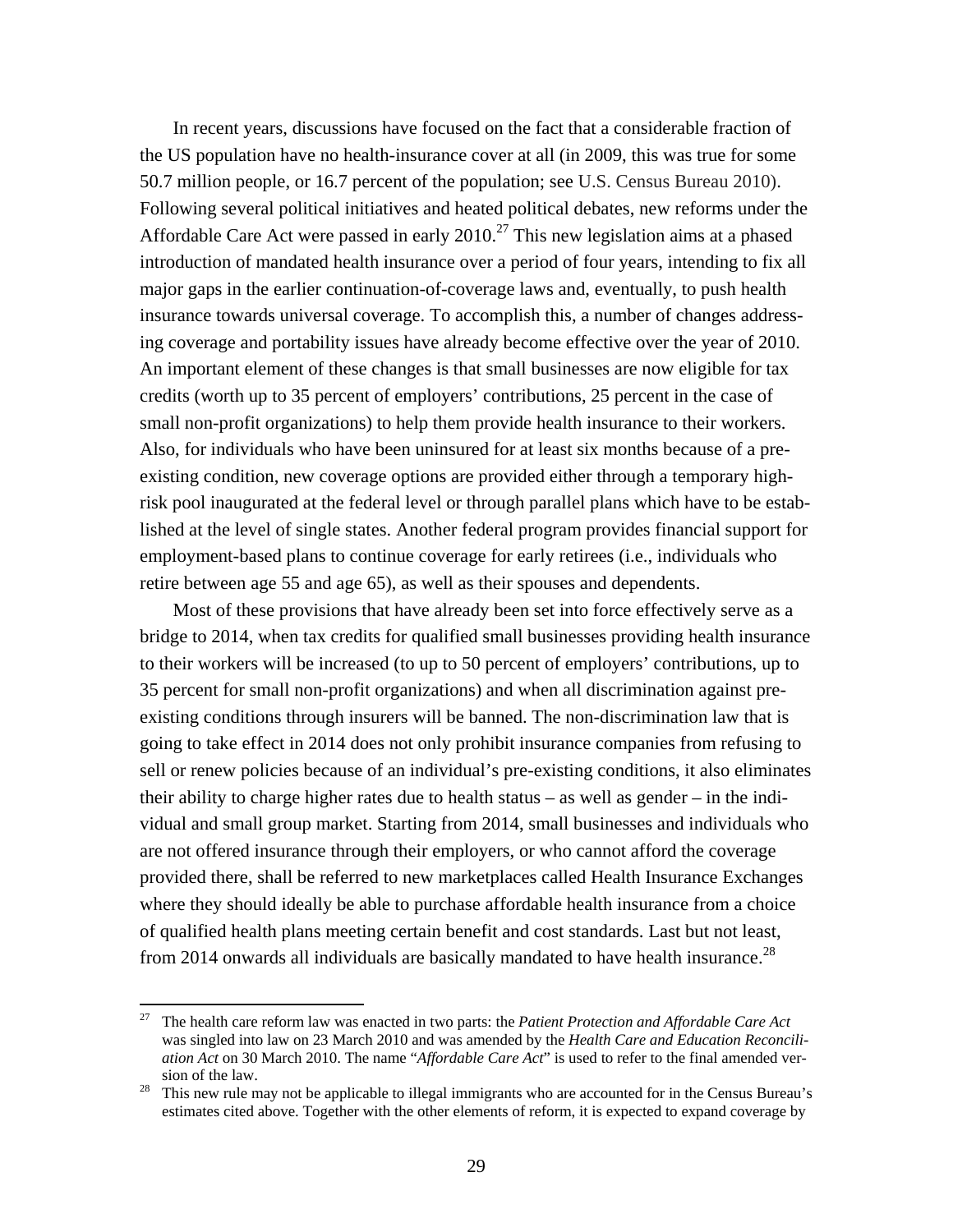In recent years, discussions have focused on the fact that a considerable fraction of the US population have no health-insurance cover at all (in 2009, this was true for some 50.7 million people, or 16.7 percent of the population; see U.S. Census Bureau 2010). Following several political initiatives and heated political debates, new reforms under the Affordable Care Act were passed in early 2010.[27] This new legislation aims at a phased introduction of mandated health insurance over a period of four years, intending to fix all major gaps in the earlier continuation-of-coverage laws and, eventually, to push health insurance towards universal coverage. To accomplish this, a number of changes addressing coverage and portability issues have already become effective over the year of 2010. An important element of these changes is that small businesses are now eligible for tax credits (worth up to 35 percent of employers' contributions, 25 percent in the case of small non-profit organizations) to help them provide health insurance to their workers. Also, for individuals who have been uninsured for at least six months because of a pre-existing condition, new coverage options are provided either through a temporary high-risk pool inaugurated at the federal level or through parallel plans which have to be established at the level of single states. Another federal program provides financial support for employment-based plans to continue coverage for early retirees (i.e., individuals who retire between age 55 and age 65), as well as their spouses and dependents.

Most of these provisions that have already been set into force effectively serve as a bridge to 2014, when tax credits for qualified small businesses providing health insurance to their workers will be increased (to up to 50 percent of employers' contributions, up to 35 percent for small non-profit organizations) and when all discrimination against pre-existing conditions through insurers will be banned. The non-discrimination law that is going to take effect in 2014 does not only prohibit insurance companies from refusing to sell or renew policies because of an individual's pre-existing conditions, it also eliminates their ability to charge higher rates due to health status – as well as gender – in the individual and small group market. Starting from 2014, small businesses and individuals who are not offered insurance through their employers, or who cannot afford the coverage provided there, shall be referred to new marketplaces called Health Insurance Exchanges where they should ideally be able to purchase affordable health insurance from a choice of qualified health plans meeting certain benefit and cost standards. Last but not least, from 2014 onwards all individuals are basically mandated to have health insurance.[28]

---

[27] The health care reform law was enacted in two parts: the *Patient Protection and Affordable Care Act* was singled into law on 23 March 2010 and was amended by the *Health Care and Education Reconciliation Act* on 30 March 2010. The name "*Affordable Care Act*" is used to refer to the final amended version of the law.

[28] This new rule may not be applicable to illegal immigrants who are accounted for in the Census Bureau's estimates cited above. Together with the other elements of reform, it is expected to expand coverage by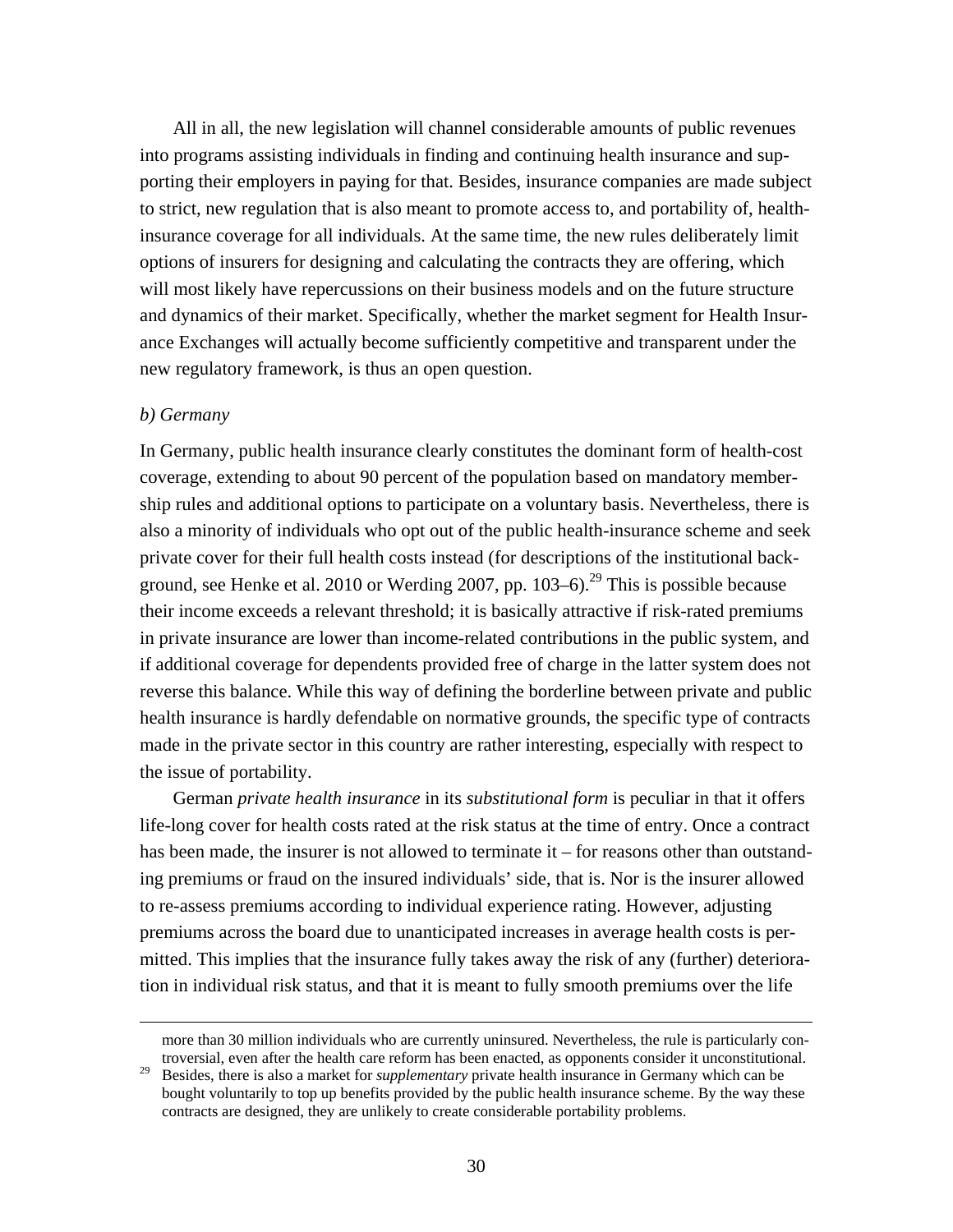All in all, the new legislation will channel considerable amounts of public revenues into programs assisting individuals in finding and continuing health insurance and supporting their employers in paying for that. Besides, insurance companies are made subject to strict, new regulation that is also meant to promote access to, and portability of, health-insurance coverage for all individuals. At the same time, the new rules deliberately limit options of insurers for designing and calculating the contracts they are offering, which will most likely have repercussions on their business models and on the future structure and dynamics of their market. Specifically, whether the market segment for Health Insurance Exchanges will actually become sufficiently competitive and transparent under the new regulatory framework, is thus an open question.

*b) Germany*

In Germany, public health insurance clearly constitutes the dominant form of health-cost coverage, extending to about 90 percent of the population based on mandatory membership rules and additional options to participate on a voluntary basis. Nevertheless, there is also a minority of individuals who opt out of the public health-insurance scheme and seek private cover for their full health costs instead (for descriptions of the institutional background, see Henke et al. 2010 or Werding 2007, pp. 103–6).[29] This is possible because their income exceeds a relevant threshold; it is basically attractive if risk-rated premiums in private insurance are lower than income-related contributions in the public system, and if additional coverage for dependents provided free of charge in the latter system does not reverse this balance. While this way of defining the borderline between private and public health insurance is hardly defendable on normative grounds, the specific type of contracts made in the private sector in this country are rather interesting, especially with respect to the issue of portability.

German *private health insurance* in its *substitutional form* is peculiar in that it offers life-long cover for health costs rated at the risk status at the time of entry. Once a contract has been made, the insurer is not allowed to terminate it – for reasons other than outstanding premiums or fraud on the insured individuals' side, that is. Nor is the insurer allowed to re-assess premiums according to individual experience rating. However, adjusting premiums across the board due to unanticipated increases in average health costs is permitted. This implies that the insurance fully takes away the risk of any (further) deterioration in individual risk status, and that it is meant to fully smooth premiums over the life

more than 30 million individuals who are currently uninsured. Nevertheless, the rule is particularly controversial, even after the health care reform has been enacted, as opponents consider it unconstitutional.

[29] Besides, there is also a market for *supplementary* private health insurance in Germany which can be bought voluntarily to top up benefits provided by the public health insurance scheme. By the way these contracts are designed, they are unlikely to create considerable portability problems.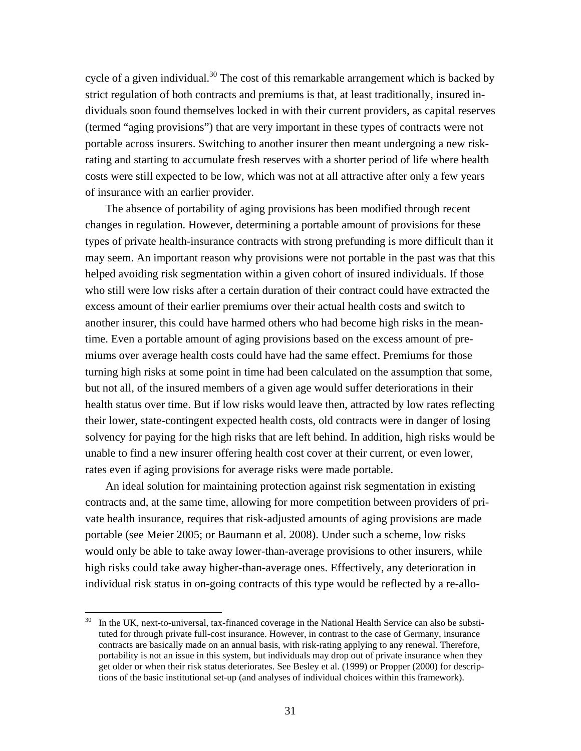cycle of a given individual.[30] The cost of this remarkable arrangement which is backed by strict regulation of both contracts and premiums is that, at least traditionally, insured individuals soon found themselves locked in with their current providers, as capital reserves (termed "aging provisions") that are very important in these types of contracts were not portable across insurers. Switching to another insurer then meant undergoing a new risk-rating and starting to accumulate fresh reserves with a shorter period of life where health costs were still expected to be low, which was not at all attractive after only a few years of insurance with an earlier provider.

The absence of portability of aging provisions has been modified through recent changes in regulation. However, determining a portable amount of provisions for these types of private health-insurance contracts with strong prefunding is more difficult than it may seem. An important reason why provisions were not portable in the past was that this helped avoiding risk segmentation within a given cohort of insured individuals. If those who still were low risks after a certain duration of their contract could have extracted the excess amount of their earlier premiums over their actual health costs and switch to another insurer, this could have harmed others who had become high risks in the meantime. Even a portable amount of aging provisions based on the excess amount of premiums over average health costs could have had the same effect. Premiums for those turning high risks at some point in time had been calculated on the assumption that some, but not all, of the insured members of a given age would suffer deteriorations in their health status over time. But if low risks would leave then, attracted by low rates reflecting their lower, state-contingent expected health costs, old contracts were in danger of losing solvency for paying for the high risks that are left behind. In addition, high risks would be unable to find a new insurer offering health cost cover at their current, or even lower, rates even if aging provisions for average risks were made portable.

An ideal solution for maintaining protection against risk segmentation in existing contracts and, at the same time, allowing for more competition between providers of private health insurance, requires that risk-adjusted amounts of aging provisions are made portable (see Meier 2005; or Baumann et al. 2008). Under such a scheme, low risks would only be able to take away lower-than-average provisions to other insurers, while high risks could take away higher-than-average ones. Effectively, any deterioration in individual risk status in on-going contracts of this type would be reflected by a re-allo-

[30] In the UK, next-to-universal, tax-financed coverage in the National Health Service can also be substituted for through private full-cost insurance. However, in contrast to the case of Germany, insurance contracts are basically made on an annual basis, with risk-rating applying to any renewal. Therefore, portability is not an issue in this system, but individuals may drop out of private insurance when they get older or when their risk status deteriorates. See Besley et al. (1999) or Propper (2000) for descriptions of the basic institutional set-up (and analyses of individual choices within this framework).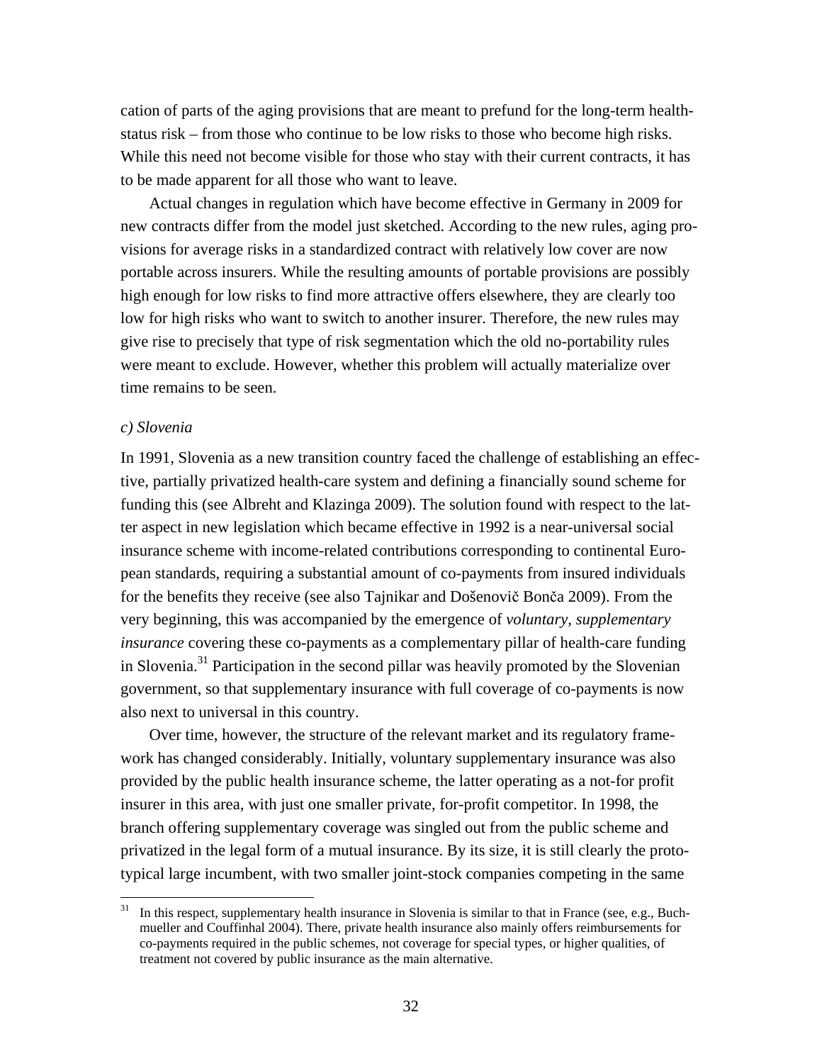cation of parts of the aging provisions that are meant to prefund for the long-term health-status risk – from those who continue to be low risks to those who become high risks. While this need not become visible for those who stay with their current contracts, it has to be made apparent for all those who want to leave.

Actual changes in regulation which have become effective in Germany in 2009 for new contracts differ from the model just sketched. According to the new rules, aging provisions for average risks in a standardized contract with relatively low cover are now portable across insurers. While the resulting amounts of portable provisions are possibly high enough for low risks to find more attractive offers elsewhere, they are clearly too low for high risks who want to switch to another insurer. Therefore, the new rules may give rise to precisely that type of risk segmentation which the old no-portability rules were meant to exclude. However, whether this problem will actually materialize over time remains to be seen.

*c) Slovenia*

In 1991, Slovenia as a new transition country faced the challenge of establishing an effective, partially privatized health-care system and defining a financially sound scheme for funding this (see Albreht and Klazinga 2009). The solution found with respect to the latter aspect in new legislation which became effective in 1992 is a near-universal social insurance scheme with income-related contributions corresponding to continental European standards, requiring a substantial amount of co-payments from insured individuals for the benefits they receive (see also Tajnikar and Došenovič Bonča 2009). From the very beginning, this was accompanied by the emergence of *voluntary, supplementary insurance* covering these co-payments as a complementary pillar of health-care funding in Slovenia.[31] Participation in the second pillar was heavily promoted by the Slovenian government, so that supplementary insurance with full coverage of co-payments is now also next to universal in this country.

Over time, however, the structure of the relevant market and its regulatory framework has changed considerably. Initially, voluntary supplementary insurance was also provided by the public health insurance scheme, the latter operating as a not-for profit insurer in this area, with just one smaller private, for-profit competitor. In 1998, the branch offering supplementary coverage was singled out from the public scheme and privatized in the legal form of a mutual insurance. By its size, it is still clearly the prototypical large incumbent, with two smaller joint-stock companies competing in the same

[31] In this respect, supplementary health insurance in Slovenia is similar to that in France (see, e.g., Buchmueller and Couffinhal 2004). There, private health insurance also mainly offers reimbursements for co-payments required in the public schemes, not coverage for special types, or higher qualities, of treatment not covered by public insurance as the main alternative.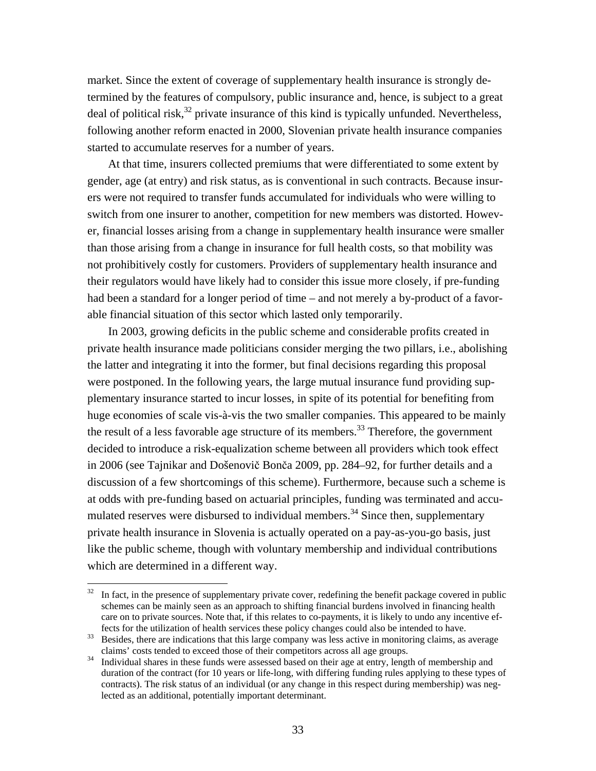market. Since the extent of coverage of supplementary health insurance is strongly determined by the features of compulsory, public insurance and, hence, is subject to a great deal of political risk,[32] private insurance of this kind is typically unfunded. Nevertheless, following another reform enacted in 2000, Slovenian private health insurance companies started to accumulate reserves for a number of years.

At that time, insurers collected premiums that were differentiated to some extent by gender, age (at entry) and risk status, as is conventional in such contracts. Because insurers were not required to transfer funds accumulated for individuals who were willing to switch from one insurer to another, competition for new members was distorted. However, financial losses arising from a change in supplementary health insurance were smaller than those arising from a change in insurance for full health costs, so that mobility was not prohibitively costly for customers. Providers of supplementary health insurance and their regulators would have likely had to consider this issue more closely, if pre-funding had been a standard for a longer period of time – and not merely a by-product of a favorable financial situation of this sector which lasted only temporarily.

In 2003, growing deficits in the public scheme and considerable profits created in private health insurance made politicians consider merging the two pillars, i.e., abolishing the latter and integrating it into the former, but final decisions regarding this proposal were postponed. In the following years, the large mutual insurance fund providing supplementary insurance started to incur losses, in spite of its potential for benefiting from huge economies of scale vis-à-vis the two smaller companies. This appeared to be mainly the result of a less favorable age structure of its members.[33] Therefore, the government decided to introduce a risk-equalization scheme between all providers which took effect in 2006 (see Tajnikar and Došenovič Bonča 2009, pp. 284–92, for further details and a discussion of a few shortcomings of this scheme). Furthermore, because such a scheme is at odds with pre-funding based on actuarial principles, funding was terminated and accumulated reserves were disbursed to individual members.[34] Since then, supplementary private health insurance in Slovenia is actually operated on a pay-as-you-go basis, just like the public scheme, though with voluntary membership and individual contributions which are determined in a different way.

---

[32] In fact, in the presence of supplementary private cover, redefining the benefit package covered in public schemes can be mainly seen as an approach to shifting financial burdens involved in financing health care on to private sources. Note that, if this relates to co-payments, it is likely to undo any incentive effects for the utilization of health services these policy changes could also be intended to have.

[33] Besides, there are indications that this large company was less active in monitoring claims, as average claims' costs tended to exceed those of their competitors across all age groups.

[34] Individual shares in these funds were assessed based on their age at entry, length of membership and duration of the contract (for 10 years or life-long, with differing funding rules applying to these types of contracts). The risk status of an individual (or any change in this respect during membership) was neglected as an additional, potentially important determinant.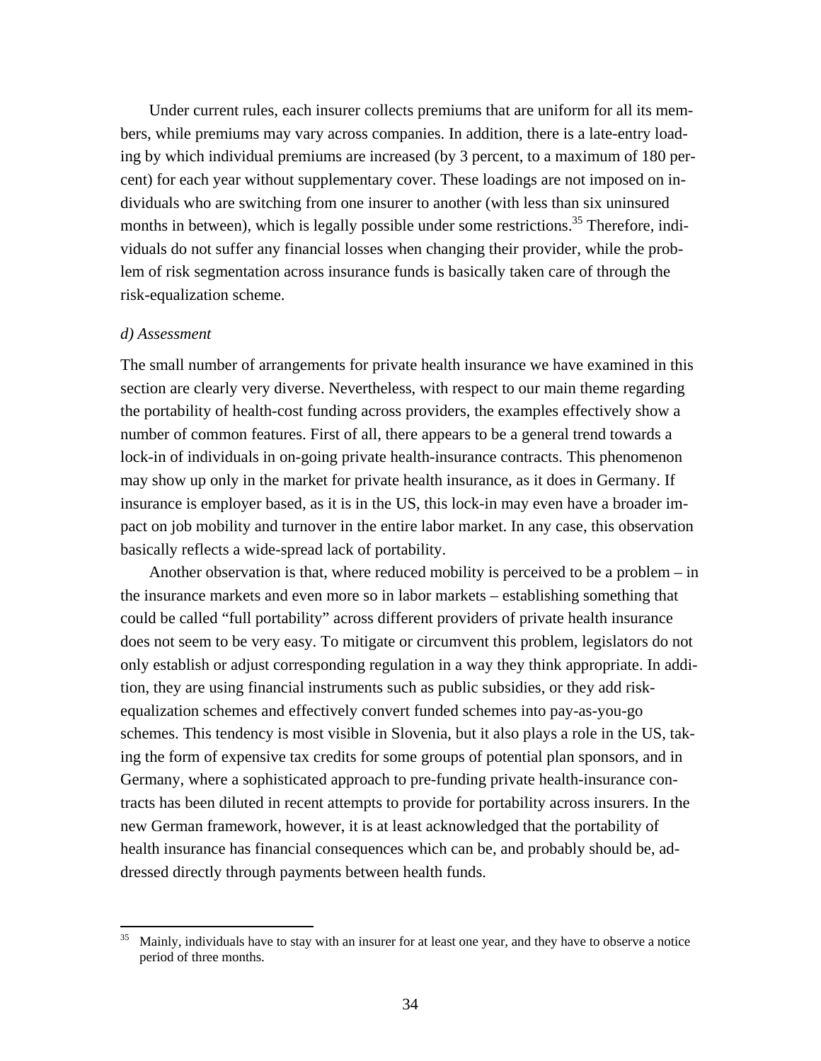Under current rules, each insurer collects premiums that are uniform for all its members, while premiums may vary across companies. In addition, there is a late-entry loading by which individual premiums are increased (by 3 percent, to a maximum of 180 percent) for each year without supplementary cover. These loadings are not imposed on individuals who are switching from one insurer to another (with less than six uninsured months in between), which is legally possible under some restrictions.[35] Therefore, individuals do not suffer any financial losses when changing their provider, while the problem of risk segmentation across insurance funds is basically taken care of through the risk-equalization scheme.

*d) Assessment*

The small number of arrangements for private health insurance we have examined in this section are clearly very diverse. Nevertheless, with respect to our main theme regarding the portability of health-cost funding across providers, the examples effectively show a number of common features. First of all, there appears to be a general trend towards a lock-in of individuals in on-going private health-insurance contracts. This phenomenon may show up only in the market for private health insurance, as it does in Germany. If insurance is employer based, as it is in the US, this lock-in may even have a broader impact on job mobility and turnover in the entire labor market. In any case, this observation basically reflects a wide-spread lack of portability.

Another observation is that, where reduced mobility is perceived to be a problem – in the insurance markets and even more so in labor markets – establishing something that could be called "full portability" across different providers of private health insurance does not seem to be very easy. To mitigate or circumvent this problem, legislators do not only establish or adjust corresponding regulation in a way they think appropriate. In addition, they are using financial instruments such as public subsidies, or they add risk-equalization schemes and effectively convert funded schemes into pay-as-you-go schemes. This tendency is most visible in Slovenia, but it also plays a role in the US, taking the form of expensive tax credits for some groups of potential plan sponsors, and in Germany, where a sophisticated approach to pre-funding private health-insurance contracts has been diluted in recent attempts to provide for portability across insurers. In the new German framework, however, it is at least acknowledged that the portability of health insurance has financial consequences which can be, and probably should be, addressed directly through payments between health funds.

[35] Mainly, individuals have to stay with an insurer for at least one year, and they have to observe a notice period of three months.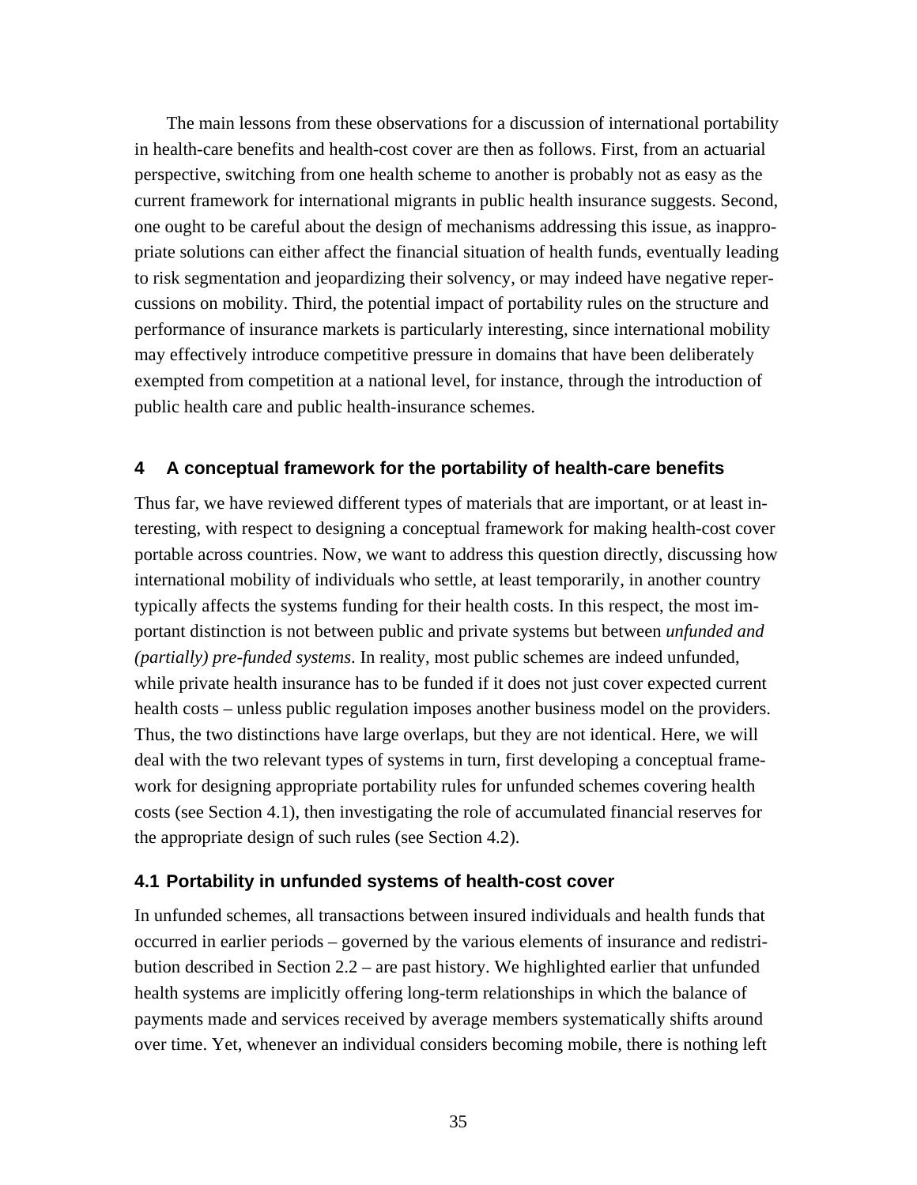The main lessons from these observations for a discussion of international portability in health-care benefits and health-cost cover are then as follows. First, from an actuarial perspective, switching from one health scheme to another is probably not as easy as the current framework for international migrants in public health insurance suggests. Second, one ought to be careful about the design of mechanisms addressing this issue, as inappropriate solutions can either affect the financial situation of health funds, eventually leading to risk segmentation and jeopardizing their solvency, or may indeed have negative repercussions on mobility. Third, the potential impact of portability rules on the structure and performance of insurance markets is particularly interesting, since international mobility may effectively introduce competitive pressure in domains that have been deliberately exempted from competition at a national level, for instance, through the introduction of public health care and public health-insurance schemes.

## 4 A conceptual framework for the portability of health-care benefits

Thus far, we have reviewed different types of materials that are important, or at least interesting, with respect to designing a conceptual framework for making health-cost cover portable across countries. Now, we want to address this question directly, discussing how international mobility of individuals who settle, at least temporarily, in another country typically affects the systems funding for their health costs. In this respect, the most important distinction is not between public and private systems but between *unfunded and (partially) pre-funded systems*. In reality, most public schemes are indeed unfunded, while private health insurance has to be funded if it does not just cover expected current health costs – unless public regulation imposes another business model on the providers. Thus, the two distinctions have large overlaps, but they are not identical. Here, we will deal with the two relevant types of systems in turn, first developing a conceptual framework for designing appropriate portability rules for unfunded schemes covering health costs (see Section 4.1), then investigating the role of accumulated financial reserves for the appropriate design of such rules (see Section 4.2).

### 4.1 Portability in unfunded systems of health-cost cover

In unfunded schemes, all transactions between insured individuals and health funds that occurred in earlier periods – governed by the various elements of insurance and redistribution described in Section 2.2 – are past history. We highlighted earlier that unfunded health systems are implicitly offering long-term relationships in which the balance of payments made and services received by average members systematically shifts around over time. Yet, whenever an individual considers becoming mobile, there is nothing left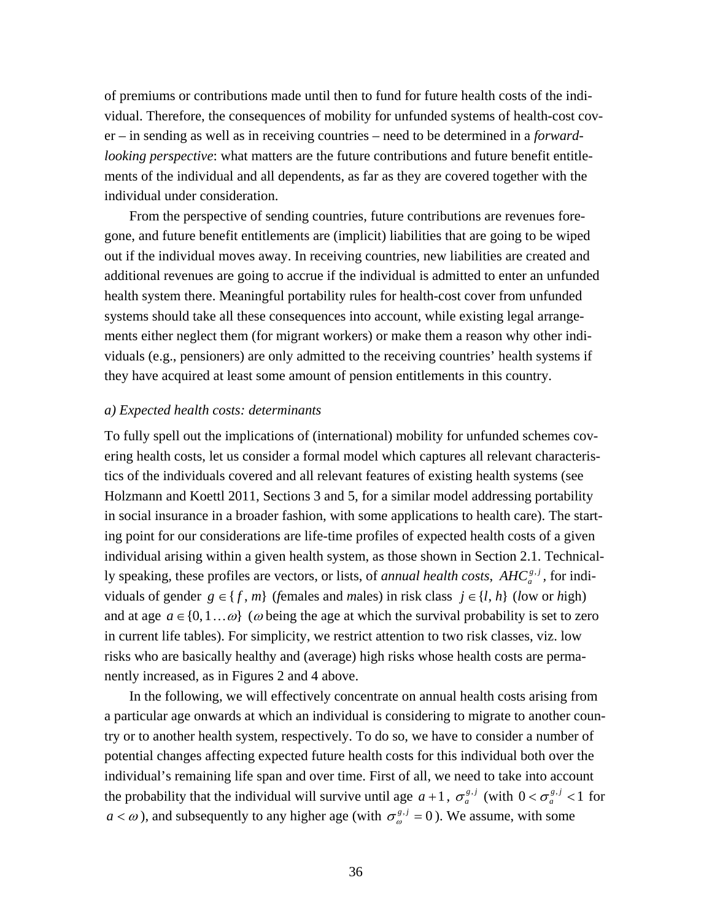of premiums or contributions made until then to fund for future health costs of the individual. Therefore, the consequences of mobility for unfunded systems of health-cost cover – in sending as well as in receiving countries – need to be determined in a *forward-looking perspective*: what matters are the future contributions and future benefit entitlements of the individual and all dependents, as far as they are covered together with the individual under consideration.

From the perspective of sending countries, future contributions are revenues foregone, and future benefit entitlements are (implicit) liabilities that are going to be wiped out if the individual moves away. In receiving countries, new liabilities are created and additional revenues are going to accrue if the individual is admitted to enter an unfunded health system there. Meaningful portability rules for health-cost cover from unfunded systems should take all these consequences into account, while existing legal arrangements either neglect them (for migrant workers) or make them a reason why other individuals (e.g., pensioners) are only admitted to the receiving countries' health systems if they have acquired at least some amount of pension entitlements in this country.

*a) Expected health costs: determinants*

To fully spell out the implications of (international) mobility for unfunded schemes covering health costs, let us consider a formal model which captures all relevant characteristics of the individuals covered and all relevant features of existing health systems (see Holzmann and Koettl 2011, Sections 3 and 5, for a similar model addressing portability in social insurance in a broader fashion, with some applications to health care). The starting point for our considerations are life-time profiles of expected health costs of a given individual arising within a given health system, as those shown in Section 2.1. Technically speaking, these profiles are vectors, or lists, of *annual health costs*, $AHC_a^{g,j}$, for individuals of gender $g \in \{f, m\}$ (*f*emales and *m*ales) in risk class $j \in \{l, h\}$ (*l*ow or *h*igh) and at age $a \in \{0, 1 \ldots \omega\}$ ($\omega$ being the age at which the survival probability is set to zero in current life tables). For simplicity, we restrict attention to two risk classes, viz. low risks who are basically healthy and (average) high risks whose health costs are permanently increased, as in Figures 2 and 4 above.

In the following, we will effectively concentrate on annual health costs arising from a particular age onwards at which an individual is considering to migrate to another country or to another health system, respectively. To do so, we have to consider a number of potential changes affecting expected future health costs for this individual both over the individual's remaining life span and over time. First of all, we need to take into account the probability that the individual will survive until age $a+1$, $\sigma_a^{g,j}$ (with $0 < \sigma_a^{g,j} < 1$ for $a < \omega$), and subsequently to any higher age (with $\sigma_\omega^{g,j} = 0$). We assume, with some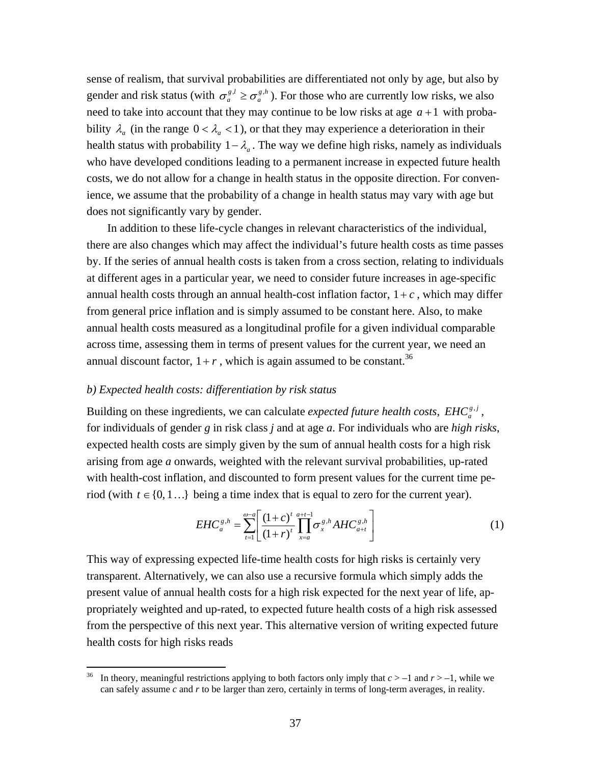sense of realism, that survival probabilities are differentiated not only by age, but also by gender and risk status (with $\sigma_a^{g,l} \geq \sigma_a^{g,h}$). For those who are currently low risks, we also need to take into account that they may continue to be low risks at age $a+1$ with probability $\lambda_a$ (in the range $0 < \lambda_a < 1$), or that they may experience a deterioration in their health status with probability $1-\lambda_a$. The way we define high risks, namely as individuals who have developed conditions leading to a permanent increase in expected future health costs, we do not allow for a change in health status in the opposite direction. For convenience, we assume that the probability of a change in health status may vary with age but does not significantly vary by gender.

In addition to these life-cycle changes in relevant characteristics of the individual, there are also changes which may affect the individual's future health costs as time passes by. If the series of annual health costs is taken from a cross section, relating to individuals at different ages in a particular year, we need to consider future increases in age-specific annual health costs through an annual health-cost inflation factor, $1+c$, which may differ from general price inflation and is simply assumed to be constant here. Also, to make annual health costs measured as a longitudinal profile for a given individual comparable across time, assessing them in terms of present values for the current year, we need an annual discount factor, $1+r$, which is again assumed to be constant.[36]

### *b) Expected health costs: differentiation by risk status*

Building on these ingredients, we can calculate *expected future health costs*, $EHC_a^{g,j}$, for individuals of gender *g* in risk class *j* and at age *a*. For individuals who are *high risks*, expected health costs are simply given by the sum of annual health costs for a high risk arising from age *a* onwards, weighted with the relevant survival probabilities, up-rated with health-cost inflation, and discounted to form present values for the current time period (with $t \in \{0, 1 \ldots\}$ being a time index that is equal to zero for the current year).

$$EHC_a^{g,h} = \sum_{t=1}^{\omega-a} \left[ \frac{(1+c)^t}{(1+r)^t} \prod_{x=a}^{a+t-1} \sigma_x^{g,h} AHC_{a+t}^{g,h} \right] \tag{1}$$

This way of expressing expected life-time health costs for high risks is certainly very transparent. Alternatively, we can also use a recursive formula which simply adds the present value of annual health costs for a high risk expected for the next year of life, appropriately weighted and up-rated, to expected future health costs of a high risk assessed from the perspective of this next year. This alternative version of writing expected future health costs for high risks reads

---

[36] In theory, meaningful restrictions applying to both factors only imply that $c > -1$ and $r > -1$, while we can safely assume *c* and *r* to be larger than zero, certainly in terms of long-term averages, in reality.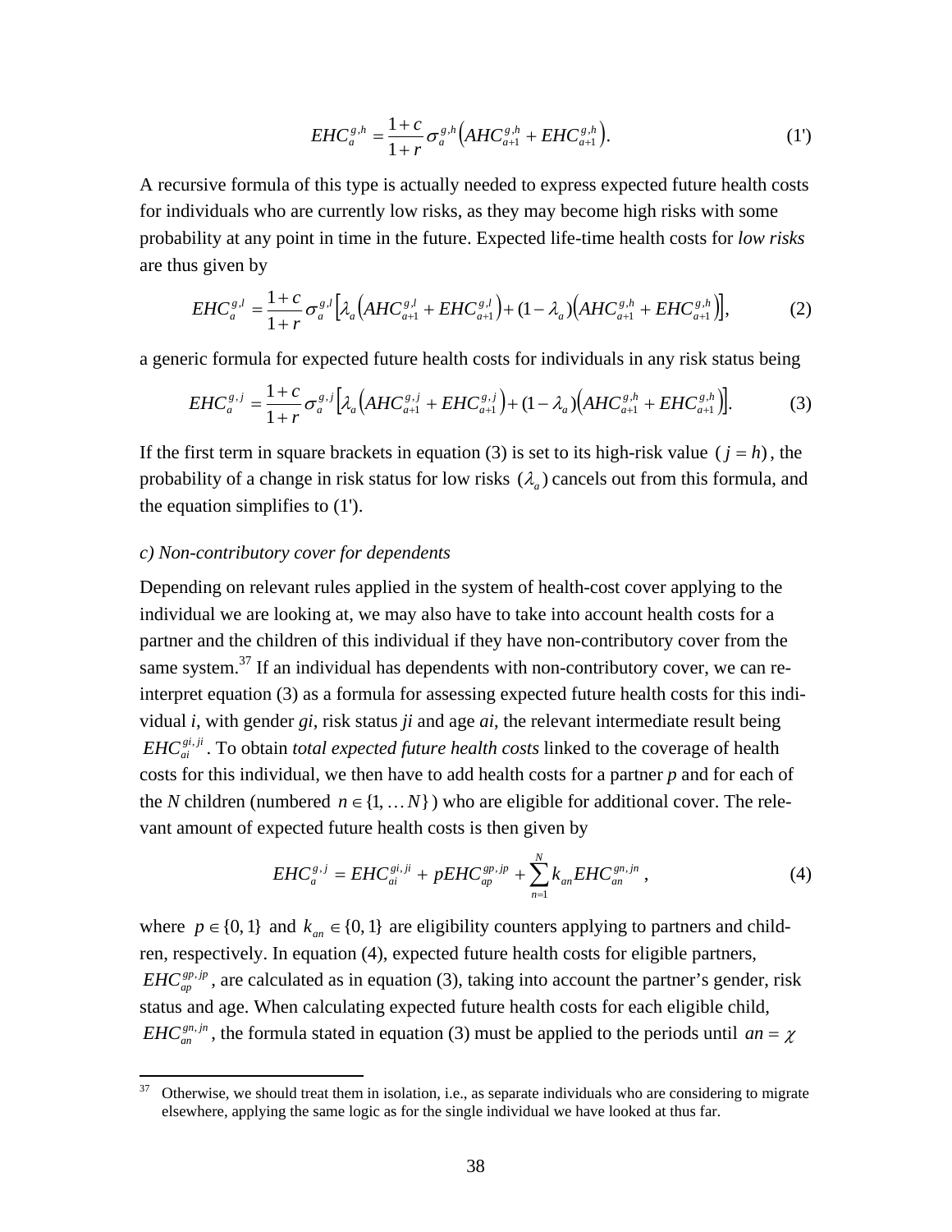$$EHC_a^{g,h} = \frac{1+c}{1+r}\sigma_a^{g,h}\left(AHC_{a+1}^{g,h} + EHC_{a+1}^{g,h}\right). \tag{1'}$$

A recursive formula of this type is actually needed to express expected future health costs for individuals who are currently low risks, as they may become high risks with some probability at any point in time in the future. Expected life-time health costs for *low risks* are thus given by

$$EHC_a^{g,l} = \frac{1+c}{1+r}\sigma_a^{g,l}\left[\lambda_a\left(AHC_{a+1}^{g,l} + EHC_{a+1}^{g,l}\right) + (1-\lambda_a)\left(AHC_{a+1}^{g,h} + EHC_{a+1}^{g,h}\right)\right], \tag{2}$$

a generic formula for expected future health costs for individuals in any risk status being

$$EHC_a^{g,j} = \frac{1+c}{1+r}\sigma_a^{g,j}\left[\lambda_a\left(AHC_{a+1}^{g,j} + EHC_{a+1}^{g,j}\right) + (1-\lambda_a)\left(AHC_{a+1}^{g,h} + EHC_{a+1}^{g,h}\right)\right]. \tag{3}$$

If the first term in square brackets in equation (3) is set to its high-risk value $(j = h)$, the probability of a change in risk status for low risks $(\lambda_a)$ cancels out from this formula, and the equation simplifies to (1').

*c) Non-contributory cover for dependents*

Depending on relevant rules applied in the system of health-cost cover applying to the individual we are looking at, we may also have to take into account health costs for a partner and the children of this individual if they have non-contributory cover from the same system.[37] If an individual has dependents with non-contributory cover, we can re-interpret equation (3) as a formula for assessing expected future health costs for this individual *i*, with gender *gi*, risk status *ji* and age *ai*, the relevant intermediate result being $EHC_{ai}^{gi,ji}$. To obtain *total expected future health costs* linked to the coverage of health costs for this individual, we then have to add health costs for a partner *p* and for each of the *N* children (numbered $n \in \{1, \dots N\}$) who are eligible for additional cover. The relevant amount of expected future health costs is then given by

$$EHC_a^{g,j} = EHC_{ai}^{gi,ji} + pEHC_{ap}^{gp,jp} + \sum_{n=1}^{N} k_{an}EHC_{an}^{gn,jn}, \tag{4}$$

where $p \in \{0, 1\}$ and $k_{an} \in \{0, 1\}$ are eligibility counters applying to partners and children, respectively. In equation (4), expected future health costs for eligible partners, $EHC_{ap}^{gp,jp}$, are calculated as in equation (3), taking into account the partner's gender, risk status and age. When calculating expected future health costs for each eligible child, $EHC_{an}^{gn,jn}$, the formula stated in equation (3) must be applied to the periods until $an = \chi$

[37] Otherwise, we should treat them in isolation, i.e., as separate individuals who are considering to migrate elsewhere, applying the same logic as for the single individual we have looked at thus far.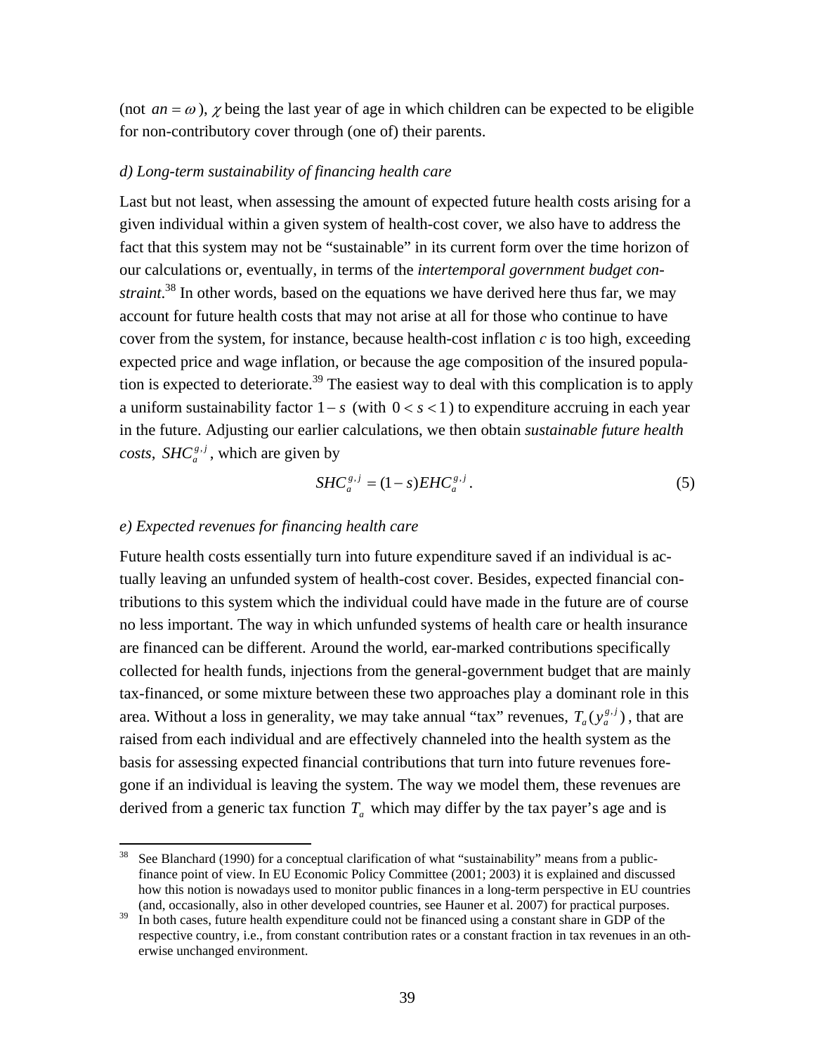(not $an = \omega$), $\chi$ being the last year of age in which children can be expected to be eligible for non-contributory cover through (one of) their parents.

*d) Long-term sustainability of financing health care*

Last but not least, when assessing the amount of expected future health costs arising for a given individual within a given system of health-cost cover, we also have to address the fact that this system may not be "sustainable" in its current form over the time horizon of our calculations or, eventually, in terms of the *intertemporal government budget constraint*.[38] In other words, based on the equations we have derived here thus far, we may account for future health costs that may not arise at all for those who continue to have cover from the system, for instance, because health-cost inflation $c$ is too high, exceeding expected price and wage inflation, or because the age composition of the insured population is expected to deteriorate.[39] The easiest way to deal with this complication is to apply a uniform sustainability factor $1-s$ (with $0 < s < 1$) to expenditure accruing in each year in the future. Adjusting our earlier calculations, we then obtain *sustainable future health costs*, $SHC_a^{g,j}$, which are given by

$$SHC_a^{g,j} = (1-s)EHC_a^{g,j}. \tag{5}$$

*e) Expected revenues for financing health care*

Future health costs essentially turn into future expenditure saved if an individual is actually leaving an unfunded system of health-cost cover. Besides, expected financial contributions to this system which the individual could have made in the future are of course no less important. The way in which unfunded systems of health care or health insurance are financed can be different. Around the world, ear-marked contributions specifically collected for health funds, injections from the general-government budget that are mainly tax-financed, or some mixture between these two approaches play a dominant role in this area. Without a loss in generality, we may take annual "tax" revenues, $T_a(y_a^{g,j})$, that are raised from each individual and are effectively channeled into the health system as the basis for assessing expected financial contributions that turn into future revenues foregone if an individual is leaving the system. The way we model them, these revenues are derived from a generic tax function $T_a$ which may differ by the tax payer's age and is

---

[38] See Blanchard (1990) for a conceptual clarification of what "sustainability" means from a public-finance point of view. In EU Economic Policy Committee (2001; 2003) it is explained and discussed how this notion is nowadays used to monitor public finances in a long-term perspective in EU countries (and, occasionally, also in other developed countries, see Hauner et al. 2007) for practical purposes.

[39] In both cases, future health expenditure could not be financed using a constant share in GDP of the respective country, i.e., from constant contribution rates or a constant fraction in tax revenues in an otherwise unchanged environment.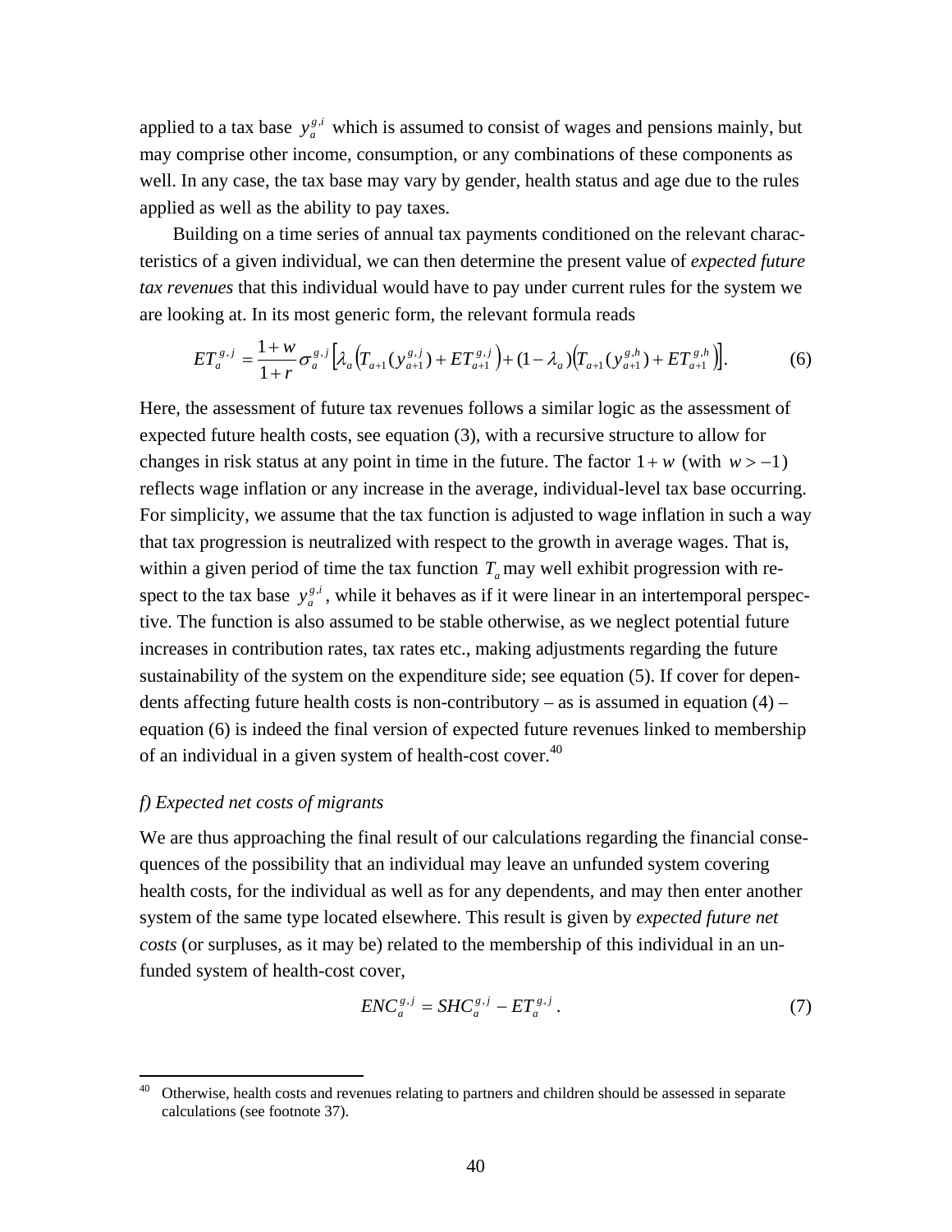applied to a tax base $y_a^{g,i}$ which is assumed to consist of wages and pensions mainly, but may comprise other income, consumption, or any combinations of these components as well. In any case, the tax base may vary by gender, health status and age due to the rules applied as well as the ability to pay taxes.

Building on a time series of annual tax payments conditioned on the relevant characteristics of a given individual, we can then determine the present value of *expected future tax revenues* that this individual would have to pay under current rules for the system we are looking at. In its most generic form, the relevant formula reads

$$ET_a^{g,j} = \frac{1+w}{1+r}\sigma_a^{g,j}\left[\lambda_a\left(T_{a+1}(y_{a+1}^{g,j}) + ET_{a+1}^{g,j}\right) + (1-\lambda_a)\left(T_{a+1}(y_{a+1}^{g,h}) + ET_{a+1}^{g,h}\right)\right]. \tag{6}$$

Here, the assessment of future tax revenues follows a similar logic as the assessment of expected future health costs, see equation (3), with a recursive structure to allow for changes in risk status at any point in time in the future. The factor $1+w$ (with $w > -1$) reflects wage inflation or any increase in the average, individual-level tax base occurring. For simplicity, we assume that the tax function is adjusted to wage inflation in such a way that tax progression is neutralized with respect to the growth in average wages. That is, within a given period of time the tax function $T_a$ may well exhibit progression with respect to the tax base $y_a^{g,i}$, while it behaves as if it were linear in an intertemporal perspective. The function is also assumed to be stable otherwise, as we neglect potential future increases in contribution rates, tax rates etc., making adjustments regarding the future sustainability of the system on the expenditure side; see equation (5). If cover for dependents affecting future health costs is non-contributory – as is assumed in equation (4) – equation (6) is indeed the final version of expected future revenues linked to membership of an individual in a given system of health-cost cover.[40]

*f) Expected net costs of migrants*

We are thus approaching the final result of our calculations regarding the financial consequences of the possibility that an individual may leave an unfunded system covering health costs, for the individual as well as for any dependents, and may then enter another system of the same type located elsewhere. This result is given by *expected future net costs* (or surpluses, as it may be) related to the membership of this individual in an unfunded system of health-cost cover,

$$ENC_a^{g,j} = SHC_a^{g,j} - ET_a^{g,j}. \tag{7}$$

[40] Otherwise, health costs and revenues relating to partners and children should be assessed in separate calculations (see footnote 37).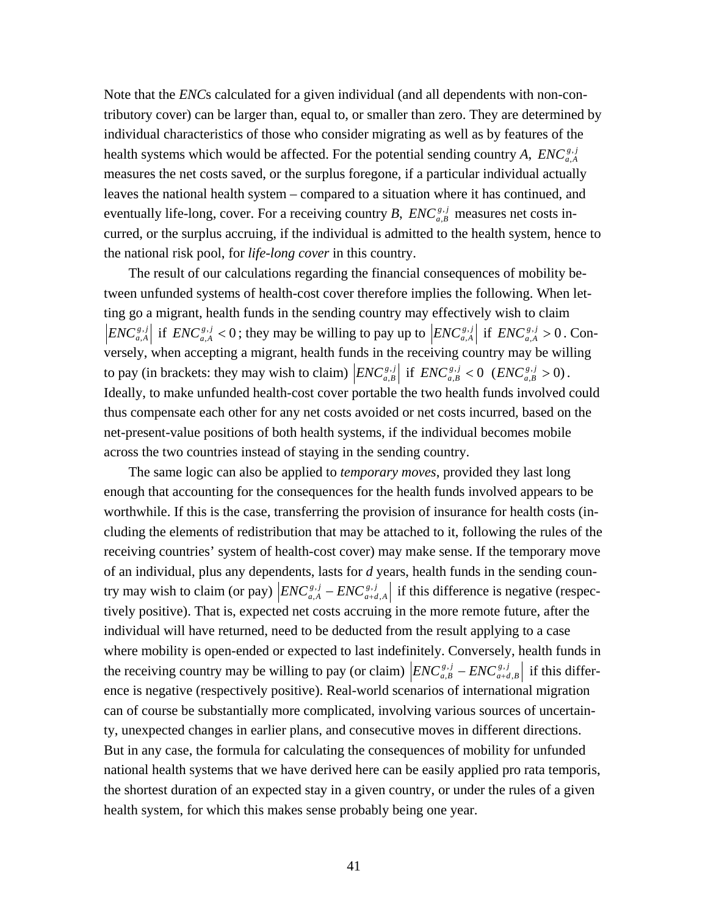Note that the *ENC*s calculated for a given individual (and all dependents with non-contributory cover) can be larger than, equal to, or smaller than zero. They are determined by individual characteristics of those who consider migrating as well as by features of the health systems which would be affected. For the potential sending country *A*, $ENC_{a,A}^{g,j}$ measures the net costs saved, or the surplus foregone, if a particular individual actually leaves the national health system – compared to a situation where it has continued, and eventually life-long, cover. For a receiving country *B*, $ENC_{a,B}^{g,j}$ measures net costs incurred, or the surplus accruing, if the individual is admitted to the health system, hence to the national risk pool, for *life-long cover* in this country.

The result of our calculations regarding the financial consequences of mobility between unfunded systems of health-cost cover therefore implies the following. When letting go a migrant, health funds in the sending country may effectively wish to claim $\left|ENC_{a,A}^{g,j}\right|$ if $ENC_{a,A}^{g,j} < 0$; they may be willing to pay up to $\left|ENC_{a,A}^{g,j}\right|$ if $ENC_{a,A}^{g,j} > 0$. Conversely, when accepting a migrant, health funds in the receiving country may be willing to pay (in brackets: they may wish to claim) $\left|ENC_{a,B}^{g,j}\right|$ if $ENC_{a,B}^{g,j} < 0$ $(ENC_{a,B}^{g,j} > 0)$. Ideally, to make unfunded health-cost cover portable the two health funds involved could thus compensate each other for any net costs avoided or net costs incurred, based on the net-present-value positions of both health systems, if the individual becomes mobile across the two countries instead of staying in the sending country.

The same logic can also be applied to *temporary moves*, provided they last long enough that accounting for the consequences for the health funds involved appears to be worthwhile. If this is the case, transferring the provision of insurance for health costs (including the elements of redistribution that may be attached to it, following the rules of the receiving countries' system of health-cost cover) may make sense. If the temporary move of an individual, plus any dependents, lasts for *d* years, health funds in the sending country may wish to claim (or pay) $\left|ENC_{a,A}^{g,j} - ENC_{a+d,A}^{g,j}\right|$ if this difference is negative (respectively positive). That is, expected net costs accruing in the more remote future, after the individual will have returned, need to be deducted from the result applying to a case where mobility is open-ended or expected to last indefinitely. Conversely, health funds in the receiving country may be willing to pay (or claim) $\left|ENC_{a,B}^{g,j} - ENC_{a+d,B}^{g,j}\right|$ if this difference is negative (respectively positive). Real-world scenarios of international migration can of course be substantially more complicated, involving various sources of uncertainty, unexpected changes in earlier plans, and consecutive moves in different directions. But in any case, the formula for calculating the consequences of mobility for unfunded national health systems that we have derived here can be easily applied pro rata temporis, the shortest duration of an expected stay in a given country, or under the rules of a given health system, for which this makes sense probably being one year.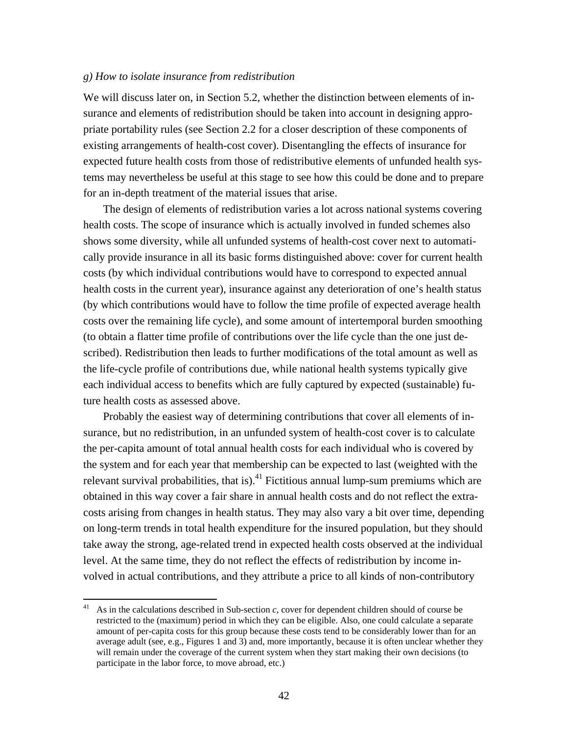*g) How to isolate insurance from redistribution*

We will discuss later on, in Section 5.2, whether the distinction between elements of insurance and elements of redistribution should be taken into account in designing appropriate portability rules (see Section 2.2 for a closer description of these components of existing arrangements of health-cost cover). Disentangling the effects of insurance for expected future health costs from those of redistributive elements of unfunded health systems may nevertheless be useful at this stage to see how this could be done and to prepare for an in-depth treatment of the material issues that arise.

The design of elements of redistribution varies a lot across national systems covering health costs. The scope of insurance which is actually involved in funded schemes also shows some diversity, while all unfunded systems of health-cost cover next to automatically provide insurance in all its basic forms distinguished above: cover for current health costs (by which individual contributions would have to correspond to expected annual health costs in the current year), insurance against any deterioration of one's health status (by which contributions would have to follow the time profile of expected average health costs over the remaining life cycle), and some amount of intertemporal burden smoothing (to obtain a flatter time profile of contributions over the life cycle than the one just described). Redistribution then leads to further modifications of the total amount as well as the life-cycle profile of contributions due, while national health systems typically give each individual access to benefits which are fully captured by expected (sustainable) future health costs as assessed above.

Probably the easiest way of determining contributions that cover all elements of insurance, but no redistribution, in an unfunded system of health-cost cover is to calculate the per-capita amount of total annual health costs for each individual who is covered by the system and for each year that membership can be expected to last (weighted with the relevant survival probabilities, that is).[41] Fictitious annual lump-sum premiums which are obtained in this way cover a fair share in annual health costs and do not reflect the extra-costs arising from changes in health status. They may also vary a bit over time, depending on long-term trends in total health expenditure for the insured population, but they should take away the strong, age-related trend in expected health costs observed at the individual level. At the same time, they do not reflect the effects of redistribution by income involved in actual contributions, and they attribute a price to all kinds of non-contributory

---

[41] As in the calculations described in Sub-section *c*, cover for dependent children should of course be restricted to the (maximum) period in which they can be eligible. Also, one could calculate a separate amount of per-capita costs for this group because these costs tend to be considerably lower than for an average adult (see, e.g., Figures 1 and 3) and, more importantly, because it is often unclear whether they will remain under the coverage of the current system when they start making their own decisions (to participate in the labor force, to move abroad, etc.)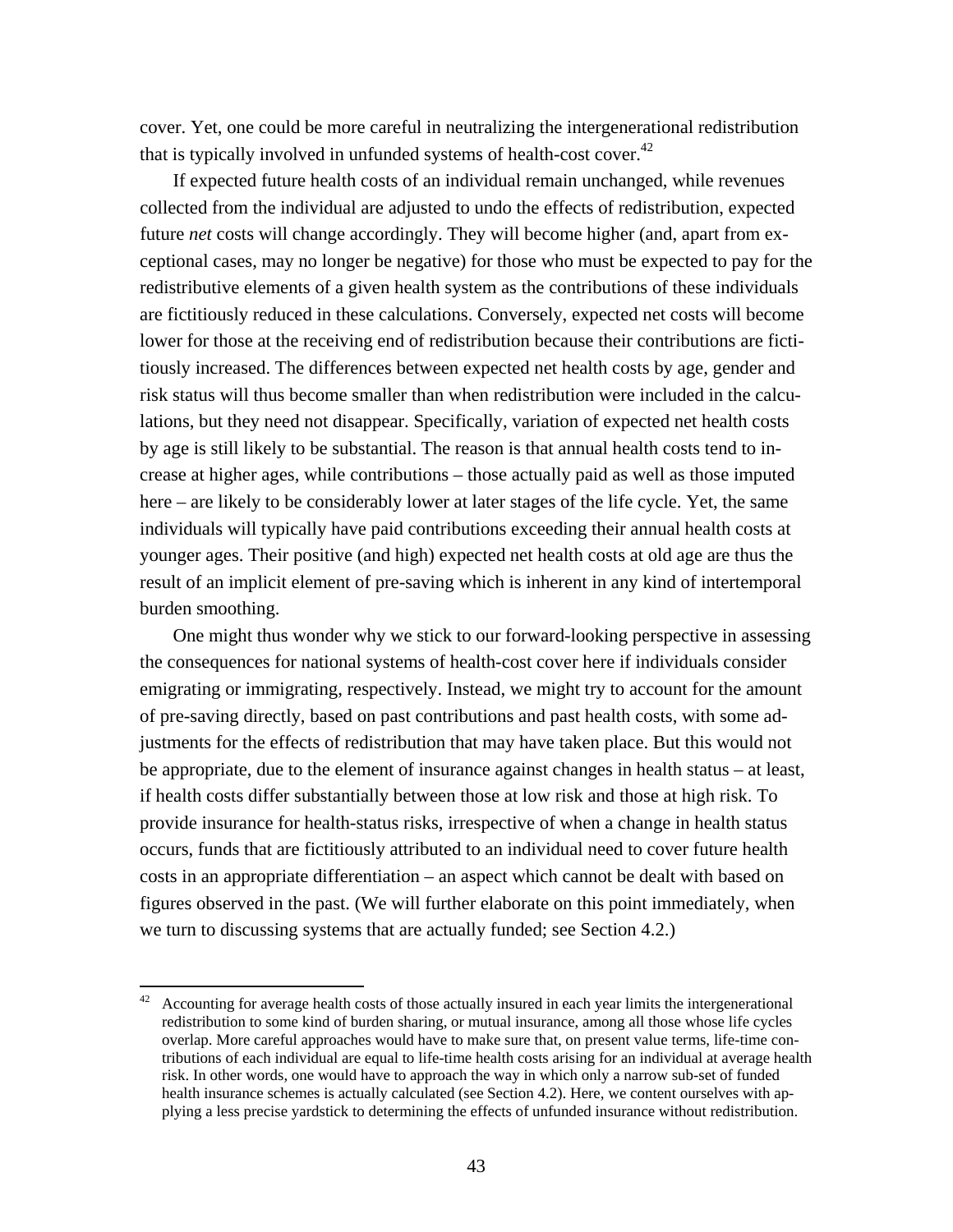cover. Yet, one could be more careful in neutralizing the intergenerational redistribution that is typically involved in unfunded systems of health-cost cover.[42]

If expected future health costs of an individual remain unchanged, while revenues collected from the individual are adjusted to undo the effects of redistribution, expected future *net* costs will change accordingly. They will become higher (and, apart from exceptional cases, may no longer be negative) for those who must be expected to pay for the redistributive elements of a given health system as the contributions of these individuals are fictitiously reduced in these calculations. Conversely, expected net costs will become lower for those at the receiving end of redistribution because their contributions are fictitiously increased. The differences between expected net health costs by age, gender and risk status will thus become smaller than when redistribution were included in the calculations, but they need not disappear. Specifically, variation of expected net health costs by age is still likely to be substantial. The reason is that annual health costs tend to increase at higher ages, while contributions – those actually paid as well as those imputed here – are likely to be considerably lower at later stages of the life cycle. Yet, the same individuals will typically have paid contributions exceeding their annual health costs at younger ages. Their positive (and high) expected net health costs at old age are thus the result of an implicit element of pre-saving which is inherent in any kind of intertemporal burden smoothing.

One might thus wonder why we stick to our forward-looking perspective in assessing the consequences for national systems of health-cost cover here if individuals consider emigrating or immigrating, respectively. Instead, we might try to account for the amount of pre-saving directly, based on past contributions and past health costs, with some adjustments for the effects of redistribution that may have taken place. But this would not be appropriate, due to the element of insurance against changes in health status – at least, if health costs differ substantially between those at low risk and those at high risk. To provide insurance for health-status risks, irrespective of when a change in health status occurs, funds that are fictitiously attributed to an individual need to cover future health costs in an appropriate differentiation – an aspect which cannot be dealt with based on figures observed in the past. (We will further elaborate on this point immediately, when we turn to discussing systems that are actually funded; see Section 4.2.)

[42] Accounting for average health costs of those actually insured in each year limits the intergenerational redistribution to some kind of burden sharing, or mutual insurance, among all those whose life cycles overlap. More careful approaches would have to make sure that, on present value terms, life-time contributions of each individual are equal to life-time health costs arising for an individual at average health risk. In other words, one would have to approach the way in which only a narrow sub-set of funded health insurance schemes is actually calculated (see Section 4.2). Here, we content ourselves with applying a less precise yardstick to determining the effects of unfunded insurance without redistribution.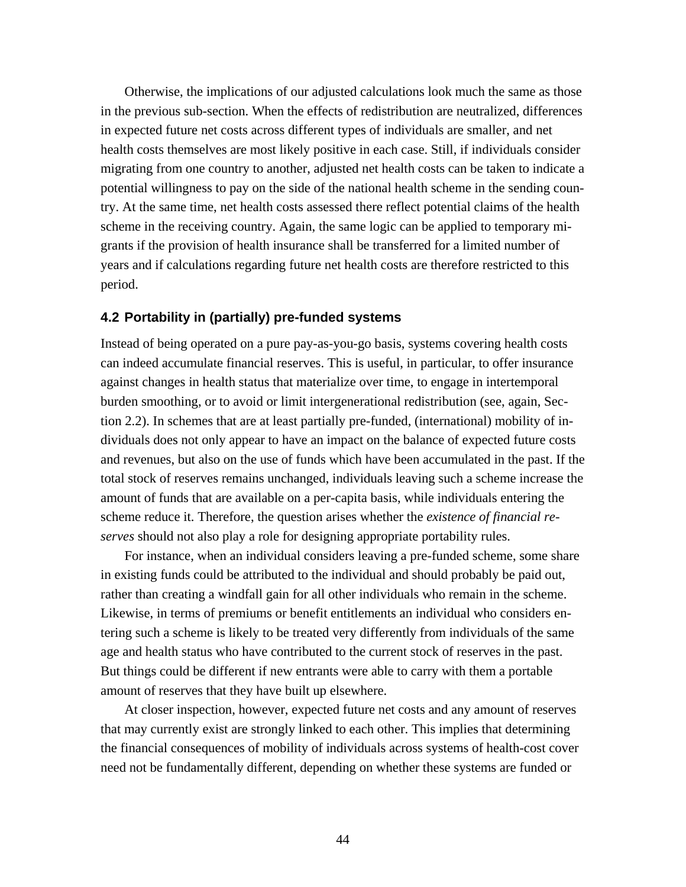Otherwise, the implications of our adjusted calculations look much the same as those in the previous sub-section. When the effects of redistribution are neutralized, differences in expected future net costs across different types of individuals are smaller, and net health costs themselves are most likely positive in each case. Still, if individuals consider migrating from one country to another, adjusted net health costs can be taken to indicate a potential willingness to pay on the side of the national health scheme in the sending country. At the same time, net health costs assessed there reflect potential claims of the health scheme in the receiving country. Again, the same logic can be applied to temporary migrants if the provision of health insurance shall be transferred for a limited number of years and if calculations regarding future net health costs are therefore restricted to this period.

### 4.2 Portability in (partially) pre-funded systems

Instead of being operated on a pure pay-as-you-go basis, systems covering health costs can indeed accumulate financial reserves. This is useful, in particular, to offer insurance against changes in health status that materialize over time, to engage in intertemporal burden smoothing, or to avoid or limit intergenerational redistribution (see, again, Section 2.2). In schemes that are at least partially pre-funded, (international) mobility of individuals does not only appear to have an impact on the balance of expected future costs and revenues, but also on the use of funds which have been accumulated in the past. If the total stock of reserves remains unchanged, individuals leaving such a scheme increase the amount of funds that are available on a per-capita basis, while individuals entering the scheme reduce it. Therefore, the question arises whether the *existence of financial reserves* should not also play a role for designing appropriate portability rules.

For instance, when an individual considers leaving a pre-funded scheme, some share in existing funds could be attributed to the individual and should probably be paid out, rather than creating a windfall gain for all other individuals who remain in the scheme. Likewise, in terms of premiums or benefit entitlements an individual who considers entering such a scheme is likely to be treated very differently from individuals of the same age and health status who have contributed to the current stock of reserves in the past. But things could be different if new entrants were able to carry with them a portable amount of reserves that they have built up elsewhere.

At closer inspection, however, expected future net costs and any amount of reserves that may currently exist are strongly linked to each other. This implies that determining the financial consequences of mobility of individuals across systems of health-cost cover need not be fundamentally different, depending on whether these systems are funded or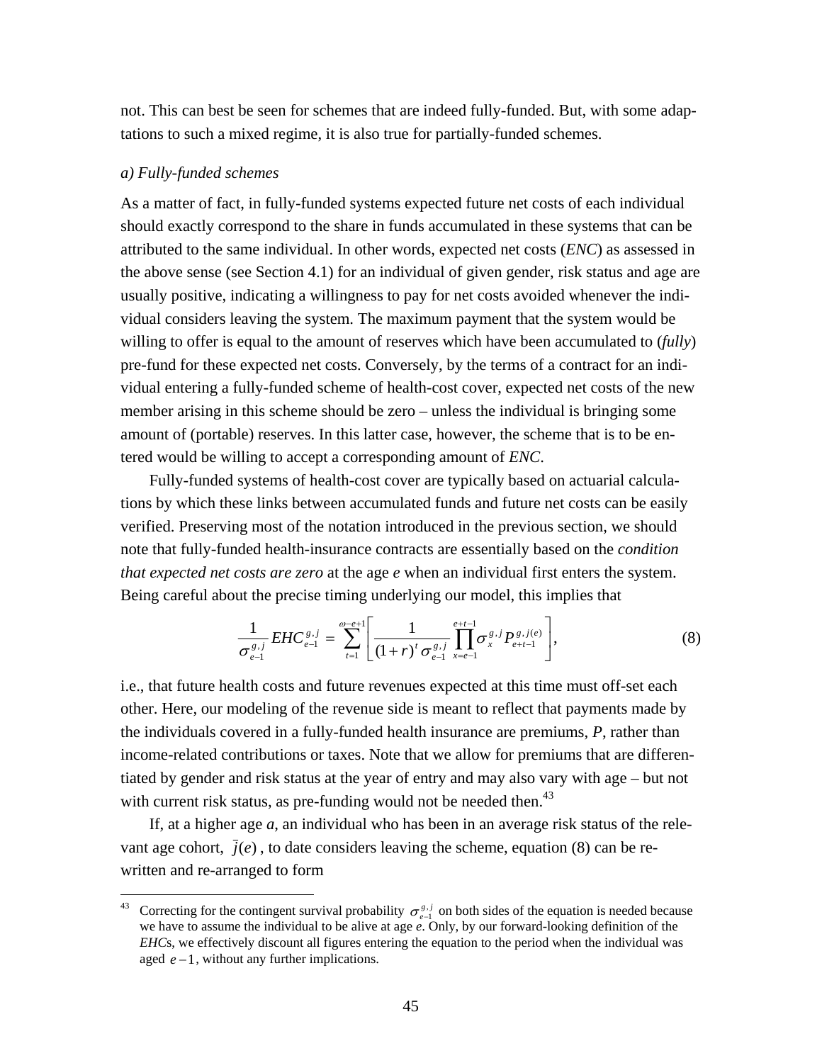not. This can best be seen for schemes that are indeed fully-funded. But, with some adaptations to such a mixed regime, it is also true for partially-funded schemes.

*a) Fully-funded schemes*

As a matter of fact, in fully-funded systems expected future net costs of each individual should exactly correspond to the share in funds accumulated in these systems that can be attributed to the same individual. In other words, expected net costs (*ENC*) as assessed in the above sense (see Section 4.1) for an individual of given gender, risk status and age are usually positive, indicating a willingness to pay for net costs avoided whenever the individual considers leaving the system. The maximum payment that the system would be willing to offer is equal to the amount of reserves which have been accumulated to (*fully*) pre-fund for these expected net costs. Conversely, by the terms of a contract for an individual entering a fully-funded scheme of health-cost cover, expected net costs of the new member arising in this scheme should be zero – unless the individual is bringing some amount of (portable) reserves. In this latter case, however, the scheme that is to be entered would be willing to accept a corresponding amount of *ENC*.

Fully-funded systems of health-cost cover are typically based on actuarial calculations by which these links between accumulated funds and future net costs can be easily verified. Preserving most of the notation introduced in the previous section, we should note that fully-funded health-insurance contracts are essentially based on the *condition that expected net costs are zero* at the age *e* when an individual first enters the system. Being careful about the precise timing underlying our model, this implies that

$$\frac{1}{\sigma_{e-1}^{g,j}} EHC_{e-1}^{g,j} = \sum_{t=1}^{\omega-e+1} \left[ \frac{1}{(1+r)^t \sigma_{e-1}^{g,j}} \prod_{x=e-1}^{e+t-1} \sigma_x^{g,j} P_{e+t-1}^{g,j(e)} \right], \tag{8}$$

i.e., that future health costs and future revenues expected at this time must off-set each other. Here, our modeling of the revenue side is meant to reflect that payments made by the individuals covered in a fully-funded health insurance are premiums, *P*, rather than income-related contributions or taxes. Note that we allow for premiums that are differentiated by gender and risk status at the year of entry and may also vary with age – but not with current risk status, as pre-funding would not be needed then.[43]

If, at a higher age *a*, an individual who has been in an average risk status of the relevant age cohort, $\bar{j}(e)$, to date considers leaving the scheme, equation (8) can be re-written and re-arranged to form

[43] Correcting for the contingent survival probability $\sigma_{e-1}^{g,j}$ on both sides of the equation is needed because we have to assume the individual to be alive at age *e*. Only, by our forward-looking definition of the *EHC*s, we effectively discount all figures entering the equation to the period when the individual was aged $e-1$, without any further implications.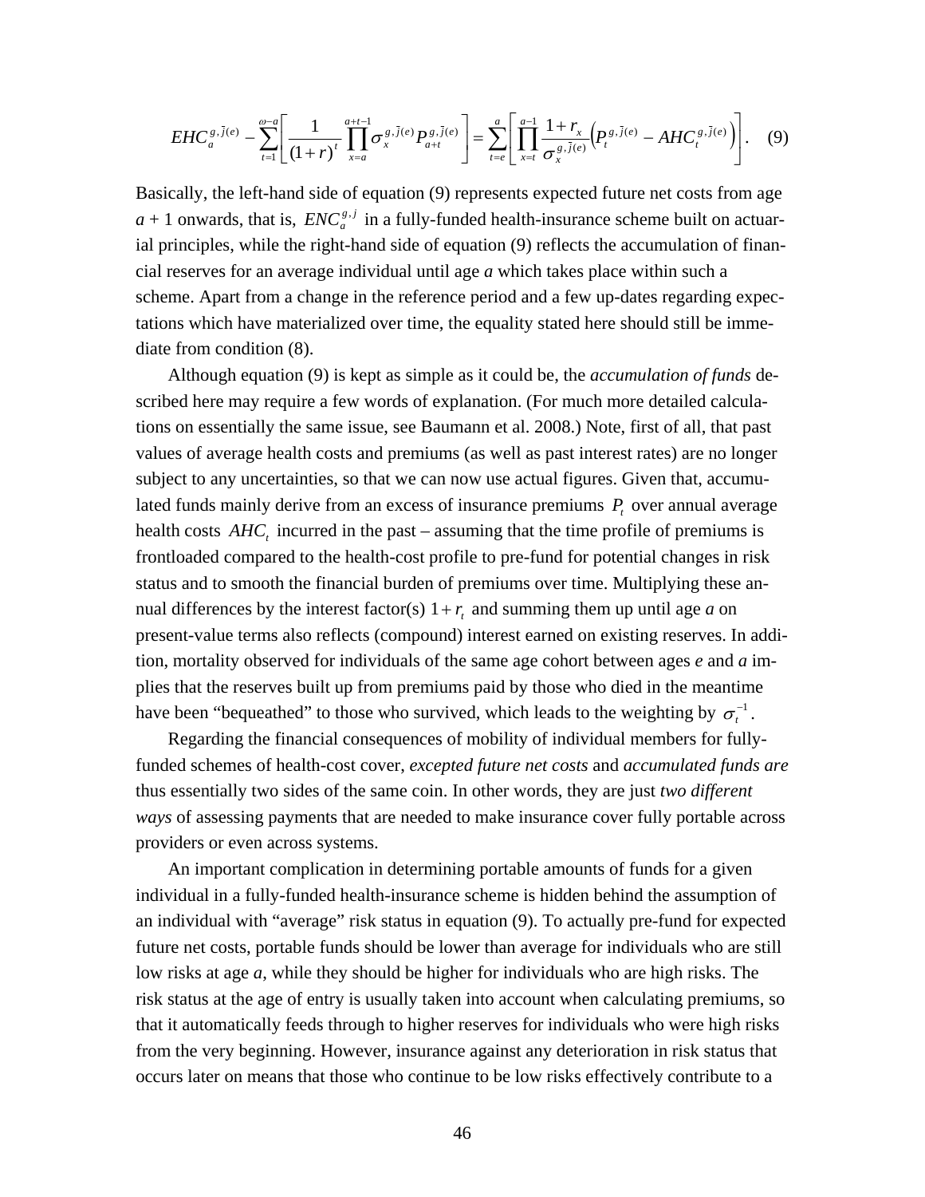$$EHC_a^{g,\bar{j}(e)} - \sum_{t=1}^{\omega-a}\left[\frac{1}{(1+r)^t}\prod_{x=a}^{a+t-1}\sigma_x^{g,\bar{j}(e)}P_{a+t}^{g,\bar{j}(e)}\right] = \sum_{t=e}^{a}\left[\prod_{x=t}^{a-1}\frac{1+r_x}{\sigma_x^{g,\bar{j}(e)}}\left(P_t^{g,\bar{j}(e)} - AHC_t^{g,\bar{j}(e)}\right)\right]. \quad (9)$$

Basically, the left-hand side of equation (9) represents expected future net costs from age $a+1$ onwards, that is, $ENC_a^{g,j}$ in a fully-funded health-insurance scheme built on actuarial principles, while the right-hand side of equation (9) reflects the accumulation of financial reserves for an average individual until age *a* which takes place within such a scheme. Apart from a change in the reference period and a few up-dates regarding expectations which have materialized over time, the equality stated here should still be immediate from condition (8).

Although equation (9) is kept as simple as it could be, the *accumulation of funds* described here may require a few words of explanation. (For much more detailed calculations on essentially the same issue, see Baumann et al. 2008.) Note, first of all, that past values of average health costs and premiums (as well as past interest rates) are no longer subject to any uncertainties, so that we can now use actual figures. Given that, accumulated funds mainly derive from an excess of insurance premiums $P_t$ over annual average health costs $AHC_t$ incurred in the past – assuming that the time profile of premiums is frontloaded compared to the health-cost profile to pre-fund for potential changes in risk status and to smooth the financial burden of premiums over time. Multiplying these annual differences by the interest factor(s) $1+r_t$ and summing them up until age *a* on present-value terms also reflects (compound) interest earned on existing reserves. In addition, mortality observed for individuals of the same age cohort between ages *e* and *a* implies that the reserves built up from premiums paid by those who died in the meantime have been "bequeathed" to those who survived, which leads to the weighting by $\sigma_t^{-1}$.

Regarding the financial consequences of mobility of individual members for fully-funded schemes of health-cost cover, *excepted future net costs* and *accumulated funds are* thus essentially two sides of the same coin. In other words, they are just *two different ways* of assessing payments that are needed to make insurance cover fully portable across providers or even across systems.

An important complication in determining portable amounts of funds for a given individual in a fully-funded health-insurance scheme is hidden behind the assumption of an individual with "average" risk status in equation (9). To actually pre-fund for expected future net costs, portable funds should be lower than average for individuals who are still low risks at age *a*, while they should be higher for individuals who are high risks. The risk status at the age of entry is usually taken into account when calculating premiums, so that it automatically feeds through to higher reserves for individuals who were high risks from the very beginning. However, insurance against any deterioration in risk status that occurs later on means that those who continue to be low risks effectively contribute to a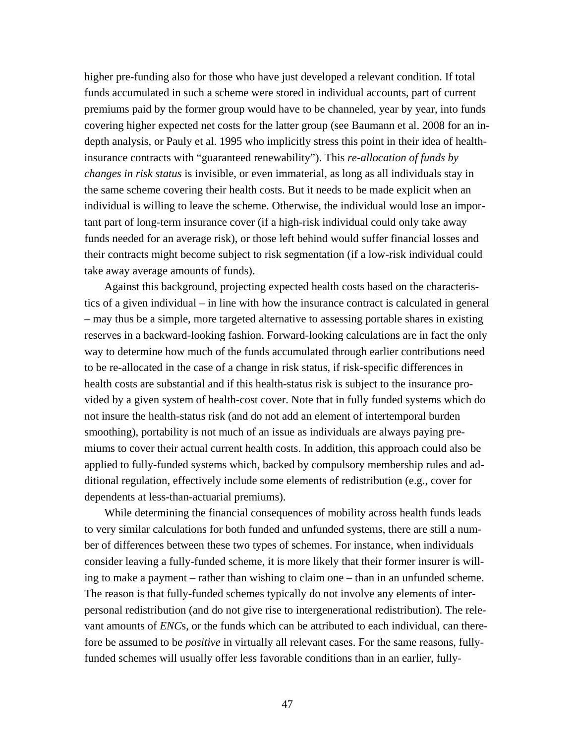higher pre-funding also for those who have just developed a relevant condition. If total funds accumulated in such a scheme were stored in individual accounts, part of current premiums paid by the former group would have to be channeled, year by year, into funds covering higher expected net costs for the latter group (see Baumann et al. 2008 for an in-depth analysis, or Pauly et al. 1995 who implicitly stress this point in their idea of health-insurance contracts with "guaranteed renewability"). This *re-allocation of funds by changes in risk status* is invisible, or even immaterial, as long as all individuals stay in the same scheme covering their health costs. But it needs to be made explicit when an individual is willing to leave the scheme. Otherwise, the individual would lose an important part of long-term insurance cover (if a high-risk individual could only take away funds needed for an average risk), or those left behind would suffer financial losses and their contracts might become subject to risk segmentation (if a low-risk individual could take away average amounts of funds).

Against this background, projecting expected health costs based on the characteristics of a given individual – in line with how the insurance contract is calculated in general – may thus be a simple, more targeted alternative to assessing portable shares in existing reserves in a backward-looking fashion. Forward-looking calculations are in fact the only way to determine how much of the funds accumulated through earlier contributions need to be re-allocated in the case of a change in risk status, if risk-specific differences in health costs are substantial and if this health-status risk is subject to the insurance provided by a given system of health-cost cover. Note that in fully funded systems which do not insure the health-status risk (and do not add an element of intertemporal burden smoothing), portability is not much of an issue as individuals are always paying premiums to cover their actual current health costs. In addition, this approach could also be applied to fully-funded systems which, backed by compulsory membership rules and additional regulation, effectively include some elements of redistribution (e.g., cover for dependents at less-than-actuarial premiums).

While determining the financial consequences of mobility across health funds leads to very similar calculations for both funded and unfunded systems, there are still a number of differences between these two types of schemes. For instance, when individuals consider leaving a fully-funded scheme, it is more likely that their former insurer is willing to make a payment – rather than wishing to claim one – than in an unfunded scheme. The reason is that fully-funded schemes typically do not involve any elements of interpersonal redistribution (and do not give rise to intergenerational redistribution). The relevant amounts of *ENC*s, or the funds which can be attributed to each individual, can therefore be assumed to be *positive* in virtually all relevant cases. For the same reasons, fully-funded schemes will usually offer less favorable conditions than in an earlier, fully-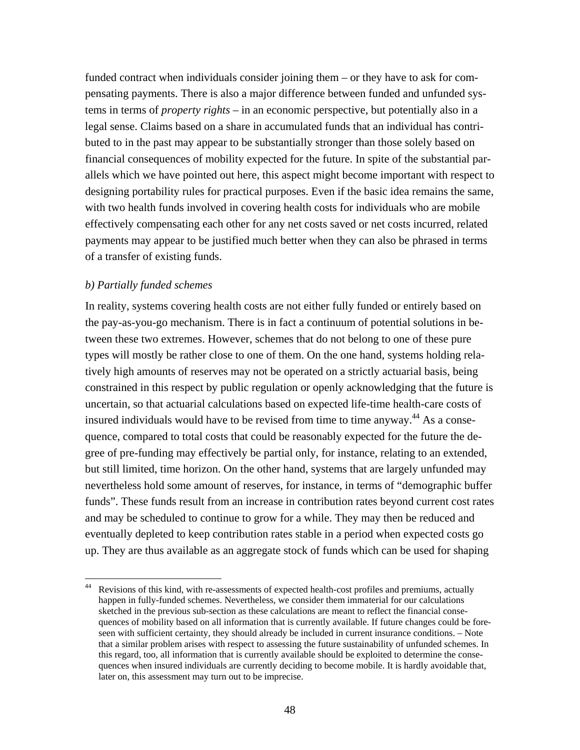funded contract when individuals consider joining them – or they have to ask for compensating payments. There is also a major difference between funded and unfunded systems in terms of *property rights* – in an economic perspective, but potentially also in a legal sense. Claims based on a share in accumulated funds that an individual has contributed to in the past may appear to be substantially stronger than those solely based on financial consequences of mobility expected for the future. In spite of the substantial parallels which we have pointed out here, this aspect might become important with respect to designing portability rules for practical purposes. Even if the basic idea remains the same, with two health funds involved in covering health costs for individuals who are mobile effectively compensating each other for any net costs saved or net costs incurred, related payments may appear to be justified much better when they can also be phrased in terms of a transfer of existing funds.

*b) Partially funded schemes*

In reality, systems covering health costs are not either fully funded or entirely based on the pay-as-you-go mechanism. There is in fact a continuum of potential solutions in between these two extremes. However, schemes that do not belong to one of these pure types will mostly be rather close to one of them. On the one hand, systems holding relatively high amounts of reserves may not be operated on a strictly actuarial basis, being constrained in this respect by public regulation or openly acknowledging that the future is uncertain, so that actuarial calculations based on expected life-time health-care costs of insured individuals would have to be revised from time to time anyway.[44] As a consequence, compared to total costs that could be reasonably expected for the future the degree of pre-funding may effectively be partial only, for instance, relating to an extended, but still limited, time horizon. On the other hand, systems that are largely unfunded may nevertheless hold some amount of reserves, for instance, in terms of "demographic buffer funds". These funds result from an increase in contribution rates beyond current cost rates and may be scheduled to continue to grow for a while. They may then be reduced and eventually depleted to keep contribution rates stable in a period when expected costs go up. They are thus available as an aggregate stock of funds which can be used for shaping

[44] Revisions of this kind, with re-assessments of expected health-cost profiles and premiums, actually happen in fully-funded schemes. Nevertheless, we consider them immaterial for our calculations sketched in the previous sub-section as these calculations are meant to reflect the financial consequences of mobility based on all information that is currently available. If future changes could be foreseen with sufficient certainty, they should already be included in current insurance conditions. – Note that a similar problem arises with respect to assessing the future sustainability of unfunded schemes. In this regard, too, all information that is currently available should be exploited to determine the consequences when insured individuals are currently deciding to become mobile. It is hardly avoidable that, later on, this assessment may turn out to be imprecise.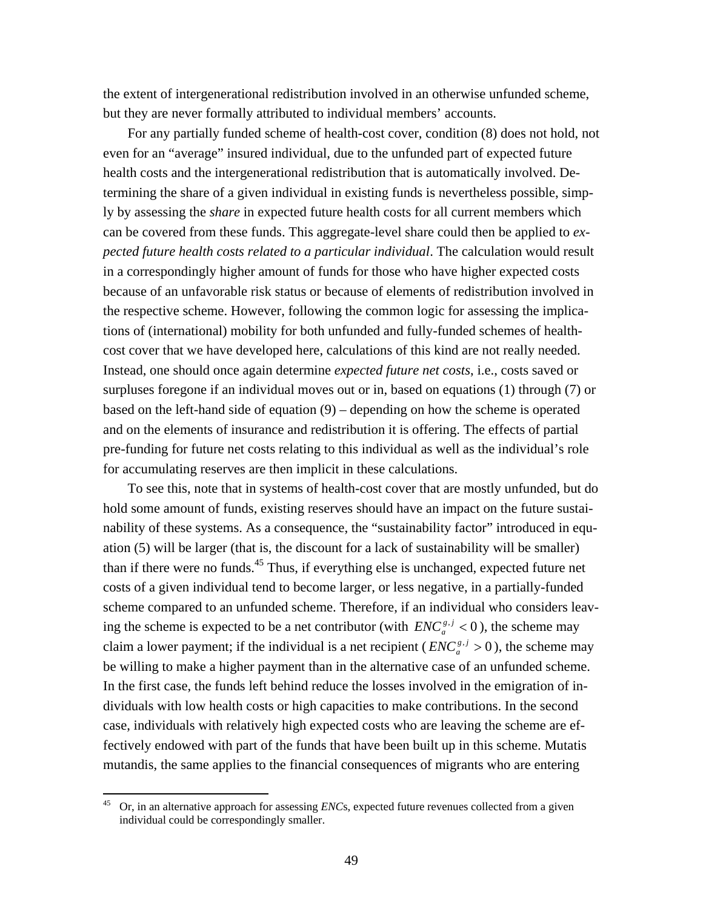the extent of intergenerational redistribution involved in an otherwise unfunded scheme, but they are never formally attributed to individual members' accounts.

For any partially funded scheme of health-cost cover, condition (8) does not hold, not even for an "average" insured individual, due to the unfunded part of expected future health costs and the intergenerational redistribution that is automatically involved. Determining the share of a given individual in existing funds is nevertheless possible, simply by assessing the *share* in expected future health costs for all current members which can be covered from these funds. This aggregate-level share could then be applied to *expected future health costs related to a particular individual*. The calculation would result in a correspondingly higher amount of funds for those who have higher expected costs because of an unfavorable risk status or because of elements of redistribution involved in the respective scheme. However, following the common logic for assessing the implications of (international) mobility for both unfunded and fully-funded schemes of health-cost cover that we have developed here, calculations of this kind are not really needed. Instead, one should once again determine *expected future net costs*, i.e., costs saved or surpluses foregone if an individual moves out or in, based on equations (1) through (7) or based on the left-hand side of equation (9) – depending on how the scheme is operated and on the elements of insurance and redistribution it is offering. The effects of partial pre-funding for future net costs relating to this individual as well as the individual's role for accumulating reserves are then implicit in these calculations.

To see this, note that in systems of health-cost cover that are mostly unfunded, but do hold some amount of funds, existing reserves should have an impact on the future sustainability of these systems. As a consequence, the "sustainability factor" introduced in equation (5) will be larger (that is, the discount for a lack of sustainability will be smaller) than if there were no funds.[45] Thus, if everything else is unchanged, expected future net costs of a given individual tend to become larger, or less negative, in a partially-funded scheme compared to an unfunded scheme. Therefore, if an individual who considers leaving the scheme is expected to be a net contributor (with $ENC_a^{g,j} < 0$), the scheme may claim a lower payment; if the individual is a net recipient ($ENC_a^{g,j} > 0$), the scheme may be willing to make a higher payment than in the alternative case of an unfunded scheme. In the first case, the funds left behind reduce the losses involved in the emigration of individuals with low health costs or high capacities to make contributions. In the second case, individuals with relatively high expected costs who are leaving the scheme are effectively endowed with part of the funds that have been built up in this scheme. Mutatis mutandis, the same applies to the financial consequences of migrants who are entering

---

[45] Or, in an alternative approach for assessing *ENC*s, expected future revenues collected from a given individual could be correspondingly smaller.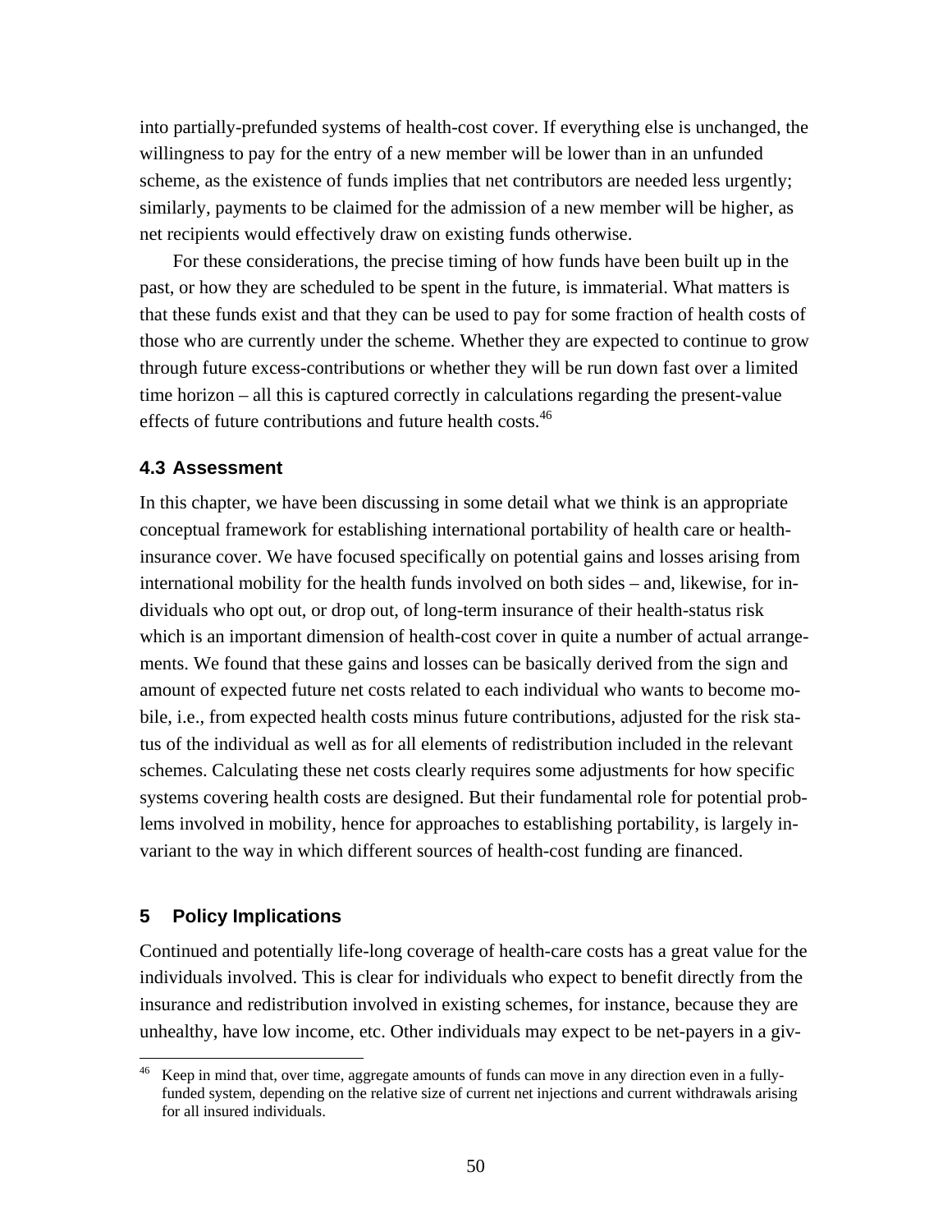into partially-prefunded systems of health-cost cover. If everything else is unchanged, the willingness to pay for the entry of a new member will be lower than in an unfunded scheme, as the existence of funds implies that net contributors are needed less urgently; similarly, payments to be claimed for the admission of a new member will be higher, as net recipients would effectively draw on existing funds otherwise.

For these considerations, the precise timing of how funds have been built up in the past, or how they are scheduled to be spent in the future, is immaterial. What matters is that these funds exist and that they can be used to pay for some fraction of health costs of those who are currently under the scheme. Whether they are expected to continue to grow through future excess-contributions or whether they will be run down fast over a limited time horizon – all this is captured correctly in calculations regarding the present-value effects of future contributions and future health costs.[46]

### 4.3 Assessment

In this chapter, we have been discussing in some detail what we think is an appropriate conceptual framework for establishing international portability of health care or health-insurance cover. We have focused specifically on potential gains and losses arising from international mobility for the health funds involved on both sides – and, likewise, for individuals who opt out, or drop out, of long-term insurance of their health-status risk which is an important dimension of health-cost cover in quite a number of actual arrangements. We found that these gains and losses can be basically derived from the sign and amount of expected future net costs related to each individual who wants to become mobile, i.e., from expected health costs minus future contributions, adjusted for the risk status of the individual as well as for all elements of redistribution included in the relevant schemes. Calculating these net costs clearly requires some adjustments for how specific systems covering health costs are designed. But their fundamental role for potential problems involved in mobility, hence for approaches to establishing portability, is largely invariant to the way in which different sources of health-cost funding are financed.

## 5 Policy Implications

Continued and potentially life-long coverage of health-care costs has a great value for the individuals involved. This is clear for individuals who expect to benefit directly from the insurance and redistribution involved in existing schemes, for instance, because they are unhealthy, have low income, etc. Other individuals may expect to be net-payers in a giv-

---

[46] Keep in mind that, over time, aggregate amounts of funds can move in any direction even in a fully-funded system, depending on the relative size of current net injections and current withdrawals arising for all insured individuals.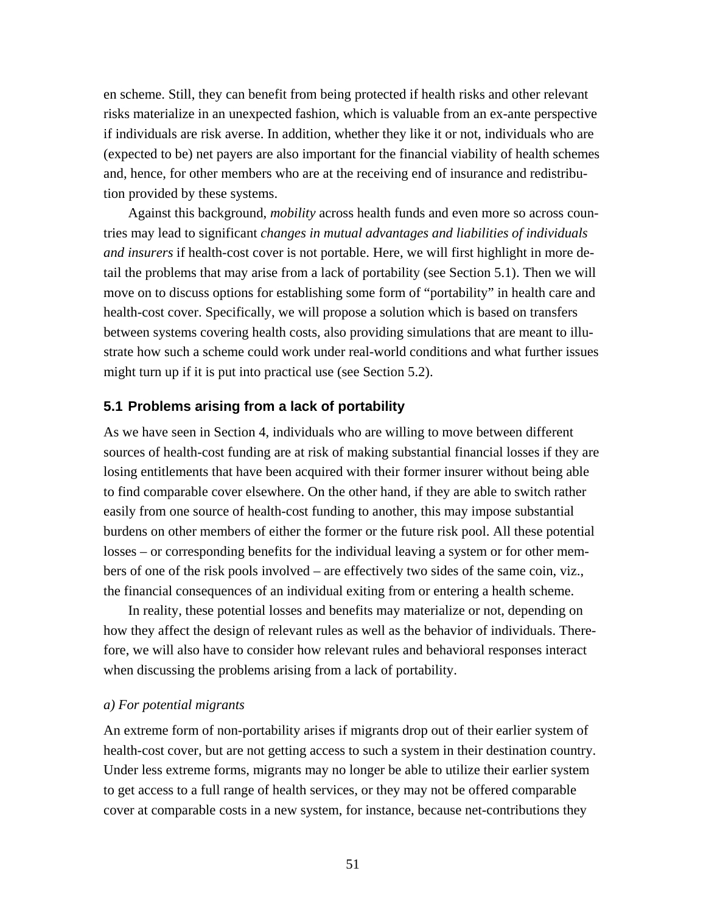en scheme. Still, they can benefit from being protected if health risks and other relevant risks materialize in an unexpected fashion, which is valuable from an ex-ante perspective if individuals are risk averse. In addition, whether they like it or not, individuals who are (expected to be) net payers are also important for the financial viability of health schemes and, hence, for other members who are at the receiving end of insurance and redistribution provided by these systems.

Against this background, *mobility* across health funds and even more so across countries may lead to significant *changes in mutual advantages and liabilities of individuals and insurers* if health-cost cover is not portable. Here, we will first highlight in more detail the problems that may arise from a lack of portability (see Section 5.1). Then we will move on to discuss options for establishing some form of "portability" in health care and health-cost cover. Specifically, we will propose a solution which is based on transfers between systems covering health costs, also providing simulations that are meant to illustrate how such a scheme could work under real-world conditions and what further issues might turn up if it is put into practical use (see Section 5.2).

## 5.1 Problems arising from a lack of portability

As we have seen in Section 4, individuals who are willing to move between different sources of health-cost funding are at risk of making substantial financial losses if they are losing entitlements that have been acquired with their former insurer without being able to find comparable cover elsewhere. On the other hand, if they are able to switch rather easily from one source of health-cost funding to another, this may impose substantial burdens on other members of either the former or the future risk pool. All these potential losses – or corresponding benefits for the individual leaving a system or for other members of one of the risk pools involved – are effectively two sides of the same coin, viz., the financial consequences of an individual exiting from or entering a health scheme.

In reality, these potential losses and benefits may materialize or not, depending on how they affect the design of relevant rules as well as the behavior of individuals. Therefore, we will also have to consider how relevant rules and behavioral responses interact when discussing the problems arising from a lack of portability.

### *a) For potential migrants*

An extreme form of non-portability arises if migrants drop out of their earlier system of health-cost cover, but are not getting access to such a system in their destination country. Under less extreme forms, migrants may no longer be able to utilize their earlier system to get access to a full range of health services, or they may not be offered comparable cover at comparable costs in a new system, for instance, because net-contributions they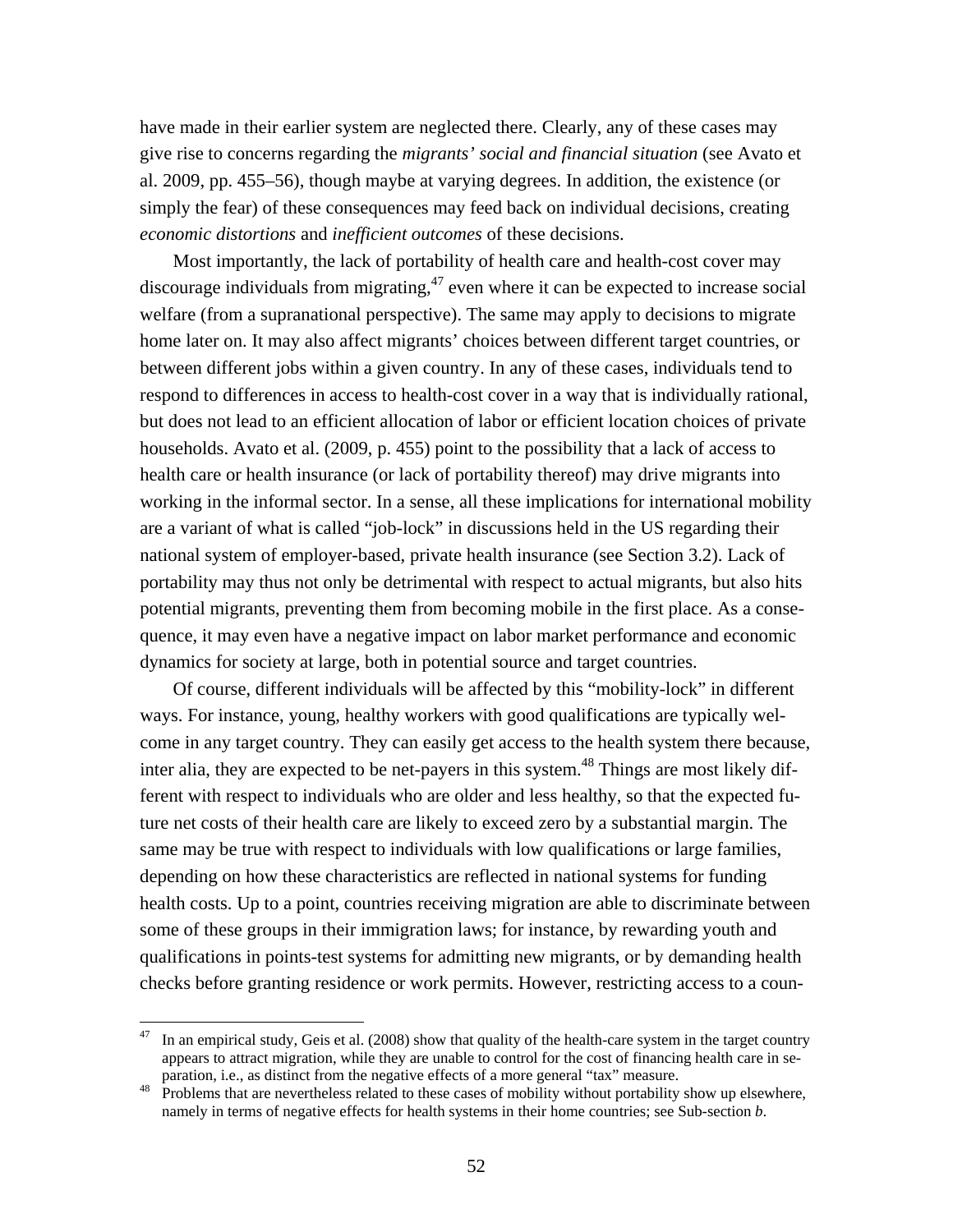have made in their earlier system are neglected there. Clearly, any of these cases may give rise to concerns regarding the *migrants' social and financial situation* (see Avato et al. 2009, pp. 455–56), though maybe at varying degrees. In addition, the existence (or simply the fear) of these consequences may feed back on individual decisions, creating *economic distortions* and *inefficient outcomes* of these decisions.

Most importantly, the lack of portability of health care and health-cost cover may discourage individuals from migrating,[47] even where it can be expected to increase social welfare (from a supranational perspective). The same may apply to decisions to migrate home later on. It may also affect migrants' choices between different target countries, or between different jobs within a given country. In any of these cases, individuals tend to respond to differences in access to health-cost cover in a way that is individually rational, but does not lead to an efficient allocation of labor or efficient location choices of private households. Avato et al. (2009, p. 455) point to the possibility that a lack of access to health care or health insurance (or lack of portability thereof) may drive migrants into working in the informal sector. In a sense, all these implications for international mobility are a variant of what is called "job-lock" in discussions held in the US regarding their national system of employer-based, private health insurance (see Section 3.2). Lack of portability may thus not only be detrimental with respect to actual migrants, but also hits potential migrants, preventing them from becoming mobile in the first place. As a consequence, it may even have a negative impact on labor market performance and economic dynamics for society at large, both in potential source and target countries.

Of course, different individuals will be affected by this "mobility-lock" in different ways. For instance, young, healthy workers with good qualifications are typically welcome in any target country. They can easily get access to the health system there because, inter alia, they are expected to be net-payers in this system.[48] Things are most likely different with respect to individuals who are older and less healthy, so that the expected future net costs of their health care are likely to exceed zero by a substantial margin. The same may be true with respect to individuals with low qualifications or large families, depending on how these characteristics are reflected in national systems for funding health costs. Up to a point, countries receiving migration are able to discriminate between some of these groups in their immigration laws; for instance, by rewarding youth and qualifications in points-test systems for admitting new migrants, or by demanding health checks before granting residence or work permits. However, restricting access to a coun-

[47] In an empirical study, Geis et al. (2008) show that quality of the health-care system in the target country appears to attract migration, while they are unable to control for the cost of financing health care in separation, i.e., as distinct from the negative effects of a more general "tax" measure.

[48] Problems that are nevertheless related to these cases of mobility without portability show up elsewhere, namely in terms of negative effects for health systems in their home countries; see Sub-section *b*.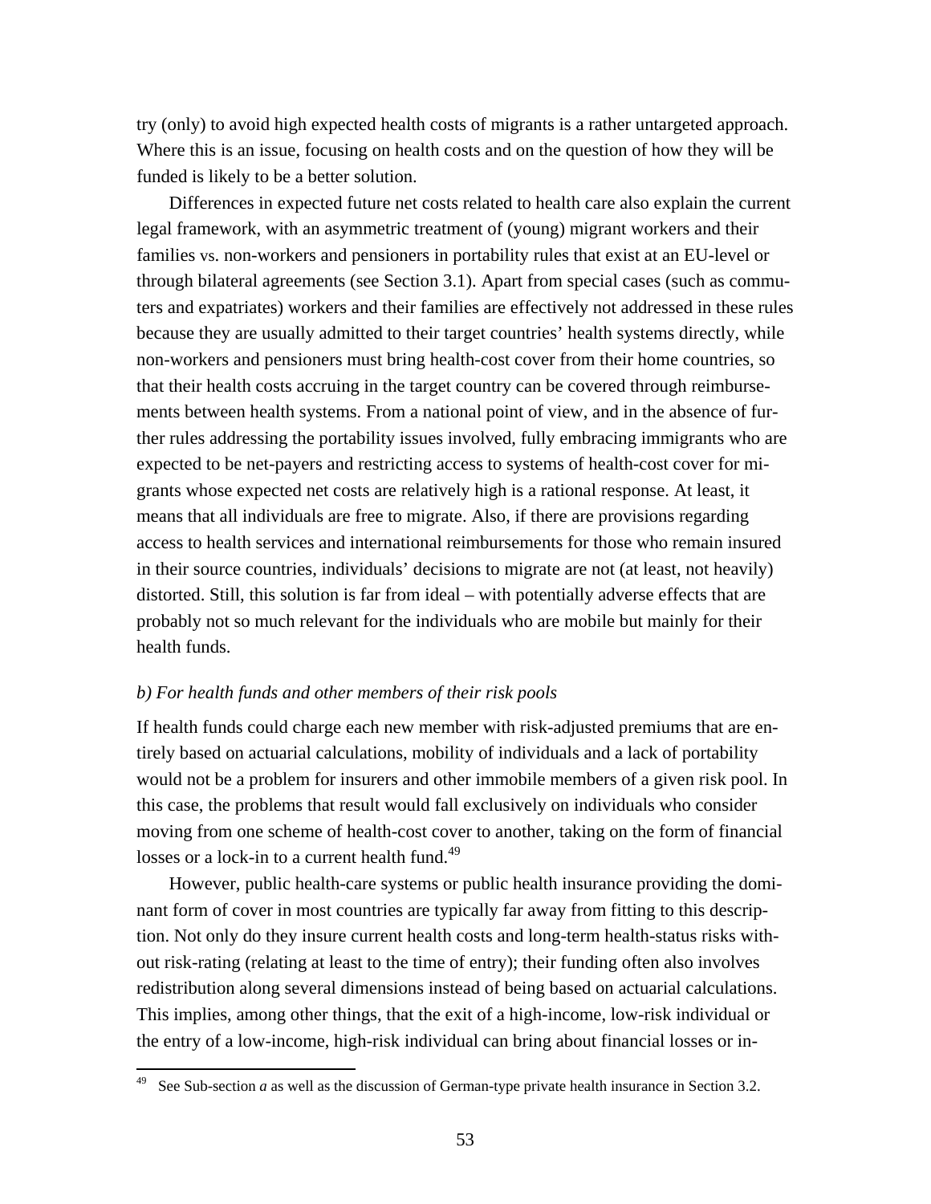try (only) to avoid high expected health costs of migrants is a rather untargeted approach. Where this is an issue, focusing on health costs and on the question of how they will be funded is likely to be a better solution.

Differences in expected future net costs related to health care also explain the current legal framework, with an asymmetric treatment of (young) migrant workers and their families vs. non-workers and pensioners in portability rules that exist at an EU-level or through bilateral agreements (see Section 3.1). Apart from special cases (such as commuters and expatriates) workers and their families are effectively not addressed in these rules because they are usually admitted to their target countries' health systems directly, while non-workers and pensioners must bring health-cost cover from their home countries, so that their health costs accruing in the target country can be covered through reimbursements between health systems. From a national point of view, and in the absence of further rules addressing the portability issues involved, fully embracing immigrants who are expected to be net-payers and restricting access to systems of health-cost cover for migrants whose expected net costs are relatively high is a rational response. At least, it means that all individuals are free to migrate. Also, if there are provisions regarding access to health services and international reimbursements for those who remain insured in their source countries, individuals' decisions to migrate are not (at least, not heavily) distorted. Still, this solution is far from ideal – with potentially adverse effects that are probably not so much relevant for the individuals who are mobile but mainly for their health funds.

*b) For health funds and other members of their risk pools*

If health funds could charge each new member with risk-adjusted premiums that are entirely based on actuarial calculations, mobility of individuals and a lack of portability would not be a problem for insurers and other immobile members of a given risk pool. In this case, the problems that result would fall exclusively on individuals who consider moving from one scheme of health-cost cover to another, taking on the form of financial losses or a lock-in to a current health fund.[49]

However, public health-care systems or public health insurance providing the dominant form of cover in most countries are typically far away from fitting to this description. Not only do they insure current health costs and long-term health-status risks without risk-rating (relating at least to the time of entry); their funding often also involves redistribution along several dimensions instead of being based on actuarial calculations. This implies, among other things, that the exit of a high-income, low-risk individual or the entry of a low-income, high-risk individual can bring about financial losses or in-

[49] See Sub-section *a* as well as the discussion of German-type private health insurance in Section 3.2.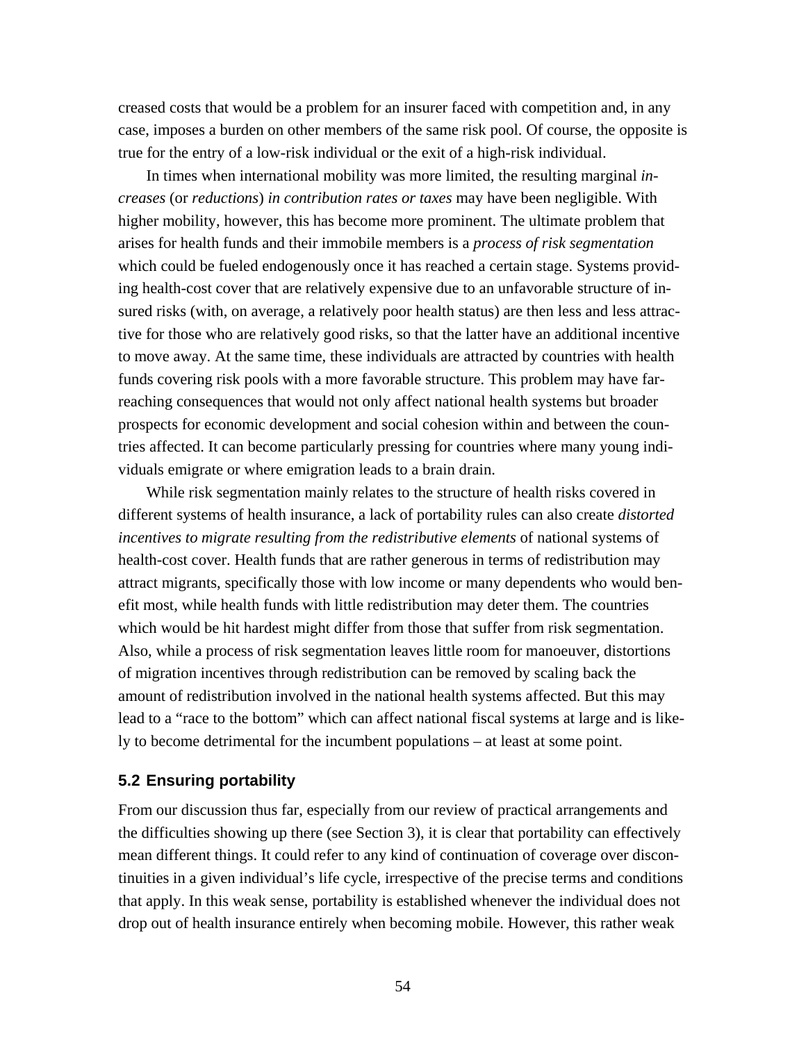creased costs that would be a problem for an insurer faced with competition and, in any case, imposes a burden on other members of the same risk pool. Of course, the opposite is true for the entry of a low-risk individual or the exit of a high-risk individual.

In times when international mobility was more limited, the resulting marginal *increases* (or *reductions*) *in contribution rates or taxes* may have been negligible. With higher mobility, however, this has become more prominent. The ultimate problem that arises for health funds and their immobile members is a *process of risk segmentation* which could be fueled endogenously once it has reached a certain stage. Systems providing health-cost cover that are relatively expensive due to an unfavorable structure of insured risks (with, on average, a relatively poor health status) are then less and less attractive for those who are relatively good risks, so that the latter have an additional incentive to move away. At the same time, these individuals are attracted by countries with health funds covering risk pools with a more favorable structure. This problem may have far-reaching consequences that would not only affect national health systems but broader prospects for economic development and social cohesion within and between the countries affected. It can become particularly pressing for countries where many young individuals emigrate or where emigration leads to a brain drain.

While risk segmentation mainly relates to the structure of health risks covered in different systems of health insurance, a lack of portability rules can also create *distorted incentives to migrate resulting from the redistributive elements* of national systems of health-cost cover. Health funds that are rather generous in terms of redistribution may attract migrants, specifically those with low income or many dependents who would benefit most, while health funds with little redistribution may deter them. The countries which would be hit hardest might differ from those that suffer from risk segmentation. Also, while a process of risk segmentation leaves little room for manoeuver, distortions of migration incentives through redistribution can be removed by scaling back the amount of redistribution involved in the national health systems affected. But this may lead to a "race to the bottom" which can affect national fiscal systems at large and is likely to become detrimental for the incumbent populations – at least at some point.

## 5.2 Ensuring portability

From our discussion thus far, especially from our review of practical arrangements and the difficulties showing up there (see Section 3), it is clear that portability can effectively mean different things. It could refer to any kind of continuation of coverage over discontinuities in a given individual's life cycle, irrespective of the precise terms and conditions that apply. In this weak sense, portability is established whenever the individual does not drop out of health insurance entirely when becoming mobile. However, this rather weak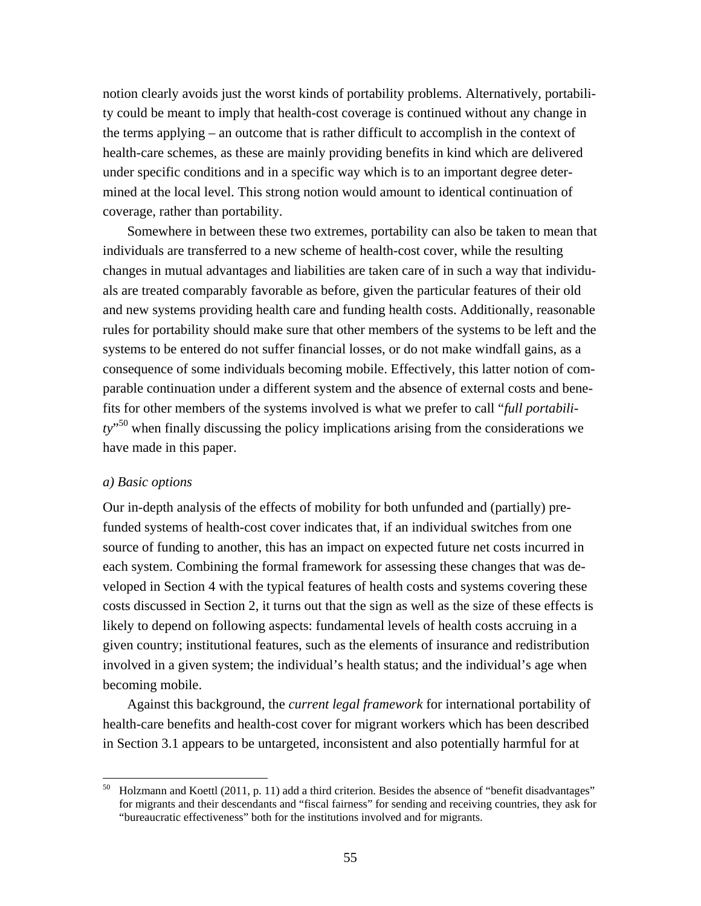notion clearly avoids just the worst kinds of portability problems. Alternatively, portability could be meant to imply that health-cost coverage is continued without any change in the terms applying – an outcome that is rather difficult to accomplish in the context of health-care schemes, as these are mainly providing benefits in kind which are delivered under specific conditions and in a specific way which is to an important degree determined at the local level. This strong notion would amount to identical continuation of coverage, rather than portability.

Somewhere in between these two extremes, portability can also be taken to mean that individuals are transferred to a new scheme of health-cost cover, while the resulting changes in mutual advantages and liabilities are taken care of in such a way that individuals are treated comparably favorable as before, given the particular features of their old and new systems providing health care and funding health costs. Additionally, reasonable rules for portability should make sure that other members of the systems to be left and the systems to be entered do not suffer financial losses, or do not make windfall gains, as a consequence of some individuals becoming mobile. Effectively, this latter notion of comparable continuation under a different system and the absence of external costs and benefits for other members of the systems involved is what we prefer to call "*full portability*"[50] when finally discussing the policy implications arising from the considerations we have made in this paper.

*a) Basic options*

Our in-depth analysis of the effects of mobility for both unfunded and (partially) prefunded systems of health-cost cover indicates that, if an individual switches from one source of funding to another, this has an impact on expected future net costs incurred in each system. Combining the formal framework for assessing these changes that was developed in Section 4 with the typical features of health costs and systems covering these costs discussed in Section 2, it turns out that the sign as well as the size of these effects is likely to depend on following aspects: fundamental levels of health costs accruing in a given country; institutional features, such as the elements of insurance and redistribution involved in a given system; the individual's health status; and the individual's age when becoming mobile.

Against this background, the *current legal framework* for international portability of health-care benefits and health-cost cover for migrant workers which has been described in Section 3.1 appears to be untargeted, inconsistent and also potentially harmful for at

[50] Holzmann and Koettl (2011, p. 11) add a third criterion. Besides the absence of "benefit disadvantages" for migrants and their descendants and "fiscal fairness" for sending and receiving countries, they ask for "bureaucratic effectiveness" both for the institutions involved and for migrants.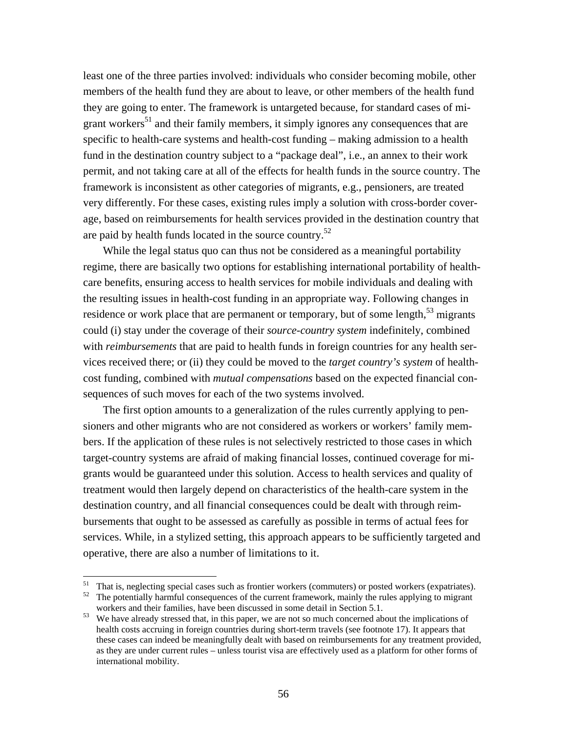least one of the three parties involved: individuals who consider becoming mobile, other members of the health fund they are about to leave, or other members of the health fund they are going to enter. The framework is untargeted because, for standard cases of migrant workers[51] and their family members, it simply ignores any consequences that are specific to health-care systems and health-cost funding – making admission to a health fund in the destination country subject to a "package deal", i.e., an annex to their work permit, and not taking care at all of the effects for health funds in the source country. The framework is inconsistent as other categories of migrants, e.g., pensioners, are treated very differently. For these cases, existing rules imply a solution with cross-border coverage, based on reimbursements for health services provided in the destination country that are paid by health funds located in the source country.[52]

While the legal status quo can thus not be considered as a meaningful portability regime, there are basically two options for establishing international portability of health-care benefits, ensuring access to health services for mobile individuals and dealing with the resulting issues in health-cost funding in an appropriate way. Following changes in residence or work place that are permanent or temporary, but of some length,[53] migrants could (i) stay under the coverage of their *source-country system* indefinitely, combined with *reimbursements* that are paid to health funds in foreign countries for any health services received there; or (ii) they could be moved to the *target country's system* of health-cost funding, combined with *mutual compensations* based on the expected financial consequences of such moves for each of the two systems involved.

The first option amounts to a generalization of the rules currently applying to pensioners and other migrants who are not considered as workers or workers' family members. If the application of these rules is not selectively restricted to those cases in which target-country systems are afraid of making financial losses, continued coverage for migrants would be guaranteed under this solution. Access to health services and quality of treatment would then largely depend on characteristics of the health-care system in the destination country, and all financial consequences could be dealt with through reimbursements that ought to be assessed as carefully as possible in terms of actual fees for services. While, in a stylized setting, this approach appears to be sufficiently targeted and operative, there are also a number of limitations to it.

---

[51] That is, neglecting special cases such as frontier workers (commuters) or posted workers (expatriates).

[52] The potentially harmful consequences of the current framework, mainly the rules applying to migrant workers and their families, have been discussed in some detail in Section 5.1.

[53] We have already stressed that, in this paper, we are not so much concerned about the implications of health costs accruing in foreign countries during short-term travels (see footnote 17). It appears that these cases can indeed be meaningfully dealt with based on reimbursements for any treatment provided, as they are under current rules – unless tourist visa are effectively used as a platform for other forms of international mobility.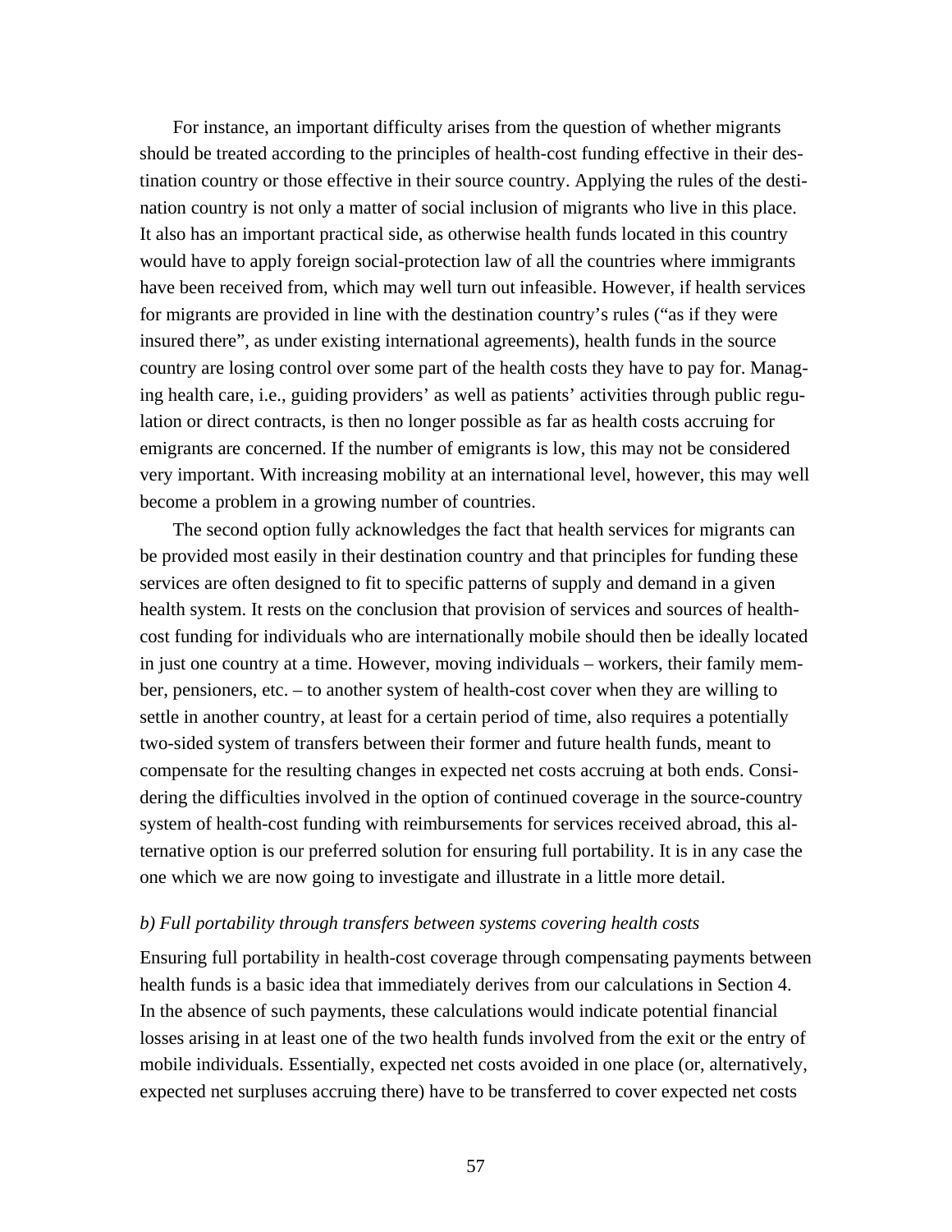For instance, an important difficulty arises from the question of whether migrants should be treated according to the principles of health-cost funding effective in their destination country or those effective in their source country. Applying the rules of the destination country is not only a matter of social inclusion of migrants who live in this place. It also has an important practical side, as otherwise health funds located in this country would have to apply foreign social-protection law of all the countries where immigrants have been received from, which may well turn out infeasible. However, if health services for migrants are provided in line with the destination country's rules ("as if they were insured there", as under existing international agreements), health funds in the source country are losing control over some part of the health costs they have to pay for. Managing health care, i.e., guiding providers' as well as patients' activities through public regulation or direct contracts, is then no longer possible as far as health costs accruing for emigrants are concerned. If the number of emigrants is low, this may not be considered very important. With increasing mobility at an international level, however, this may well become a problem in a growing number of countries.

The second option fully acknowledges the fact that health services for migrants can be provided most easily in their destination country and that principles for funding these services are often designed to fit to specific patterns of supply and demand in a given health system. It rests on the conclusion that provision of services and sources of health-cost funding for individuals who are internationally mobile should then be ideally located in just one country at a time. However, moving individuals – workers, their family member, pensioners, etc. – to another system of health-cost cover when they are willing to settle in another country, at least for a certain period of time, also requires a potentially two-sided system of transfers between their former and future health funds, meant to compensate for the resulting changes in expected net costs accruing at both ends. Considering the difficulties involved in the option of continued coverage in the source-country system of health-cost funding with reimbursements for services received abroad, this alternative option is our preferred solution for ensuring full portability. It is in any case the one which we are now going to investigate and illustrate in a little more detail.

*b) Full portability through transfers between systems covering health costs*

Ensuring full portability in health-cost coverage through compensating payments between health funds is a basic idea that immediately derives from our calculations in Section 4. In the absence of such payments, these calculations would indicate potential financial losses arising in at least one of the two health funds involved from the exit or the entry of mobile individuals. Essentially, expected net costs avoided in one place (or, alternatively, expected net surpluses accruing there) have to be transferred to cover expected net costs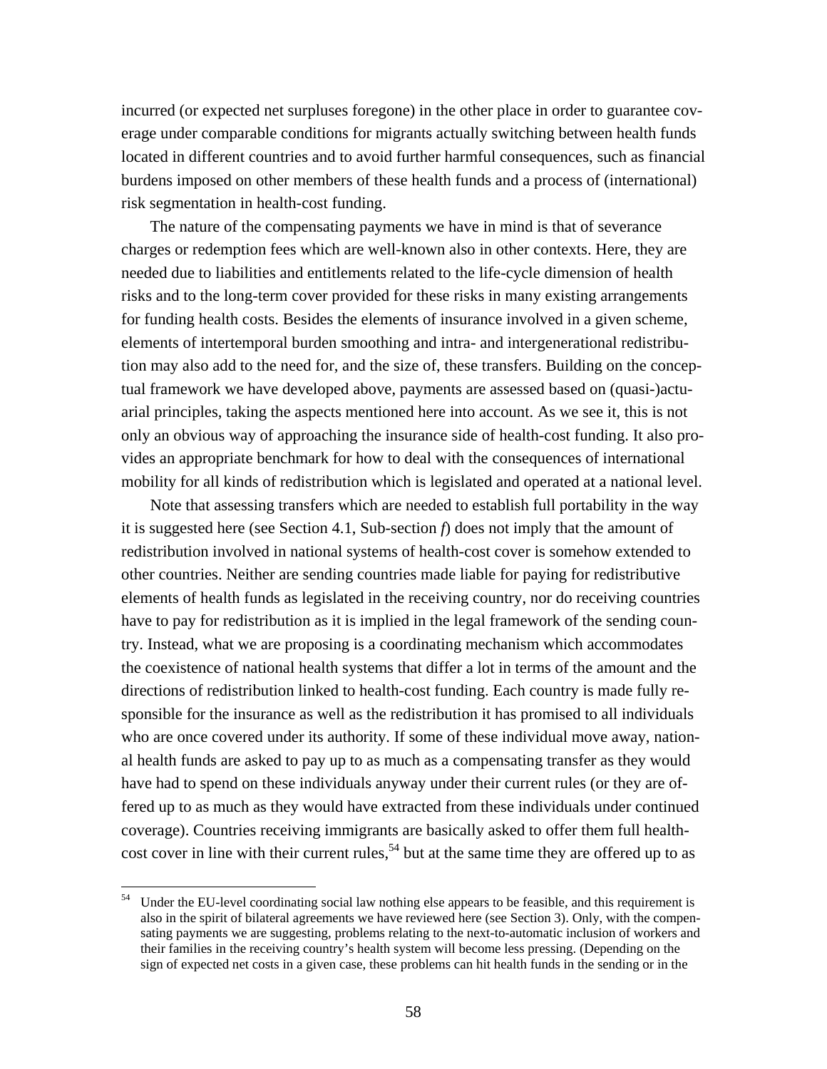incurred (or expected net surpluses foregone) in the other place in order to guarantee coverage under comparable conditions for migrants actually switching between health funds located in different countries and to avoid further harmful consequences, such as financial burdens imposed on other members of these health funds and a process of (international) risk segmentation in health-cost funding.

The nature of the compensating payments we have in mind is that of severance charges or redemption fees which are well-known also in other contexts. Here, they are needed due to liabilities and entitlements related to the life-cycle dimension of health risks and to the long-term cover provided for these risks in many existing arrangements for funding health costs. Besides the elements of insurance involved in a given scheme, elements of intertemporal burden smoothing and intra- and intergenerational redistribution may also add to the need for, and the size of, these transfers. Building on the conceptual framework we have developed above, payments are assessed based on (quasi-)actuarial principles, taking the aspects mentioned here into account. As we see it, this is not only an obvious way of approaching the insurance side of health-cost funding. It also provides an appropriate benchmark for how to deal with the consequences of international mobility for all kinds of redistribution which is legislated and operated at a national level.

Note that assessing transfers which are needed to establish full portability in the way it is suggested here (see Section 4.1, Sub-section ***f***) does not imply that the amount of redistribution involved in national systems of health-cost cover is somehow extended to other countries. Neither are sending countries made liable for paying for redistributive elements of health funds as legislated in the receiving country, nor do receiving countries have to pay for redistribution as it is implied in the legal framework of the sending country. Instead, what we are proposing is a coordinating mechanism which accommodates the coexistence of national health systems that differ a lot in terms of the amount and the directions of redistribution linked to health-cost funding. Each country is made fully responsible for the insurance as well as the redistribution it has promised to all individuals who are once covered under its authority. If some of these individual move away, national health funds are asked to pay up to as much as a compensating transfer as they would have had to spend on these individuals anyway under their current rules (or they are offered up to as much as they would have extracted from these individuals under continued coverage). Countries receiving immigrants are basically asked to offer them full health-cost cover in line with their current rules,[54] but at the same time they are offered up to as

[54] Under the EU-level coordinating social law nothing else appears to be feasible, and this requirement is also in the spirit of bilateral agreements we have reviewed here (see Section 3). Only, with the compensating payments we are suggesting, problems relating to the next-to-automatic inclusion of workers and their families in the receiving country's health system will become less pressing. (Depending on the sign of expected net costs in a given case, these problems can hit health funds in the sending or in the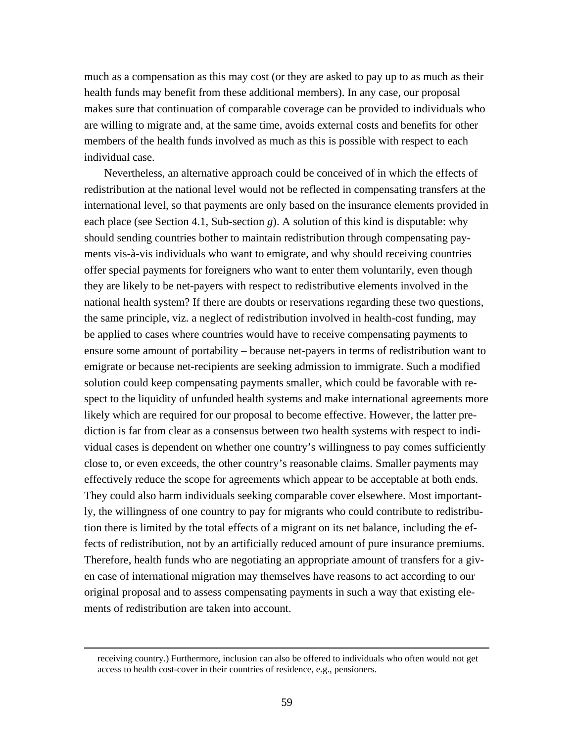much as a compensation as this may cost (or they are asked to pay up to as much as their health funds may benefit from these additional members). In any case, our proposal makes sure that continuation of comparable coverage can be provided to individuals who are willing to migrate and, at the same time, avoids external costs and benefits for other members of the health funds involved as much as this is possible with respect to each individual case.

Nevertheless, an alternative approach could be conceived of in which the effects of redistribution at the national level would not be reflected in compensating transfers at the international level, so that payments are only based on the insurance elements provided in each place (see Section 4.1, Sub-section *g*). A solution of this kind is disputable: why should sending countries bother to maintain redistribution through compensating payments vis-à-vis individuals who want to emigrate, and why should receiving countries offer special payments for foreigners who want to enter them voluntarily, even though they are likely to be net-payers with respect to redistributive elements involved in the national health system? If there are doubts or reservations regarding these two questions, the same principle, viz. a neglect of redistribution involved in health-cost funding, may be applied to cases where countries would have to receive compensating payments to ensure some amount of portability – because net-payers in terms of redistribution want to emigrate or because net-recipients are seeking admission to immigrate. Such a modified solution could keep compensating payments smaller, which could be favorable with respect to the liquidity of unfunded health systems and make international agreements more likely which are required for our proposal to become effective. However, the latter prediction is far from clear as a consensus between two health systems with respect to individual cases is dependent on whether one country's willingness to pay comes sufficiently close to, or even exceeds, the other country's reasonable claims. Smaller payments may effectively reduce the scope for agreements which appear to be acceptable at both ends. They could also harm individuals seeking comparable cover elsewhere. Most importantly, the willingness of one country to pay for migrants who could contribute to redistribution there is limited by the total effects of a migrant on its net balance, including the effects of redistribution, not by an artificially reduced amount of pure insurance premiums. Therefore, health funds who are negotiating an appropriate amount of transfers for a given case of international migration may themselves have reasons to act according to our original proposal and to assess compensating payments in such a way that existing elements of redistribution are taken into account.

---

receiving country.) Furthermore, inclusion can also be offered to individuals who often would not get access to health cost-cover in their countries of residence, e.g., pensioners.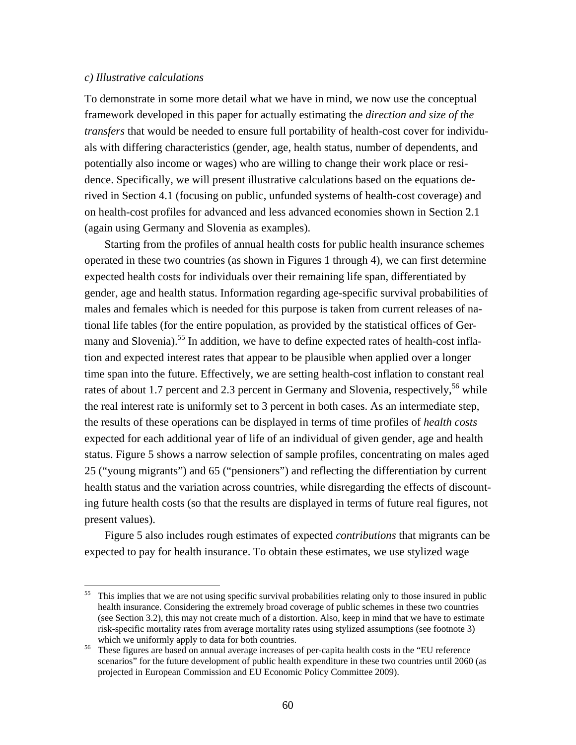*c) Illustrative calculations*

To demonstrate in some more detail what we have in mind, we now use the conceptual framework developed in this paper for actually estimating the *direction and size of the transfers* that would be needed to ensure full portability of health-cost cover for individuals with differing characteristics (gender, age, health status, number of dependents, and potentially also income or wages) who are willing to change their work place or residence. Specifically, we will present illustrative calculations based on the equations derived in Section 4.1 (focusing on public, unfunded systems of health-cost coverage) and on health-cost profiles for advanced and less advanced economies shown in Section 2.1 (again using Germany and Slovenia as examples).

Starting from the profiles of annual health costs for public health insurance schemes operated in these two countries (as shown in Figures 1 through 4), we can first determine expected health costs for individuals over their remaining life span, differentiated by gender, age and health status. Information regarding age-specific survival probabilities of males and females which is needed for this purpose is taken from current releases of national life tables (for the entire population, as provided by the statistical offices of Germany and Slovenia).[55] In addition, we have to define expected rates of health-cost inflation and expected interest rates that appear to be plausible when applied over a longer time span into the future. Effectively, we are setting health-cost inflation to constant real rates of about 1.7 percent and 2.3 percent in Germany and Slovenia, respectively,[56] while the real interest rate is uniformly set to 3 percent in both cases. As an intermediate step, the results of these operations can be displayed in terms of time profiles of *health costs* expected for each additional year of life of an individual of given gender, age and health status. Figure 5 shows a narrow selection of sample profiles, concentrating on males aged 25 ("young migrants") and 65 ("pensioners") and reflecting the differentiation by current health status and the variation across countries, while disregarding the effects of discounting future health costs (so that the results are displayed in terms of future real figures, not present values).

Figure 5 also includes rough estimates of expected *contributions* that migrants can be expected to pay for health insurance. To obtain these estimates, we use stylized wage

---

[55] This implies that we are not using specific survival probabilities relating only to those insured in public health insurance. Considering the extremely broad coverage of public schemes in these two countries (see Section 3.2), this may not create much of a distortion. Also, keep in mind that we have to estimate risk-specific mortality rates from average mortality rates using stylized assumptions (see footnote 3) which we uniformly apply to data for both countries.

[56] These figures are based on annual average increases of per-capita health costs in the "EU reference scenarios" for the future development of public health expenditure in these two countries until 2060 (as projected in European Commission and EU Economic Policy Committee 2009).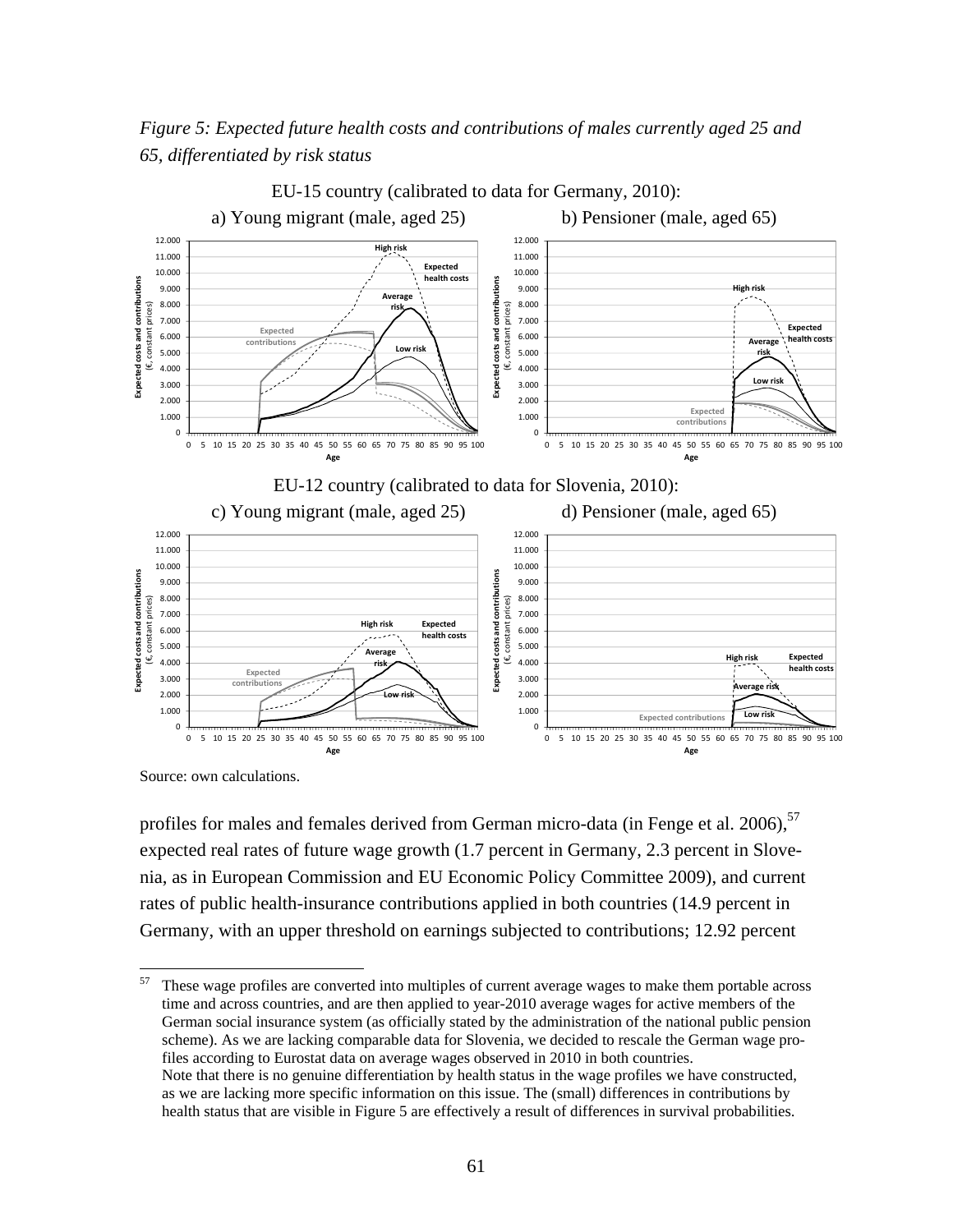*Figure 5: Expected future health costs and contributions of males currently aged 25 and 65, differentiated by risk status*

EU-15 country (calibrated to data for Germany, 2010):

a) Young migrant (male, aged 25) b) Pensioner (male, aged 65)

EU-12 country (calibrated to data for Slovenia, 2010):

c) Young migrant (male, aged 25) d) Pensioner (male, aged 65)

Source: own calculations.

profiles for males and females derived from German micro-data (in Fenge et al. 2006),[57] expected real rates of future wage growth (1.7 percent in Germany, 2.3 percent in Slovenia, as in European Commission and EU Economic Policy Committee 2009), and current rates of public health-insurance contributions applied in both countries (14.9 percent in Germany, with an upper threshold on earnings subjected to contributions; 12.92 percent

---

[57] These wage profiles are converted into multiples of current average wages to make them portable across time and across countries, and are then applied to year-2010 average wages for active members of the German social insurance system (as officially stated by the administration of the national public pension scheme). As we are lacking comparable data for Slovenia, we decided to rescale the German wage profiles according to Eurostat data on average wages observed in 2010 in both countries.
Note that there is no genuine differentiation by health status in the wage profiles we have constructed, as we are lacking more specific information on this issue. The (small) differences in contributions by health status that are visible in Figure 5 are effectively a result of differences in survival probabilities.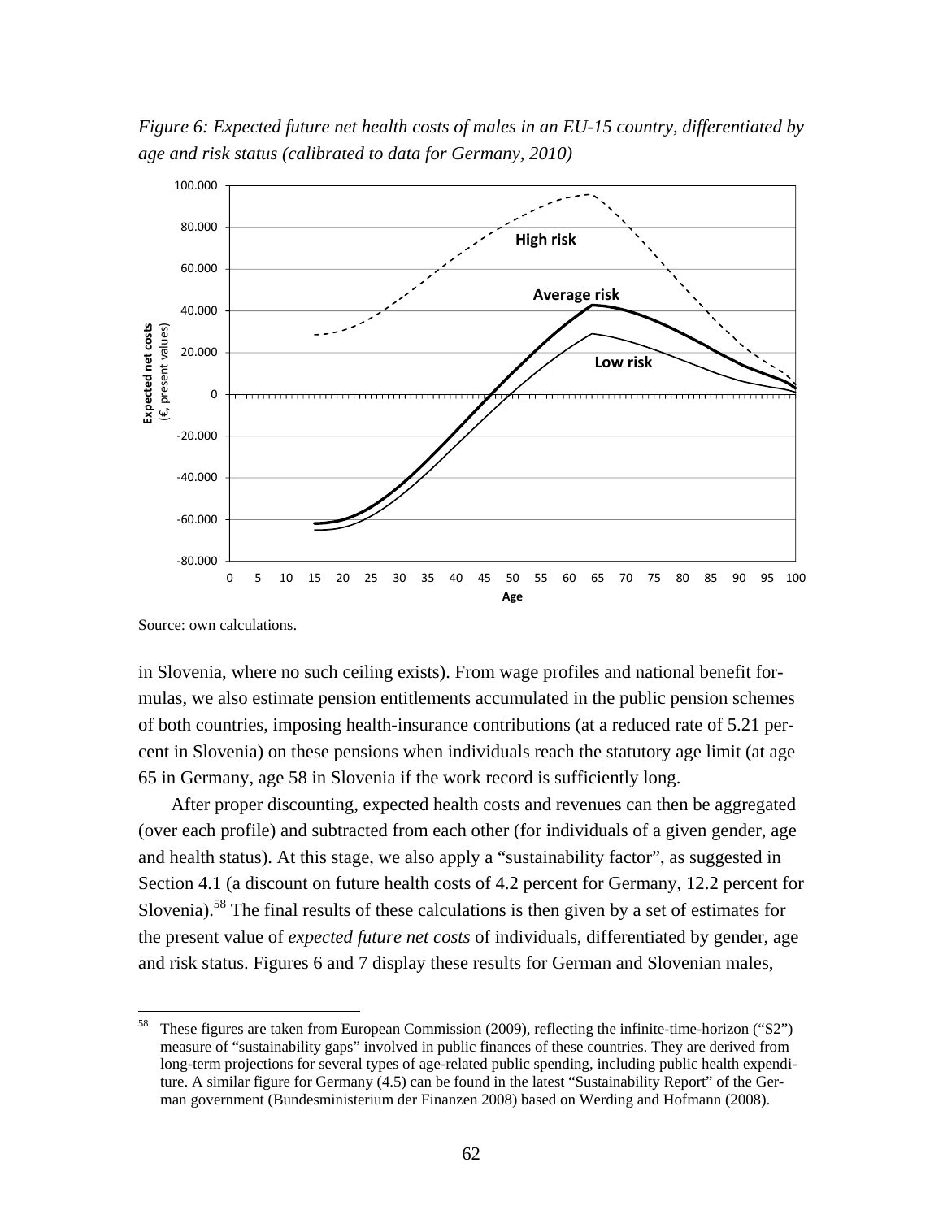*Figure 6: Expected future net health costs of males in an EU-15 country, differentiated by age and risk status (calibrated to data for Germany, 2010)*

Source: own calculations.

in Slovenia, where no such ceiling exists). From wage profiles and national benefit formulas, we also estimate pension entitlements accumulated in the public pension schemes of both countries, imposing health-insurance contributions (at a reduced rate of 5.21 percent in Slovenia) on these pensions when individuals reach the statutory age limit (at age 65 in Germany, age 58 in Slovenia if the work record is sufficiently long.

After proper discounting, expected health costs and revenues can then be aggregated (over each profile) and subtracted from each other (for individuals of a given gender, age and health status). At this stage, we also apply a "sustainability factor", as suggested in Section 4.1 (a discount on future health costs of 4.2 percent for Germany, 12.2 percent for Slovenia).[58] The final results of these calculations is then given by a set of estimates for the present value of *expected future net costs* of individuals, differentiated by gender, age and risk status. Figures 6 and 7 display these results for German and Slovenian males,

---

[58] These figures are taken from European Commission (2009), reflecting the infinite-time-horizon ("S2") measure of "sustainability gaps" involved in public finances of these countries. They are derived from long-term projections for several types of age-related public spending, including public health expenditure. A similar figure for Germany (4.5) can be found in the latest "Sustainability Report" of the German government (Bundesministerium der Finanzen 2008) based on Werding and Hofmann (2008).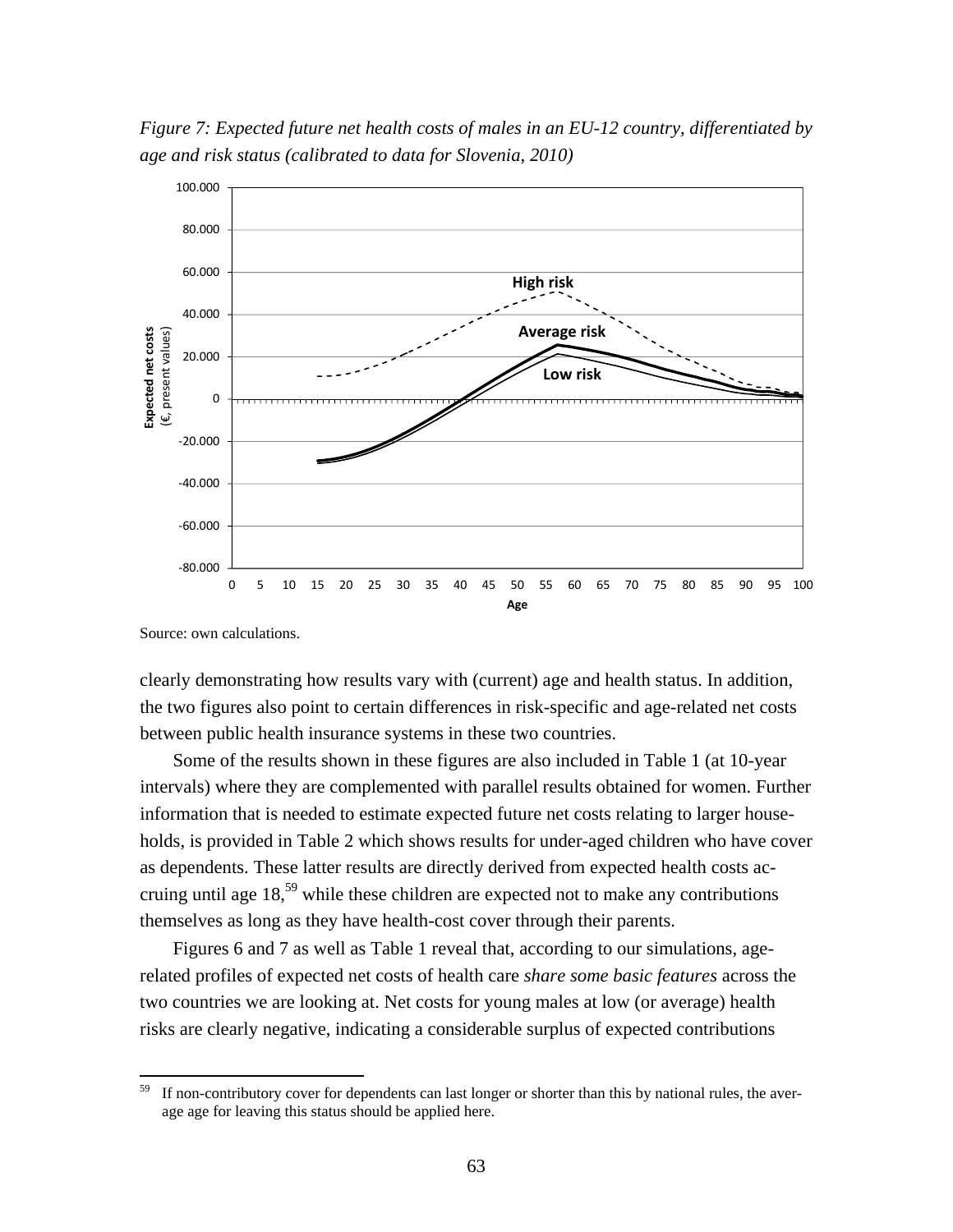*Figure 7: Expected future net health costs of males in an EU-12 country, differentiated by age and risk status (calibrated to data for Slovenia, 2010)*

Source: own calculations.

clearly demonstrating how results vary with (current) age and health status. In addition, the two figures also point to certain differences in risk-specific and age-related net costs between public health insurance systems in these two countries.

Some of the results shown in these figures are also included in Table 1 (at 10-year intervals) where they are complemented with parallel results obtained for women. Further information that is needed to estimate expected future net costs relating to larger households, is provided in Table 2 which shows results for under-aged children who have cover as dependents. These latter results are directly derived from expected health costs accruing until age 18,[59] while these children are expected not to make any contributions themselves as long as they have health-cost cover through their parents.

Figures 6 and 7 as well as Table 1 reveal that, according to our simulations, age-related profiles of expected net costs of health care *share some basic features* across the two countries we are looking at. Net costs for young males at low (or average) health risks are clearly negative, indicating a considerable surplus of expected contributions

[59] If non-contributory cover for dependents can last longer or shorter than this by national rules, the average age for leaving this status should be applied here.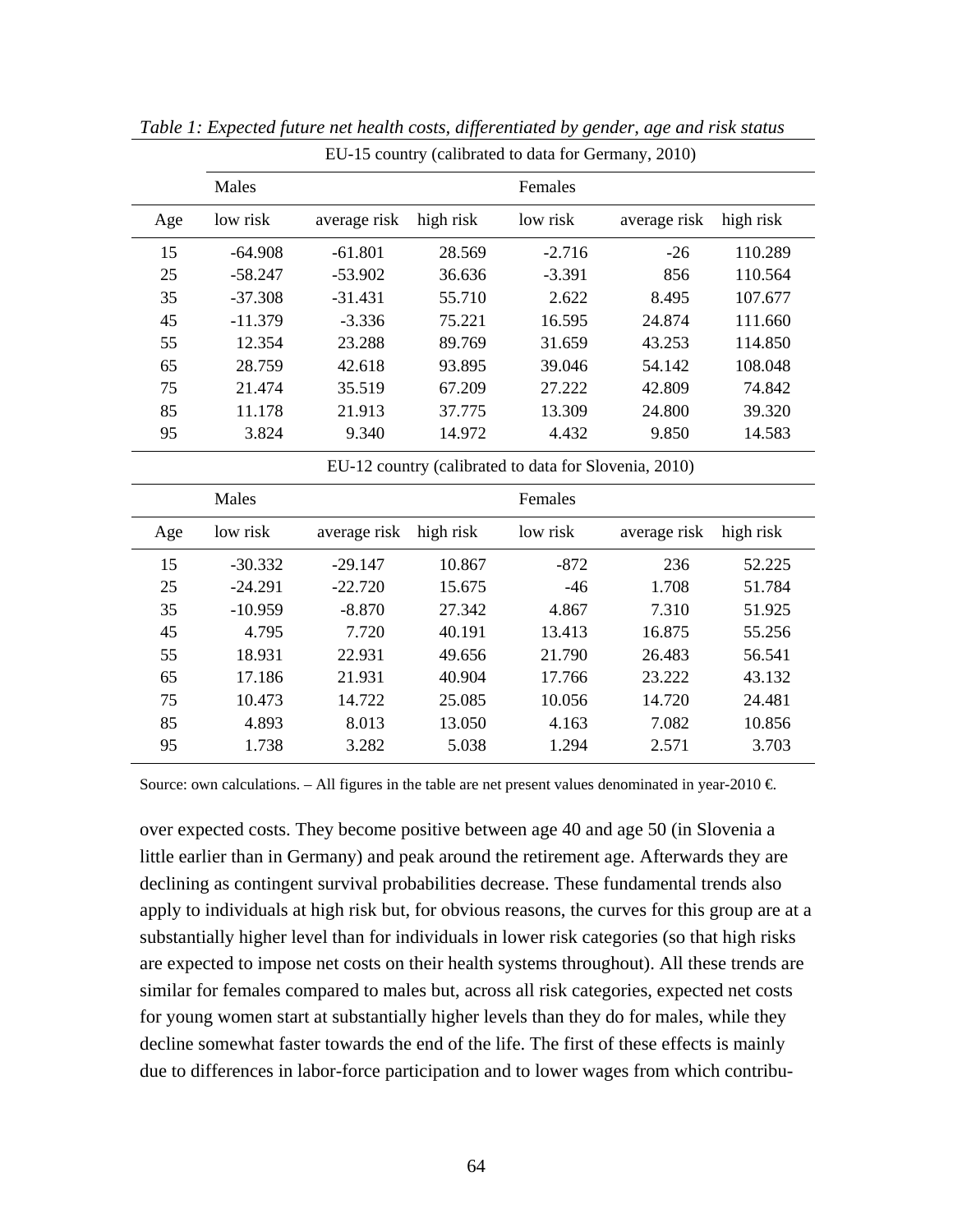*Table 1: Expected future net health costs, differentiated by gender, age and risk status*

| | EU-15 country (calibrated to data for Germany, 2010) | | | | | |
|---|---|---|---|---|---|---|
| | Males | | | Females | | |
| Age | low risk | average risk | high risk | low risk | average risk | high risk |
| 15 | -64.908 | -61.801 | 28.569 | -2.716 | -26 | 110.289 |
| 25 | -58.247 | -53.902 | 36.636 | -3.391 | 856 | 110.564 |
| 35 | -37.308 | -31.431 | 55.710 | 2.622 | 8.495 | 107.677 |
| 45 | -11.379 | -3.336 | 75.221 | 16.595 | 24.874 | 111.660 |
| 55 | 12.354 | 23.288 | 89.769 | 31.659 | 43.253 | 114.850 |
| 65 | 28.759 | 42.618 | 93.895 | 39.046 | 54.142 | 108.048 |
| 75 | 21.474 | 35.519 | 67.209 | 27.222 | 42.809 | 74.842 |
| 85 | 11.178 | 21.913 | 37.775 | 13.309 | 24.800 | 39.320 |
| 95 | 3.824 | 9.340 | 14.972 | 4.432 | 9.850 | 14.583 |
| | **EU-12 country (calibrated to data for Slovenia, 2010)** | | | | | |
| | Males | | | Females | | |
| Age | low risk | average risk | high risk | low risk | average risk | high risk |
| 15 | -30.332 | -29.147 | 10.867 | -872 | 236 | 52.225 |
| 25 | -24.291 | -22.720 | 15.675 | -46 | 1.708 | 51.784 |
| 35 | -10.959 | -8.870 | 27.342 | 4.867 | 7.310 | 51.925 |
| 45 | 4.795 | 7.720 | 40.191 | 13.413 | 16.875 | 55.256 |
| 55 | 18.931 | 22.931 | 49.656 | 21.790 | 26.483 | 56.541 |
| 65 | 17.186 | 21.931 | 40.904 | 17.766 | 23.222 | 43.132 |
| 75 | 10.473 | 14.722 | 25.085 | 10.056 | 14.720 | 24.481 |
| 85 | 4.893 | 8.013 | 13.050 | 4.163 | 7.082 | 10.856 |
| 95 | 1.738 | 3.282 | 5.038 | 1.294 | 2.571 | 3.703 |

Source: own calculations. – All figures in the table are net present values denominated in year-2010 €.

over expected costs. They become positive between age 40 and age 50 (in Slovenia a little earlier than in Germany) and peak around the retirement age. Afterwards they are declining as contingent survival probabilities decrease. These fundamental trends also apply to individuals at high risk but, for obvious reasons, the curves for this group are at a substantially higher level than for individuals in lower risk categories (so that high risks are expected to impose net costs on their health systems throughout). All these trends are similar for females compared to males but, across all risk categories, expected net costs for young women start at substantially higher levels than they do for males, while they decline somewhat faster towards the end of the life. The first of these effects is mainly due to differences in labor-force participation and to lower wages from which contribu-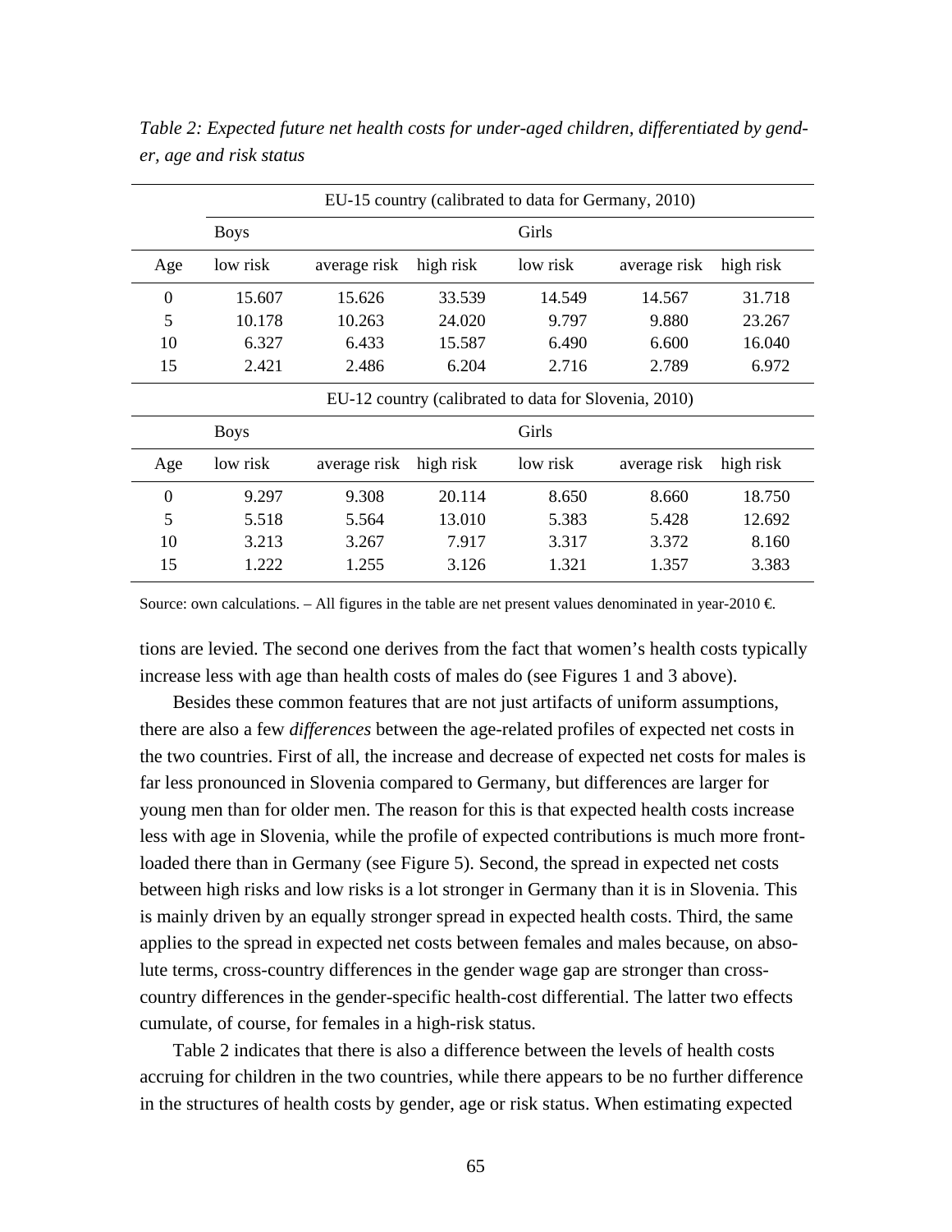*Table 2: Expected future net health costs for under-aged children, differentiated by gender, age and risk status*

| | EU-15 country (calibrated to data for Germany, 2010) | | | | | |
|---|---|---|---|---|---|---|
| | Boys | | | Girls | | |
| Age | low risk | average risk | high risk | low risk | average risk | high risk |
| 0 | 15.607 | 15.626 | 33.539 | 14.549 | 14.567 | 31.718 |
| 5 | 10.178 | 10.263 | 24.020 | 9.797 | 9.880 | 23.267 |
| 10 | 6.327 | 6.433 | 15.587 | 6.490 | 6.600 | 16.040 |
| 15 | 2.421 | 2.486 | 6.204 | 2.716 | 2.789 | 6.972 |
| | EU-12 country (calibrated to data for Slovenia, 2010) | | | | | |
| | Boys | | | Girls | | |
| Age | low risk | average risk | high risk | low risk | average risk | high risk |
| 0 | 9.297 | 9.308 | 20.114 | 8.650 | 8.660 | 18.750 |
| 5 | 5.518 | 5.564 | 13.010 | 5.383 | 5.428 | 12.692 |
| 10 | 3.213 | 3.267 | 7.917 | 3.317 | 3.372 | 8.160 |
| 15 | 1.222 | 1.255 | 3.126 | 1.321 | 1.357 | 3.383 |

Source: own calculations. – All figures in the table are net present values denominated in year-2010 €.

tions are levied. The second one derives from the fact that women's health costs typically increase less with age than health costs of males do (see Figures 1 and 3 above).

Besides these common features that are not just artifacts of uniform assumptions, there are also a few *differences* between the age-related profiles of expected net costs in the two countries. First of all, the increase and decrease of expected net costs for males is far less pronounced in Slovenia compared to Germany, but differences are larger for young men than for older men. The reason for this is that expected health costs increase less with age in Slovenia, while the profile of expected contributions is much more front-loaded there than in Germany (see Figure 5). Second, the spread in expected net costs between high risks and low risks is a lot stronger in Germany than it is in Slovenia. This is mainly driven by an equally stronger spread in expected health costs. Third, the same applies to the spread in expected net costs between females and males because, on absolute terms, cross-country differences in the gender wage gap are stronger than cross-country differences in the gender-specific health-cost differential. The latter two effects cumulate, of course, for females in a high-risk status.

Table 2 indicates that there is also a difference between the levels of health costs accruing for children in the two countries, while there appears to be no further difference in the structures of health costs by gender, age or risk status. When estimating expected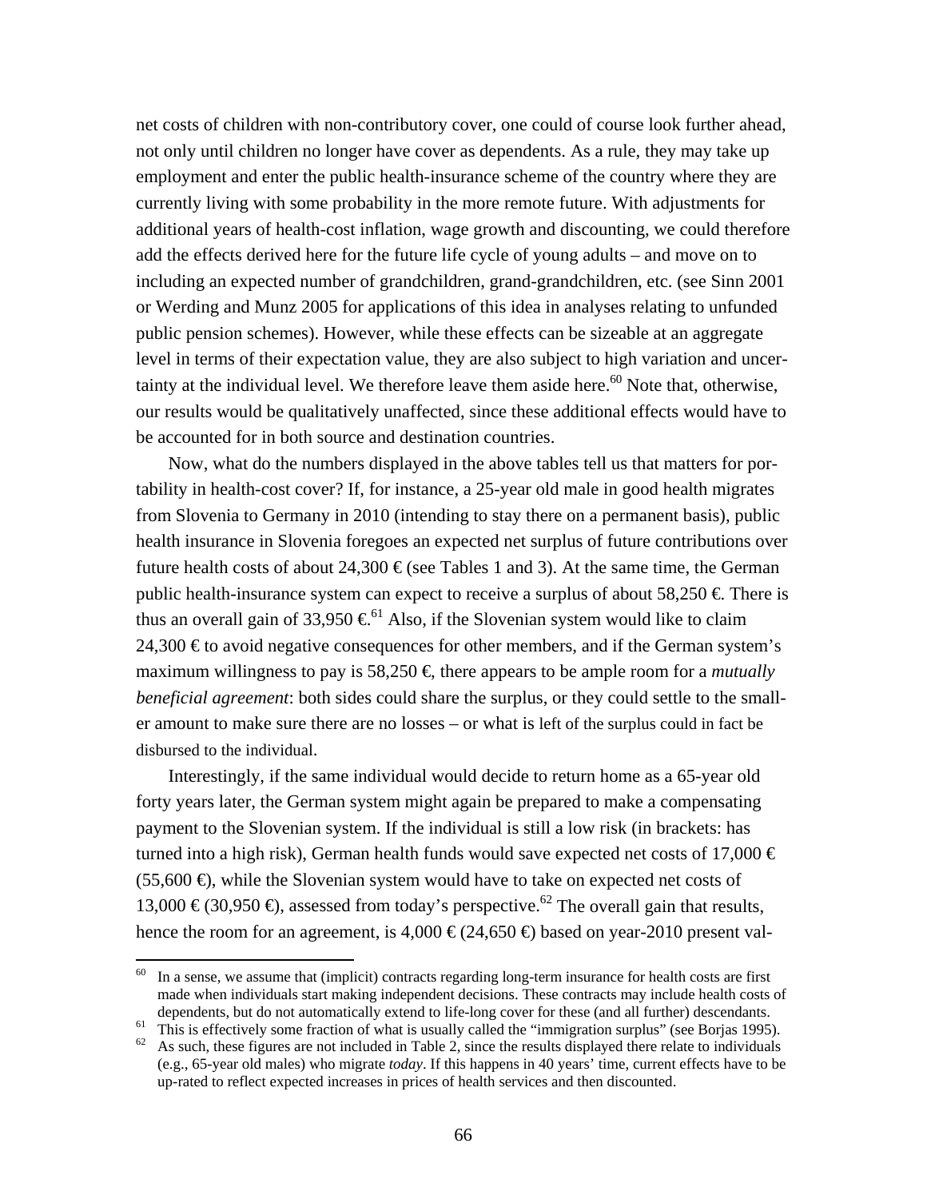net costs of children with non-contributory cover, one could of course look further ahead, not only until children no longer have cover as dependents. As a rule, they may take up employment and enter the public health-insurance scheme of the country where they are currently living with some probability in the more remote future. With adjustments for additional years of health-cost inflation, wage growth and discounting, we could therefore add the effects derived here for the future life cycle of young adults – and move on to including an expected number of grandchildren, grand-grandchildren, etc. (see Sinn 2001 or Werding and Munz 2005 for applications of this idea in analyses relating to unfunded public pension schemes). However, while these effects can be sizeable at an aggregate level in terms of their expectation value, they are also subject to high variation and uncertainty at the individual level. We therefore leave them aside here.[60] Note that, otherwise, our results would be qualitatively unaffected, since these additional effects would have to be accounted for in both source and destination countries.

Now, what do the numbers displayed in the above tables tell us that matters for portability in health-cost cover? If, for instance, a 25-year old male in good health migrates from Slovenia to Germany in 2010 (intending to stay there on a permanent basis), public health insurance in Slovenia foregoes an expected net surplus of future contributions over future health costs of about 24,300 € (see Tables 1 and 3). At the same time, the German public health-insurance system can expect to receive a surplus of about 58,250 €. There is thus an overall gain of 33,950 €.[61] Also, if the Slovenian system would like to claim 24,300 € to avoid negative consequences for other members, and if the German system's maximum willingness to pay is 58,250 €, there appears to be ample room for a *mutually beneficial agreement*: both sides could share the surplus, or they could settle to the smaller amount to make sure there are no losses – or what is left of the surplus could in fact be disbursed to the individual.

Interestingly, if the same individual would decide to return home as a 65-year old forty years later, the German system might again be prepared to make a compensating payment to the Slovenian system. If the individual is still a low risk (in brackets: has turned into a high risk), German health funds would save expected net costs of 17,000 € (55,600 €), while the Slovenian system would have to take on expected net costs of 13,000 € (30,950 €), assessed from today's perspective.[62] The overall gain that results, hence the room for an agreement, is 4,000 € (24,650 €) based on year-2010 present val-

---

[60] In a sense, we assume that (implicit) contracts regarding long-term insurance for health costs are first made when individuals start making independent decisions. These contracts may include health costs of dependents, but do not automatically extend to life-long cover for these (and all further) descendants.

[61] This is effectively some fraction of what is usually called the "immigration surplus" (see Borjas 1995).

[62] As such, these figures are not included in Table 2, since the results displayed there relate to individuals (e.g., 65-year old males) who migrate *today*. If this happens in 40 years' time, current effects have to be up-rated to reflect expected increases in prices of health services and then discounted.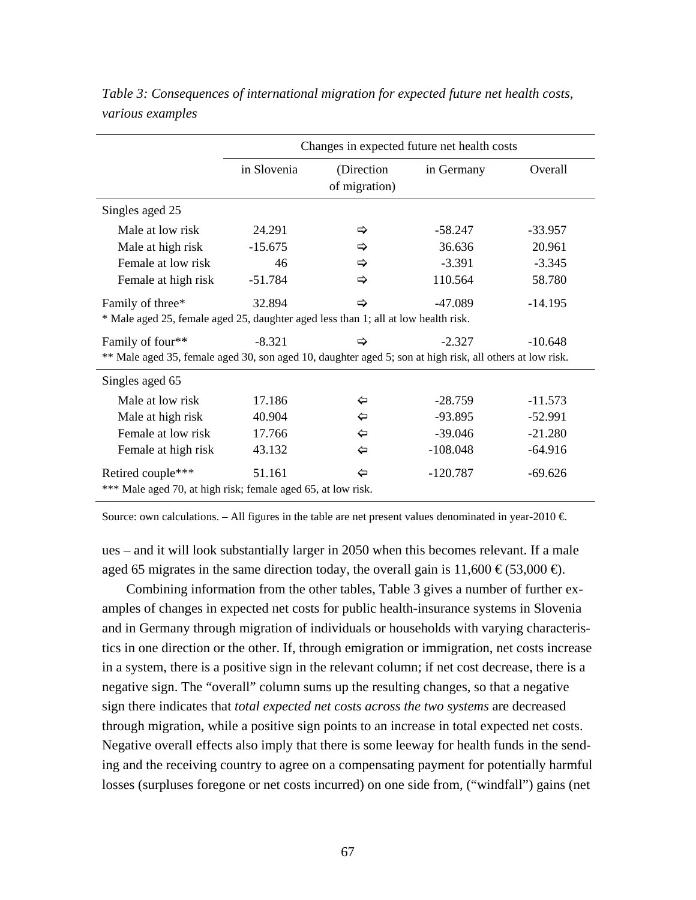*Table 3: Consequences of international migration for expected future net health costs, various examples*

| | Changes in expected future net health costs | | | |
|---|---|---|---|---|
| | in Slovenia | (Direction of migration) | in Germany | Overall |
| Singles aged 25 | | | | |
| Male at low risk | 24.291 | ⇨ | -58.247 | -33.957 |
| Male at high risk | -15.675 | ⇨ | 36.636 | 20.961 |
| Female at low risk | 46 | ⇨ | -3.391 | -3.345 |
| Female at high risk | -51.784 | ⇨ | 110.564 | 58.780 |
| Family of three* | 32.894 | ⇨ | -47.089 | -14.195 |
| Family of four** | -8.321 | ⇨ | -2.327 | -10.648 |
| Singles aged 65 | | | | |
| Male at low risk | 17.186 | ⇦ | -28.759 | -11.573 |
| Male at high risk | 40.904 | ⇦ | -93.895 | -52.991 |
| Female at low risk | 17.766 | ⇦ | -39.046 | -21.280 |
| Female at high risk | 43.132 | ⇦ | -108.048 | -64.916 |
| Retired couple*** | 51.161 | ⇦ | -120.787 | -69.626 |

\* Male aged 25, female aged 25, daughter aged less than 1; all at low health risk.

** Male aged 35, female aged 30, son aged 10, daughter aged 5; son at high risk, all others at low risk.

*** Male aged 70, at high risk; female aged 65, at low risk.

Source: own calculations. – All figures in the table are net present values denominated in year-2010 €.

ues – and it will look substantially larger in 2050 when this becomes relevant. If a male aged 65 migrates in the same direction today, the overall gain is 11,600 € (53,000 €).

Combining information from the other tables, Table 3 gives a number of further examples of changes in expected net costs for public health-insurance systems in Slovenia and in Germany through migration of individuals or households with varying characteristics in one direction or the other. If, through emigration or immigration, net costs increase in a system, there is a positive sign in the relevant column; if net cost decrease, there is a negative sign. The "overall" column sums up the resulting changes, so that a negative sign there indicates that *total expected net costs across the two systems* are decreased through migration, while a positive sign points to an increase in total expected net costs. Negative overall effects also imply that there is some leeway for health funds in the sending and the receiving country to agree on a compensating payment for potentially harmful losses (surpluses foregone or net costs incurred) on one side from, ("windfall") gains (net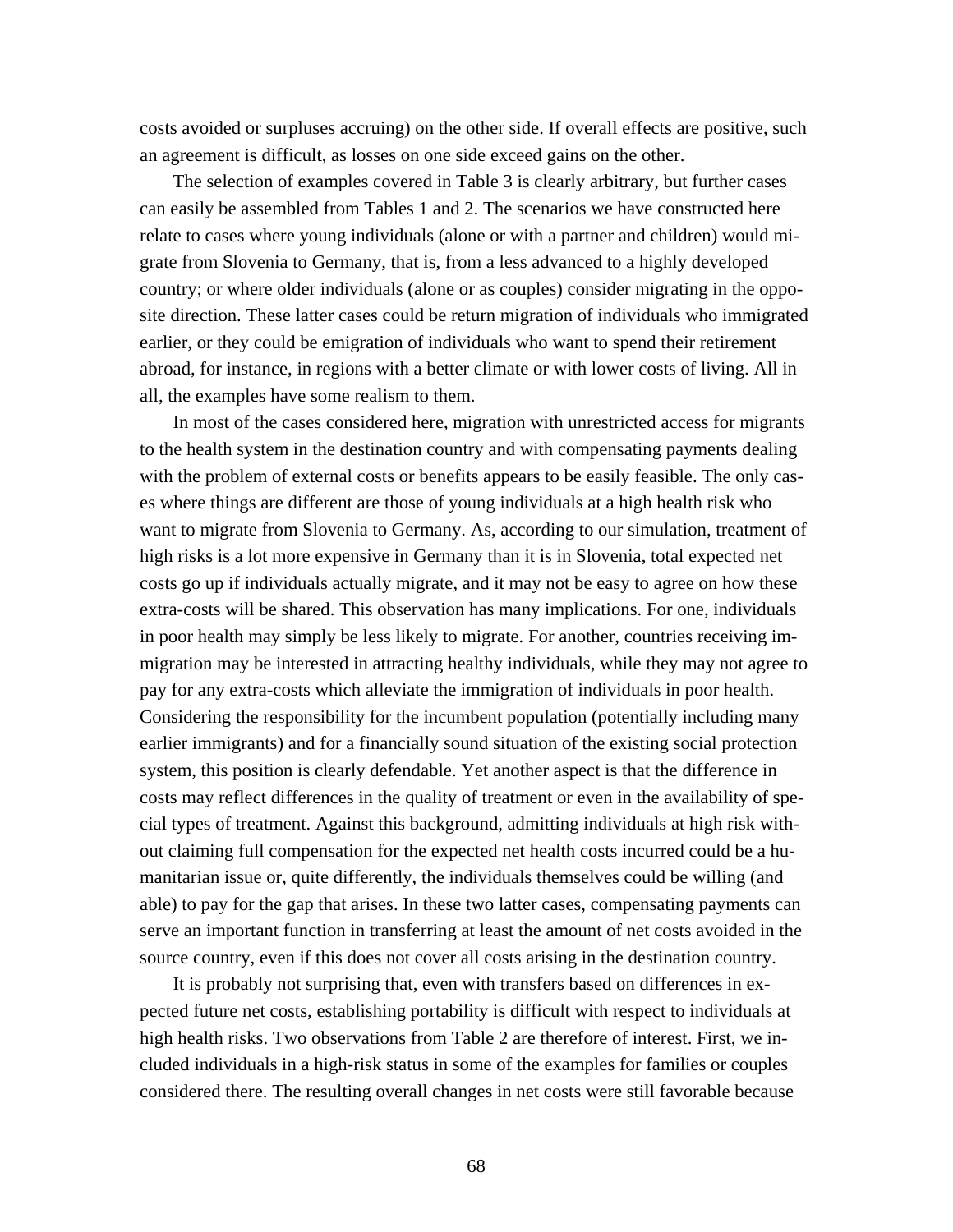costs avoided or surpluses accruing) on the other side. If overall effects are positive, such an agreement is difficult, as losses on one side exceed gains on the other.

The selection of examples covered in Table 3 is clearly arbitrary, but further cases can easily be assembled from Tables 1 and 2. The scenarios we have constructed here relate to cases where young individuals (alone or with a partner and children) would migrate from Slovenia to Germany, that is, from a less advanced to a highly developed country; or where older individuals (alone or as couples) consider migrating in the opposite direction. These latter cases could be return migration of individuals who immigrated earlier, or they could be emigration of individuals who want to spend their retirement abroad, for instance, in regions with a better climate or with lower costs of living. All in all, the examples have some realism to them.

In most of the cases considered here, migration with unrestricted access for migrants to the health system in the destination country and with compensating payments dealing with the problem of external costs or benefits appears to be easily feasible. The only cases where things are different are those of young individuals at a high health risk who want to migrate from Slovenia to Germany. As, according to our simulation, treatment of high risks is a lot more expensive in Germany than it is in Slovenia, total expected net costs go up if individuals actually migrate, and it may not be easy to agree on how these extra-costs will be shared. This observation has many implications. For one, individuals in poor health may simply be less likely to migrate. For another, countries receiving immigration may be interested in attracting healthy individuals, while they may not agree to pay for any extra-costs which alleviate the immigration of individuals in poor health. Considering the responsibility for the incumbent population (potentially including many earlier immigrants) and for a financially sound situation of the existing social protection system, this position is clearly defendable. Yet another aspect is that the difference in costs may reflect differences in the quality of treatment or even in the availability of special types of treatment. Against this background, admitting individuals at high risk without claiming full compensation for the expected net health costs incurred could be a humanitarian issue or, quite differently, the individuals themselves could be willing (and able) to pay for the gap that arises. In these two latter cases, compensating payments can serve an important function in transferring at least the amount of net costs avoided in the source country, even if this does not cover all costs arising in the destination country.

It is probably not surprising that, even with transfers based on differences in expected future net costs, establishing portability is difficult with respect to individuals at high health risks. Two observations from Table 2 are therefore of interest. First, we included individuals in a high-risk status in some of the examples for families or couples considered there. The resulting overall changes in net costs were still favorable because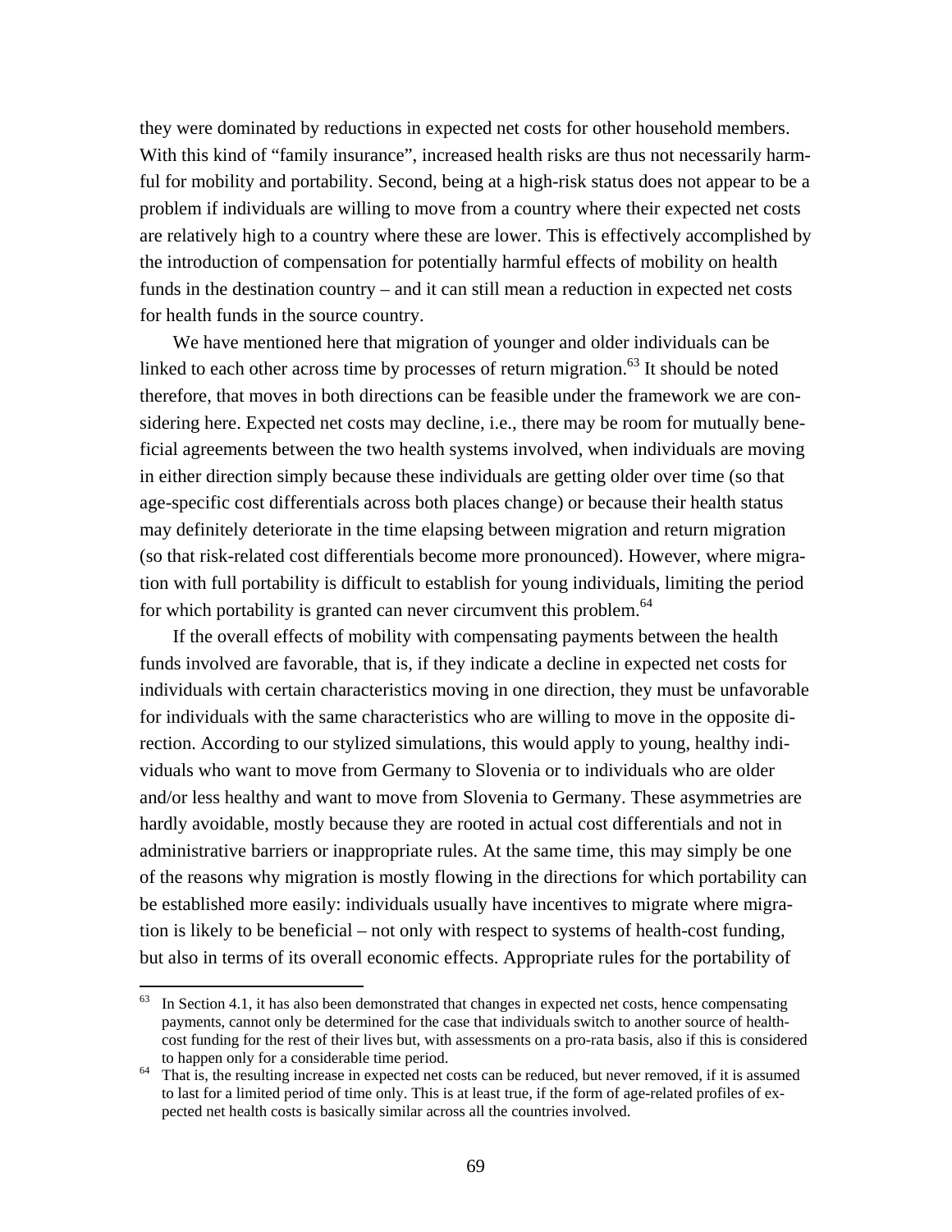they were dominated by reductions in expected net costs for other household members. With this kind of "family insurance", increased health risks are thus not necessarily harmful for mobility and portability. Second, being at a high-risk status does not appear to be a problem if individuals are willing to move from a country where their expected net costs are relatively high to a country where these are lower. This is effectively accomplished by the introduction of compensation for potentially harmful effects of mobility on health funds in the destination country – and it can still mean a reduction in expected net costs for health funds in the source country.

We have mentioned here that migration of younger and older individuals can be linked to each other across time by processes of return migration.[63] It should be noted therefore, that moves in both directions can be feasible under the framework we are considering here. Expected net costs may decline, i.e., there may be room for mutually beneficial agreements between the two health systems involved, when individuals are moving in either direction simply because these individuals are getting older over time (so that age-specific cost differentials across both places change) or because their health status may definitely deteriorate in the time elapsing between migration and return migration (so that risk-related cost differentials become more pronounced). However, where migration with full portability is difficult to establish for young individuals, limiting the period for which portability is granted can never circumvent this problem.[64]

If the overall effects of mobility with compensating payments between the health funds involved are favorable, that is, if they indicate a decline in expected net costs for individuals with certain characteristics moving in one direction, they must be unfavorable for individuals with the same characteristics who are willing to move in the opposite direction. According to our stylized simulations, this would apply to young, healthy individuals who want to move from Germany to Slovenia or to individuals who are older and/or less healthy and want to move from Slovenia to Germany. These asymmetries are hardly avoidable, mostly because they are rooted in actual cost differentials and not in administrative barriers or inappropriate rules. At the same time, this may simply be one of the reasons why migration is mostly flowing in the directions for which portability can be established more easily: individuals usually have incentives to migrate where migration is likely to be beneficial – not only with respect to systems of health-cost funding, but also in terms of its overall economic effects. Appropriate rules for the portability of

[63] In Section 4.1, it has also been demonstrated that changes in expected net costs, hence compensating payments, cannot only be determined for the case that individuals switch to another source of health-cost funding for the rest of their lives but, with assessments on a pro-rata basis, also if this is considered to happen only for a considerable time period.

[64] That is, the resulting increase in expected net costs can be reduced, but never removed, if it is assumed to last for a limited period of time only. This is at least true, if the form of age-related profiles of expected net health costs is basically similar across all the countries involved.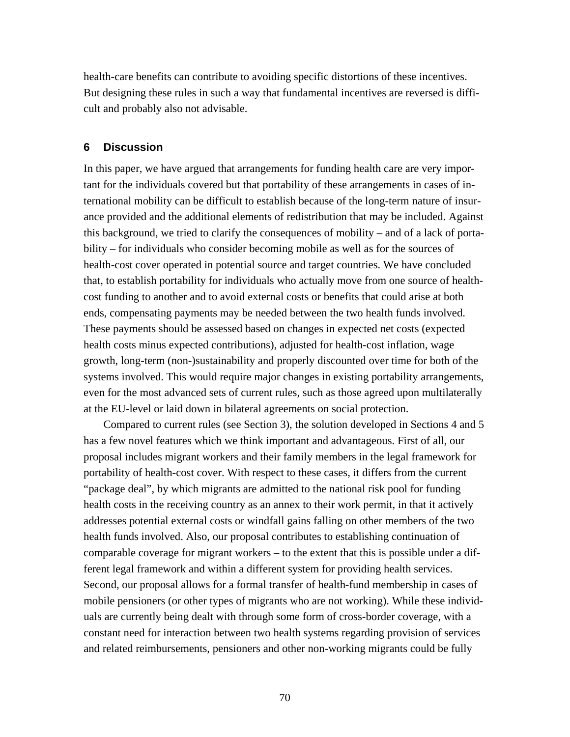health-care benefits can contribute to avoiding specific distortions of these incentives. But designing these rules in such a way that fundamental incentives are reversed is difficult and probably also not advisable.

## 6 Discussion

In this paper, we have argued that arrangements for funding health care are very important for the individuals covered but that portability of these arrangements in cases of international mobility can be difficult to establish because of the long-term nature of insurance provided and the additional elements of redistribution that may be included. Against this background, we tried to clarify the consequences of mobility – and of a lack of portability – for individuals who consider becoming mobile as well as for the sources of health-cost cover operated in potential source and target countries. We have concluded that, to establish portability for individuals who actually move from one source of health-cost funding to another and to avoid external costs or benefits that could arise at both ends, compensating payments may be needed between the two health funds involved. These payments should be assessed based on changes in expected net costs (expected health costs minus expected contributions), adjusted for health-cost inflation, wage growth, long-term (non-)sustainability and properly discounted over time for both of the systems involved. This would require major changes in existing portability arrangements, even for the most advanced sets of current rules, such as those agreed upon multilaterally at the EU-level or laid down in bilateral agreements on social protection.

Compared to current rules (see Section 3), the solution developed in Sections 4 and 5 has a few novel features which we think important and advantageous. First of all, our proposal includes migrant workers and their family members in the legal framework for portability of health-cost cover. With respect to these cases, it differs from the current "package deal", by which migrants are admitted to the national risk pool for funding health costs in the receiving country as an annex to their work permit, in that it actively addresses potential external costs or windfall gains falling on other members of the two health funds involved. Also, our proposal contributes to establishing continuation of comparable coverage for migrant workers – to the extent that this is possible under a different legal framework and within a different system for providing health services. Second, our proposal allows for a formal transfer of health-fund membership in cases of mobile pensioners (or other types of migrants who are not working). While these individuals are currently being dealt with through some form of cross-border coverage, with a constant need for interaction between two health systems regarding provision of services and related reimbursements, pensioners and other non-working migrants could be fully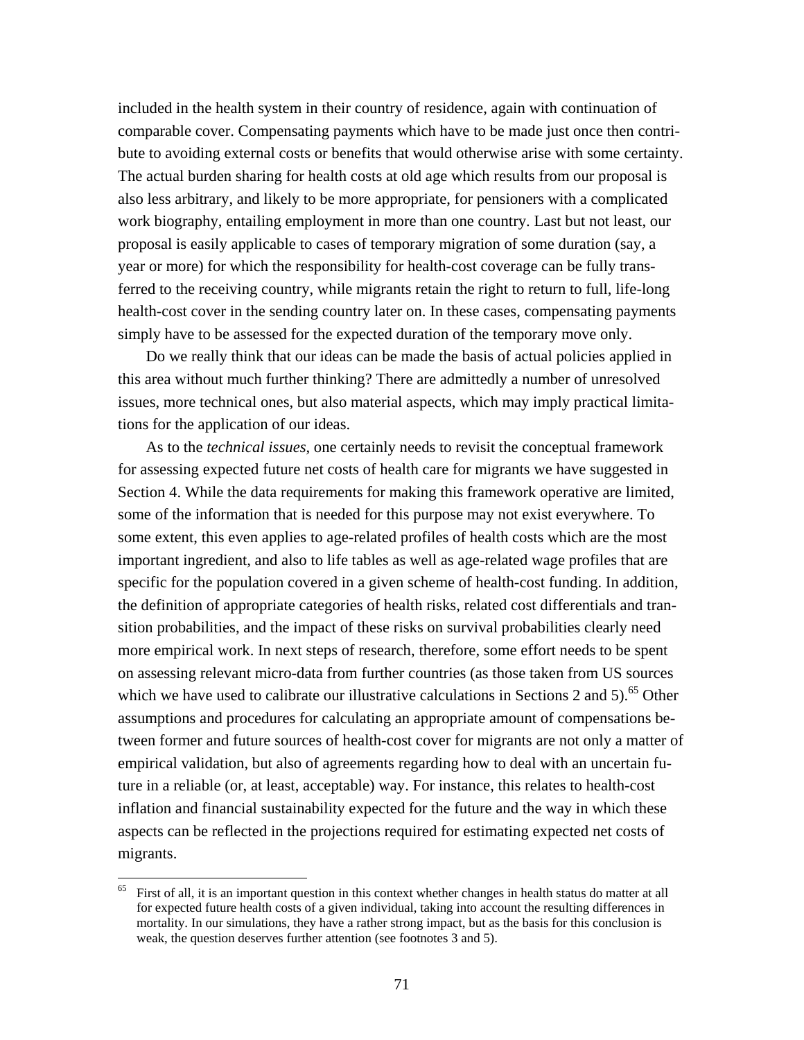included in the health system in their country of residence, again with continuation of comparable cover. Compensating payments which have to be made just once then contribute to avoiding external costs or benefits that would otherwise arise with some certainty. The actual burden sharing for health costs at old age which results from our proposal is also less arbitrary, and likely to be more appropriate, for pensioners with a complicated work biography, entailing employment in more than one country. Last but not least, our proposal is easily applicable to cases of temporary migration of some duration (say, a year or more) for which the responsibility for health-cost coverage can be fully transferred to the receiving country, while migrants retain the right to return to full, life-long health-cost cover in the sending country later on. In these cases, compensating payments simply have to be assessed for the expected duration of the temporary move only.

Do we really think that our ideas can be made the basis of actual policies applied in this area without much further thinking? There are admittedly a number of unresolved issues, more technical ones, but also material aspects, which may imply practical limitations for the application of our ideas.

As to the *technical issues*, one certainly needs to revisit the conceptual framework for assessing expected future net costs of health care for migrants we have suggested in Section 4. While the data requirements for making this framework operative are limited, some of the information that is needed for this purpose may not exist everywhere. To some extent, this even applies to age-related profiles of health costs which are the most important ingredient, and also to life tables as well as age-related wage profiles that are specific for the population covered in a given scheme of health-cost funding. In addition, the definition of appropriate categories of health risks, related cost differentials and transition probabilities, and the impact of these risks on survival probabilities clearly need more empirical work. In next steps of research, therefore, some effort needs to be spent on assessing relevant micro-data from further countries (as those taken from US sources which we have used to calibrate our illustrative calculations in Sections 2 and 5).[65] Other assumptions and procedures for calculating an appropriate amount of compensations between former and future sources of health-cost cover for migrants are not only a matter of empirical validation, but also of agreements regarding how to deal with an uncertain future in a reliable (or, at least, acceptable) way. For instance, this relates to health-cost inflation and financial sustainability expected for the future and the way in which these aspects can be reflected in the projections required for estimating expected net costs of migrants.

---

[65] First of all, it is an important question in this context whether changes in health status do matter at all for expected future health costs of a given individual, taking into account the resulting differences in mortality. In our simulations, they have a rather strong impact, but as the basis for this conclusion is weak, the question deserves further attention (see footnotes 3 and 5).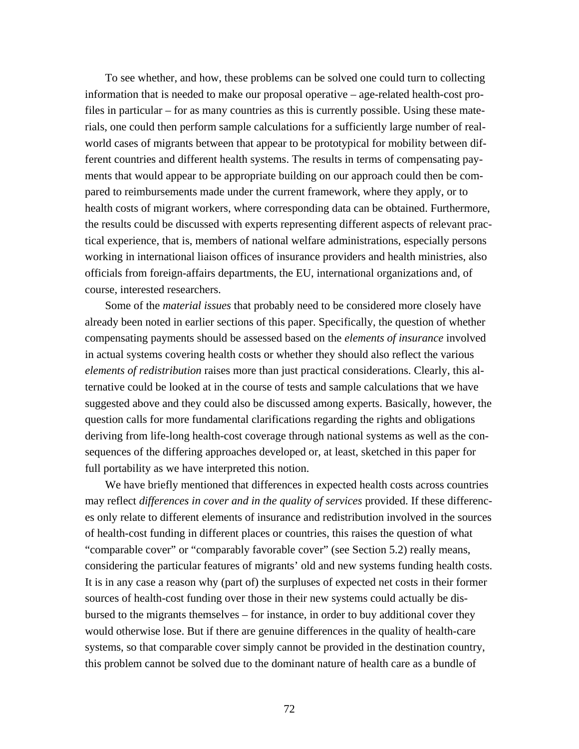To see whether, and how, these problems can be solved one could turn to collecting information that is needed to make our proposal operative – age-related health-cost profiles in particular – for as many countries as this is currently possible. Using these materials, one could then perform sample calculations for a sufficiently large number of real-world cases of migrants between that appear to be prototypical for mobility between different countries and different health systems. The results in terms of compensating payments that would appear to be appropriate building on our approach could then be compared to reimbursements made under the current framework, where they apply, or to health costs of migrant workers, where corresponding data can be obtained. Furthermore, the results could be discussed with experts representing different aspects of relevant practical experience, that is, members of national welfare administrations, especially persons working in international liaison offices of insurance providers and health ministries, also officials from foreign-affairs departments, the EU, international organizations and, of course, interested researchers.

Some of the *material issues* that probably need to be considered more closely have already been noted in earlier sections of this paper. Specifically, the question of whether compensating payments should be assessed based on the *elements of insurance* involved in actual systems covering health costs or whether they should also reflect the various *elements of redistribution* raises more than just practical considerations. Clearly, this alternative could be looked at in the course of tests and sample calculations that we have suggested above and they could also be discussed among experts. Basically, however, the question calls for more fundamental clarifications regarding the rights and obligations deriving from life-long health-cost coverage through national systems as well as the consequences of the differing approaches developed or, at least, sketched in this paper for full portability as we have interpreted this notion.

We have briefly mentioned that differences in expected health costs across countries may reflect *differences in cover and in the quality of services* provided. If these differences only relate to different elements of insurance and redistribution involved in the sources of health-cost funding in different places or countries, this raises the question of what "comparable cover" or "comparably favorable cover" (see Section 5.2) really means, considering the particular features of migrants' old and new systems funding health costs. It is in any case a reason why (part of) the surpluses of expected net costs in their former sources of health-cost funding over those in their new systems could actually be disbursed to the migrants themselves – for instance, in order to buy additional cover they would otherwise lose. But if there are genuine differences in the quality of health-care systems, so that comparable cover simply cannot be provided in the destination country, this problem cannot be solved due to the dominant nature of health care as a bundle of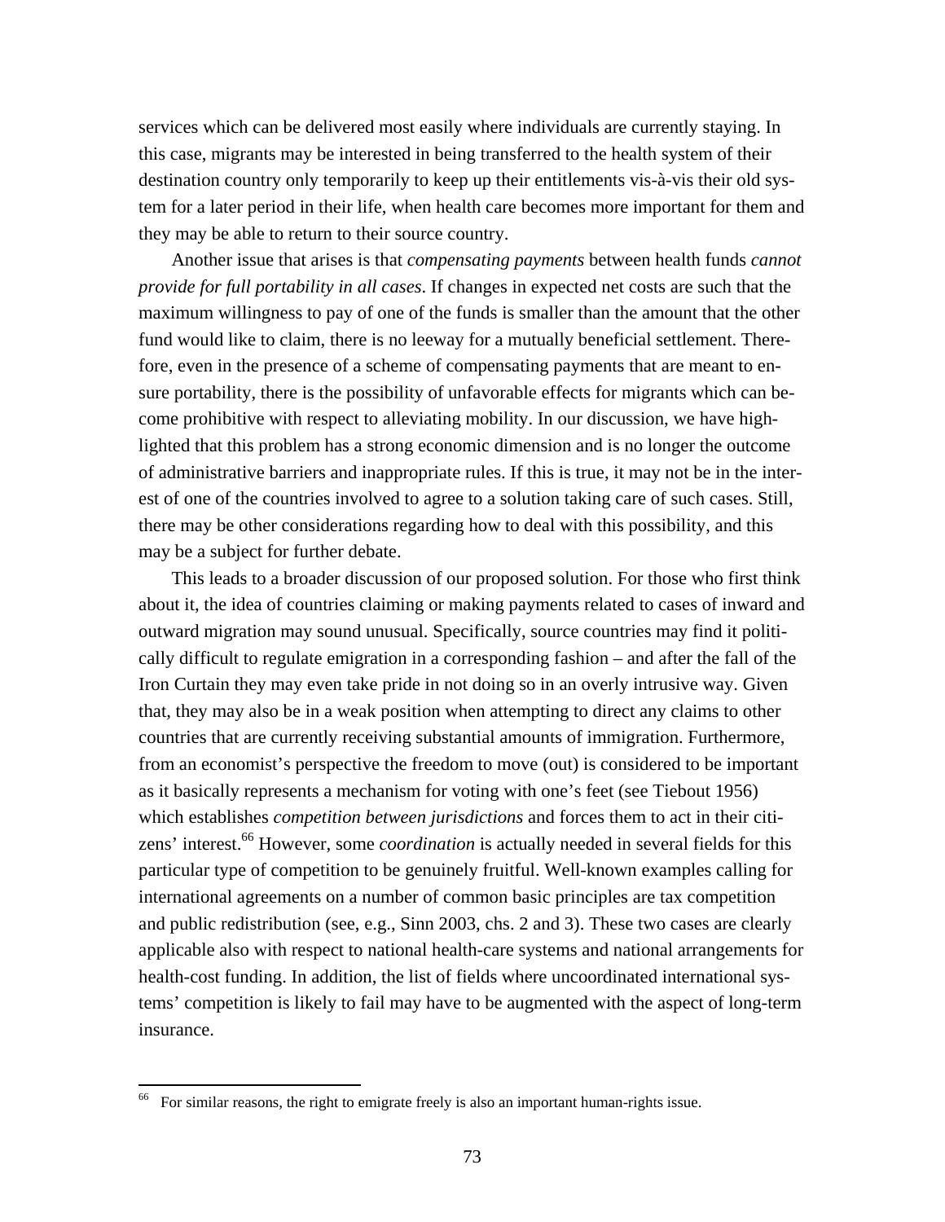services which can be delivered most easily where individuals are currently staying. In this case, migrants may be interested in being transferred to the health system of their destination country only temporarily to keep up their entitlements vis-à-vis their old system for a later period in their life, when health care becomes more important for them and they may be able to return to their source country.

Another issue that arises is that *compensating payments* between health funds *cannot provide for full portability in all cases*. If changes in expected net costs are such that the maximum willingness to pay of one of the funds is smaller than the amount that the other fund would like to claim, there is no leeway for a mutually beneficial settlement. Therefore, even in the presence of a scheme of compensating payments that are meant to ensure portability, there is the possibility of unfavorable effects for migrants which can become prohibitive with respect to alleviating mobility. In our discussion, we have highlighted that this problem has a strong economic dimension and is no longer the outcome of administrative barriers and inappropriate rules. If this is true, it may not be in the interest of one of the countries involved to agree to a solution taking care of such cases. Still, there may be other considerations regarding how to deal with this possibility, and this may be a subject for further debate.

This leads to a broader discussion of our proposed solution. For those who first think about it, the idea of countries claiming or making payments related to cases of inward and outward migration may sound unusual. Specifically, source countries may find it politically difficult to regulate emigration in a corresponding fashion – and after the fall of the Iron Curtain they may even take pride in not doing so in an overly intrusive way. Given that, they may also be in a weak position when attempting to direct any claims to other countries that are currently receiving substantial amounts of immigration. Furthermore, from an economist's perspective the freedom to move (out) is considered to be important as it basically represents a mechanism for voting with one's feet (see Tiebout 1956) which establishes *competition between jurisdictions* and forces them to act in their citizens' interest.[66] However, some *coordination* is actually needed in several fields for this particular type of competition to be genuinely fruitful. Well-known examples calling for international agreements on a number of common basic principles are tax competition and public redistribution (see, e.g., Sinn 2003, chs. 2 and 3). These two cases are clearly applicable also with respect to national health-care systems and national arrangements for health-cost funding. In addition, the list of fields where uncoordinated international systems' competition is likely to fail may have to be augmented with the aspect of long-term insurance.

[66] For similar reasons, the right to emigrate freely is also an important human-rights issue.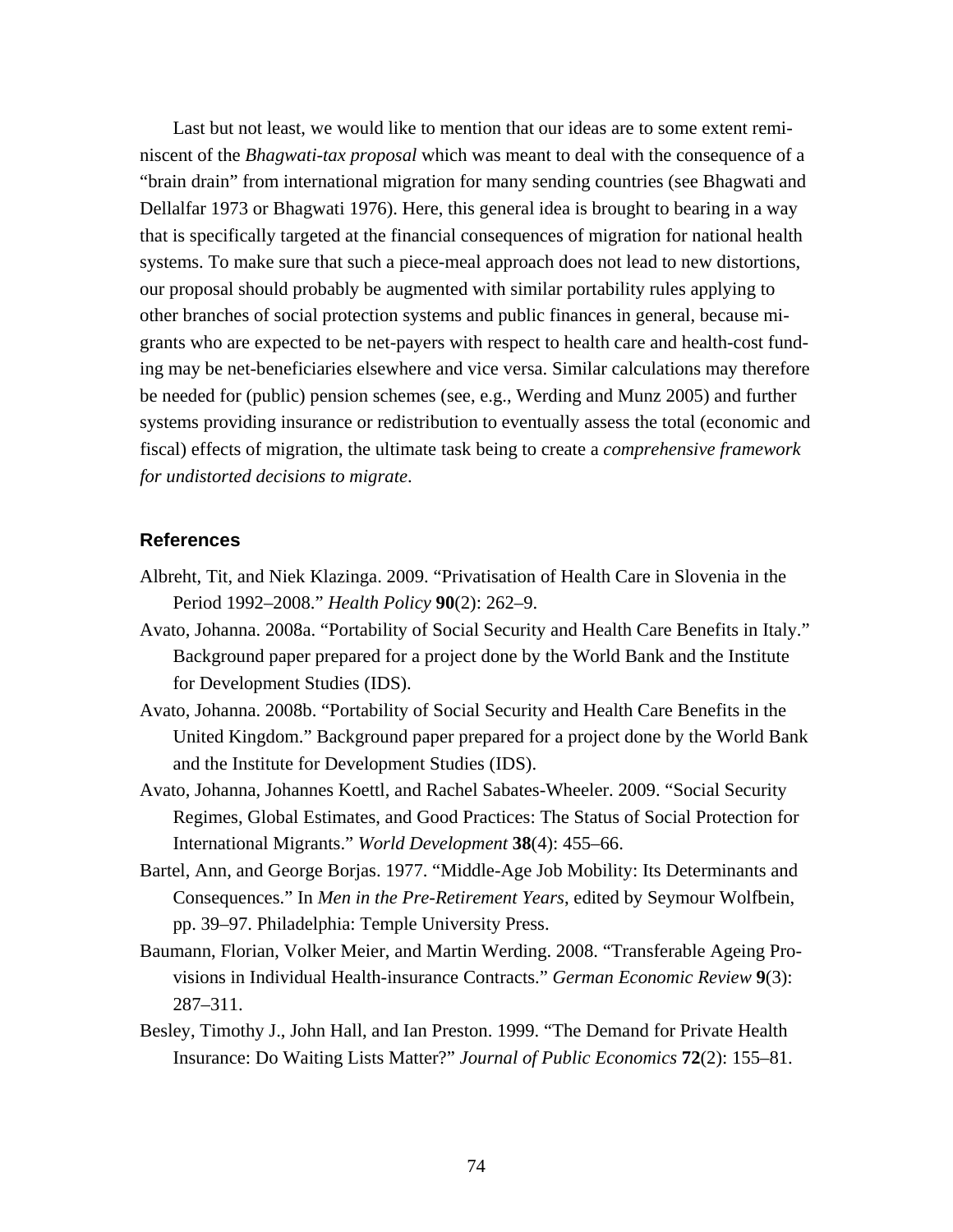Last but not least, we would like to mention that our ideas are to some extent reminiscent of the *Bhagwati-tax proposal* which was meant to deal with the consequence of a "brain drain" from international migration for many sending countries (see Bhagwati and Dellalfar 1973 or Bhagwati 1976). Here, this general idea is brought to bearing in a way that is specifically targeted at the financial consequences of migration for national health systems. To make sure that such a piece-meal approach does not lead to new distortions, our proposal should probably be augmented with similar portability rules applying to other branches of social protection systems and public finances in general, because migrants who are expected to be net-payers with respect to health care and health-cost funding may be net-beneficiaries elsewhere and vice versa. Similar calculations may therefore be needed for (public) pension schemes (see, e.g., Werding and Munz 2005) and further systems providing insurance or redistribution to eventually assess the total (economic and fiscal) effects of migration, the ultimate task being to create a *comprehensive framework for undistorted decisions to migrate*.

## References

Albreht, Tit, and Niek Klazinga. 2009. "Privatisation of Health Care in Slovenia in the Period 1992–2008." *Health Policy* **90**(2): 262–9.

Avato, Johanna. 2008a. "Portability of Social Security and Health Care Benefits in Italy." Background paper prepared for a project done by the World Bank and the Institute for Development Studies (IDS).

Avato, Johanna. 2008b. "Portability of Social Security and Health Care Benefits in the United Kingdom." Background paper prepared for a project done by the World Bank and the Institute for Development Studies (IDS).

Avato, Johanna, Johannes Koettl, and Rachel Sabates-Wheeler. 2009. "Social Security Regimes, Global Estimates, and Good Practices: The Status of Social Protection for International Migrants." *World Development* **38**(4): 455–66.

Bartel, Ann, and George Borjas. 1977. "Middle-Age Job Mobility: Its Determinants and Consequences." In *Men in the Pre-Retirement Years*, edited by Seymour Wolfbein, pp. 39–97. Philadelphia: Temple University Press.

Baumann, Florian, Volker Meier, and Martin Werding. 2008. "Transferable Ageing Provisions in Individual Health-insurance Contracts." *German Economic Review* **9**(3): 287–311.

Besley, Timothy J., John Hall, and Ian Preston. 1999. "The Demand for Private Health Insurance: Do Waiting Lists Matter?" *Journal of Public Economics* **72**(2): 155–81.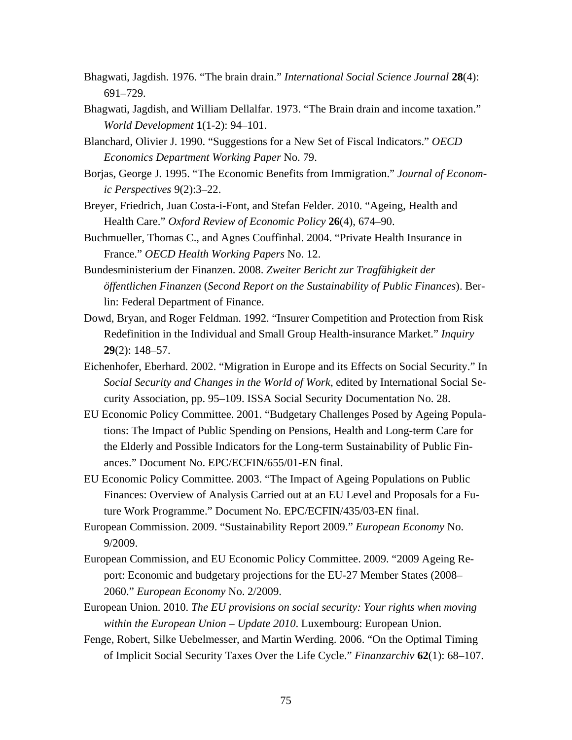Bhagwati, Jagdish. 1976. "The brain drain." *International Social Science Journal* **28**(4): 691–729.

Bhagwati, Jagdish, and William Dellalfar. 1973. "The Brain drain and income taxation." *World Development* **1**(1-2): 94–101.

Blanchard, Olivier J. 1990. "Suggestions for a New Set of Fiscal Indicators." *OECD Economics Department Working Paper* No. 79.

Borjas, George J. 1995. "The Economic Benefits from Immigration." *Journal of Economic Perspectives* 9(2):3–22.

Breyer, Friedrich, Juan Costa-i-Font, and Stefan Felder. 2010. "Ageing, Health and Health Care." *Oxford Review of Economic Policy* **26**(4), 674–90.

Buchmueller, Thomas C., and Agnes Couffinhal. 2004. "Private Health Insurance in France." *OECD Health Working Papers* No. 12.

Bundesministerium der Finanzen. 2008. *Zweiter Bericht zur Tragfähigkeit der öffentlichen Finanzen* (*Second Report on the Sustainability of Public Finances*). Berlin: Federal Department of Finance.

Dowd, Bryan, and Roger Feldman. 1992. "Insurer Competition and Protection from Risk Redefinition in the Individual and Small Group Health-insurance Market." *Inquiry* **29**(2): 148–57.

Eichenhofer, Eberhard. 2002. "Migration in Europe and its Effects on Social Security." In *Social Security and Changes in the World of Work*, edited by International Social Security Association, pp. 95–109. ISSA Social Security Documentation No. 28.

EU Economic Policy Committee. 2001. "Budgetary Challenges Posed by Ageing Populations: The Impact of Public Spending on Pensions, Health and Long-term Care for the Elderly and Possible Indicators for the Long-term Sustainability of Public Finances." Document No. EPC/ECFIN/655/01-EN final.

EU Economic Policy Committee. 2003. "The Impact of Ageing Populations on Public Finances: Overview of Analysis Carried out at an EU Level and Proposals for a Future Work Programme." Document No. EPC/ECFIN/435/03-EN final.

European Commission. 2009. "Sustainability Report 2009." *European Economy* No. 9/2009.

European Commission, and EU Economic Policy Committee. 2009. "2009 Ageing Report: Economic and budgetary projections for the EU-27 Member States (2008–2060." *European Economy* No. 2/2009.

European Union. 2010. *The EU provisions on social security: Your rights when moving within the European Union – Update 2010*. Luxembourg: European Union.

Fenge, Robert, Silke Uebelmesser, and Martin Werding. 2006. "On the Optimal Timing of Implicit Social Security Taxes Over the Life Cycle." *Finanzarchiv* **62**(1): 68–107.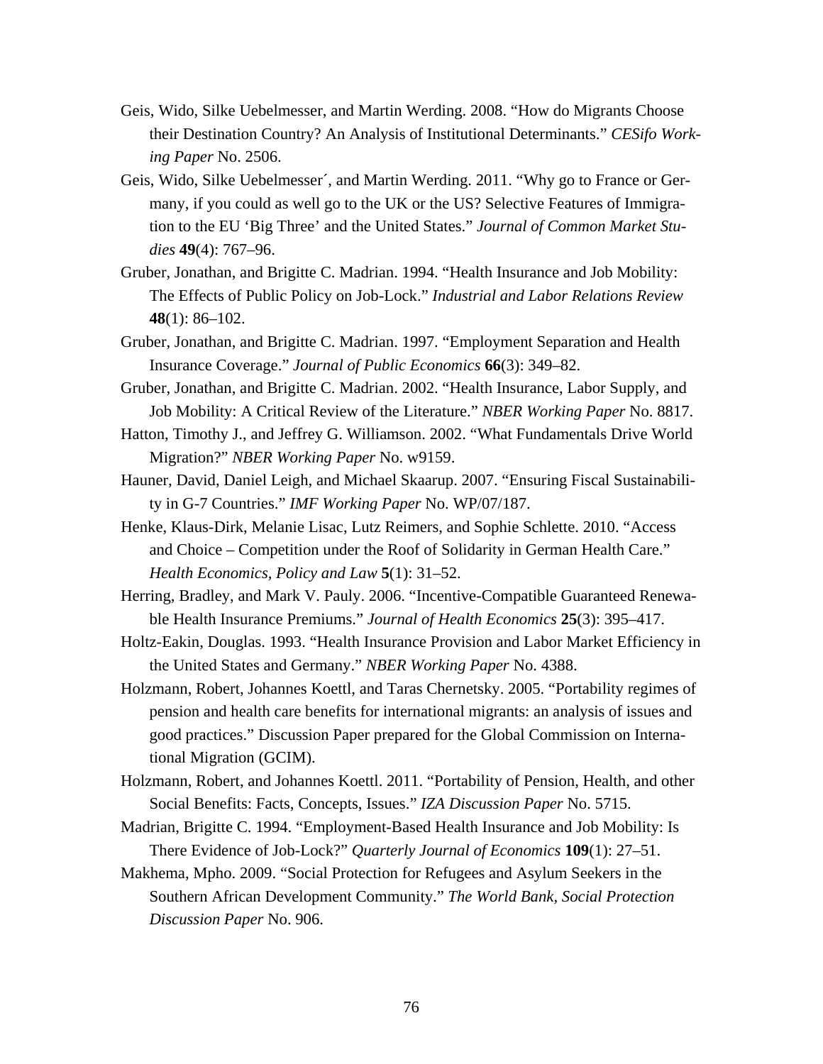Geis, Wido, Silke Uebelmesser, and Martin Werding. 2008. "How do Migrants Choose their Destination Country? An Analysis of Institutional Determinants." *CESifo Working Paper* No. 2506.

Geis, Wido, Silke Uebelmesser´, and Martin Werding. 2011. "Why go to France or Germany, if you could as well go to the UK or the US? Selective Features of Immigration to the EU 'Big Three' and the United States." *Journal of Common Market Studies* **49**(4): 767–96.

Gruber, Jonathan, and Brigitte C. Madrian. 1994. "Health Insurance and Job Mobility: The Effects of Public Policy on Job-Lock." *Industrial and Labor Relations Review* **48**(1): 86–102.

Gruber, Jonathan, and Brigitte C. Madrian. 1997. "Employment Separation and Health Insurance Coverage." *Journal of Public Economics* **66**(3): 349–82.

Gruber, Jonathan, and Brigitte C. Madrian. 2002. "Health Insurance, Labor Supply, and Job Mobility: A Critical Review of the Literature." *NBER Working Paper* No. 8817.

Hatton, Timothy J., and Jeffrey G. Williamson. 2002. "What Fundamentals Drive World Migration?" *NBER Working Paper* No. w9159.

Hauner, David, Daniel Leigh, and Michael Skaarup. 2007. "Ensuring Fiscal Sustainability in G-7 Countries." *IMF Working Paper* No. WP/07/187.

Henke, Klaus-Dirk, Melanie Lisac, Lutz Reimers, and Sophie Schlette. 2010. "Access and Choice – Competition under the Roof of Solidarity in German Health Care." *Health Economics, Policy and Law* **5**(1): 31–52.

Herring, Bradley, and Mark V. Pauly. 2006. "Incentive-Compatible Guaranteed Renewable Health Insurance Premiums." *Journal of Health Economics* **25**(3): 395–417.

Holtz-Eakin, Douglas. 1993. "Health Insurance Provision and Labor Market Efficiency in the United States and Germany." *NBER Working Paper* No. 4388.

Holzmann, Robert, Johannes Koettl, and Taras Chernetsky. 2005. "Portability regimes of pension and health care benefits for international migrants: an analysis of issues and good practices." Discussion Paper prepared for the Global Commission on International Migration (GCIM).

Holzmann, Robert, and Johannes Koettl. 2011. "Portability of Pension, Health, and other Social Benefits: Facts, Concepts, Issues." *IZA Discussion Paper* No. 5715.

Madrian, Brigitte C. 1994. "Employment-Based Health Insurance and Job Mobility: Is There Evidence of Job-Lock?" *Quarterly Journal of Economics* **109**(1): 27–51.

Makhema, Mpho. 2009. "Social Protection for Refugees and Asylum Seekers in the Southern African Development Community." *The World Bank, Social Protection Discussion Paper* No. 906.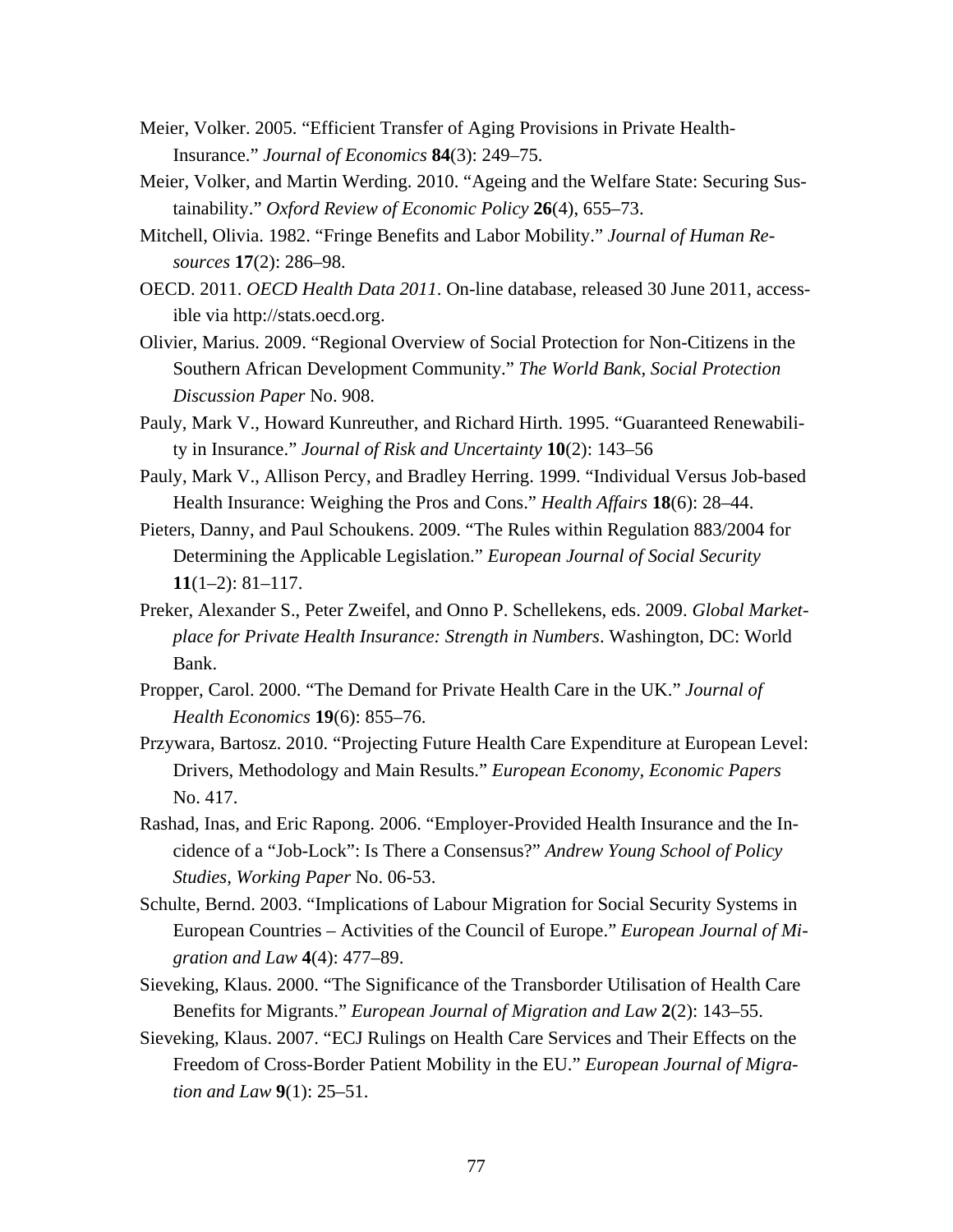Meier, Volker. 2005. "Efficient Transfer of Aging Provisions in Private Health-Insurance." *Journal of Economics* **84**(3): 249–75.

Meier, Volker, and Martin Werding. 2010. "Ageing and the Welfare State: Securing Sustainability." *Oxford Review of Economic Policy* **26**(4), 655–73.

Mitchell, Olivia. 1982. "Fringe Benefits and Labor Mobility." *Journal of Human Resources* **17**(2): 286–98.

OECD. 2011. *OECD Health Data 2011*. On-line database, released 30 June 2011, accessible via http://stats.oecd.org.

Olivier, Marius. 2009. "Regional Overview of Social Protection for Non-Citizens in the Southern African Development Community." *The World Bank, Social Protection Discussion Paper* No. 908.

Pauly, Mark V., Howard Kunreuther, and Richard Hirth. 1995. "Guaranteed Renewability in Insurance." *Journal of Risk and Uncertainty* **10**(2): 143–56

Pauly, Mark V., Allison Percy, and Bradley Herring. 1999. "Individual Versus Job-based Health Insurance: Weighing the Pros and Cons." *Health Affairs* **18**(6): 28–44.

Pieters, Danny, and Paul Schoukens. 2009. "The Rules within Regulation 883/2004 for Determining the Applicable Legislation." *European Journal of Social Security* **11**(1–2): 81–117.

Preker, Alexander S., Peter Zweifel, and Onno P. Schellekens, eds. 2009. *Global Marketplace for Private Health Insurance: Strength in Numbers*. Washington, DC: World Bank.

Propper, Carol. 2000. "The Demand for Private Health Care in the UK." *Journal of Health Economics* **19**(6): 855–76.

Przywara, Bartosz. 2010. "Projecting Future Health Care Expenditure at European Level: Drivers, Methodology and Main Results." *European Economy, Economic Papers* No. 417.

Rashad, Inas, and Eric Rapong. 2006. "Employer-Provided Health Insurance and the Incidence of a "Job-Lock": Is There a Consensus?" *Andrew Young School of Policy Studies, Working Paper* No. 06-53.

Schulte, Bernd. 2003. "Implications of Labour Migration for Social Security Systems in European Countries – Activities of the Council of Europe." *European Journal of Migration and Law* **4**(4): 477–89.

Sieveking, Klaus. 2000. "The Significance of the Transborder Utilisation of Health Care Benefits for Migrants." *European Journal of Migration and Law* **2**(2): 143–55.

Sieveking, Klaus. 2007. "ECJ Rulings on Health Care Services and Their Effects on the Freedom of Cross-Border Patient Mobility in the EU." *European Journal of Migration and Law* **9**(1): 25–51.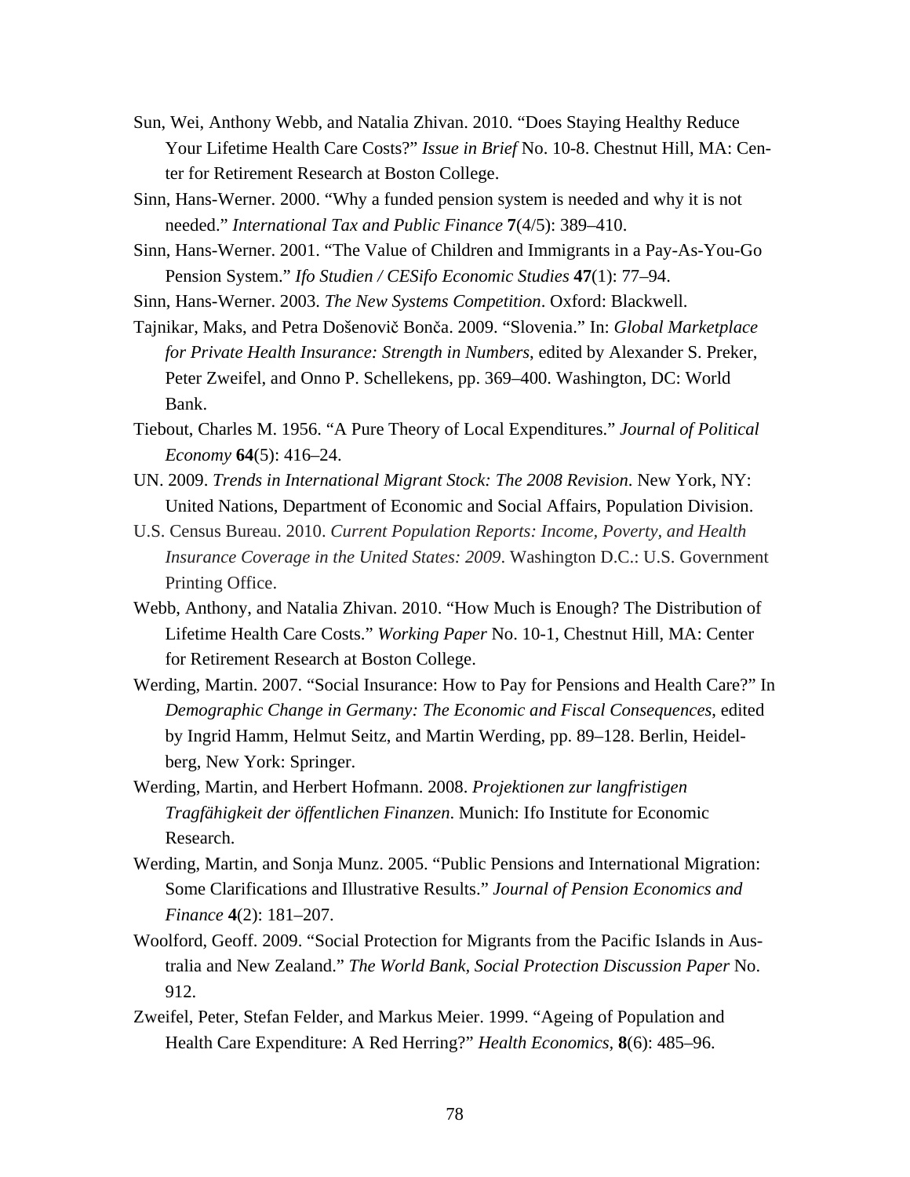Sun, Wei, Anthony Webb, and Natalia Zhivan. 2010. "Does Staying Healthy Reduce Your Lifetime Health Care Costs?" *Issue in Brief* No. 10-8. Chestnut Hill, MA: Center for Retirement Research at Boston College.

Sinn, Hans-Werner. 2000. "Why a funded pension system is needed and why it is not needed." *International Tax and Public Finance* **7**(4/5): 389–410.

Sinn, Hans-Werner. 2001. "The Value of Children and Immigrants in a Pay-As-You-Go Pension System." *Ifo Studien / CESifo Economic Studies* **47**(1): 77–94.

Sinn, Hans-Werner. 2003. *The New Systems Competition*. Oxford: Blackwell.

Tajnikar, Maks, and Petra Došenovič Bonča. 2009. "Slovenia." In: *Global Marketplace for Private Health Insurance: Strength in Numbers*, edited by Alexander S. Preker, Peter Zweifel, and Onno P. Schellekens, pp. 369–400. Washington, DC: World Bank.

Tiebout, Charles M. 1956. "A Pure Theory of Local Expenditures." *Journal of Political Economy* **64**(5): 416–24.

UN. 2009. *Trends in International Migrant Stock: The 2008 Revision*. New York, NY: United Nations, Department of Economic and Social Affairs, Population Division.

U.S. Census Bureau. 2010. *Current Population Reports: Income, Poverty, and Health Insurance Coverage in the United States: 2009*. Washington D.C.: U.S. Government Printing Office.

Webb, Anthony, and Natalia Zhivan. 2010. "How Much is Enough? The Distribution of Lifetime Health Care Costs." *Working Paper* No. 10-1, Chestnut Hill, MA: Center for Retirement Research at Boston College.

Werding, Martin. 2007. "Social Insurance: How to Pay for Pensions and Health Care?" In *Demographic Change in Germany: The Economic and Fiscal Consequences*, edited by Ingrid Hamm, Helmut Seitz, and Martin Werding, pp. 89–128. Berlin, Heidelberg, New York: Springer.

Werding, Martin, and Herbert Hofmann. 2008. *Projektionen zur langfristigen Tragfähigkeit der öffentlichen Finanzen*. Munich: Ifo Institute for Economic Research.

Werding, Martin, and Sonja Munz. 2005. "Public Pensions and International Migration: Some Clarifications and Illustrative Results." *Journal of Pension Economics and Finance* **4**(2): 181–207.

Woolford, Geoff. 2009. "Social Protection for Migrants from the Pacific Islands in Australia and New Zealand." *The World Bank, Social Protection Discussion Paper* No. 912.

Zweifel, Peter, Stefan Felder, and Markus Meier. 1999. "Ageing of Population and Health Care Expenditure: A Red Herring?" *Health Economics*, **8**(6): 485–96.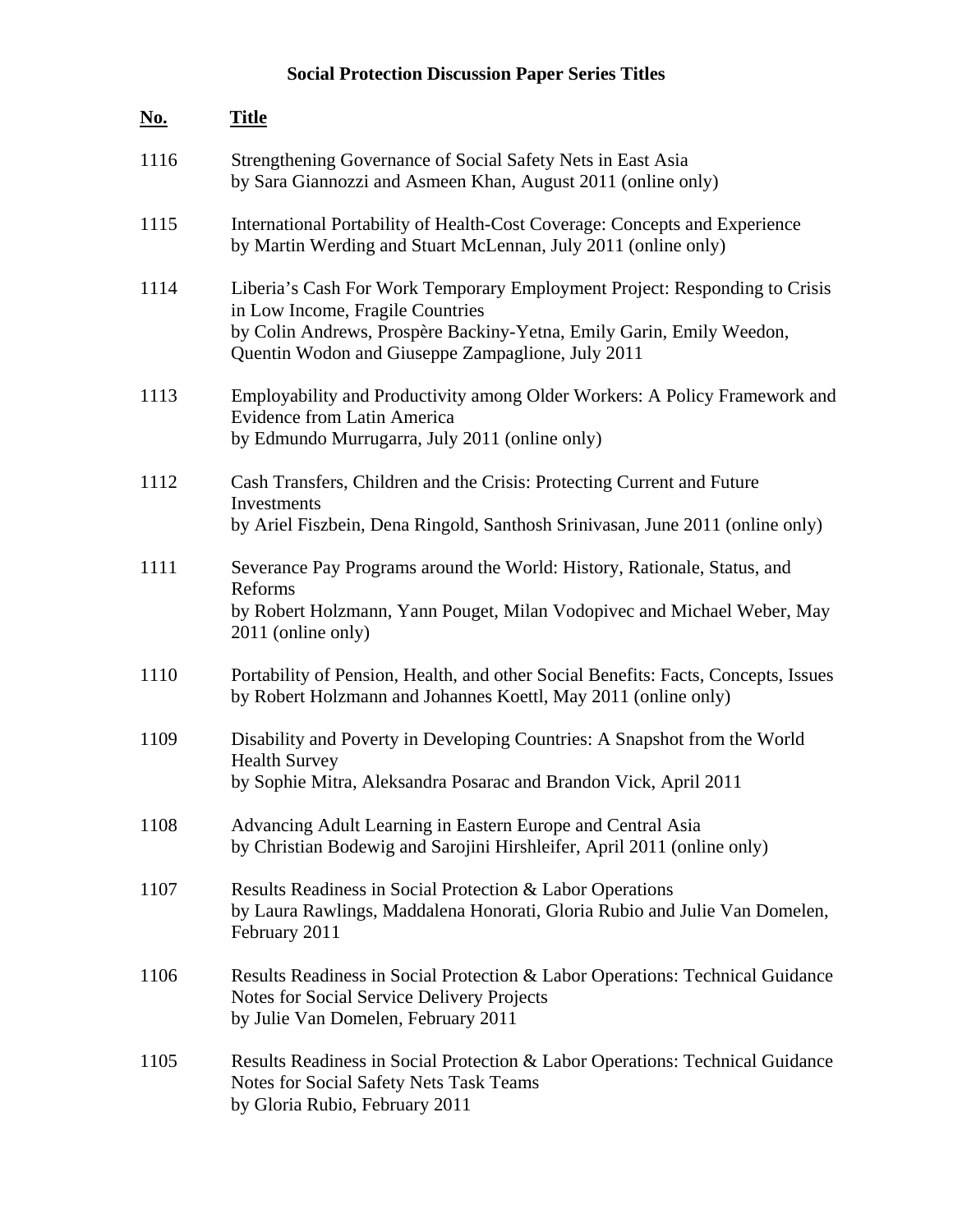# Social Protection Discussion Paper Series Titles

| No. | Title |
| --- | --- |
| 1116 | Strengthening Governance of Social Safety Nets in East Asia<br>by Sara Giannozzi and Asmeen Khan, August 2011 (online only) |
| 1115 | International Portability of Health-Cost Coverage: Concepts and Experience<br>by Martin Werding and Stuart McLennan, July 2011 (online only) |
| 1114 | Liberia's Cash For Work Temporary Employment Project: Responding to Crisis in Low Income, Fragile Countries<br>by Colin Andrews, Prospère Backiny-Yetna, Emily Garin, Emily Weedon, Quentin Wodon and Giuseppe Zampaglione, July 2011 |
| 1113 | Employability and Productivity among Older Workers: A Policy Framework and Evidence from Latin America<br>by Edmundo Murrugarra, July 2011 (online only) |
| 1112 | Cash Transfers, Children and the Crisis: Protecting Current and Future Investments<br>by Ariel Fiszbein, Dena Ringold, Santhosh Srinivasan, June 2011 (online only) |
| 1111 | Severance Pay Programs around the World: History, Rationale, Status, and Reforms<br>by Robert Holzmann, Yann Pouget, Milan Vodopivec and Michael Weber, May 2011 (online only) |
| 1110 | Portability of Pension, Health, and other Social Benefits: Facts, Concepts, Issues<br>by Robert Holzmann and Johannes Koettl, May 2011 (online only) |
| 1109 | Disability and Poverty in Developing Countries: A Snapshot from the World Health Survey<br>by Sophie Mitra, Aleksandra Posarac and Brandon Vick, April 2011 |
| 1108 | Advancing Adult Learning in Eastern Europe and Central Asia<br>by Christian Bodewig and Sarojini Hirshleifer, April 2011 (online only) |
| 1107 | Results Readiness in Social Protection & Labor Operations<br>by Laura Rawlings, Maddalena Honorati, Gloria Rubio and Julie Van Domelen, February 2011 |
| 1106 | Results Readiness in Social Protection & Labor Operations: Technical Guidance Notes for Social Service Delivery Projects<br>by Julie Van Domelen, February 2011 |
| 1105 | Results Readiness in Social Protection & Labor Operations: Technical Guidance Notes for Social Safety Nets Task Teams<br>by Gloria Rubio, February 2011 |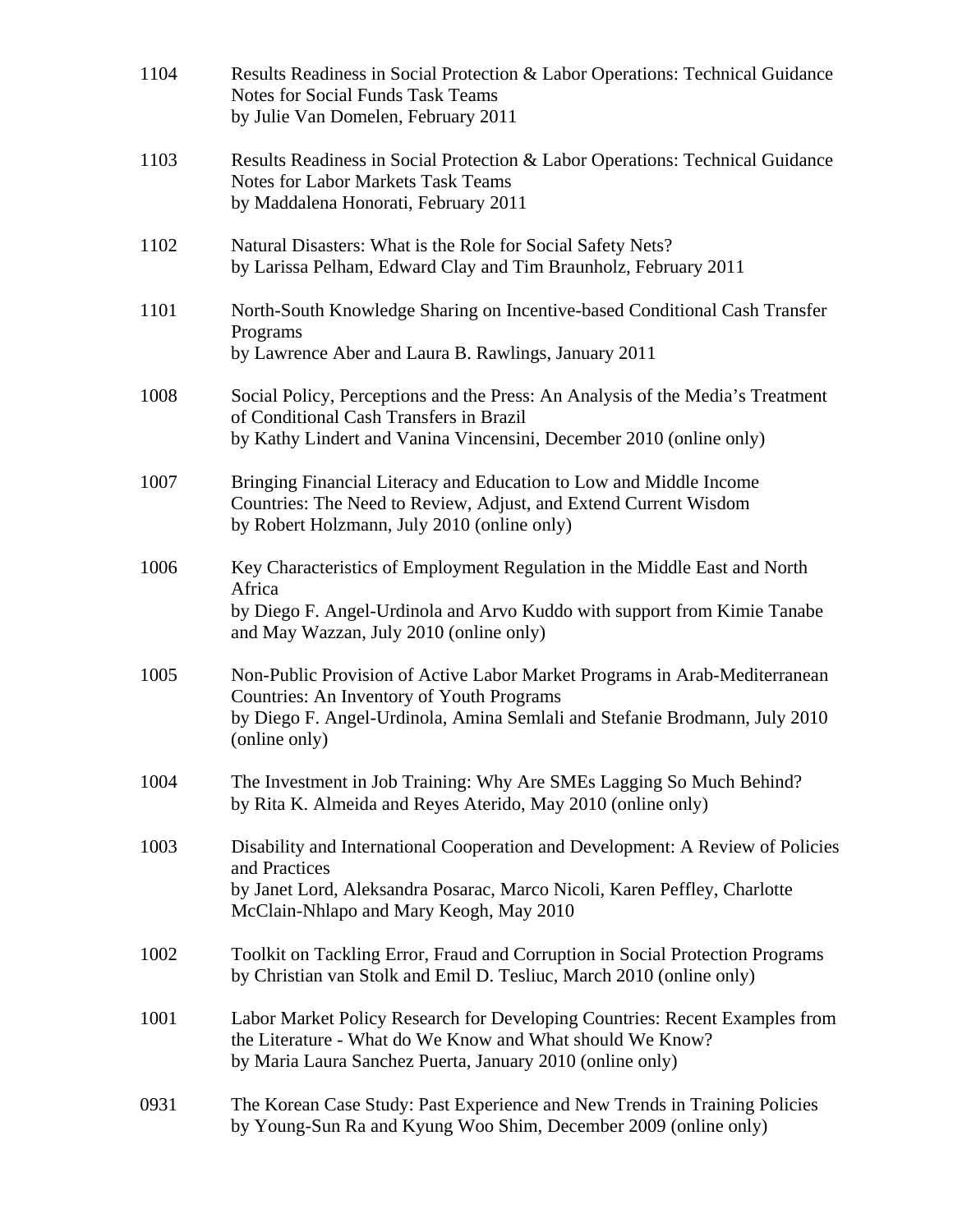1104 Results Readiness in Social Protection & Labor Operations: Technical Guidance Notes for Social Funds Task Teams
by Julie Van Domelen, February 2011

1103 Results Readiness in Social Protection & Labor Operations: Technical Guidance Notes for Labor Markets Task Teams
by Maddalena Honorati, February 2011

1102 Natural Disasters: What is the Role for Social Safety Nets?
by Larissa Pelham, Edward Clay and Tim Braunholz, February 2011

1101 North-South Knowledge Sharing on Incentive-based Conditional Cash Transfer Programs
by Lawrence Aber and Laura B. Rawlings, January 2011

1008 Social Policy, Perceptions and the Press: An Analysis of the Media's Treatment of Conditional Cash Transfers in Brazil
by Kathy Lindert and Vanina Vincensini, December 2010 (online only)

1007 Bringing Financial Literacy and Education to Low and Middle Income Countries: The Need to Review, Adjust, and Extend Current Wisdom
by Robert Holzmann, July 2010 (online only)

1006 Key Characteristics of Employment Regulation in the Middle East and North Africa
by Diego F. Angel-Urdinola and Arvo Kuddo with support from Kimie Tanabe and May Wazzan, July 2010 (online only)

1005 Non-Public Provision of Active Labor Market Programs in Arab-Mediterranean Countries: An Inventory of Youth Programs
by Diego F. Angel-Urdinola, Amina Semlali and Stefanie Brodmann, July 2010 (online only)

1004 The Investment in Job Training: Why Are SMEs Lagging So Much Behind?
by Rita K. Almeida and Reyes Aterido, May 2010 (online only)

1003 Disability and International Cooperation and Development: A Review of Policies and Practices
by Janet Lord, Aleksandra Posarac, Marco Nicoli, Karen Peffley, Charlotte McClain-Nhlapo and Mary Keogh, May 2010

1002 Toolkit on Tackling Error, Fraud and Corruption in Social Protection Programs
by Christian van Stolk and Emil D. Tesliuc, March 2010 (online only)

1001 Labor Market Policy Research for Developing Countries: Recent Examples from the Literature - What do We Know and What should We Know?
by Maria Laura Sanchez Puerta, January 2010 (online only)

0931 The Korean Case Study: Past Experience and New Trends in Training Policies
by Young-Sun Ra and Kyung Woo Shim, December 2009 (online only)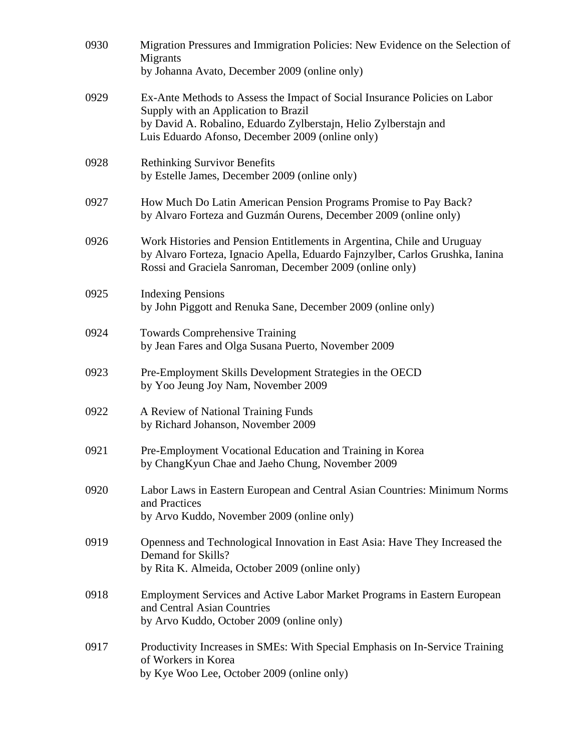0930 Migration Pressures and Immigration Policies: New Evidence on the Selection of Migrants
by Johanna Avato, December 2009 (online only)

0929 Ex-Ante Methods to Assess the Impact of Social Insurance Policies on Labor Supply with an Application to Brazil
by David A. Robalino, Eduardo Zylberstajn, Helio Zylberstajn and Luis Eduardo Afonso, December 2009 (online only)

0928 Rethinking Survivor Benefits
by Estelle James, December 2009 (online only)

0927 How Much Do Latin American Pension Programs Promise to Pay Back?
by Alvaro Forteza and Guzmán Ourens, December 2009 (online only)

0926 Work Histories and Pension Entitlements in Argentina, Chile and Uruguay
by Alvaro Forteza, Ignacio Apella, Eduardo Fajnzylber, Carlos Grushka, Ianina Rossi and Graciela Sanroman, December 2009 (online only)

0925 Indexing Pensions
by John Piggott and Renuka Sane, December 2009 (online only)

0924 Towards Comprehensive Training
by Jean Fares and Olga Susana Puerto, November 2009

0923 Pre-Employment Skills Development Strategies in the OECD
by Yoo Jeung Joy Nam, November 2009

0922 A Review of National Training Funds
by Richard Johanson, November 2009

0921 Pre-Employment Vocational Education and Training in Korea
by ChangKyun Chae and Jaeho Chung, November 2009

0920 Labor Laws in Eastern European and Central Asian Countries: Minimum Norms and Practices
by Arvo Kuddo, November 2009 (online only)

0919 Openness and Technological Innovation in East Asia: Have They Increased the Demand for Skills?
by Rita K. Almeida, October 2009 (online only)

0918 Employment Services and Active Labor Market Programs in Eastern European and Central Asian Countries
by Arvo Kuddo, October 2009 (online only)

0917 Productivity Increases in SMEs: With Special Emphasis on In-Service Training of Workers in Korea
by Kye Woo Lee, October 2009 (online only)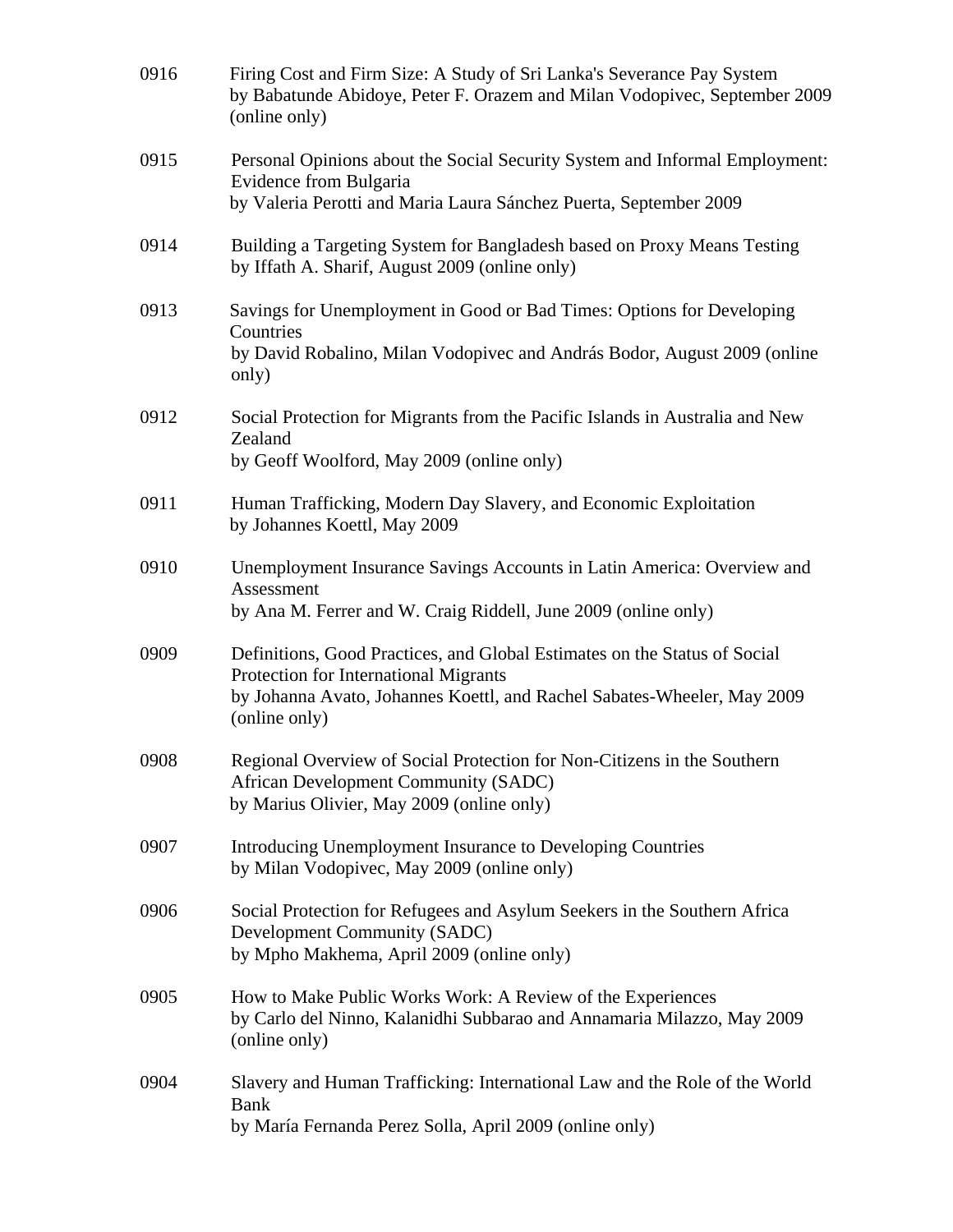0916 Firing Cost and Firm Size: A Study of Sri Lanka's Severance Pay System
by Babatunde Abidoye, Peter F. Orazem and Milan Vodopivec, September 2009 (online only)

0915 Personal Opinions about the Social Security System and Informal Employment: Evidence from Bulgaria
by Valeria Perotti and Maria Laura Sánchez Puerta, September 2009

0914 Building a Targeting System for Bangladesh based on Proxy Means Testing
by Iffath A. Sharif, August 2009 (online only)

0913 Savings for Unemployment in Good or Bad Times: Options for Developing Countries
by David Robalino, Milan Vodopivec and András Bodor, August 2009 (online only)

0912 Social Protection for Migrants from the Pacific Islands in Australia and New Zealand
by Geoff Woolford, May 2009 (online only)

0911 Human Trafficking, Modern Day Slavery, and Economic Exploitation
by Johannes Koettl, May 2009

0910 Unemployment Insurance Savings Accounts in Latin America: Overview and Assessment
by Ana M. Ferrer and W. Craig Riddell, June 2009 (online only)

0909 Definitions, Good Practices, and Global Estimates on the Status of Social Protection for International Migrants
by Johanna Avato, Johannes Koettl, and Rachel Sabates-Wheeler, May 2009 (online only)

0908 Regional Overview of Social Protection for Non-Citizens in the Southern African Development Community (SADC)
by Marius Olivier, May 2009 (online only)

0907 Introducing Unemployment Insurance to Developing Countries
by Milan Vodopivec, May 2009 (online only)

0906 Social Protection for Refugees and Asylum Seekers in the Southern Africa Development Community (SADC)
by Mpho Makhema, April 2009 (online only)

0905 How to Make Public Works Work: A Review of the Experiences
by Carlo del Ninno, Kalanidhi Subbarao and Annamaria Milazzo, May 2009 (online only)

0904 Slavery and Human Trafficking: International Law and the Role of the World Bank
by María Fernanda Perez Solla, April 2009 (online only)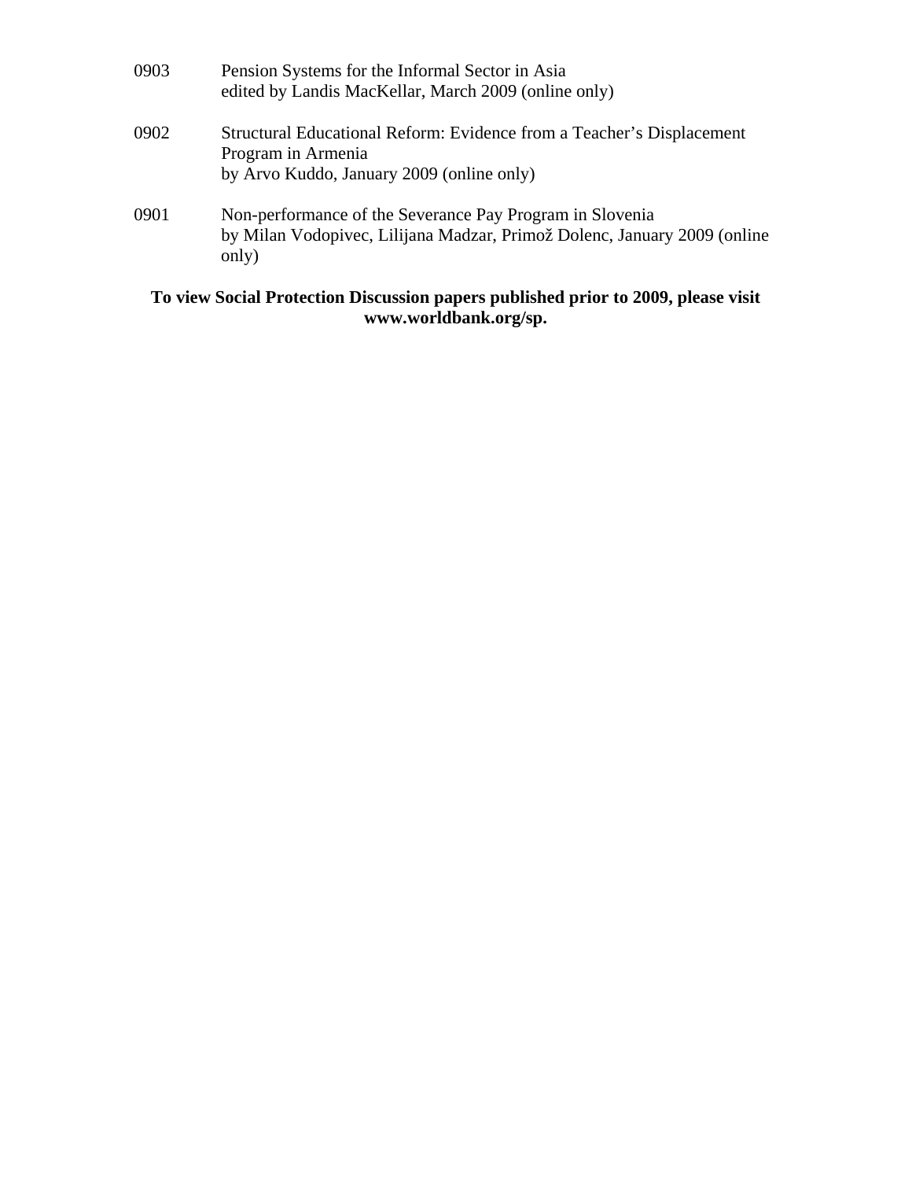0903 Pension Systems for the Informal Sector in Asia
edited by Landis MacKellar, March 2009 (online only)

0902 Structural Educational Reform: Evidence from a Teacher's Displacement Program in Armenia
by Arvo Kuddo, January 2009 (online only)

0901 Non-performance of the Severance Pay Program in Slovenia
by Milan Vodopivec, Lilijana Madzar, Primož Dolenc, January 2009 (online only)

**To view Social Protection Discussion papers published prior to 2009, please visit www.worldbank.org/sp.**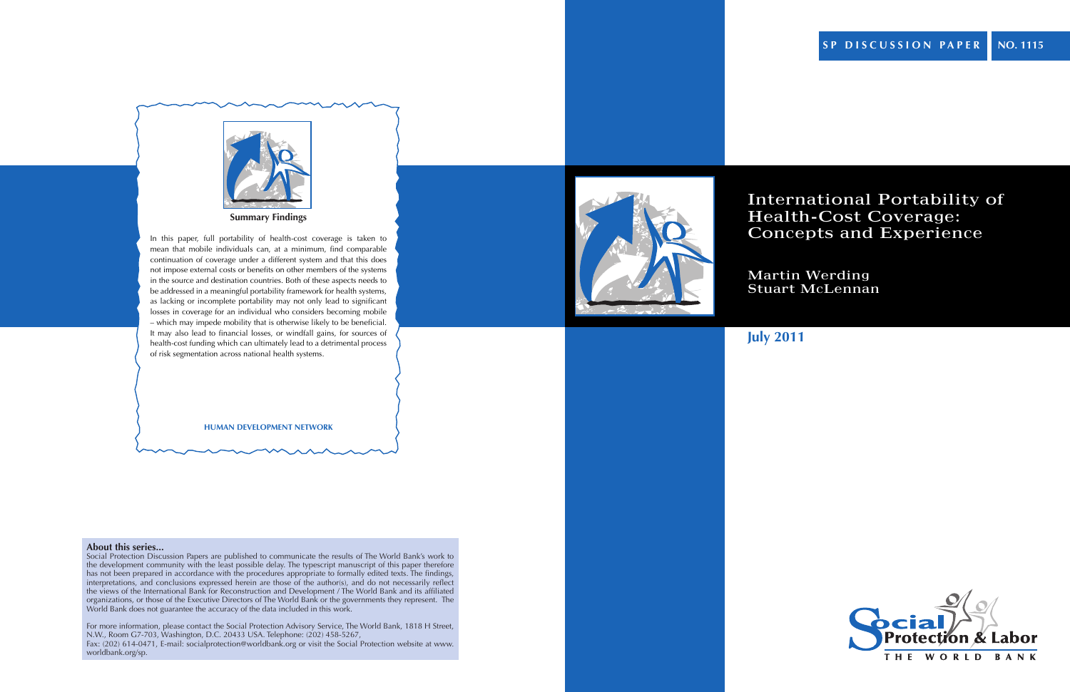SP DISCUSSION PAPER NO. 1115

# International Portability of Health-Cost Coverage: Concepts and Experience

Martin Werding
Stuart McLennan

**July 2011**

**Summary Findings**

In this paper, full portability of health-cost coverage is taken to mean that mobile individuals can, at a minimum, find comparable continuation of coverage under a different system and that this does not impose external costs or benefits on other members of the systems in the source and destination countries. Both of these aspects needs to be addressed in a meaningful portability framework for health systems, as lacking or incomplete portability may not only lead to significant losses in coverage for an individual who considers becoming mobile – which may impede mobility that is otherwise likely to be beneficial. It may also lead to financial losses, or windfall gains, for sources of health-cost funding which can ultimately lead to a detrimental process of risk segmentation across national health systems.

**HUMAN DEVELOPMENT NETWORK**

**About this series...**

Social Protection Discussion Papers are published to communicate the results of The World Bank's work to the development community with the least possible delay. The typescript manuscript of this paper therefore has not been prepared in accordance with the procedures appropriate to formally edited texts. The findings, interpretations, and conclusions expressed herein are those of the author(s), and do not necessarily reflect the views of the International Bank for Reconstruction and Development / The World Bank and its affiliated organizations, or those of the Executive Directors of The World Bank or the governments they represent. The World Bank does not guarantee the accuracy of the data included in this work.

For more information, please contact the Social Protection Advisory Service, The World Bank, 1818 H Street, N.W., Room G7-703, Washington, D.C. 20433 USA. Telephone: (202) 458-5267, Fax: (202) 614-0471, E-mail: socialprotection@worldbank.org or visit the Social Protection website at www.worldbank.org/sp.

Social Protection & Labor
THE WORLD BANK